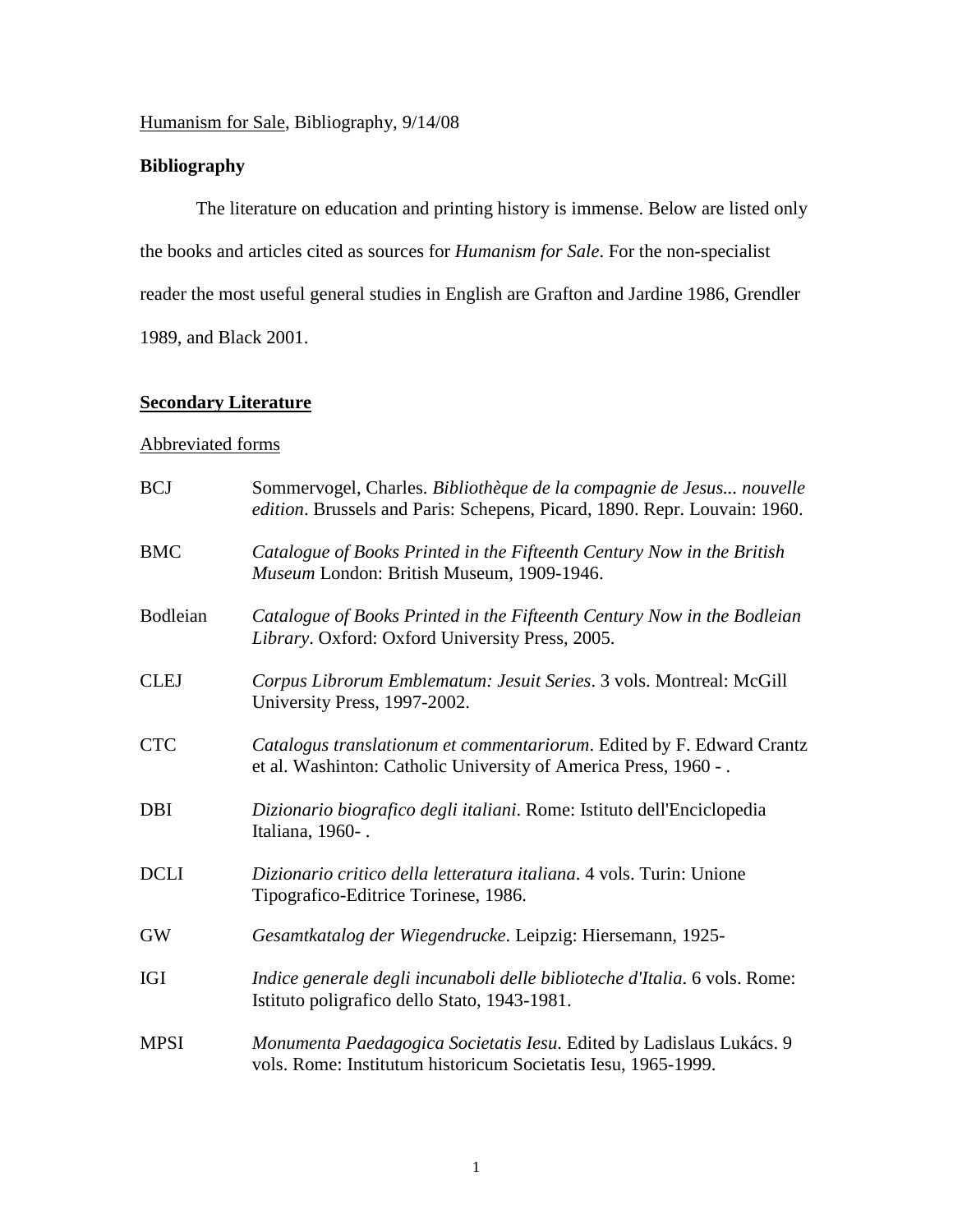Humanism for Sale, Bibliography, 9/14/08

**Bibliography**

The literature on education and printing history is immense. Below are listed only the books and articles cited as sources for *Humanism for Sale*. For the non-specialist reader the most useful general studies in English are Grafton and Jardine 1986, Grendler 1989, and Black 2001.

## Secondary Literature

### Abbreviated forms

| | |
|---|---|
| BCJ | Sommervogel, Charles. *Bibliothèque de la compagnie de Jesus... nouvelle edition*. Brussels and Paris: Schepens, Picard, 1890. Repr. Louvain: 1960. |
| BMC | *Catalogue of Books Printed in the Fifteenth Century Now in the British Museum* London: British Museum, 1909-1946. |
| Bodleian | *Catalogue of Books Printed in the Fifteenth Century Now in the Bodleian Library*. Oxford: Oxford University Press, 2005. |
| CLEJ | *Corpus Librorum Emblematum: Jesuit Series*. 3 vols. Montreal: McGill University Press, 1997-2002. |
| CTC | *Catalogus translationum et commentariorum*. Edited by F. Edward Crantz et al. Washinton: Catholic University of America Press, 1960 - . |
| DBI | *Dizionario biografico degli italiani*. Rome: Istituto dell'Enciclopedia Italiana, 1960- . |
| DCLI | *Dizionario critico della letteratura italiana*. 4 vols. Turin: Unione Tipografico-Editrice Torinese, 1986. |
| GW | *Gesamtkatalog der Wiegendrucke*. Leipzig: Hiersemann, 1925- |
| IGI | *Indice generale degli incunaboli delle biblioteche d'Italia*. 6 vols. Rome: Istituto poligrafico dello Stato, 1943-1981. |
| MPSI | *Monumenta Paedagogica Societatis Iesu*. Edited by Ladislaus Lukács. 9 vols. Rome: Institutum historicum Societatis Iesu, 1965-1999. |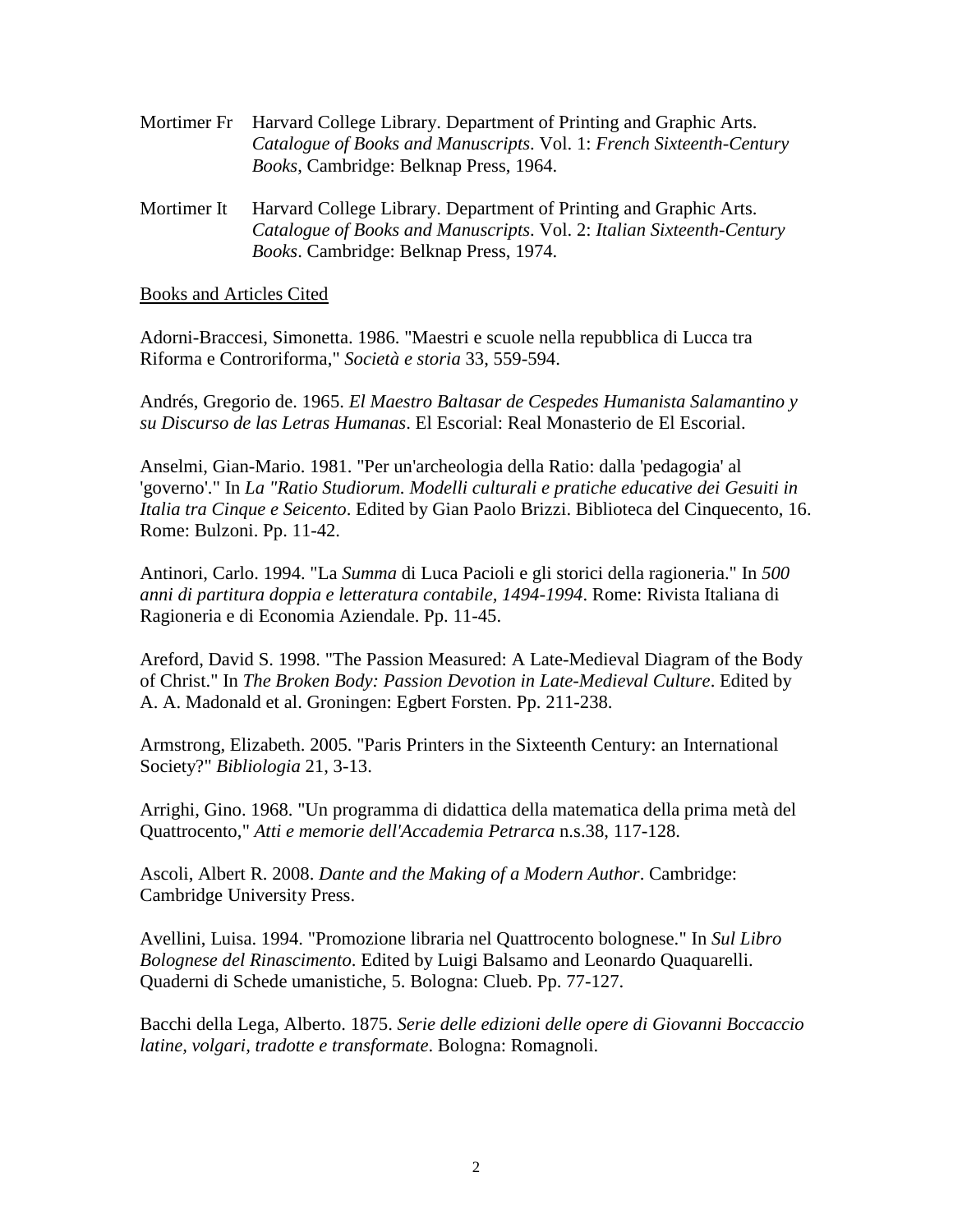Mortimer Fr Harvard College Library. Department of Printing and Graphic Arts. *Catalogue of Books and Manuscripts*. Vol. 1: *French Sixteenth-Century Books*, Cambridge: Belknap Press, 1964.

Mortimer It Harvard College Library. Department of Printing and Graphic Arts. *Catalogue of Books and Manuscripts*. Vol. 2: *Italian Sixteenth-Century Books*. Cambridge: Belknap Press, 1974.

<u>Books and Articles Cited</u>

Adorni-Braccesi, Simonetta. 1986. "Maestri e scuole nella repubblica di Lucca tra Riforma e Controriforma," *Società e storia* 33, 559-594.

Andrés, Gregorio de. 1965. *El Maestro Baltasar de Cespedes Humanista Salamantino y su Discurso de las Letras Humanas*. El Escorial: Real Monasterio de El Escorial.

Anselmi, Gian-Mario. 1981. "Per un'archeologia della Ratio: dalla 'pedagogia' al 'governo'." In *La "Ratio Studiorum. Modelli culturali e pratiche educative dei Gesuiti in Italia tra Cinque e Seicento*. Edited by Gian Paolo Brizzi. Biblioteca del Cinquecento, 16. Rome: Bulzoni. Pp. 11-42.

Antinori, Carlo. 1994. "La *Summa* di Luca Pacioli e gli storici della ragioneria." In *500 anni di partitura doppia e letteratura contabile, 1494-1994*. Rome: Rivista Italiana di Ragioneria e di Economia Aziendale. Pp. 11-45.

Areford, David S. 1998. "The Passion Measured: A Late-Medieval Diagram of the Body of Christ." In *The Broken Body: Passion Devotion in Late-Medieval Culture*. Edited by A. A. Madonald et al. Groningen: Egbert Forsten. Pp. 211-238.

Armstrong, Elizabeth. 2005. "Paris Printers in the Sixteenth Century: an International Society?" *Bibliologia* 21, 3-13.

Arrighi, Gino. 1968. "Un programma di didattica della matematica della prima metà del Quattrocento," *Atti e memorie dell'Accademia Petrarca* n.s.38, 117-128.

Ascoli, Albert R. 2008. *Dante and the Making of a Modern Author*. Cambridge: Cambridge University Press.

Avellini, Luisa. 1994. "Promozione libraria nel Quattrocento bolognese." In *Sul Libro Bolognese del Rinascimento*. Edited by Luigi Balsamo and Leonardo Quaquarelli. Quaderni di Schede umanistiche, 5. Bologna: Clueb. Pp. 77-127.

Bacchi della Lega, Alberto. 1875. *Serie delle edizioni delle opere di Giovanni Boccaccio latine, volgari, tradotte e transformate*. Bologna: Romagnoli.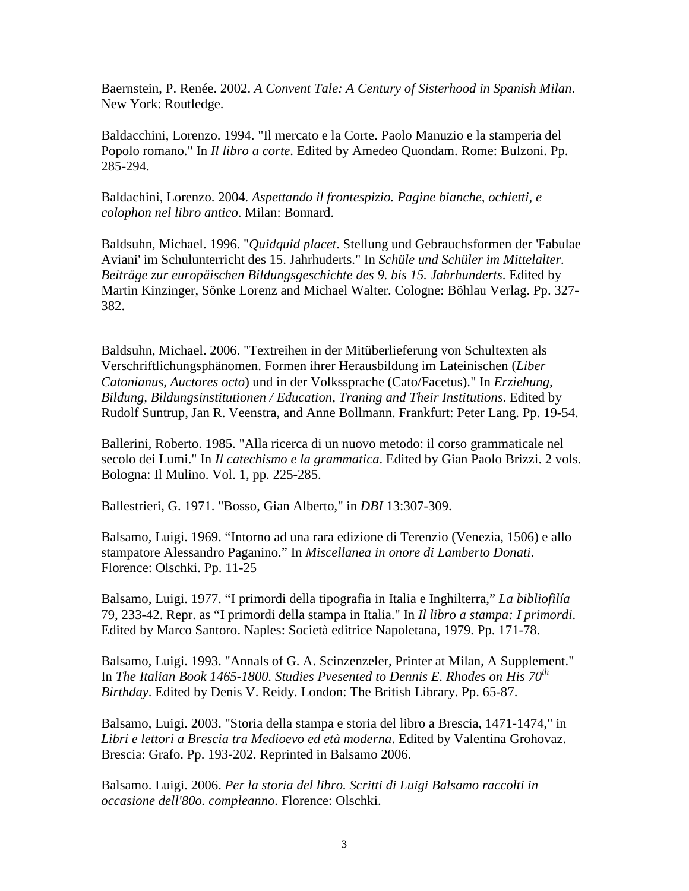Baernstein, P. Renée. 2002. *A Convent Tale: A Century of Sisterhood in Spanish Milan*. New York: Routledge.

Baldacchini, Lorenzo. 1994. "Il mercato e la Corte. Paolo Manuzio e la stamperia del Popolo romano." In *Il libro a corte*. Edited by Amedeo Quondam. Rome: Bulzoni. Pp. 285-294.

Baldachini, Lorenzo. 2004. *Aspettando il frontespizio. Pagine bianche, ochietti, e colophon nel libro antico*. Milan: Bonnard.

Baldsuhn, Michael. 1996. "*Quidquid placet*. Stellung und Gebrauchsformen der 'Fabulae Aviani' im Schulunterricht des 15. Jahrhuderts." In *Schüle und Schüler im Mittelalter. Beiträge zur europäischen Bildungsgeschichte des 9. bis 15. Jahrhunderts*. Edited by Martin Kinzinger, Sönke Lorenz and Michael Walter. Cologne: Böhlau Verlag. Pp. 327-382.

Baldsuhn, Michael. 2006. "Textreihen in der Mitüberlieferung von Schultexten als Verschriftlichungsphänomen. Formen ihrer Herausbildung im Lateinischen (*Liber Catonianus, Auctores octo*) und in der Volkssprache (Cato/Facetus)." In *Erziehung, Bildung, Bildungsinstitutionen / Education, Traning and Their Institutions*. Edited by Rudolf Suntrup, Jan R. Veenstra, and Anne Bollmann. Frankfurt: Peter Lang. Pp. 19-54.

Ballerini, Roberto. 1985. "Alla ricerca di un nuovo metodo: il corso grammaticale nel secolo dei Lumi." In *Il catechismo e la grammatica*. Edited by Gian Paolo Brizzi. 2 vols. Bologna: Il Mulino. Vol. 1, pp. 225-285.

Ballestrieri, G. 1971. "Bosso, Gian Alberto," in *DBI* 13:307-309.

Balsamo, Luigi. 1969. "Intorno ad una rara edizione di Terenzio (Venezia, 1506) e allo stampatore Alessandro Paganino." In *Miscellanea in onore di Lamberto Donati*. Florence: Olschki. Pp. 11-25

Balsamo, Luigi. 1977. "I primordi della tipografia in Italia e Inghilterra," *La bibliofilía* 79, 233-42. Repr. as "I primordi della stampa in Italia." In *Il libro a stampa: I primordi*. Edited by Marco Santoro. Naples: Società editrice Napoletana, 1979. Pp. 171-78.

Balsamo, Luigi. 1993. "Annals of G. A. Scinzenzeler, Printer at Milan, A Supplement." In *The Italian Book 1465-1800. Studies Pvesented to Dennis E. Rhodes on His 70th Birthday*. Edited by Denis V. Reidy. London: The British Library. Pp. 65-87.

Balsamo, Luigi. 2003. "Storia della stampa e storia del libro a Brescia, 1471-1474," in *Libri e lettori a Brescia tra Medioevo ed età moderna*. Edited by Valentina Grohovaz. Brescia: Grafo. Pp. 193-202. Reprinted in Balsamo 2006.

Balsamo. Luigi. 2006. *Per la storia del libro. Scritti di Luigi Balsamo raccolti in occasione dell'80o. compleanno*. Florence: Olschki.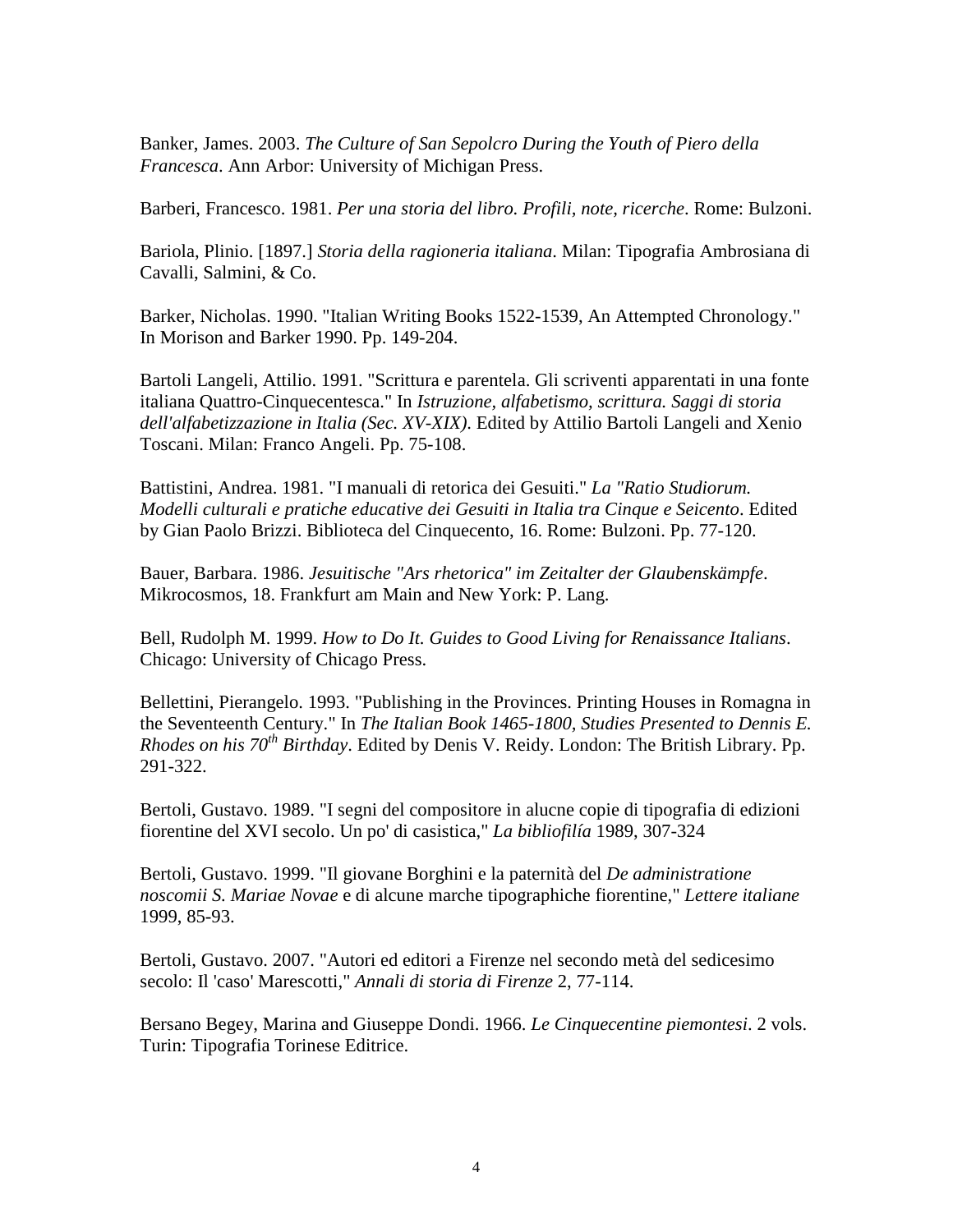Banker, James. 2003. *The Culture of San Sepolcro During the Youth of Piero della Francesca*. Ann Arbor: University of Michigan Press.

Barberi, Francesco. 1981. *Per una storia del libro. Profili, note, ricerche*. Rome: Bulzoni.

Bariola, Plinio. [1897.] *Storia della ragioneria italiana*. Milan: Tipografia Ambrosiana di Cavalli, Salmini, & Co.

Barker, Nicholas. 1990. "Italian Writing Books 1522-1539, An Attempted Chronology." In Morison and Barker 1990. Pp. 149-204.

Bartoli Langeli, Attilio. 1991. "Scrittura e parentela. Gli scriventi apparentati in una fonte italiana Quattro-Cinquecentesca." In *Istruzione, alfabetismo, scrittura. Saggi di storia dell'alfabetizzazione in Italia (Sec. XV-XIX)*. Edited by Attilio Bartoli Langeli and Xenio Toscani. Milan: Franco Angeli. Pp. 75-108.

Battistini, Andrea. 1981. "I manuali di retorica dei Gesuiti." *La "Ratio Studiorum. Modelli culturali e pratiche educative dei Gesuiti in Italia tra Cinque e Seicento*. Edited by Gian Paolo Brizzi. Biblioteca del Cinquecento, 16. Rome: Bulzoni. Pp. 77-120.

Bauer, Barbara. 1986. *Jesuitische "Ars rhetorica" im Zeitalter der Glaubenskämpfe*. Mikrocosmos, 18. Frankfurt am Main and New York: P. Lang.

Bell, Rudolph M. 1999. *How to Do It. Guides to Good Living for Renaissance Italians*. Chicago: University of Chicago Press.

Bellettini, Pierangelo. 1993. "Publishing in the Provinces. Printing Houses in Romagna in the Seventeenth Century." In *The Italian Book 1465-1800, Studies Presented to Dennis E. Rhodes on his 70th Birthday*. Edited by Denis V. Reidy. London: The British Library. Pp. 291-322.

Bertoli, Gustavo. 1989. "I segni del compositore in alucne copie di tipografia di edizioni fiorentine del XVI secolo. Un po' di casistica," *La bibliofilía* 1989, 307-324

Bertoli, Gustavo. 1999. "Il giovane Borghini e la paternità del *De administratione noscomii S. Mariae Novae* e di alcune marche tipographiche fiorentine," *Lettere italiane* 1999, 85-93.

Bertoli, Gustavo. 2007. "Autori ed editori a Firenze nel secondo metà del sedicesimo secolo: Il 'caso' Marescotti," *Annali di storia di Firenze* 2, 77-114.

Bersano Begey, Marina and Giuseppe Dondi. 1966. *Le Cinquecentine piemontesi*. 2 vols. Turin: Tipografia Torinese Editrice.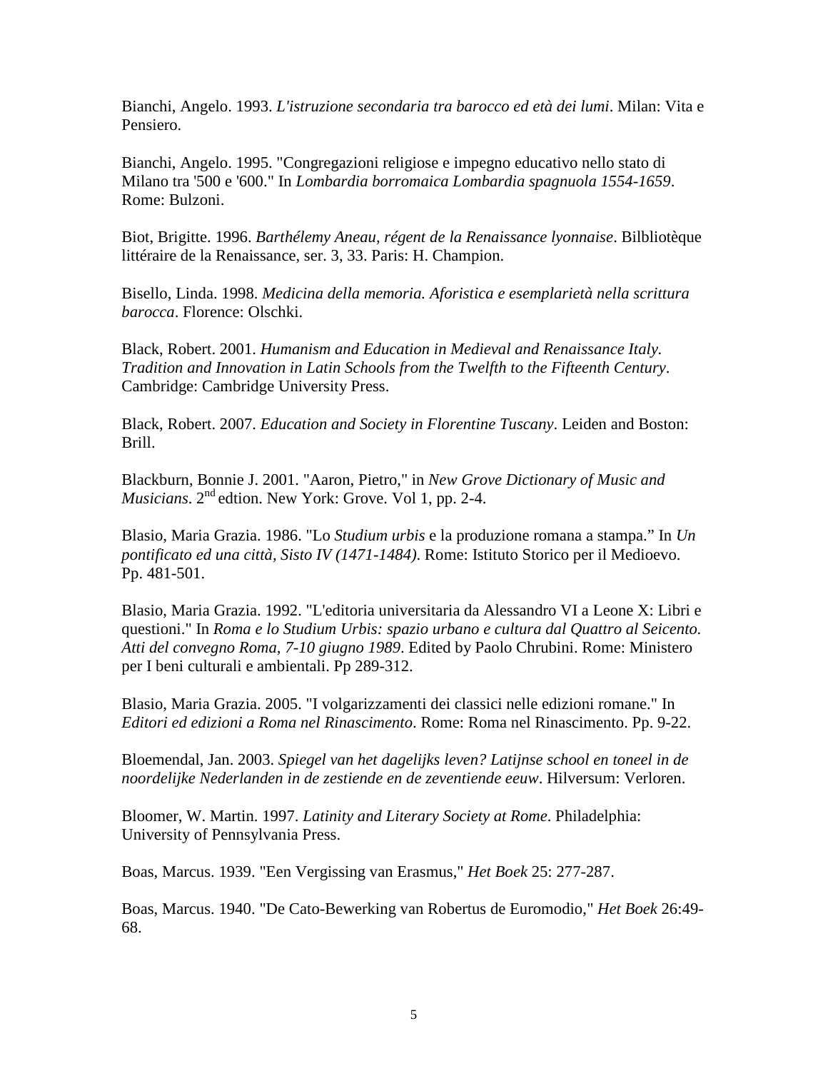Bianchi, Angelo. 1993. *L'istruzione secondaria tra barocco ed età dei lumi*. Milan: Vita e Pensiero.

Bianchi, Angelo. 1995. "Congregazioni religiose e impegno educativo nello stato di Milano tra '500 e '600." In *Lombardia borromaica Lombardia spagnuola 1554-1659*. Rome: Bulzoni.

Biot, Brigitte. 1996. *Barthélemy Aneau, régent de la Renaissance lyonnaise*. Bilbliotèque littéraire de la Renaissance, ser. 3, 33. Paris: H. Champion.

Bisello, Linda. 1998. *Medicina della memoria. Aforistica e esemplarietà nella scrittura barocca*. Florence: Olschki.

Black, Robert. 2001. *Humanism and Education in Medieval and Renaissance Italy. Tradition and Innovation in Latin Schools from the Twelfth to the Fifteenth Century*. Cambridge: Cambridge University Press.

Black, Robert. 2007. *Education and Society in Florentine Tuscany*. Leiden and Boston: Brill.

Blackburn, Bonnie J. 2001. "Aaron, Pietro," in *New Grove Dictionary of Music and Musicians*. 2nd edtion. New York: Grove. Vol 1, pp. 2-4.

Blasio, Maria Grazia. 1986. "Lo *Studium urbis* e la produzione romana a stampa." In *Un pontificato ed una città, Sisto IV (1471-1484)*. Rome: Istituto Storico per il Medioevo. Pp. 481-501.

Blasio, Maria Grazia. 1992. "L'editoria universitaria da Alessandro VI a Leone X: Libri e questioni." In *Roma e lo Studium Urbis: spazio urbano e cultura dal Quattro al Seicento. Atti del convegno Roma, 7-10 giugno 1989*. Edited by Paolo Chrubini. Rome: Ministero per I beni culturali e ambientali. Pp 289-312.

Blasio, Maria Grazia. 2005. "I volgarizzamenti dei classici nelle edizioni romane." In *Editori ed edizioni a Roma nel Rinascimento*. Rome: Roma nel Rinascimento. Pp. 9-22.

Bloemendal, Jan. 2003. *Spiegel van het dagelijks leven? Latijnse school en toneel in de noordelijke Nederlanden in de zestiende en de zeventiende eeuw*. Hilversum: Verloren.

Bloomer, W. Martin. 1997. *Latinity and Literary Society at Rome*. Philadelphia: University of Pennsylvania Press.

Boas, Marcus. 1939. "Een Vergissing van Erasmus," *Het Boek* 25: 277-287.

Boas, Marcus. 1940. "De Cato-Bewerking van Robertus de Euromodio," *Het Boek* 26:49-68.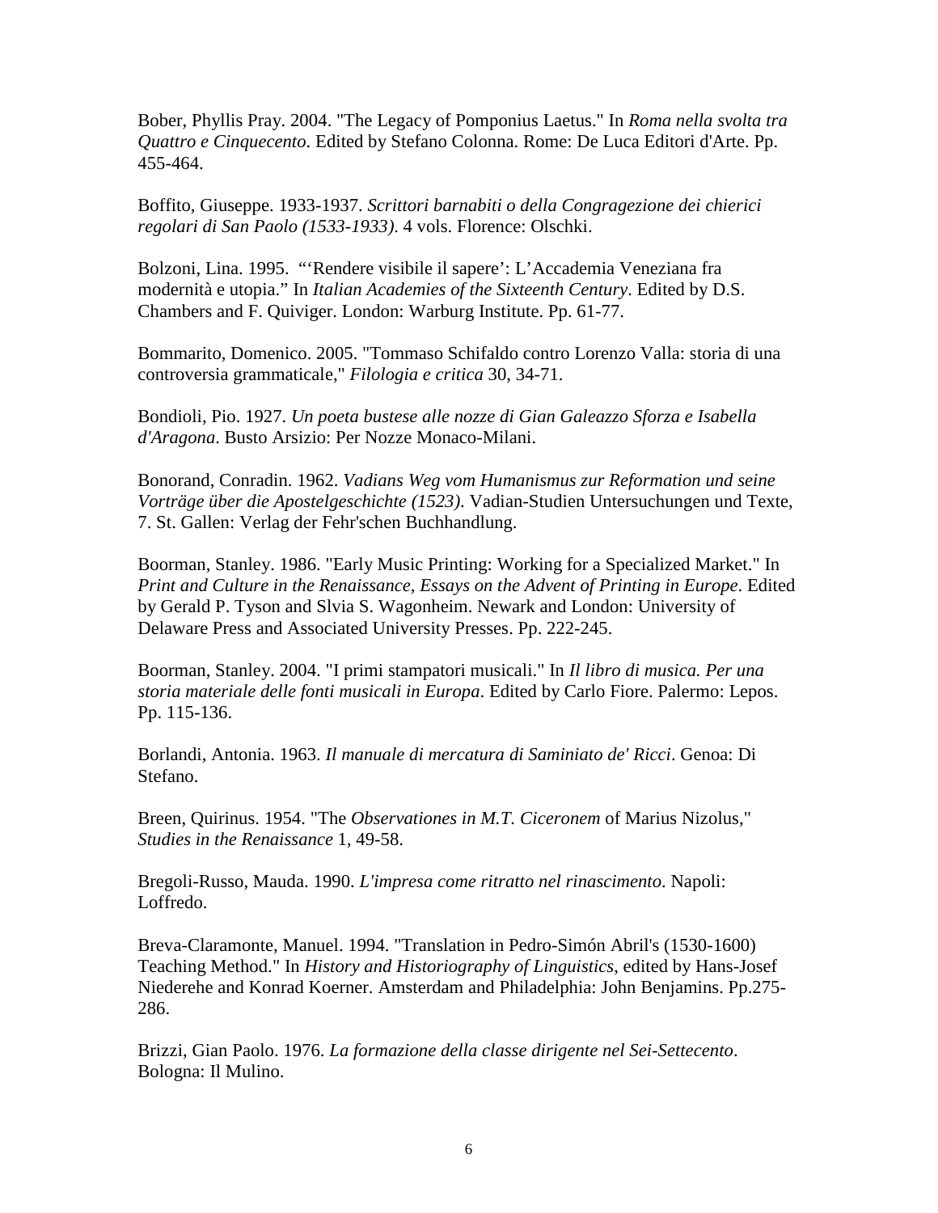Bober, Phyllis Pray. 2004. "The Legacy of Pomponius Laetus." In *Roma nella svolta tra Quattro e Cinquecento*. Edited by Stefano Colonna. Rome: De Luca Editori d'Arte. Pp. 455-464.

Boffito, Giuseppe. 1933-1937. *Scrittori barnabiti o della Congragezione dei chierici regolari di San Paolo (1533-1933)*. 4 vols. Florence: Olschki.

Bolzoni, Lina. 1995. "'Rendere visibile il sapere': L'Accademia Veneziana fra modernità e utopia." In *Italian Academies of the Sixteenth Century*. Edited by D.S. Chambers and F. Quiviger. London: Warburg Institute. Pp. 61-77.

Bommarito, Domenico. 2005. "Tommaso Schifaldo contro Lorenzo Valla: storia di una controversia grammaticale," *Filologia e critica* 30, 34-71.

Bondioli, Pio. 1927. *Un poeta bustese alle nozze di Gian Galeazzo Sforza e Isabella d'Aragona*. Busto Arsizio: Per Nozze Monaco-Milani.

Bonorand, Conradin. 1962. *Vadians Weg vom Humanismus zur Reformation und seine Vorträge über die Apostelgeschichte (1523)*. Vadian-Studien Untersuchungen und Texte, 7. St. Gallen: Verlag der Fehr'schen Buchhandlung.

Boorman, Stanley. 1986. "Early Music Printing: Working for a Specialized Market." In *Print and Culture in the Renaissance, Essays on the Advent of Printing in Europe*. Edited by Gerald P. Tyson and Slvia S. Wagonheim. Newark and London: University of Delaware Press and Associated University Presses. Pp. 222-245.

Boorman, Stanley. 2004. "I primi stampatori musicali." In *Il libro di musica. Per una storia materiale delle fonti musicali in Europa*. Edited by Carlo Fiore. Palermo: Lepos. Pp. 115-136.

Borlandi, Antonia. 1963. *Il manuale di mercatura di Saminiato de' Ricci*. Genoa: Di Stefano.

Breen, Quirinus. 1954. "The *Observationes in M.T. Ciceronem* of Marius Nizolus," *Studies in the Renaissance* 1, 49-58.

Bregoli-Russo, Mauda. 1990. *L'impresa come ritratto nel rinascimento*. Napoli: Loffredo.

Breva-Claramonte, Manuel. 1994. "Translation in Pedro-Simón Abril's (1530-1600) Teaching Method." In *History and Historiography of Linguistics*, edited by Hans-Josef Niederehe and Konrad Koerner. Amsterdam and Philadelphia: John Benjamins. Pp.275-286.

Brizzi, Gian Paolo. 1976. *La formazione della classe dirigente nel Sei-Settecento*. Bologna: Il Mulino.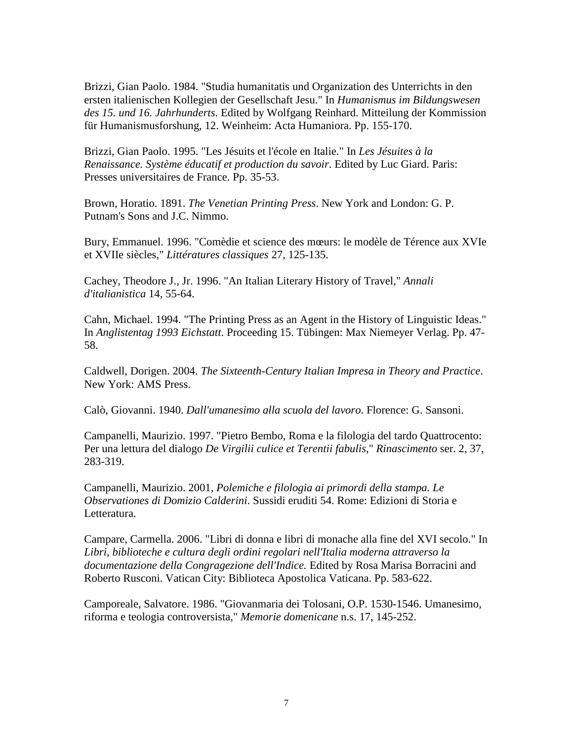Brizzi, Gian Paolo. 1984. "Studia humanitatis und Organization des Unterrichts in den ersten italienischen Kollegien der Gesellschaft Jesu." In *Humanismus im Bildungswesen des 15. und 16. Jahrhunderts*. Edited by Wolfgang Reinhard. Mitteilung der Kommission für Humanismusforshung, 12. Weinheim: Acta Humaniora. Pp. 155-170.

Brizzi, Gian Paolo. 1995. "Les Jésuits et l'école en Italie." In *Les Jésuites à la Renaissance. Système éducatif et production du savoir*. Edited by Luc Giard. Paris: Presses universitaires de France. Pp. 35-53.

Brown, Horatio. 1891. *The Venetian Printing Press*. New York and London: G. P. Putnam's Sons and J.C. Nimmo.

Bury, Emmanuel. 1996. "Comèdie et science des mœurs: le modèle de Térence aux XVIe et XVIIe siècles," *Littératures classiques* 27, 125-135.

Cachey, Theodore J., Jr. 1996. "An Italian Literary History of Travel," *Annali d'italianistica* 14, 55-64.

Cahn, Michael. 1994. "The Printing Press as an Agent in the History of Linguistic Ideas." In *Anglistentag 1993 Eichstatt*. Proceeding 15. Tübingen: Max Niemeyer Verlag. Pp. 47-58.

Caldwell, Dorigen. 2004. *The Sixteenth-Century Italian Impresa in Theory and Practice*. New York: AMS Press.

Calò, Giovanni. 1940. *Dall'umanesimo alla scuola del lavoro*. Florence: G. Sansoni.

Campanelli, Maurizio. 1997. "Pietro Bembo, Roma e la filologia del tardo Quattrocento: Per una lettura del dialogo *De Virgilii culice et Terentii fabulis*," *Rinascimento* ser. 2, 37, 283-319.

Campanelli, Maurizio. 2001, *Polemiche e filologia ai primordi della stampa. Le Observationes di Domizio Calderini*. Sussidi eruditi 54. Rome: Edizioni di Storia e Letteratura.

Campare, Carmella. 2006. "Libri di donna e libri di monache alla fine del XVI secolo." In *Libri, biblioteche e cultura degli ordini regolari nell'Italia moderna attraverso la documentazione della Congragezione dell'Indice.* Edited by Rosa Marisa Borracini and Roberto Rusconi. Vatican City: Biblioteca Apostolica Vaticana. Pp. 583-622.

Camporeale, Salvatore. 1986. "Giovanmaria dei Tolosani, O.P. 1530-1546. Umanesimo, riforma e teologia controversista," *Memorie domenicane* n.s. 17, 145-252.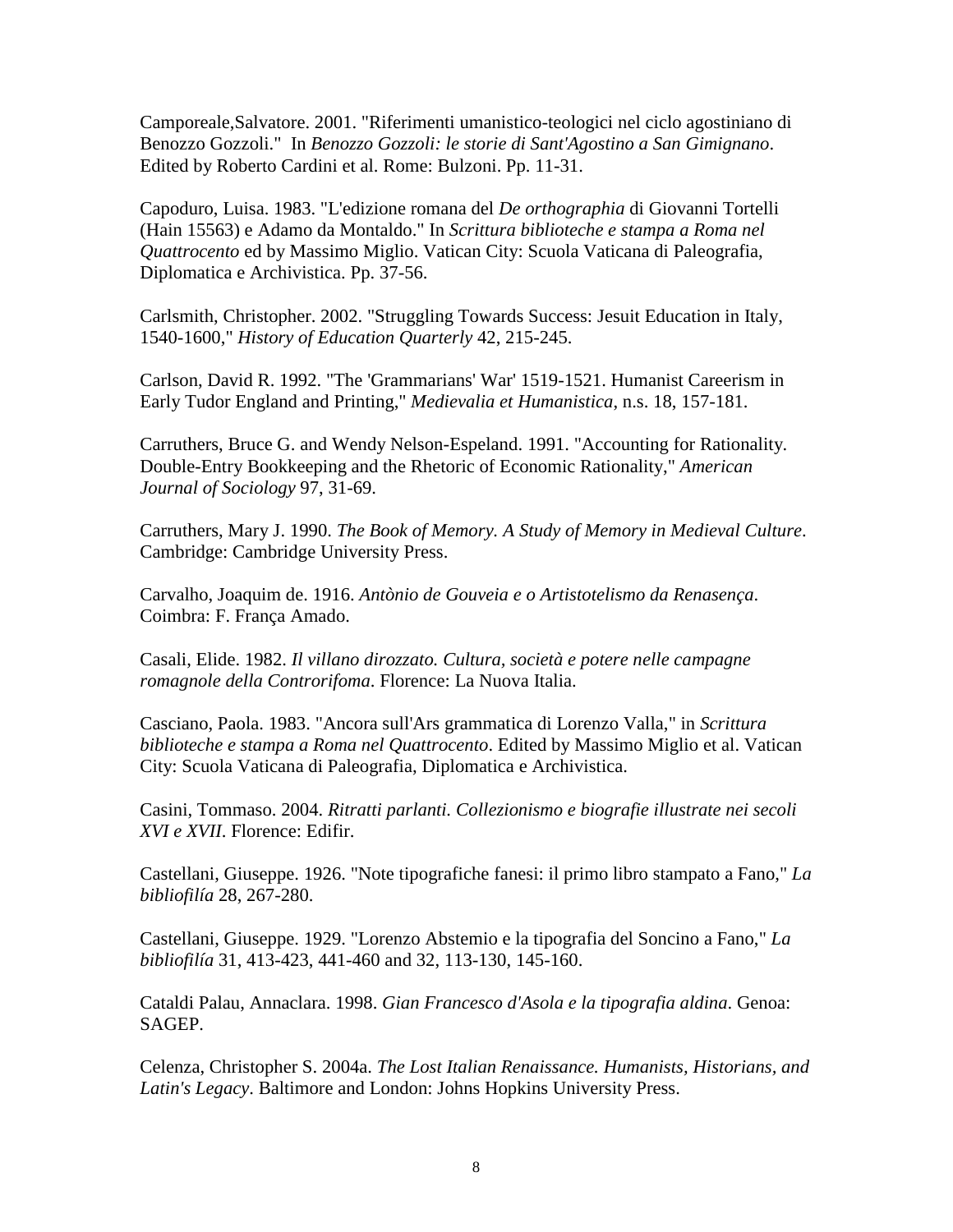Camporeale,Salvatore. 2001. "Riferimenti umanistico-teologici nel ciclo agostiniano di Benozzo Gozzoli." In *Benozzo Gozzoli: le storie di Sant'Agostino a San Gimignano*. Edited by Roberto Cardini et al. Rome: Bulzoni. Pp. 11-31.

Capoduro, Luisa. 1983. "L'edizione romana del *De orthographia* di Giovanni Tortelli (Hain 15563) e Adamo da Montaldo." In *Scrittura biblioteche e stampa a Roma nel Quattrocento* ed by Massimo Miglio. Vatican City: Scuola Vaticana di Paleografia, Diplomatica e Archivistica. Pp. 37-56.

Carlsmith, Christopher. 2002. "Struggling Towards Success: Jesuit Education in Italy, 1540-1600," *History of Education Quarterly* 42, 215-245.

Carlson, David R. 1992. "The 'Grammarians' War' 1519-1521. Humanist Careerism in Early Tudor England and Printing," *Medievalia et Humanistica*, n.s. 18, 157-181.

Carruthers, Bruce G. and Wendy Nelson-Espeland. 1991. "Accounting for Rationality. Double-Entry Bookkeeping and the Rhetoric of Economic Rationality," *American Journal of Sociology* 97, 31-69.

Carruthers, Mary J. 1990. *The Book of Memory. A Study of Memory in Medieval Culture*. Cambridge: Cambridge University Press.

Carvalho, Joaquim de. 1916. *Antònio de Gouveia e o Artistotelismo da Renasença*. Coimbra: F. França Amado.

Casali, Elide. 1982. *Il villano dirozzato. Cultura, società e potere nelle campagne romagnole della Controrifoma*. Florence: La Nuova Italia.

Casciano, Paola. 1983. "Ancora sull'Ars grammatica di Lorenzo Valla," in *Scrittura biblioteche e stampa a Roma nel Quattrocento*. Edited by Massimo Miglio et al. Vatican City: Scuola Vaticana di Paleografia, Diplomatica e Archivistica.

Casini, Tommaso. 2004. *Ritratti parlanti. Collezionismo e biografie illustrate nei secoli XVI e XVII*. Florence: Edifir.

Castellani, Giuseppe. 1926. "Note tipografiche fanesi: il primo libro stampato a Fano," *La bibliofilía* 28, 267-280.

Castellani, Giuseppe. 1929. "Lorenzo Abstemio e la tipografia del Soncino a Fano," *La bibliofilía* 31, 413-423, 441-460 and 32, 113-130, 145-160.

Cataldi Palau, Annaclara. 1998. *Gian Francesco d'Asola e la tipografia aldina*. Genoa: SAGEP.

Celenza, Christopher S. 2004a. *The Lost Italian Renaissance. Humanists, Historians, and Latin's Legacy*. Baltimore and London: Johns Hopkins University Press.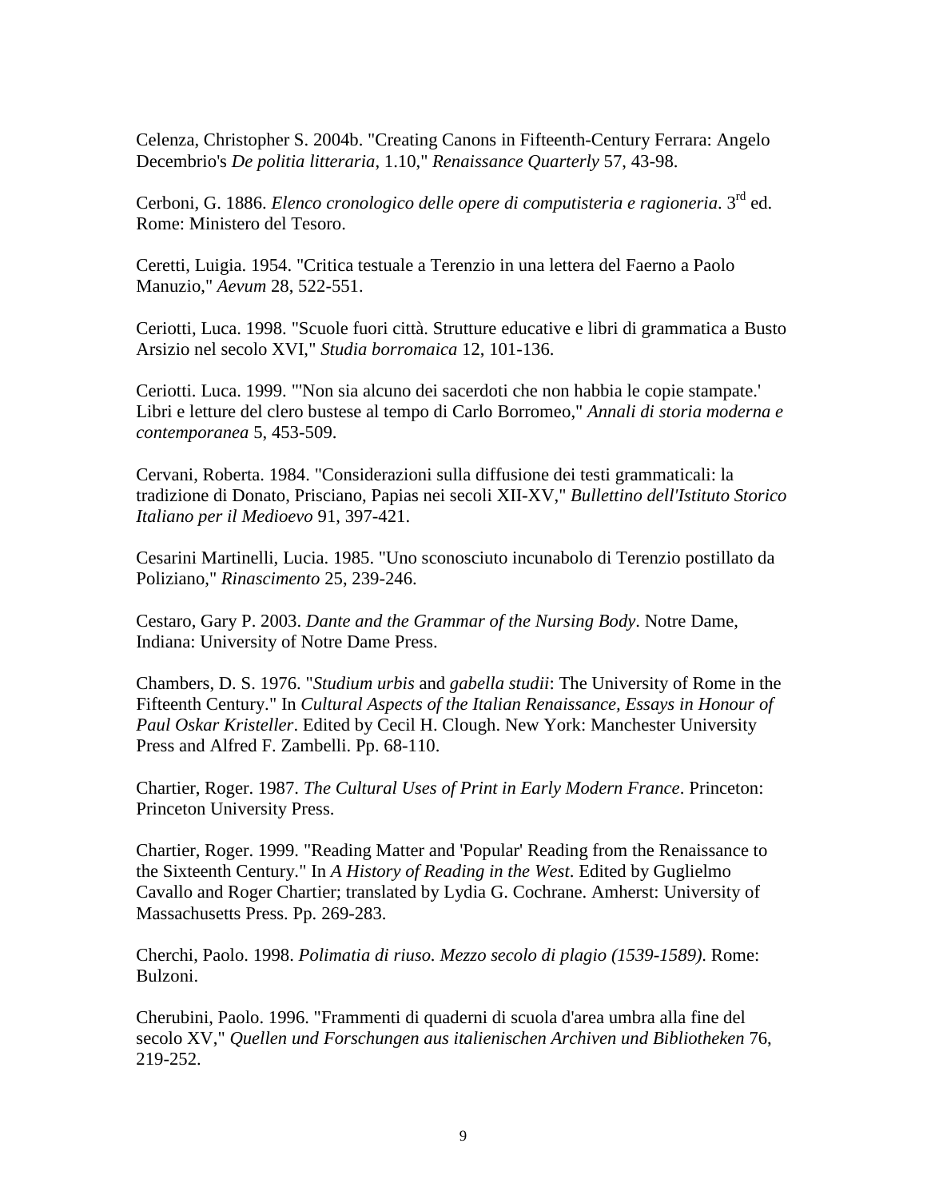Celenza, Christopher S. 2004b. "Creating Canons in Fifteenth-Century Ferrara: Angelo Decembrio's *De politia litteraria*, 1.10," *Renaissance Quarterly* 57, 43-98.

Cerboni, G. 1886. *Elenco cronologico delle opere di computisteria e ragioneria*. 3rd ed. Rome: Ministero del Tesoro.

Ceretti, Luigia. 1954. "Critica testuale a Terenzio in una lettera del Faerno a Paolo Manuzio," *Aevum* 28, 522-551.

Ceriotti, Luca. 1998. "Scuole fuori città. Strutture educative e libri di grammatica a Busto Arsizio nel secolo XVI," *Studia borromaica* 12, 101-136.

Ceriotti. Luca. 1999. "'Non sia alcuno dei sacerdoti che non habbia le copie stampate.' Libri e letture del clero bustese al tempo di Carlo Borromeo," *Annali di storia moderna e contemporanea* 5, 453-509.

Cervani, Roberta. 1984. "Considerazioni sulla diffusione dei testi grammaticali: la tradizione di Donato, Prisciano, Papias nei secoli XII-XV," *Bullettino dell'Istituto Storico Italiano per il Medioevo* 91, 397-421.

Cesarini Martinelli, Lucia. 1985. "Uno sconosciuto incunabolo di Terenzio postillato da Poliziano," *Rinascimento* 25, 239-246.

Cestaro, Gary P. 2003. *Dante and the Grammar of the Nursing Body*. Notre Dame, Indiana: University of Notre Dame Press.

Chambers, D. S. 1976. "*Studium urbis* and *gabella studii*: The University of Rome in the Fifteenth Century." In *Cultural Aspects of the Italian Renaissance, Essays in Honour of Paul Oskar Kristeller*. Edited by Cecil H. Clough. New York: Manchester University Press and Alfred F. Zambelli. Pp. 68-110.

Chartier, Roger. 1987. *The Cultural Uses of Print in Early Modern France*. Princeton: Princeton University Press.

Chartier, Roger. 1999. "Reading Matter and 'Popular' Reading from the Renaissance to the Sixteenth Century." In *A History of Reading in the West*. Edited by Guglielmo Cavallo and Roger Chartier; translated by Lydia G. Cochrane. Amherst: University of Massachusetts Press. Pp. 269-283.

Cherchi, Paolo. 1998. *Polimatia di riuso. Mezzo secolo di plagio (1539-1589)*. Rome: Bulzoni.

Cherubini, Paolo. 1996. "Frammenti di quaderni di scuola d'area umbra alla fine del secolo XV," *Quellen und Forschungen aus italienischen Archiven und Bibliotheken* 76, 219-252.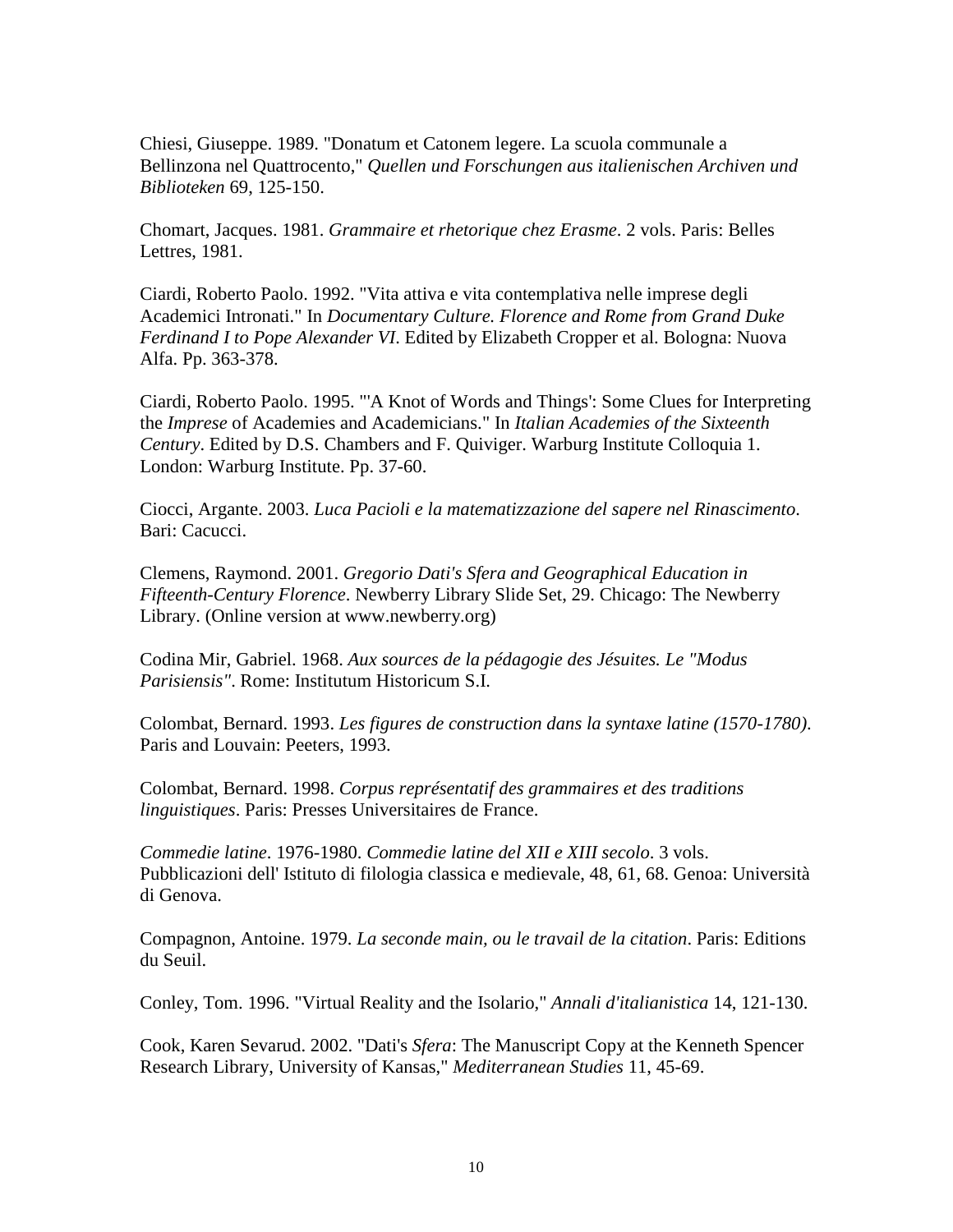Chiesi, Giuseppe. 1989. "Donatum et Catonem legere. La scuola communale a Bellinzona nel Quattrocento," *Quellen und Forschungen aus italienischen Archiven und Biblioteken* 69, 125-150.

Chomart, Jacques. 1981. *Grammaire et rhetorique chez Erasme*. 2 vols. Paris: Belles Lettres, 1981.

Ciardi, Roberto Paolo. 1992. "Vita attiva e vita contemplativa nelle imprese degli Academici Intronati." In *Documentary Culture. Florence and Rome from Grand Duke Ferdinand I to Pope Alexander VI*. Edited by Elizabeth Cropper et al. Bologna: Nuova Alfa. Pp. 363-378.

Ciardi, Roberto Paolo. 1995. "'A Knot of Words and Things': Some Clues for Interpreting the *Imprese* of Academies and Academicians." In *Italian Academies of the Sixteenth Century*. Edited by D.S. Chambers and F. Quiviger. Warburg Institute Colloquia 1. London: Warburg Institute. Pp. 37-60.

Ciocci, Argante. 2003. *Luca Pacioli e la matematizzazione del sapere nel Rinascimento*. Bari: Cacucci.

Clemens, Raymond. 2001. *Gregorio Dati's Sfera and Geographical Education in Fifteenth-Century Florence*. Newberry Library Slide Set, 29. Chicago: The Newberry Library. (Online version at www.newberry.org)

Codina Mir, Gabriel. 1968. *Aux sources de la pédagogie des Jésuites. Le "Modus Parisiensis"*. Rome: Institutum Historicum S.I.

Colombat, Bernard. 1993. *Les figures de construction dans la syntaxe latine (1570-1780)*. Paris and Louvain: Peeters, 1993.

Colombat, Bernard. 1998. *Corpus représentatif des grammaires et des traditions linguistiques*. Paris: Presses Universitaires de France.

*Commedie latine*. 1976-1980. *Commedie latine del XII e XIII secolo*. 3 vols. Pubblicazioni dell' Istituto di filologia classica e medievale, 48, 61, 68. Genoa: Università di Genova.

Compagnon, Antoine. 1979. *La seconde main, ou le travail de la citation*. Paris: Editions du Seuil.

Conley, Tom. 1996. "Virtual Reality and the Isolario," *Annali d'italianistica* 14, 121-130.

Cook, Karen Sevarud. 2002. "Dati's *Sfera*: The Manuscript Copy at the Kenneth Spencer Research Library, University of Kansas," *Mediterranean Studies* 11, 45-69.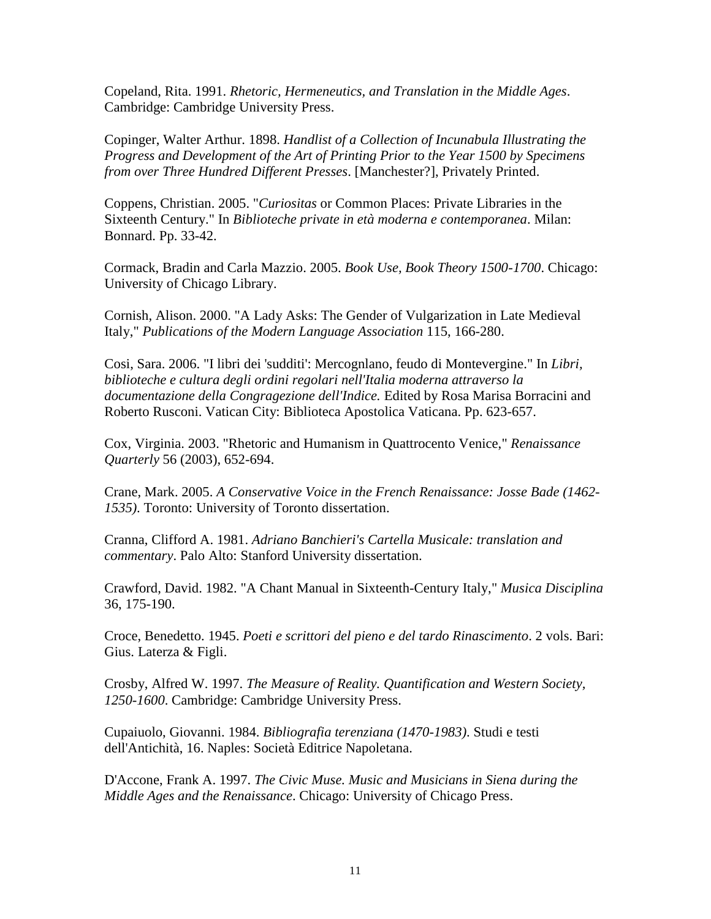Copeland, Rita. 1991. *Rhetoric, Hermeneutics, and Translation in the Middle Ages*. Cambridge: Cambridge University Press.

Copinger, Walter Arthur. 1898. *Handlist of a Collection of Incunabula Illustrating the Progress and Development of the Art of Printing Prior to the Year 1500 by Specimens from over Three Hundred Different Presses*. [Manchester?], Privately Printed.

Coppens, Christian. 2005. "*Curiositas* or Common Places: Private Libraries in the Sixteenth Century." In *Biblioteche private in età moderna e contemporanea*. Milan: Bonnard. Pp. 33-42.

Cormack, Bradin and Carla Mazzio. 2005. *Book Use, Book Theory 1500-1700*. Chicago: University of Chicago Library.

Cornish, Alison. 2000. "A Lady Asks: The Gender of Vulgarization in Late Medieval Italy," *Publications of the Modern Language Association* 115, 166-280.

Cosi, Sara. 2006. "I libri dei 'sudditi': Mercognlano, feudo di Montevergine." In *Libri, biblioteche e cultura degli ordini regolari nell'Italia moderna attraverso la documentazione della Congragezione dell'Indice.* Edited by Rosa Marisa Borracini and Roberto Rusconi. Vatican City: Biblioteca Apostolica Vaticana. Pp. 623-657.

Cox, Virginia. 2003. "Rhetoric and Humanism in Quattrocento Venice," *Renaissance Quarterly* 56 (2003), 652-694.

Crane, Mark. 2005. *A Conservative Voice in the French Renaissance: Josse Bade (1462-1535).* Toronto: University of Toronto dissertation.

Cranna, Clifford A. 1981. *Adriano Banchieri's Cartella Musicale: translation and commentary*. Palo Alto: Stanford University dissertation.

Crawford, David. 1982. "A Chant Manual in Sixteenth-Century Italy," *Musica Disciplina* 36, 175-190.

Croce, Benedetto. 1945. *Poeti e scrittori del pieno e del tardo Rinascimento*. 2 vols. Bari: Gius. Laterza & Figli.

Crosby, Alfred W. 1997. *The Measure of Reality. Quantification and Western Society, 1250-1600*. Cambridge: Cambridge University Press.

Cupaiuolo, Giovanni. 1984. *Bibliografia terenziana (1470-1983)*. Studi e testi dell'Antichità, 16. Naples: Società Editrice Napoletana.

D'Accone, Frank A. 1997. *The Civic Muse. Music and Musicians in Siena during the Middle Ages and the Renaissance*. Chicago: University of Chicago Press.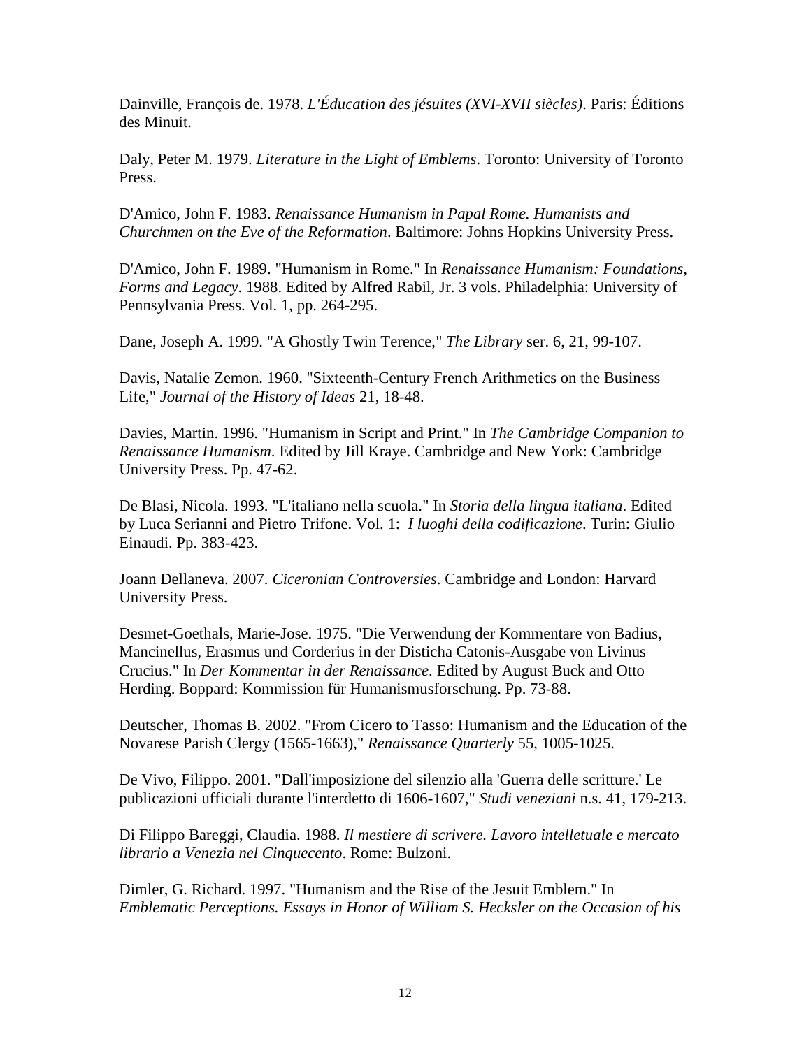Dainville, François de. 1978. *L'Éducation des jésuites (XVI-XVII siècles)*. Paris: Éditions des Minuit.

Daly, Peter M. 1979. *Literature in the Light of Emblems*. Toronto: University of Toronto Press.

D'Amico, John F. 1983. *Renaissance Humanism in Papal Rome. Humanists and Churchmen on the Eve of the Reformation*. Baltimore: Johns Hopkins University Press.

D'Amico, John F. 1989. "Humanism in Rome." In *Renaissance Humanism: Foundations, Forms and Legacy*. 1988. Edited by Alfred Rabil, Jr. 3 vols. Philadelphia: University of Pennsylvania Press. Vol. 1, pp. 264-295.

Dane, Joseph A. 1999. "A Ghostly Twin Terence," *The Library* ser. 6, 21, 99-107.

Davis, Natalie Zemon. 1960. "Sixteenth-Century French Arithmetics on the Business Life," *Journal of the History of Ideas* 21, 18-48.

Davies, Martin. 1996. "Humanism in Script and Print." In *The Cambridge Companion to Renaissance Humanism*. Edited by Jill Kraye. Cambridge and New York: Cambridge University Press. Pp. 47-62.

De Blasi, Nicola. 1993. "L'italiano nella scuola." In *Storia della lingua italiana*. Edited by Luca Serianni and Pietro Trifone. Vol. 1: *I luoghi della codificazione*. Turin: Giulio Einaudi. Pp. 383-423.

Joann Dellaneva. 2007. *Ciceronian Controversies*. Cambridge and London: Harvard University Press.

Desmet-Goethals, Marie-Jose. 1975. "Die Verwendung der Kommentare von Badius, Mancinellus, Erasmus und Corderius in der Disticha Catonis-Ausgabe von Livinus Crucius." In *Der Kommentar in der Renaissance*. Edited by August Buck and Otto Herding. Boppard: Kommission für Humanismusforschung. Pp. 73-88.

Deutscher, Thomas B. 2002. "From Cicero to Tasso: Humanism and the Education of the Novarese Parish Clergy (1565-1663)," *Renaissance Quarterly* 55, 1005-1025.

De Vivo, Filippo. 2001. "Dall'imposizione del silenzio alla 'Guerra delle scritture.' Le publicazioni ufficiali durante l'interdetto di 1606-1607," *Studi veneziani* n.s. 41, 179-213.

Di Filippo Bareggi, Claudia. 1988. *Il mestiere di scrivere. Lavoro intelletuale e mercato librario a Venezia nel Cinquecento*. Rome: Bulzoni.

Dimler, G. Richard. 1997. "Humanism and the Rise of the Jesuit Emblem." In *Emblematic Perceptions. Essays in Honor of William S. Hecksler on the Occasion of his*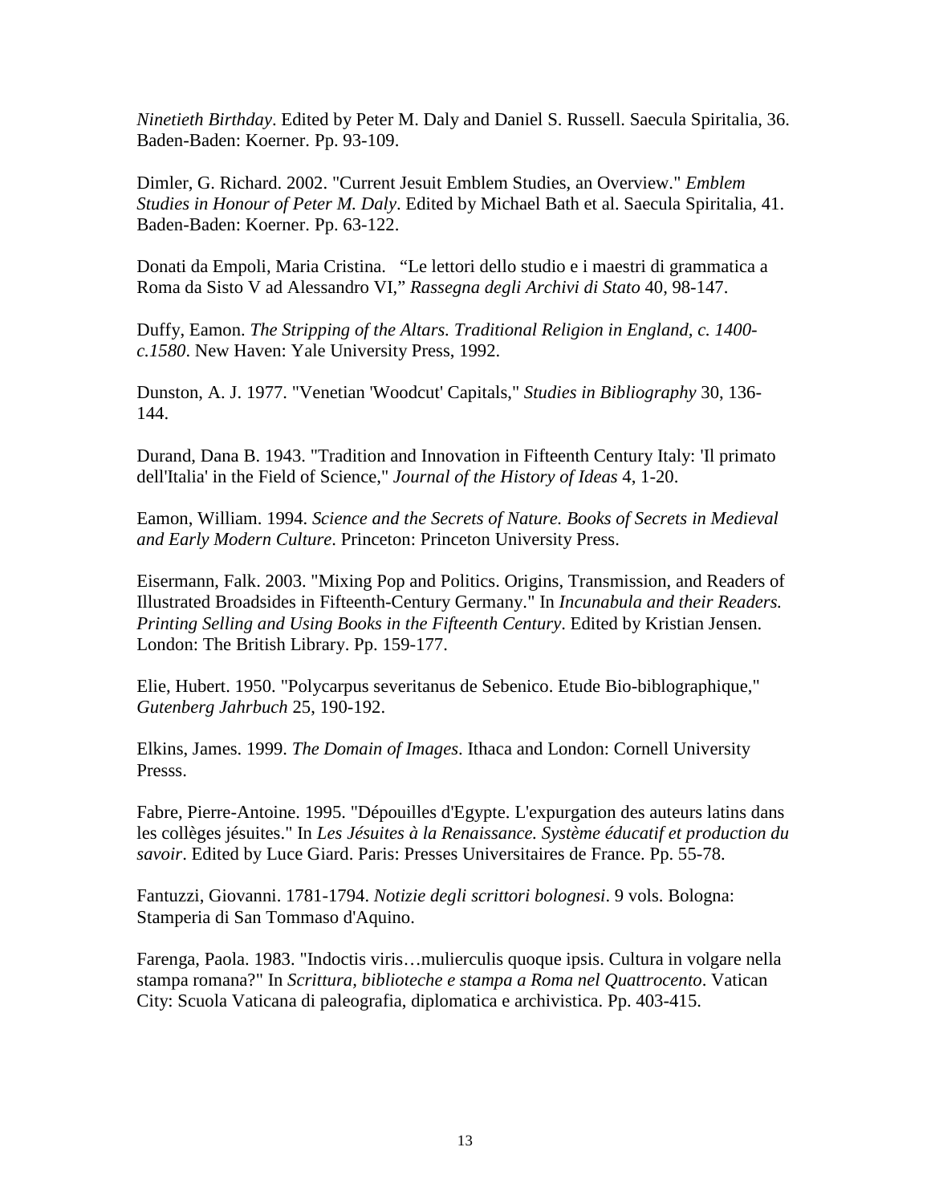*Ninetieth Birthday*. Edited by Peter M. Daly and Daniel S. Russell. Saecula Spiritalia, 36. Baden-Baden: Koerner. Pp. 93-109.

Dimler, G. Richard. 2002. "Current Jesuit Emblem Studies, an Overview." *Emblem Studies in Honour of Peter M. Daly*. Edited by Michael Bath et al. Saecula Spiritalia, 41. Baden-Baden: Koerner. Pp. 63-122.

Donati da Empoli, Maria Cristina. "Le lettori dello studio e i maestri di grammatica a Roma da Sisto V ad Alessandro VI," *Rassegna degli Archivi di Stato* 40, 98-147.

Duffy, Eamon. *The Stripping of the Altars. Traditional Religion in England, c. 1400-c.1580*. New Haven: Yale University Press, 1992.

Dunston, A. J. 1977. "Venetian 'Woodcut' Capitals," *Studies in Bibliography* 30, 136-144.

Durand, Dana B. 1943. "Tradition and Innovation in Fifteenth Century Italy: 'Il primato dell'Italia' in the Field of Science," *Journal of the History of Ideas* 4, 1-20.

Eamon, William. 1994. *Science and the Secrets of Nature. Books of Secrets in Medieval and Early Modern Culture*. Princeton: Princeton University Press.

Eisermann, Falk. 2003. "Mixing Pop and Politics. Origins, Transmission, and Readers of Illustrated Broadsides in Fifteenth-Century Germany." In *Incunabula and their Readers. Printing Selling and Using Books in the Fifteenth Century*. Edited by Kristian Jensen. London: The British Library. Pp. 159-177.

Elie, Hubert. 1950. "Polycarpus severitanus de Sebenico. Etude Bio-biblographique," *Gutenberg Jahrbuch* 25, 190-192.

Elkins, James. 1999. *The Domain of Images*. Ithaca and London: Cornell University Presss.

Fabre, Pierre-Antoine. 1995. "Dépouilles d'Egypte. L'expurgation des auteurs latins dans les collèges jésuites." In *Les Jésuites à la Renaissance. Système éducatif et production du savoir*. Edited by Luce Giard. Paris: Presses Universitaires de France. Pp. 55-78.

Fantuzzi, Giovanni. 1781-1794. *Notizie degli scrittori bolognesi*. 9 vols. Bologna: Stamperia di San Tommaso d'Aquino.

Farenga, Paola. 1983. "Indoctis viris…mulierculis quoque ipsis. Cultura in volgare nella stampa romana?" In *Scrittura, biblioteche e stampa a Roma nel Quattrocento*. Vatican City: Scuola Vaticana di paleografia, diplomatica e archivistica. Pp. 403-415.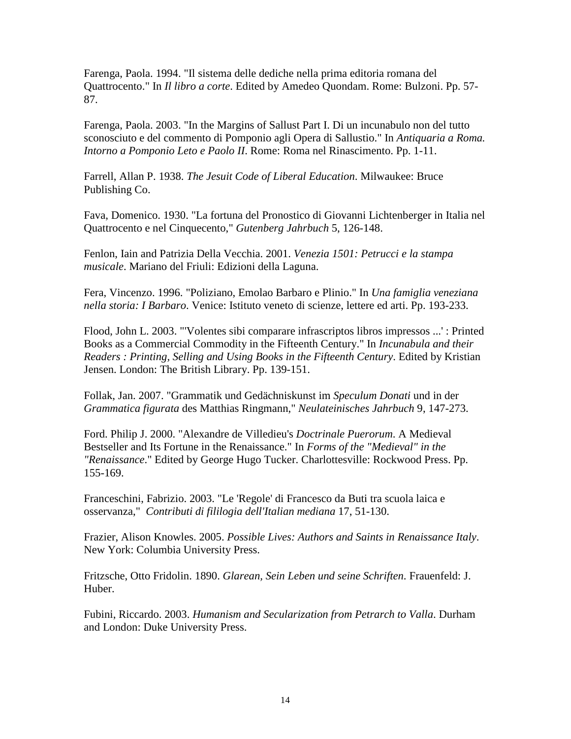Farenga, Paola. 1994. "Il sistema delle dediche nella prima editoria romana del Quattrocento." In *Il libro a corte*. Edited by Amedeo Quondam. Rome: Bulzoni. Pp. 57-87.

Farenga, Paola. 2003. "In the Margins of Sallust Part I. Di un incunabulo non del tutto sconosciuto e del commento di Pomponio agli Opera di Sallustio." In *Antiquaria a Roma. Intorno a Pomponio Leto e Paolo II*. Rome: Roma nel Rinascimento. Pp. 1-11.

Farrell, Allan P. 1938. *The Jesuit Code of Liberal Education*. Milwaukee: Bruce Publishing Co.

Fava, Domenico. 1930. "La fortuna del Pronostico di Giovanni Lichtenberger in Italia nel Quattrocento e nel Cinquecento," *Gutenberg Jahrbuch* 5, 126-148.

Fenlon, Iain and Patrizia Della Vecchia. 2001. *Venezia 1501: Petrucci e la stampa musicale*. Mariano del Friuli: Edizioni della Laguna.

Fera, Vincenzo. 1996. "Poliziano, Emolao Barbaro e Plinio." In *Una famiglia veneziana nella storia: I Barbaro*. Venice: Istituto veneto di scienze, lettere ed arti. Pp. 193-233.

Flood, John L. 2003. "'Volentes sibi comparare infrascriptos libros impressos ...' : Printed Books as a Commercial Commodity in the Fifteenth Century." In *Incunabula and their Readers : Printing, Selling and Using Books in the Fifteenth Century*. Edited by Kristian Jensen. London: The British Library. Pp. 139-151.

Follak, Jan. 2007. "Grammatik und Gedächniskunst im *Speculum Donati* und in der *Grammatica figurata* des Matthias Ringmann," *Neulateinisches Jahrbuch* 9, 147-273.

Ford. Philip J. 2000. "Alexandre de Villedieu's *Doctrinale Puerorum*. A Medieval Bestseller and Its Fortune in the Renaissance." In *Forms of the "Medieval" in the "Renaissance*." Edited by George Hugo Tucker. Charlottesville: Rockwood Press. Pp. 155-169.

Franceschini, Fabrizio. 2003. "Le 'Regole' di Francesco da Buti tra scuola laica e osservanza," *Contributi di fililogia dell'Italian mediana* 17, 51-130.

Frazier, Alison Knowles. 2005. *Possible Lives: Authors and Saints in Renaissance Italy*. New York: Columbia University Press.

Fritzsche, Otto Fridolin. 1890. *Glarean, Sein Leben und seine Schriften*. Frauenfeld: J. Huber.

Fubini, Riccardo. 2003. *Humanism and Secularization from Petrarch to Valla*. Durham and London: Duke University Press.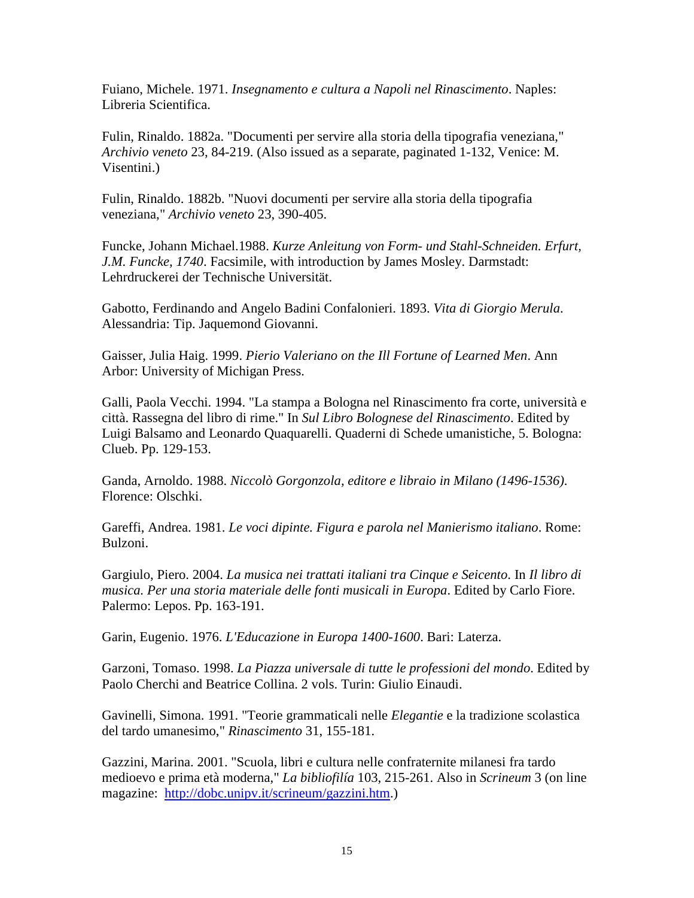Fuiano, Michele. 1971. *Insegnamento e cultura a Napoli nel Rinascimento*. Naples: Libreria Scientifica.

Fulin, Rinaldo. 1882a. "Documenti per servire alla storia della tipografia veneziana," *Archivio veneto* 23, 84-219. (Also issued as a separate, paginated 1-132, Venice: M. Visentini.)

Fulin, Rinaldo. 1882b. "Nuovi documenti per servire alla storia della tipografia veneziana," *Archivio veneto* 23, 390-405.

Funcke, Johann Michael.1988. *Kurze Anleitung von Form- und Stahl-Schneiden. Erfurt, J.M. Funcke, 1740*. Facsimile, with introduction by James Mosley. Darmstadt: Lehrdruckerei der Technische Universität.

Gabotto, Ferdinando and Angelo Badini Confalonieri. 1893. *Vita di Giorgio Merula*. Alessandria: Tip. Jaquemond Giovanni.

Gaisser, Julia Haig. 1999. *Pierio Valeriano on the Ill Fortune of Learned Men*. Ann Arbor: University of Michigan Press.

Galli, Paola Vecchi. 1994. "La stampa a Bologna nel Rinascimento fra corte, università e città. Rassegna del libro di rime." In *Sul Libro Bolognese del Rinascimento*. Edited by Luigi Balsamo and Leonardo Quaquarelli. Quaderni di Schede umanistiche, 5. Bologna: Clueb. Pp. 129-153.

Ganda, Arnoldo. 1988. *Niccolò Gorgonzola, editore e libraio in Milano (1496-1536)*. Florence: Olschki.

Gareffi, Andrea. 1981. *Le voci dipinte. Figura e parola nel Manierismo italiano*. Rome: Bulzoni.

Gargiulo, Piero. 2004. *La musica nei trattati italiani tra Cinque e Seicento*. In *Il libro di musica. Per una storia materiale delle fonti musicali in Europa*. Edited by Carlo Fiore. Palermo: Lepos. Pp. 163-191.

Garin, Eugenio. 1976. *L'Educazione in Europa 1400-1600*. Bari: Laterza.

Garzoni, Tomaso. 1998. *La Piazza universale di tutte le professioni del mondo*. Edited by Paolo Cherchi and Beatrice Collina. 2 vols. Turin: Giulio Einaudi.

Gavinelli, Simona. 1991. "Teorie grammaticali nelle *Elegantie* e la tradizione scolastica del tardo umanesimo," *Rinascimento* 31, 155-181.

Gazzini, Marina. 2001. "Scuola, libri e cultura nelle confraternite milanesi fra tardo medioevo e prima età moderna," *La bibliofilía* 103, 215-261. Also in *Scrineum* 3 (on line magazine: http://dobc.unipv.it/scrineum/gazzini.htm.)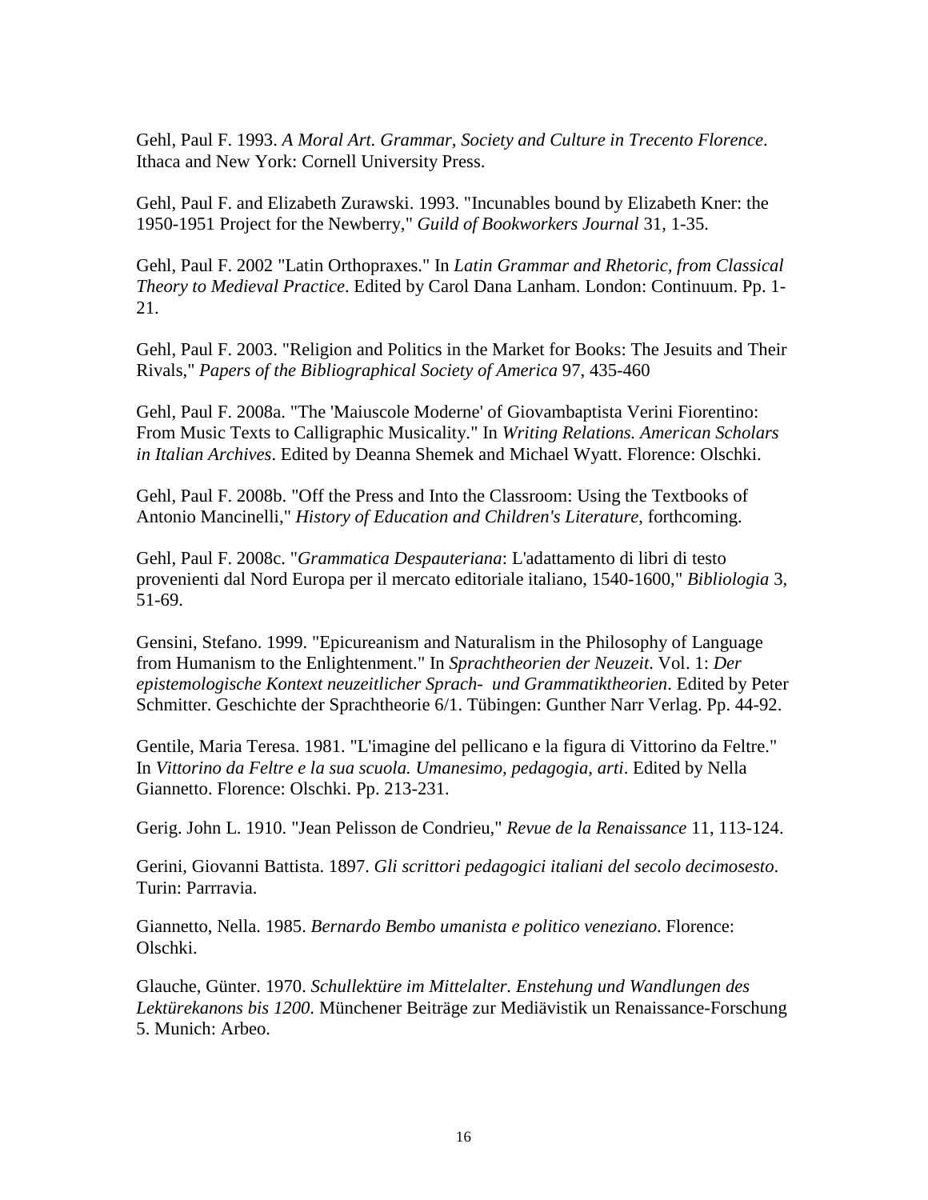Gehl, Paul F. 1993. *A Moral Art. Grammar, Society and Culture in Trecento Florence*. Ithaca and New York: Cornell University Press.

Gehl, Paul F. and Elizabeth Zurawski. 1993. "Incunables bound by Elizabeth Kner: the 1950-1951 Project for the Newberry," *Guild of Bookworkers Journal* 31, 1-35.

Gehl, Paul F. 2002 "Latin Orthopraxes." In *Latin Grammar and Rhetoric, from Classical Theory to Medieval Practice*. Edited by Carol Dana Lanham. London: Continuum. Pp. 1-21.

Gehl, Paul F. 2003. "Religion and Politics in the Market for Books: The Jesuits and Their Rivals," *Papers of the Bibliographical Society of America* 97, 435-460

Gehl, Paul F. 2008a. "The 'Maiuscole Moderne' of Giovambaptista Verini Fiorentino: From Music Texts to Calligraphic Musicality." In *Writing Relations. American Scholars in Italian Archives*. Edited by Deanna Shemek and Michael Wyatt. Florence: Olschki.

Gehl, Paul F. 2008b. "Off the Press and Into the Classroom: Using the Textbooks of Antonio Mancinelli," *History of Education and Children's Literature*, forthcoming.

Gehl, Paul F. 2008c. "*Grammatica Despauteriana*: L'adattamento di libri di testo provenienti dal Nord Europa per il mercato editoriale italiano, 1540-1600," *Bibliologia* 3, 51-69.

Gensini, Stefano. 1999. "Epicureanism and Naturalism in the Philosophy of Language from Humanism to the Enlightenment." In *Sprachtheorien der Neuzeit*. Vol. 1: *Der epistemologische Kontext neuzeitlicher Sprach- und Grammatiktheorien*. Edited by Peter Schmitter. Geschichte der Sprachtheorie 6/1. Tübingen: Gunther Narr Verlag. Pp. 44-92.

Gentile, Maria Teresa. 1981. "L'imagine del pellicano e la figura di Vittorino da Feltre." In *Vittorino da Feltre e la sua scuola. Umanesimo, pedagogia, arti*. Edited by Nella Giannetto. Florence: Olschki. Pp. 213-231.

Gerig. John L. 1910. "Jean Pelisson de Condrieu," *Revue de la Renaissance* 11, 113-124.

Gerini, Giovanni Battista. 1897. *Gli scrittori pedagogici italiani del secolo decimosesto.* Turin: Parrravia.

Giannetto, Nella. 1985. *Bernardo Bembo umanista e politico veneziano*. Florence: Olschki.

Glauche, Günter. 1970. *Schullektüre im Mittelalter. Enstehung und Wandlungen des Lektürekanons bis 1200*. Münchener Beiträge zur Mediävistik un Renaissance-Forschung 5. Munich: Arbeo.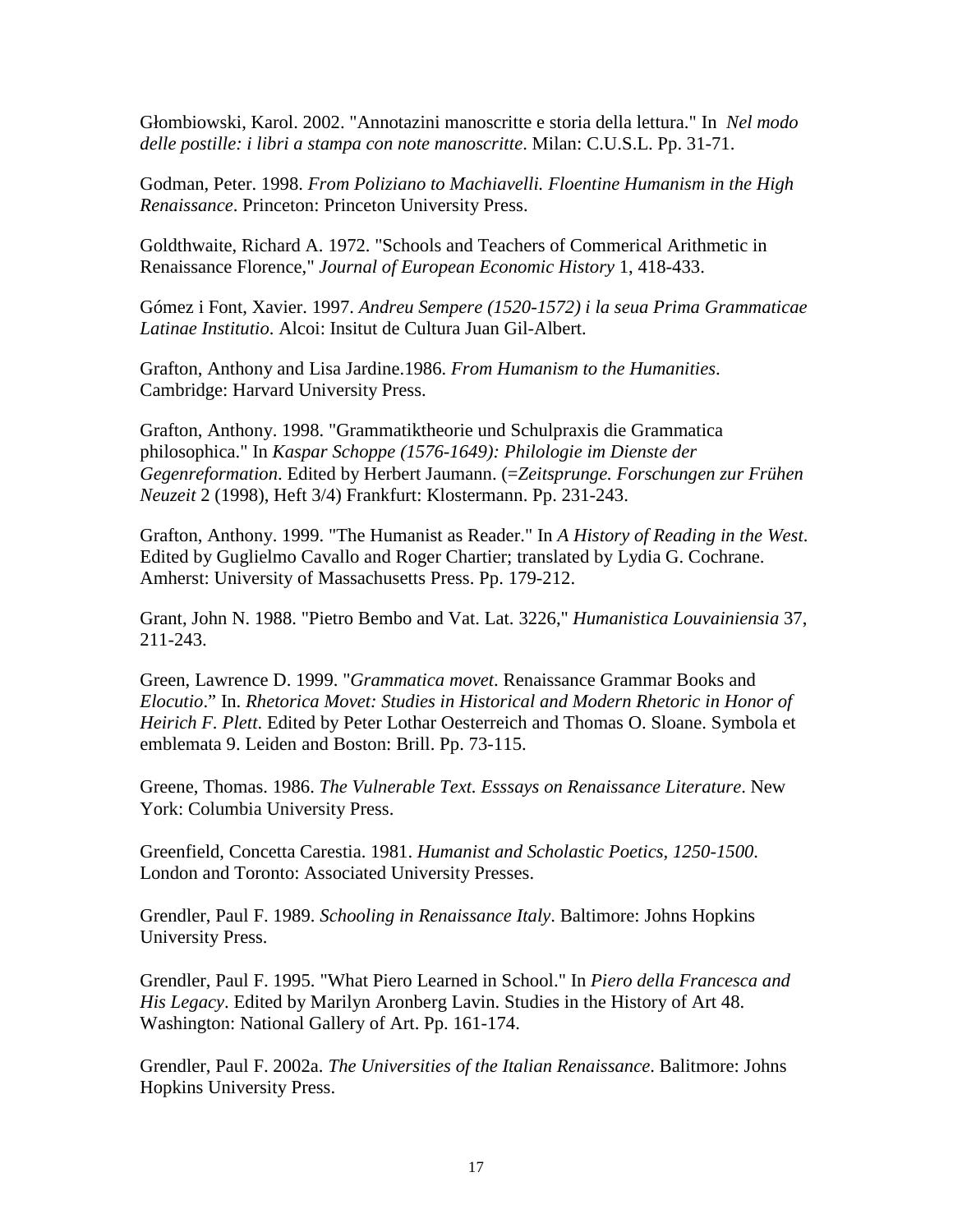Głombiowski, Karol. 2002. "Annotazini manoscritte e storia della lettura." In *Nel modo delle postille: i libri a stampa con note manoscritte*. Milan: C.U.S.L. Pp. 31-71.

Godman, Peter. 1998. *From Poliziano to Machiavelli. Floentine Humanism in the High Renaissance*. Princeton: Princeton University Press.

Goldthwaite, Richard A. 1972. "Schools and Teachers of Commerical Arithmetic in Renaissance Florence," *Journal of European Economic History* 1, 418-433.

Gómez i Font, Xavier. 1997. *Andreu Sempere (1520-1572) i la seua Prima Grammaticae Latinae Institutio*. Alcoi: Insitut de Cultura Juan Gil-Albert.

Grafton, Anthony and Lisa Jardine.1986. *From Humanism to the Humanities*. Cambridge: Harvard University Press.

Grafton, Anthony. 1998. "Grammatiktheorie und Schulpraxis die Grammatica philosophica." In *Kaspar Schoppe (1576-1649): Philologie im Dienste der Gegenreformation*. Edited by Herbert Jaumann. (=*Zeitsprunge. Forschungen zur Frühen Neuzeit* 2 (1998), Heft 3/4) Frankfurt: Klostermann. Pp. 231-243.

Grafton, Anthony. 1999. "The Humanist as Reader." In *A History of Reading in the West*. Edited by Guglielmo Cavallo and Roger Chartier; translated by Lydia G. Cochrane. Amherst: University of Massachusetts Press. Pp. 179-212.

Grant, John N. 1988. "Pietro Bembo and Vat. Lat. 3226," *Humanistica Louvainiensia* 37, 211-243.

Green, Lawrence D. 1999. "*Grammatica movet*. Renaissance Grammar Books and *Elocutio*." In. *Rhetorica Movet: Studies in Historical and Modern Rhetoric in Honor of Heirich F. Plett*. Edited by Peter Lothar Oesterreich and Thomas O. Sloane. Symbola et emblemata 9. Leiden and Boston: Brill. Pp. 73-115.

Greene, Thomas. 1986. *The Vulnerable Text. Esssays on Renaissance Literature*. New York: Columbia University Press.

Greenfield, Concetta Carestia. 1981. *Humanist and Scholastic Poetics, 1250-1500*. London and Toronto: Associated University Presses.

Grendler, Paul F. 1989. *Schooling in Renaissance Italy*. Baltimore: Johns Hopkins University Press.

Grendler, Paul F. 1995. "What Piero Learned in School." In *Piero della Francesca and His Legacy*. Edited by Marilyn Aronberg Lavin. Studies in the History of Art 48. Washington: National Gallery of Art. Pp. 161-174.

Grendler, Paul F. 2002a. *The Universities of the Italian Renaissance*. Balitmore: Johns Hopkins University Press.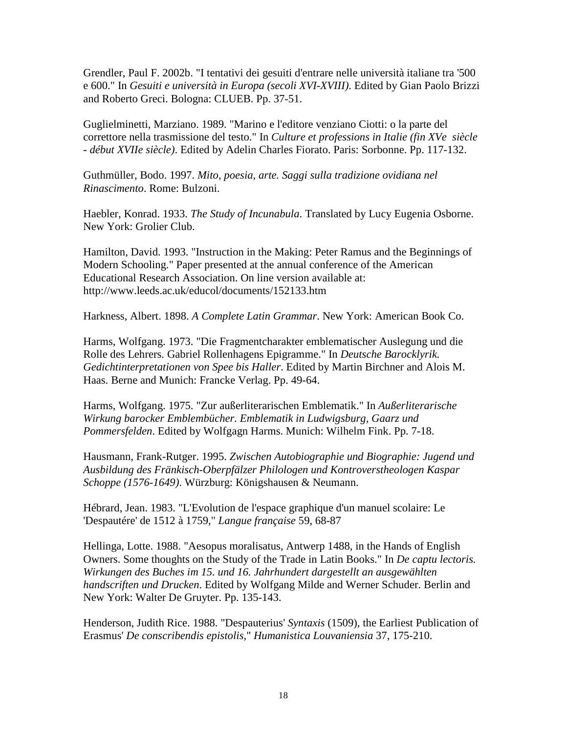Grendler, Paul F. 2002b. "I tentativi dei gesuiti d'entrare nelle università italiane tra '500 e 600." In *Gesuiti e università in Europa (secoli XVI-XVIII)*. Edited by Gian Paolo Brizzi and Roberto Greci. Bologna: CLUEB. Pp. 37-51.

Guglielminetti, Marziano. 1989. "Marino e l'editore venziano Ciotti: o la parte del correttore nella trasmissione del testo." In *Culture et professions in Italie (fin XVe siècle - début XVIIe siècle)*. Edited by Adelin Charles Fiorato. Paris: Sorbonne. Pp. 117-132.

Guthmüller, Bodo. 1997. *Mito, poesia, arte. Saggi sulla tradizione ovidiana nel Rinascimento*. Rome: Bulzoni.

Haebler, Konrad. 1933. *The Study of Incunabula*. Translated by Lucy Eugenia Osborne. New York: Grolier Club.

Hamilton, David. 1993. "Instruction in the Making: Peter Ramus and the Beginnings of Modern Schooling." Paper presented at the annual conference of the American Educational Research Association. On line version available at: http://www.leeds.ac.uk/educol/documents/152133.htm

Harkness, Albert. 1898. *A Complete Latin Grammar*. New York: American Book Co.

Harms, Wolfgang. 1973. "Die Fragmentcharakter emblematischer Auslegung und die Rolle des Lehrers. Gabriel Rollenhagens Epigramme." In *Deutsche Barocklyrik. Gedichtinterpretationen von Spee bis Haller*. Edited by Martin Birchner and Alois M. Haas. Berne and Munich: Francke Verlag. Pp. 49-64.

Harms, Wolfgang. 1975. "Zur außerliterarischen Emblematik." In *Außerliterarische Wirkung barocker Emblembücher. Emblematik in Ludwigsburg, Gaarz und Pommersfelden*. Edited by Wolfgagn Harms. Munich: Wilhelm Fink. Pp. 7-18.

Hausmann, Frank-Rutger. 1995. *Zwischen Autobiographie und Biographie: Jugend und Ausbildung des Fränkisch-Oberpfälzer Philologen und Kontroverstheologen Kaspar Schoppe (1576-1649)*. Würzburg: Königshausen & Neumann.

Hébrard, Jean. 1983. "L'Evolution de l'espace graphique d'un manuel scolaire: Le 'Despautére' de 1512 à 1759," *Langue française* 59, 68-87

Hellinga, Lotte. 1988. "Aesopus moralisatus, Antwerp 1488, in the Hands of English Owners. Some thoughts on the Study of the Trade in Latin Books." In *De captu lectoris. Wirkungen des Buches im 15. und 16. Jahrhundert dargestellt an ausgewählten handscriften und Drucken*. Edited by Wolfgang Milde and Werner Schuder. Berlin and New York: Walter De Gruyter. Pp. 135-143.

Henderson, Judith Rice. 1988. "Despauterius' *Syntaxis* (1509), the Earliest Publication of Erasmus' *De conscribendis epistolis*," *Humanistica Louvaniensia* 37, 175-210.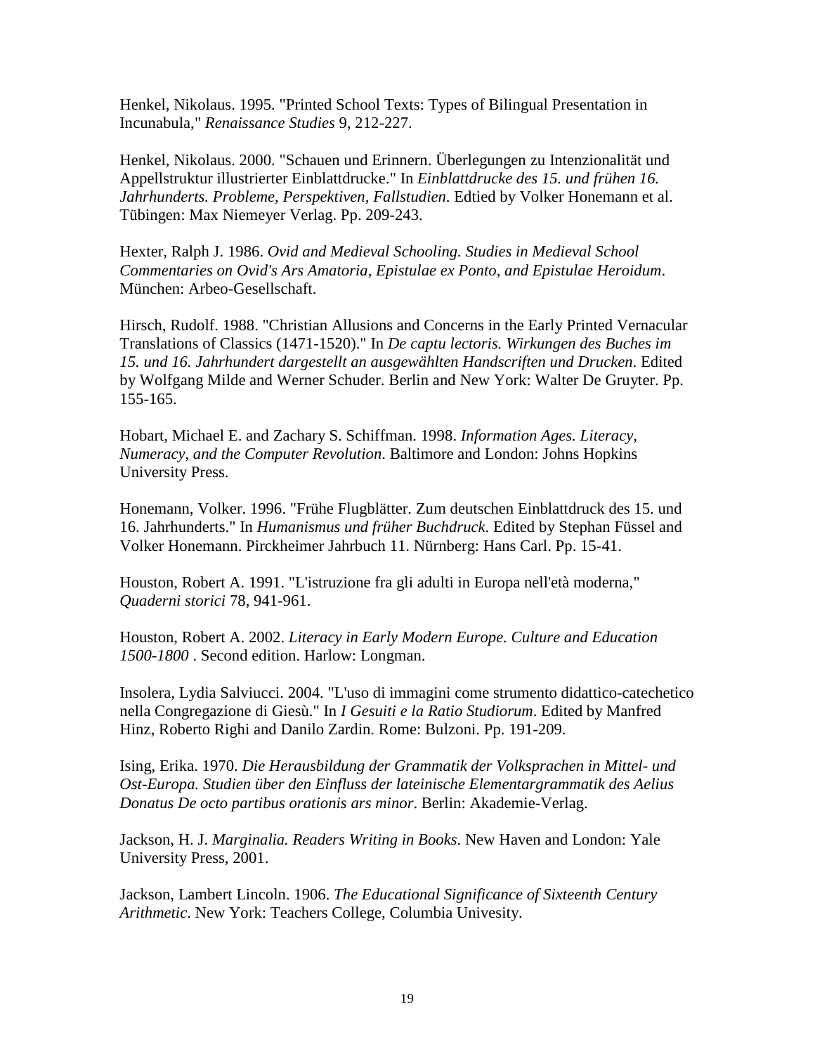Henkel, Nikolaus. 1995. "Printed School Texts: Types of Bilingual Presentation in Incunabula," *Renaissance Studies* 9, 212-227.

Henkel, Nikolaus. 2000. "Schauen und Erinnern. Überlegungen zu Intenzionalität und Appellstruktur illustrierter Einblattdrucke." In *Einblattdrucke des 15. und frühen 16. Jahrhunderts. Probleme, Perspektiven, Fallstudien*. Edtied by Volker Honemann et al. Tübingen: Max Niemeyer Verlag. Pp. 209-243.

Hexter, Ralph J. 1986. *Ovid and Medieval Schooling. Studies in Medieval School Commentaries on Ovid's Ars Amatoria, Epistulae ex Ponto, and Epistulae Heroidum*. München: Arbeo-Gesellschaft.

Hirsch, Rudolf. 1988. "Christian Allusions and Concerns in the Early Printed Vernacular Translations of Classics (1471-1520)." In *De captu lectoris. Wirkungen des Buches im 15. und 16. Jahrhundert dargestellt an ausgewählten Handschriften und Drucken*. Edited by Wolfgang Milde and Werner Schuder. Berlin and New York: Walter De Gruyter. Pp. 155-165.

Hobart, Michael E. and Zachary S. Schiffman. 1998. *Information Ages. Literacy, Numeracy, and the Computer Revolution*. Baltimore and London: Johns Hopkins University Press.

Honemann, Volker. 1996. "Frühe Flugblätter. Zum deutschen Einblattdruck des 15. und 16. Jahrhunderts." In *Humanismus und früher Buchdruck*. Edited by Stephan Füssel and Volker Honemann. Pirckheimer Jahrbuch 11. Nürnberg: Hans Carl. Pp. 15-41.

Houston, Robert A. 1991. "L'istruzione fra gli adulti in Europa nell'età moderna," *Quaderni storici* 78, 941-961.

Houston, Robert A. 2002. *Literacy in Early Modern Europe. Culture and Education 1500-1800* . Second edition. Harlow: Longman.

Insolera, Lydia Salviucci. 2004. "L'uso di immagini come strumento didattico-catechetico nella Congregazione di Giesù." In *I Gesuiti e la Ratio Studiorum*. Edited by Manfred Hinz, Roberto Righi and Danilo Zardin. Rome: Bulzoni. Pp. 191-209.

Ising, Erika. 1970. *Die Herausbildung der Grammatik der Volksprachen in Mittel- und Ost-Europa. Studien über den Einfluss der lateinische Elementargrammatik des Aelius Donatus De octo partibus orationis ars minor*. Berlin: Akademie-Verlag.

Jackson, H. J. *Marginalia. Readers Writing in Books*. New Haven and London: Yale University Press, 2001.

Jackson, Lambert Lincoln. 1906. *The Educational Significance of Sixteenth Century Arithmetic*. New York: Teachers College, Columbia Univesity.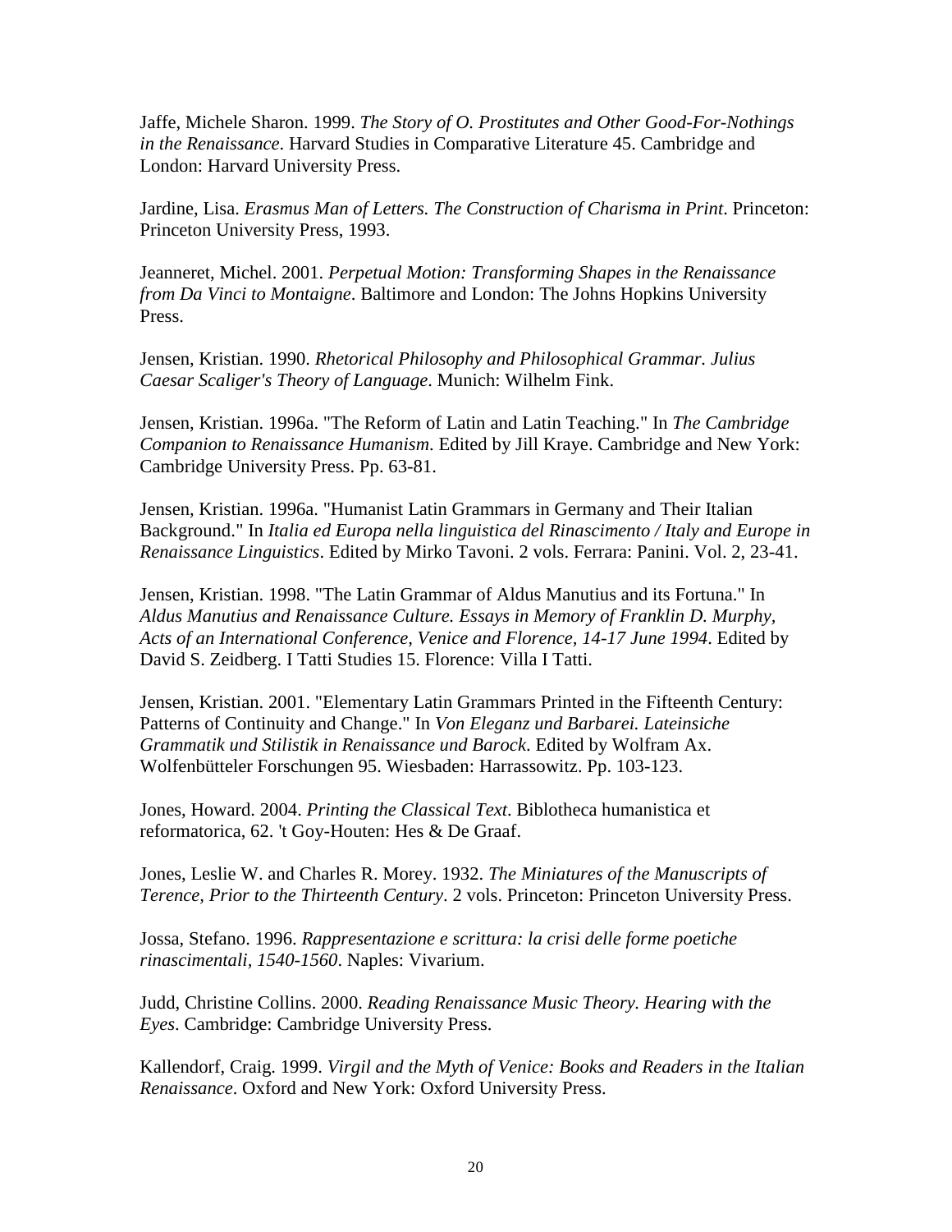Jaffe, Michele Sharon. 1999. *The Story of O. Prostitutes and Other Good-For-Nothings in the Renaissance*. Harvard Studies in Comparative Literature 45. Cambridge and London: Harvard University Press.

Jardine, Lisa. *Erasmus Man of Letters. The Construction of Charisma in Print*. Princeton: Princeton University Press, 1993.

Jeanneret, Michel. 2001. *Perpetual Motion: Transforming Shapes in the Renaissance from Da Vinci to Montaigne*. Baltimore and London: The Johns Hopkins University Press.

Jensen, Kristian. 1990. *Rhetorical Philosophy and Philosophical Grammar. Julius Caesar Scaliger's Theory of Language*. Munich: Wilhelm Fink.

Jensen, Kristian. 1996a. "The Reform of Latin and Latin Teaching." In *The Cambridge Companion to Renaissance Humanism*. Edited by Jill Kraye. Cambridge and New York: Cambridge University Press. Pp. 63-81.

Jensen, Kristian. 1996a. "Humanist Latin Grammars in Germany and Their Italian Background." In *Italia ed Europa nella linguistica del Rinascimento / Italy and Europe in Renaissance Linguistics*. Edited by Mirko Tavoni. 2 vols. Ferrara: Panini. Vol. 2, 23-41.

Jensen, Kristian. 1998. "The Latin Grammar of Aldus Manutius and its Fortuna." In *Aldus Manutius and Renaissance Culture. Essays in Memory of Franklin D. Murphy, Acts of an International Conference, Venice and Florence, 14-17 June 1994*. Edited by David S. Zeidberg. I Tatti Studies 15. Florence: Villa I Tatti.

Jensen, Kristian. 2001. "Elementary Latin Grammars Printed in the Fifteenth Century: Patterns of Continuity and Change." In *Von Eleganz und Barbarei. Lateinsiche Grammatik und Stilistik in Renaissance und Barock*. Edited by Wolfram Ax. Wolfenbütteler Forschungen 95. Wiesbaden: Harrassowitz. Pp. 103-123.

Jones, Howard. 2004. *Printing the Classical Text*. Biblotheca humanistica et reformatorica, 62. 't Goy-Houten: Hes & De Graaf.

Jones, Leslie W. and Charles R. Morey. 1932. *The Miniatures of the Manuscripts of Terence, Prior to the Thirteenth Century*. 2 vols. Princeton: Princeton University Press.

Jossa, Stefano. 1996. *Rappresentazione e scrittura: la crisi delle forme poetiche rinascimentali, 1540-1560*. Naples: Vivarium.

Judd, Christine Collins. 2000. *Reading Renaissance Music Theory. Hearing with the Eyes*. Cambridge: Cambridge University Press.

Kallendorf, Craig. 1999. *Virgil and the Myth of Venice: Books and Readers in the Italian Renaissance*. Oxford and New York: Oxford University Press.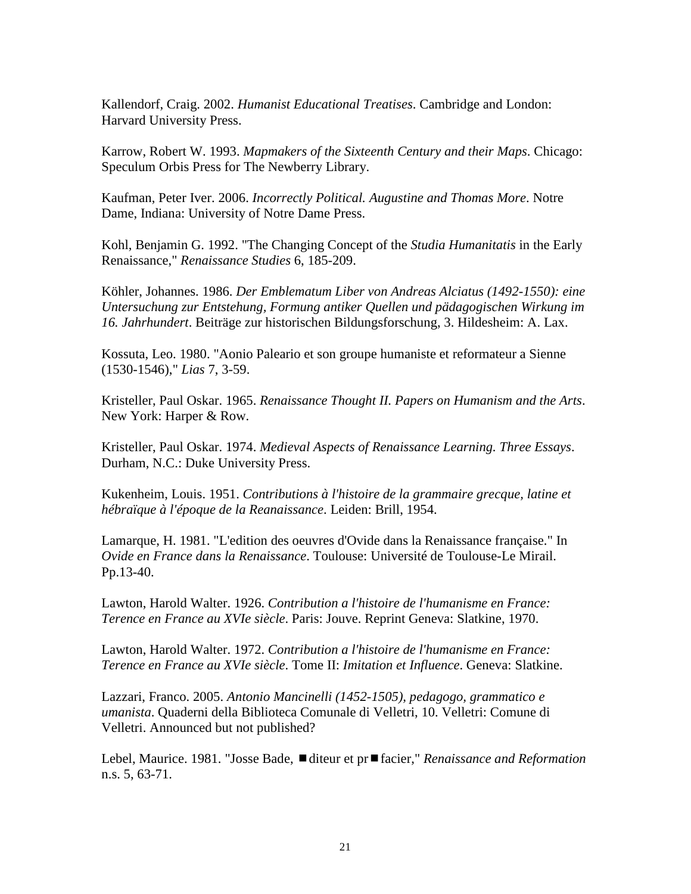Kallendorf, Craig. 2002. *Humanist Educational Treatises*. Cambridge and London: Harvard University Press.

Karrow, Robert W. 1993. *Mapmakers of the Sixteenth Century and their Maps*. Chicago: Speculum Orbis Press for The Newberry Library.

Kaufman, Peter Iver. 2006. *Incorrectly Political. Augustine and Thomas More*. Notre Dame, Indiana: University of Notre Dame Press.

Kohl, Benjamin G. 1992. "The Changing Concept of the *Studia Humanitatis* in the Early Renaissance," *Renaissance Studies* 6, 185-209.

Köhler, Johannes. 1986. *Der Emblematum Liber von Andreas Alciatus (1492-1550): eine Untersuchung zur Entstehung, Formung antiker Quellen und pädagogischen Wirkung im 16. Jahrhundert*. Beiträge zur historischen Bildungsforschung, 3. Hildesheim: A. Lax.

Kossuta, Leo. 1980. "Aonio Paleario et son groupe humaniste et reformateur a Sienne (1530-1546)," *Lias* 7, 3-59.

Kristeller, Paul Oskar. 1965. *Renaissance Thought II. Papers on Humanism and the Arts*. New York: Harper & Row.

Kristeller, Paul Oskar. 1974. *Medieval Aspects of Renaissance Learning. Three Essays*. Durham, N.C.: Duke University Press.

Kukenheim, Louis. 1951. *Contributions à l'histoire de la grammaire grecque, latine et hébraïque à l'époque de la Reanaissance*. Leiden: Brill, 1954.

Lamarque, H. 1981. "L'edition des oeuvres d'Ovide dans la Renaissance française." In *Ovide en France dans la Renaissance*. Toulouse: Université de Toulouse-Le Mirail. Pp.13-40.

Lawton, Harold Walter. 1926. *Contribution a l'histoire de l'humanisme en France: Terence en France au XVIe siècle*. Paris: Jouve. Reprint Geneva: Slatkine, 1970.

Lawton, Harold Walter. 1972. *Contribution a l'histoire de l'humanisme en France: Terence en France au XVIe siècle*. Tome II: *Imitation et Influence*. Geneva: Slatkine.

Lazzari, Franco. 2005. *Antonio Mancinelli (1452-1505), pedagogo, grammatico e umanista*. Quaderni della Biblioteca Comunale di Velletri, 10. Velletri: Comune di Velletri. Announced but not published?

Lebel, Maurice. 1981. "Josse Bade, ■diteur et pr■facier," *Renaissance and Reformation* n.s. 5, 63-71.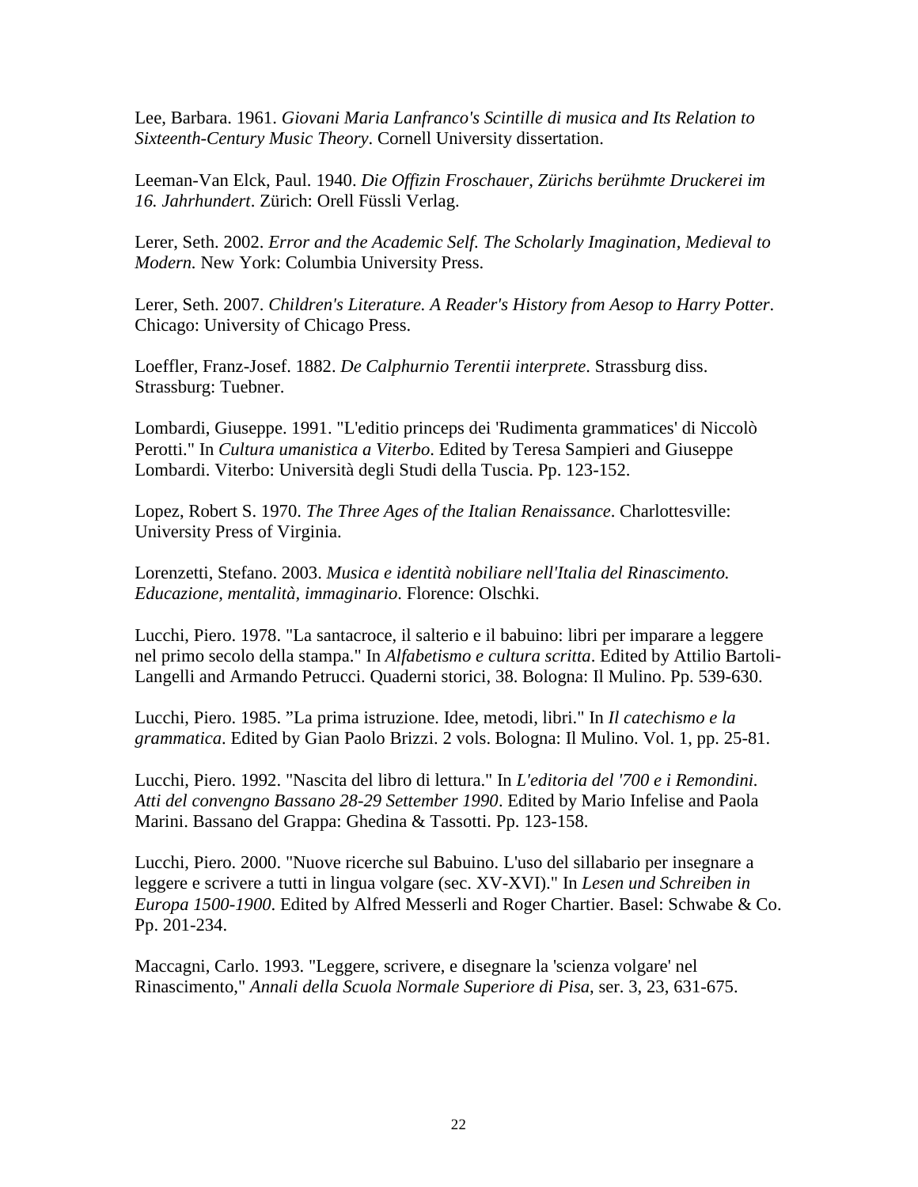Lee, Barbara. 1961. *Giovani Maria Lanfranco's Scintille di musica and Its Relation to Sixteenth-Century Music Theory*. Cornell University dissertation.

Leeman-Van Elck, Paul. 1940. *Die Offizin Froschauer, Zürichs berühmte Druckerei im 16. Jahrhundert*. Zürich: Orell Füssli Verlag.

Lerer, Seth. 2002. *Error and the Academic Self. The Scholarly Imagination, Medieval to Modern.* New York: Columbia University Press.

Lerer, Seth. 2007. *Children's Literature. A Reader's History from Aesop to Harry Potter*. Chicago: University of Chicago Press.

Loeffler, Franz-Josef. 1882. *De Calphurnio Terentii interprete*. Strassburg diss. Strassburg: Tuebner.

Lombardi, Giuseppe. 1991. "L'editio princeps dei 'Rudimenta grammatices' di Niccolò Perotti." In *Cultura umanistica a Viterbo*. Edited by Teresa Sampieri and Giuseppe Lombardi. Viterbo: Università degli Studi della Tuscia. Pp. 123-152.

Lopez, Robert S. 1970. *The Three Ages of the Italian Renaissance*. Charlottesville: University Press of Virginia.

Lorenzetti, Stefano. 2003. *Musica e identità nobiliare nell'Italia del Rinascimento. Educazione, mentalità, immaginario*. Florence: Olschki.

Lucchi, Piero. 1978. "La santacroce, il salterio e il babuino: libri per imparare a leggere nel primo secolo della stampa." In *Alfabetismo e cultura scritta*. Edited by Attilio Bartoli-Langelli and Armando Petrucci. Quaderni storici, 38. Bologna: Il Mulino. Pp. 539-630.

Lucchi, Piero. 1985. "La prima istruzione. Idee, metodi, libri." In *Il catechismo e la grammatica*. Edited by Gian Paolo Brizzi. 2 vols. Bologna: Il Mulino. Vol. 1, pp. 25-81.

Lucchi, Piero. 1992. "Nascita del libro di lettura." In *L'editoria del '700 e i Remondini. Atti del convengno Bassano 28-29 Settember 1990*. Edited by Mario Infelise and Paola Marini. Bassano del Grappa: Ghedina & Tassotti. Pp. 123-158.

Lucchi, Piero. 2000. "Nuove ricerche sul Babuino. L'uso del sillabario per insegnare a leggere e scrivere a tutti in lingua volgare (sec. XV-XVI)." In *Lesen und Schreiben in Europa 1500-1900*. Edited by Alfred Messerli and Roger Chartier. Basel: Schwabe & Co. Pp. 201-234.

Maccagni, Carlo. 1993. "Leggere, scrivere, e disegnare la 'scienza volgare' nel Rinascimento," *Annali della Scuola Normale Superiore di Pisa*, ser. 3, 23, 631-675.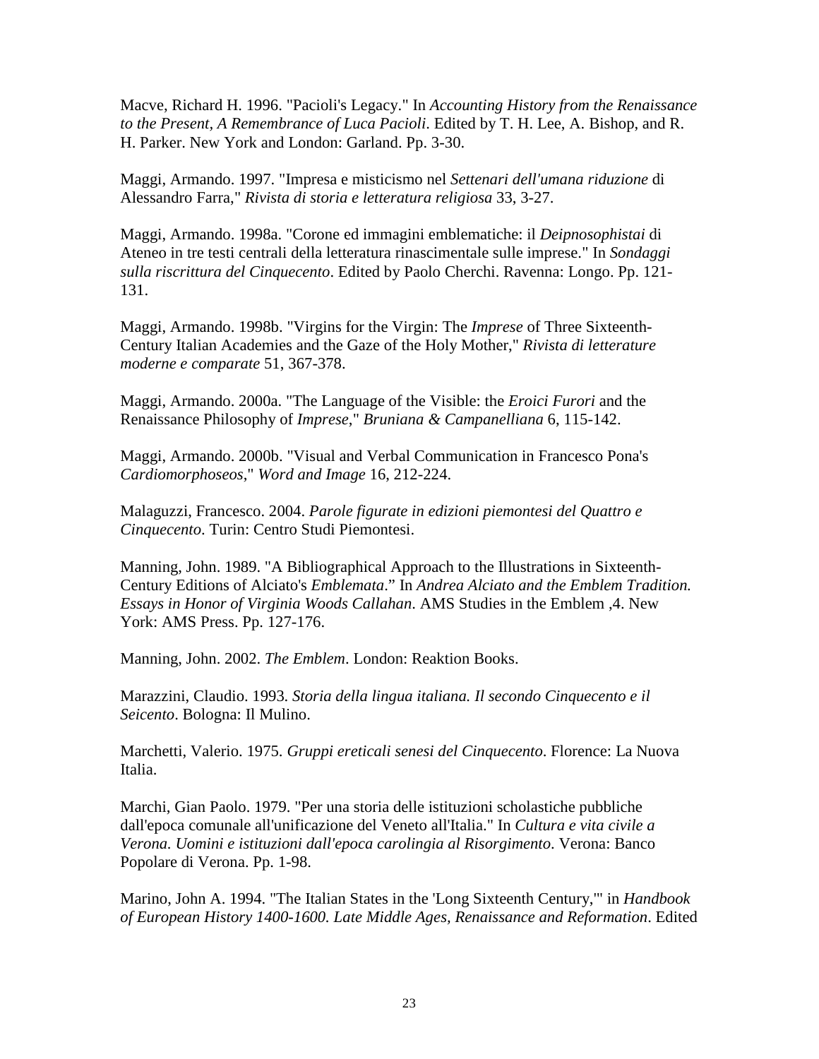Macve, Richard H. 1996. "Pacioli's Legacy." In *Accounting History from the Renaissance to the Present, A Remembrance of Luca Pacioli*. Edited by T. H. Lee, A. Bishop, and R. H. Parker. New York and London: Garland. Pp. 3-30.

Maggi, Armando. 1997. "Impresa e misticismo nel *Settenari dell'umana riduzione* di Alessandro Farra," *Rivista di storia e letteratura religiosa* 33, 3-27.

Maggi, Armando. 1998a. "Corone ed immagini emblematiche: il *Deipnosophistai* di Ateneo in tre testi centrali della letteratura rinascimentale sulle imprese." In *Sondaggi sulla riscrittura del Cinquecento*. Edited by Paolo Cherchi. Ravenna: Longo. Pp. 121-131.

Maggi, Armando. 1998b. "Virgins for the Virgin: The *Imprese* of Three Sixteenth-Century Italian Academies and the Gaze of the Holy Mother," *Rivista di letterature moderne e comparate* 51, 367-378.

Maggi, Armando. 2000a. "The Language of the Visible: the *Eroici Furori* and the Renaissance Philosophy of *Imprese*," *Bruniana & Campanelliana* 6, 115-142.

Maggi, Armando. 2000b. "Visual and Verbal Communication in Francesco Pona's *Cardiomorphoseos*," *Word and Image* 16, 212-224.

Malaguzzi, Francesco. 2004. *Parole figurate in edizioni piemontesi del Quattro e Cinquecento*. Turin: Centro Studi Piemontesi.

Manning, John. 1989. "A Bibliographical Approach to the Illustrations in Sixteenth-Century Editions of Alciato's *Emblemata*." In *Andrea Alciato and the Emblem Tradition. Essays in Honor of Virginia Woods Callahan*. AMS Studies in the Emblem ,4. New York: AMS Press. Pp. 127-176.

Manning, John. 2002. *The Emblem*. London: Reaktion Books.

Marazzini, Claudio. 1993. *Storia della lingua italiana. Il secondo Cinquecento e il Seicento*. Bologna: Il Mulino.

Marchetti, Valerio. 1975. *Gruppi ereticali senesi del Cinquecento*. Florence: La Nuova Italia.

Marchi, Gian Paolo. 1979. "Per una storia delle istituzioni scholastiche pubbliche dall'epoca comunale all'unificazione del Veneto all'Italia." In *Cultura e vita civile a Verona. Uomini e istituzioni dall'epoca carolingia al Risorgimento*. Verona: Banco Popolare di Verona. Pp. 1-98.

Marino, John A. 1994. "The Italian States in the 'Long Sixteenth Century,'" in *Handbook of European History 1400-1600. Late Middle Ages, Renaissance and Reformation*. Edited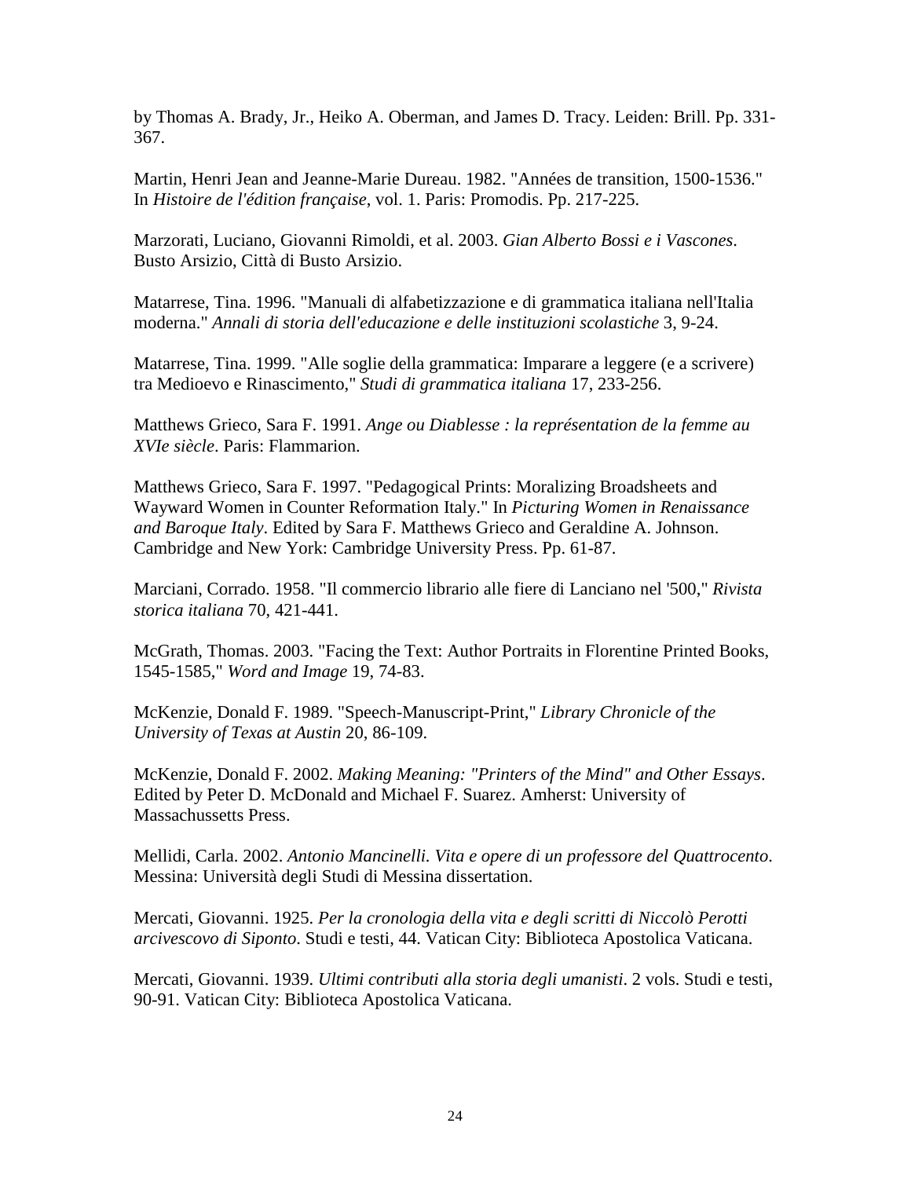by Thomas A. Brady, Jr., Heiko A. Oberman, and James D. Tracy. Leiden: Brill. Pp. 331-367.

Martin, Henri Jean and Jeanne-Marie Dureau. 1982. "Années de transition, 1500-1536." In *Histoire de l'édition française*, vol. 1. Paris: Promodis. Pp. 217-225.

Marzorati, Luciano, Giovanni Rimoldi, et al. 2003. *Gian Alberto Bossi e i Vascones*. Busto Arsizio, Città di Busto Arsizio.

Matarrese, Tina. 1996. "Manuali di alfabetizzazione e di grammatica italiana nell'Italia moderna." *Annali di storia dell'educazione e delle instituzioni scolastiche* 3, 9-24.

Matarrese, Tina. 1999. "Alle soglie della grammatica: Imparare a leggere (e a scrivere) tra Medioevo e Rinascimento," *Studi di grammatica italiana* 17, 233-256.

Matthews Grieco, Sara F. 1991. *Ange ou Diablesse : la représentation de la femme au XVIe siècle*. Paris: Flammarion.

Matthews Grieco, Sara F. 1997. "Pedagogical Prints: Moralizing Broadsheets and Wayward Women in Counter Reformation Italy." In *Picturing Women in Renaissance and Baroque Italy*. Edited by Sara F. Matthews Grieco and Geraldine A. Johnson. Cambridge and New York: Cambridge University Press. Pp. 61-87.

Marciani, Corrado. 1958. "Il commercio librario alle fiere di Lanciano nel '500," *Rivista storica italiana* 70, 421-441.

McGrath, Thomas. 2003. "Facing the Text: Author Portraits in Florentine Printed Books, 1545-1585," *Word and Image* 19, 74-83.

McKenzie, Donald F. 1989. "Speech-Manuscript-Print," *Library Chronicle of the University of Texas at Austin* 20, 86-109.

McKenzie, Donald F. 2002. *Making Meaning: "Printers of the Mind" and Other Essays*. Edited by Peter D. McDonald and Michael F. Suarez. Amherst: University of Massachussetts Press.

Mellidi, Carla. 2002. *Antonio Mancinelli. Vita e opere di un professore del Quattrocento*. Messina: Università degli Studi di Messina dissertation.

Mercati, Giovanni. 1925. *Per la cronologia della vita e degli scritti di Niccolò Perotti arcivescovo di Siponto*. Studi e testi, 44. Vatican City: Biblioteca Apostolica Vaticana.

Mercati, Giovanni. 1939. *Ultimi contributi alla storia degli umanisti*. 2 vols. Studi e testi, 90-91. Vatican City: Biblioteca Apostolica Vaticana.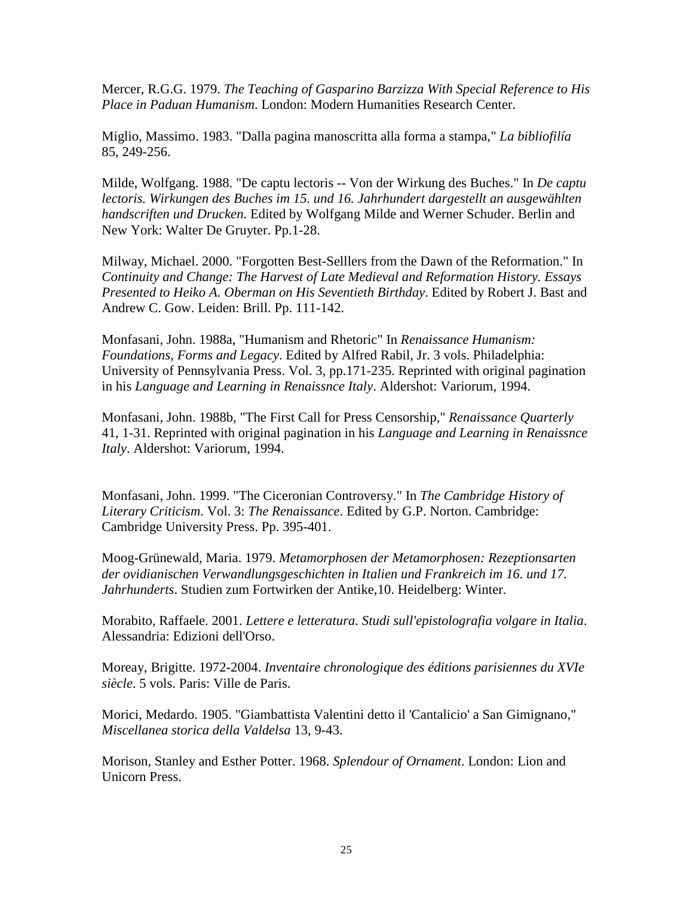Mercer, R.G.G. 1979. *The Teaching of Gasparino Barzizza With Special Reference to His Place in Paduan Humanism*. London: Modern Humanities Research Center.

Miglio, Massimo. 1983. "Dalla pagina manoscritta alla forma a stampa," *La bibliofilía* 85, 249-256.

Milde, Wolfgang. 1988. "De captu lectoris -- Von der Wirkung des Buches." In *De captu lectoris. Wirkungen des Buches im 15. und 16. Jahrhundert dargestellt an ausgewählten handscriften und Drucken*. Edited by Wolfgang Milde and Werner Schuder. Berlin and New York: Walter De Gruyter. Pp.1-28.

Milway, Michael. 2000. "Forgotten Best-Selllers from the Dawn of the Reformation." In *Continuity and Change: The Harvest of Late Medieval and Reformation History. Essays Presented to Heiko A. Oberman on His Seventieth Birthday*. Edited by Robert J. Bast and Andrew C. Gow. Leiden: Brill. Pp. 111-142.

Monfasani, John. 1988a, "Humanism and Rhetoric" In *Renaissance Humanism: Foundations, Forms and Legacy*. Edited by Alfred Rabil, Jr. 3 vols. Philadelphia: University of Pennsylvania Press. Vol. 3, pp.171-235. Reprinted with original pagination in his *Language and Learning in Renaissnce Italy*. Aldershot: Variorum, 1994.

Monfasani, John. 1988b, "The First Call for Press Censorship," *Renaissance Quarterly* 41, 1-31. Reprinted with original pagination in his *Language and Learning in Renaissnce Italy*. Aldershot: Variorum, 1994.

Monfasani, John. 1999. "The Ciceronian Controversy." In *The Cambridge History of Literary Criticism*. Vol. 3: *The Renaissance*. Edited by G.P. Norton. Cambridge: Cambridge University Press. Pp. 395-401.

Moog-Grünewald, Maria. 1979. *Metamorphosen der Metamorphosen: Rezeptionsarten der ovidianischen Verwandlungsgeschichten in Italien und Frankreich im 16. und 17. Jahrhunderts*. Studien zum Fortwirken der Antike,10. Heidelberg: Winter.

Morabito, Raffaele. 2001. *Lettere e letteratura. Studi sull'epistolografia volgare in Italia*. Alessandria: Edizioni dell'Orso.

Moreay, Brigitte. 1972-2004. *Inventaire chronologique des éditions parisiennes du XVIe siècle*. 5 vols. Paris: Ville de Paris.

Morici, Medardo. 1905. "Giambattista Valentini detto il 'Cantalicio' a San Gimignano," *Miscellanea storica della Valdelsa* 13, 9-43.

Morison, Stanley and Esther Potter. 1968. *Splendour of Ornament*. London: Lion and Unicorn Press.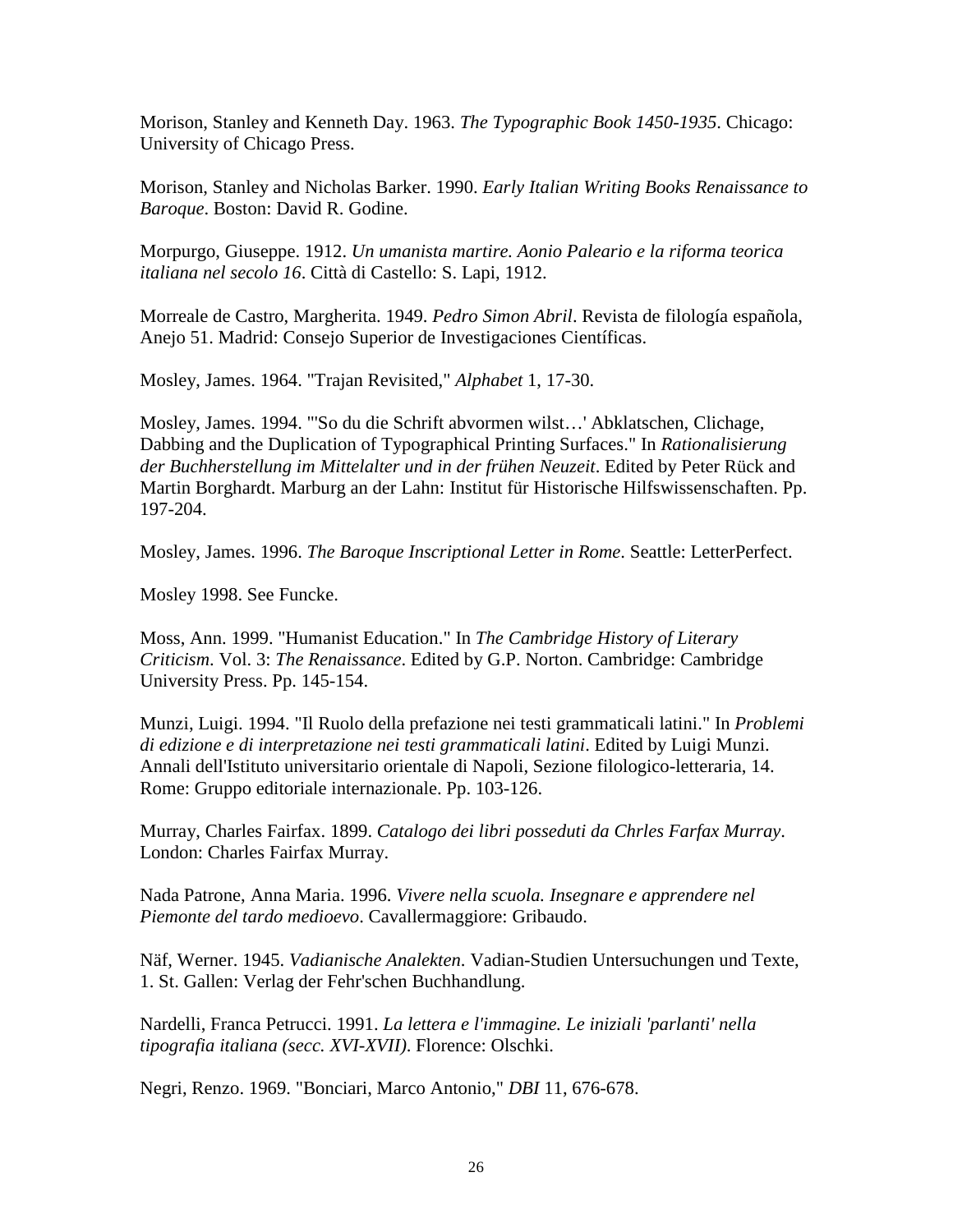Morison, Stanley and Kenneth Day. 1963. *The Typographic Book 1450-1935*. Chicago: University of Chicago Press.

Morison, Stanley and Nicholas Barker. 1990. *Early Italian Writing Books Renaissance to Baroque*. Boston: David R. Godine.

Morpurgo, Giuseppe. 1912. *Un umanista martire. Aonio Paleario e la riforma teorica italiana nel secolo 16*. Città di Castello: S. Lapi, 1912.

Morreale de Castro, Margherita. 1949. *Pedro Simon Abril*. Revista de filología española, Anejo 51. Madrid: Consejo Superior de Investigaciones Científicas.

Mosley, James. 1964. "Trajan Revisited," *Alphabet* 1, 17-30.

Mosley, James. 1994. "'So du die Schrift abvormen wilst…' Abklatschen, Clichage, Dabbing and the Duplication of Typographical Printing Surfaces." In *Rationalisierung der Buchherstellung im Mittelalter und in der frühen Neuzeit*. Edited by Peter Rück and Martin Borghardt. Marburg an der Lahn: Institut für Historische Hilfswissenschaften. Pp. 197-204.

Mosley, James. 1996. *The Baroque Inscriptional Letter in Rome*. Seattle: LetterPerfect.

Mosley 1998. See Funcke.

Moss, Ann. 1999. "Humanist Education." In *The Cambridge History of Literary Criticism*. Vol. 3: *The Renaissance*. Edited by G.P. Norton. Cambridge: Cambridge University Press. Pp. 145-154.

Munzi, Luigi. 1994. "Il Ruolo della prefazione nei testi grammaticali latini." In *Problemi di edizione e di interpretazione nei testi grammaticali latini*. Edited by Luigi Munzi. Annali dell'Istituto universitario orientale di Napoli, Sezione filologico-letteraria, 14. Rome: Gruppo editoriale internazionale. Pp. 103-126.

Murray, Charles Fairfax. 1899. *Catalogo dei libri posseduti da Chrles Farfax Murray*. London: Charles Fairfax Murray.

Nada Patrone, Anna Maria. 1996. *Vivere nella scuola. Insegnare e apprendere nel Piemonte del tardo medioevo*. Cavallermaggiore: Gribaudo.

Näf, Werner. 1945. *Vadianische Analekten*. Vadian-Studien Untersuchungen und Texte, 1. St. Gallen: Verlag der Fehr'schen Buchhandlung.

Nardelli, Franca Petrucci. 1991. *La lettera e l'immagine. Le iniziali 'parlanti' nella tipografia italiana (secc. XVI-XVII)*. Florence: Olschki.

Negri, Renzo. 1969. "Bonciari, Marco Antonio," *DBI* 11, 676-678.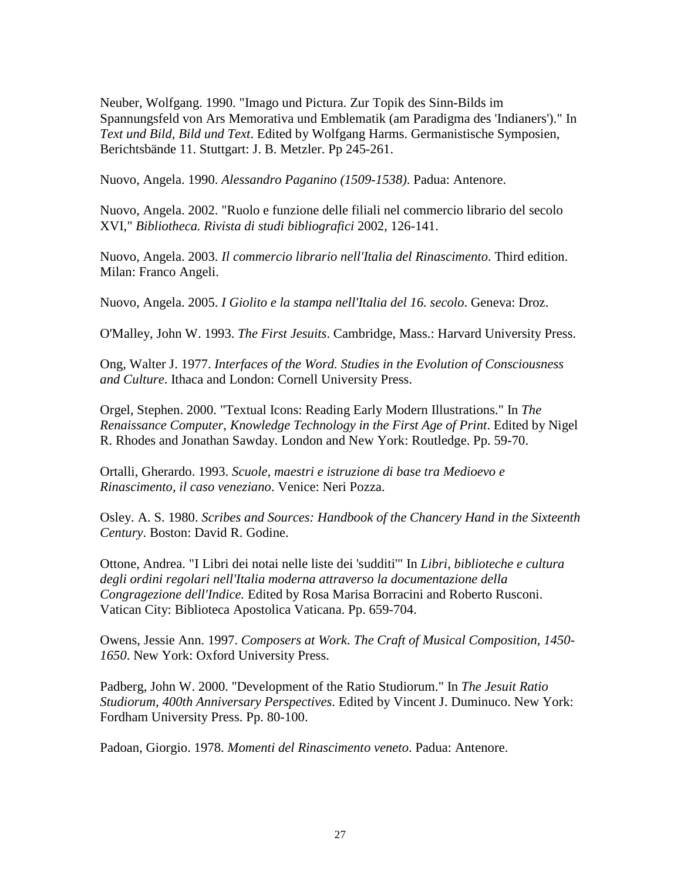Neuber, Wolfgang. 1990. "Imago und Pictura. Zur Topik des Sinn-Bilds im Spannungsfeld von Ars Memorativa und Emblematik (am Paradigma des 'Indianers')." In *Text und Bild, Bild und Text*. Edited by Wolfgang Harms. Germanistische Symposien, Berichtsbände 11. Stuttgart: J. B. Metzler. Pp 245-261.

Nuovo, Angela. 1990. *Alessandro Paganino (1509-1538)*. Padua: Antenore.

Nuovo, Angela. 2002. "Ruolo e funzione delle filiali nel commercio librario del secolo XVI," *Bibliotheca. Rivista di studi bibliografici* 2002, 126-141.

Nuovo, Angela. 2003. *Il commercio librario nell'Italia del Rinascimento*. Third edition. Milan: Franco Angeli.

Nuovo, Angela. 2005. *I Giolito e la stampa nell'Italia del 16. secolo*. Geneva: Droz.

O'Malley, John W. 1993. *The First Jesuits*. Cambridge, Mass.: Harvard University Press.

Ong, Walter J. 1977. *Interfaces of the Word. Studies in the Evolution of Consciousness and Culture*. Ithaca and London: Cornell University Press.

Orgel, Stephen. 2000. "Textual Icons: Reading Early Modern Illustrations." In *The Renaissance Computer, Knowledge Technology in the First Age of Print*. Edited by Nigel R. Rhodes and Jonathan Sawday. London and New York: Routledge. Pp. 59-70.

Ortalli, Gherardo. 1993. *Scuole, maestri e istruzione di base tra Medioevo e Rinascimento, il caso veneziano*. Venice: Neri Pozza.

Osley. A. S. 1980. *Scribes and Sources: Handbook of the Chancery Hand in the Sixteenth Century*. Boston: David R. Godine.

Ottone, Andrea. "I Libri dei notai nelle liste dei 'sudditi'" In *Libri, biblioteche e cultura degli ordini regolari nell'Italia moderna attraverso la documentazione della Congragezione dell'Indice.* Edited by Rosa Marisa Borracini and Roberto Rusconi. Vatican City: Biblioteca Apostolica Vaticana. Pp. 659-704.

Owens, Jessie Ann. 1997. *Composers at Work. The Craft of Musical Composition, 1450-1650*. New York: Oxford University Press.

Padberg, John W. 2000. "Development of the Ratio Studiorum." In *The Jesuit Ratio Studiorum, 400th Anniversary Perspectives*. Edited by Vincent J. Duminuco. New York: Fordham University Press. Pp. 80-100.

Padoan, Giorgio. 1978. *Momenti del Rinascimento veneto*. Padua: Antenore.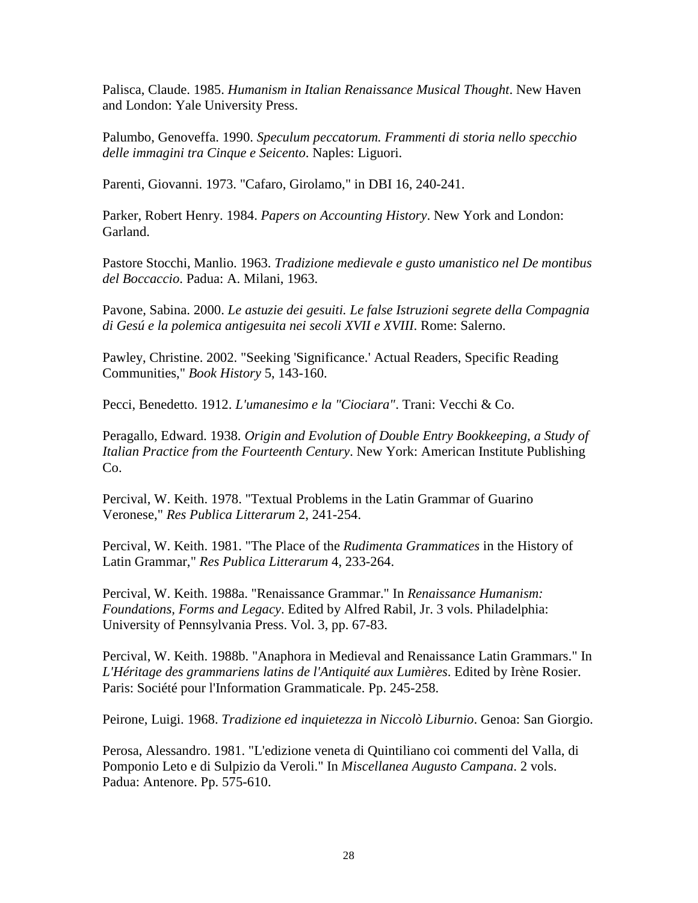Palisca, Claude. 1985. *Humanism in Italian Renaissance Musical Thought*. New Haven and London: Yale University Press.

Palumbo, Genoveffa. 1990. *Speculum peccatorum. Frammenti di storia nello specchio delle immagini tra Cinque e Seicento*. Naples: Liguori.

Parenti, Giovanni. 1973. "Cafaro, Girolamo," in DBI 16, 240-241.

Parker, Robert Henry. 1984. *Papers on Accounting History*. New York and London: Garland.

Pastore Stocchi, Manlio. 1963. *Tradizione medievale e gusto umanistico nel De montibus del Boccaccio*. Padua: A. Milani, 1963.

Pavone, Sabina. 2000. *Le astuzie dei gesuiti. Le false Istruzioni segrete della Compagnia di Gesú e la polemica antigesuita nei secoli XVII e XVIII*. Rome: Salerno.

Pawley, Christine. 2002. "Seeking 'Significance.' Actual Readers, Specific Reading Communities," *Book History* 5, 143-160.

Pecci, Benedetto. 1912. *L'umanesimo e la "Ciociara"*. Trani: Vecchi & Co.

Peragallo, Edward. 1938. *Origin and Evolution of Double Entry Bookkeeping, a Study of Italian Practice from the Fourteenth Century*. New York: American Institute Publishing Co.

Percival, W. Keith. 1978. "Textual Problems in the Latin Grammar of Guarino Veronese," *Res Publica Litterarum* 2, 241-254.

Percival, W. Keith. 1981. "The Place of the *Rudimenta Grammatices* in the History of Latin Grammar," *Res Publica Litterarum* 4, 233-264.

Percival, W. Keith. 1988a. "Renaissance Grammar." In *Renaissance Humanism: Foundations, Forms and Legacy*. Edited by Alfred Rabil, Jr. 3 vols. Philadelphia: University of Pennsylvania Press. Vol. 3, pp. 67-83.

Percival, W. Keith. 1988b. "Anaphora in Medieval and Renaissance Latin Grammars." In *L'Héritage des grammariens latins de l'Antiquité aux Lumières*. Edited by Irène Rosier. Paris: Société pour l'Information Grammaticale. Pp. 245-258.

Peirone, Luigi. 1968. *Tradizione ed inquietezza in Niccolò Liburnio*. Genoa: San Giorgio.

Perosa, Alessandro. 1981. "L'edizione veneta di Quintiliano coi commenti del Valla, di Pomponio Leto e di Sulpizio da Veroli." In *Miscellanea Augusto Campana*. 2 vols. Padua: Antenore. Pp. 575-610.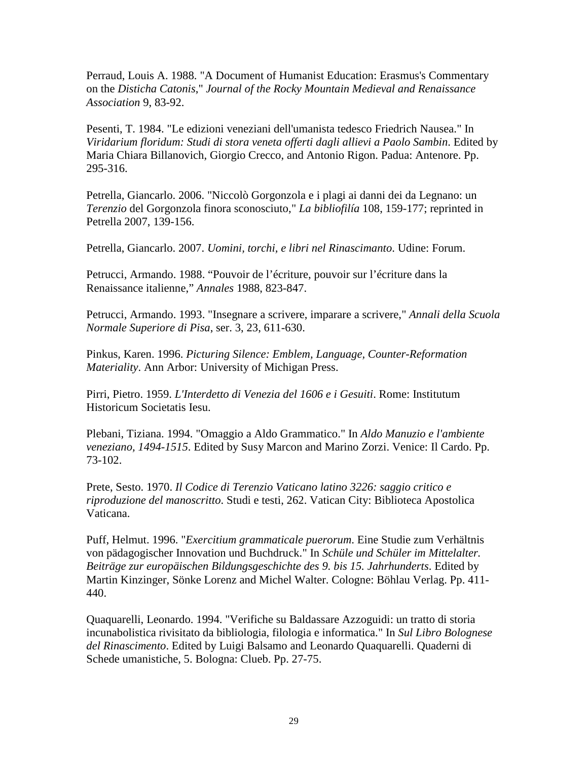Perraud, Louis A. 1988. "A Document of Humanist Education: Erasmus's Commentary on the *Disticha Catonis*," *Journal of the Rocky Mountain Medieval and Renaissance Association* 9, 83-92.

Pesenti, T. 1984. "Le edizioni veneziani dell'umanista tedesco Friedrich Nausea." In *Viridarium floridum: Studi di stora veneta offerti dagli allievi a Paolo Sambin*. Edited by Maria Chiara Billanovich, Giorgio Crecco, and Antonio Rigon. Padua: Antenore. Pp. 295-316.

Petrella, Giancarlo. 2006. "Niccolò Gorgonzola e i plagi ai danni dei da Legnano: un *Terenzio* del Gorgonzola finora sconosciuto," *La bibliofilía* 108, 159-177; reprinted in Petrella 2007, 139-156.

Petrella, Giancarlo. 2007. *Uomini, torchi, e libri nel Rinascimanto*. Udine: Forum.

Petrucci, Armando. 1988. "Pouvoir de l'écriture, pouvoir sur l'écriture dans la Renaissance italienne," *Annales* 1988, 823-847.

Petrucci, Armando. 1993. "Insegnare a scrivere, imparare a scrivere," *Annali della Scuola Normale Superiore di Pisa*, ser. 3, 23, 611-630.

Pinkus, Karen. 1996. *Picturing Silence: Emblem, Language, Counter-Reformation Materiality*. Ann Arbor: University of Michigan Press.

Pirri, Pietro. 1959. *L'Interdetto di Venezia del 1606 e i Gesuiti*. Rome: Institutum Historicum Societatis Iesu.

Plebani, Tiziana. 1994. "Omaggio a Aldo Grammatico." In *Aldo Manuzio e l'ambiente veneziano, 1494-1515*. Edited by Susy Marcon and Marino Zorzi. Venice: Il Cardo. Pp. 73-102.

Prete, Sesto. 1970. *Il Codice di Terenzio Vaticano latino 3226: saggio critico e riproduzione del manoscritto*. Studi e testi, 262. Vatican City: Biblioteca Apostolica Vaticana.

Puff, Helmut. 1996. "*Exercitium grammaticale puerorum*. Eine Studie zum Verhältnis von pädagogischer Innovation und Buchdruck." In *Schüle und Schüler im Mittelalter. Beiträge zur europäischen Bildungsgeschichte des 9. bis 15. Jahrhunderts*. Edited by Martin Kinzinger, Sönke Lorenz and Michel Walter. Cologne: Böhlau Verlag. Pp. 411-440.

Quaquarelli, Leonardo. 1994. "Verifiche su Baldassare Azzoguidi: un tratto di storia incunabolistica rivisitato da bibliologia, filologia e informatica." In *Sul Libro Bolognese del Rinascimento*. Edited by Luigi Balsamo and Leonardo Quaquarelli. Quaderni di Schede umanistiche, 5. Bologna: Clueb. Pp. 27-75.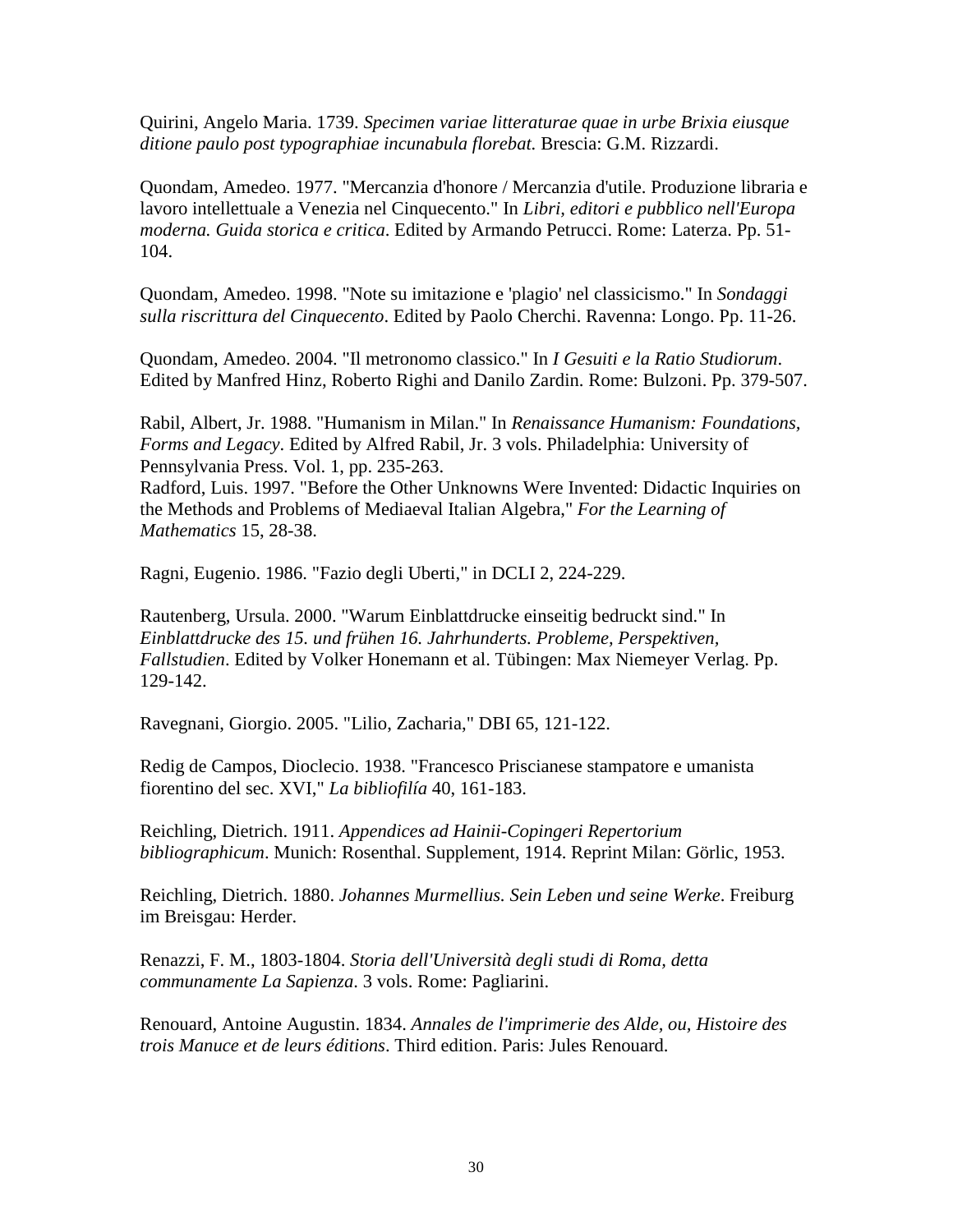Quirini, Angelo Maria. 1739. *Specimen variae litteraturae quae in urbe Brixia eiusque ditione paulo post typographiae incunabula florebat.* Brescia: G.M. Rizzardi.

Quondam, Amedeo. 1977. "Mercanzia d'honore / Mercanzia d'utile. Produzione libraria e lavoro intellettuale a Venezia nel Cinquecento." In *Libri, editori e pubblico nell'Europa moderna. Guida storica e critica*. Edited by Armando Petrucci. Rome: Laterza. Pp. 51-104.

Quondam, Amedeo. 1998. "Note su imitazione e 'plagio' nel classicismo." In *Sondaggi sulla riscrittura del Cinquecento*. Edited by Paolo Cherchi. Ravenna: Longo. Pp. 11-26.

Quondam, Amedeo. 2004. "Il metronomo classico." In *I Gesuiti e la Ratio Studiorum*. Edited by Manfred Hinz, Roberto Righi and Danilo Zardin. Rome: Bulzoni. Pp. 379-507.

Rabil, Albert, Jr. 1988. "Humanism in Milan." In *Renaissance Humanism: Foundations, Forms and Legacy*. Edited by Alfred Rabil, Jr. 3 vols. Philadelphia: University of Pennsylvania Press. Vol. 1, pp. 235-263.
Radford, Luis. 1997. "Before the Other Unknowns Were Invented: Didactic Inquiries on the Methods and Problems of Mediaeval Italian Algebra," *For the Learning of Mathematics* 15, 28-38.

Ragni, Eugenio. 1986. "Fazio degli Uberti," in DCLI 2, 224-229.

Rautenberg, Ursula. 2000. "Warum Einblattdrucke einseitig bedruckt sind." In *Einblattdrucke des 15. und frühen 16. Jahrhunderts. Probleme, Perspektiven, Fallstudien*. Edited by Volker Honemann et al. Tübingen: Max Niemeyer Verlag. Pp. 129-142.

Ravegnani, Giorgio. 2005. "Lilio, Zacharia," DBI 65, 121-122.

Redig de Campos, Dioclecio. 1938. "Francesco Priscianese stampatore e umanista fiorentino del sec. XVI," *La bibliofilía* 40, 161-183.

Reichling, Dietrich. 1911. *Appendices ad Hainii-Copingeri Repertorium bibliographicum*. Munich: Rosenthal. Supplement, 1914. Reprint Milan: Görlic, 1953.

Reichling, Dietrich. 1880. *Johannes Murmellius. Sein Leben und seine Werke*. Freiburg im Breisgau: Herder.

Renazzi, F. M., 1803-1804. *Storia dell'Università degli studi di Roma, detta communamente La Sapienza*. 3 vols. Rome: Pagliarini.

Renouard, Antoine Augustin. 1834. *Annales de l'imprimerie des Alde, ou, Histoire des trois Manuce et de leurs éditions*. Third edition. Paris: Jules Renouard.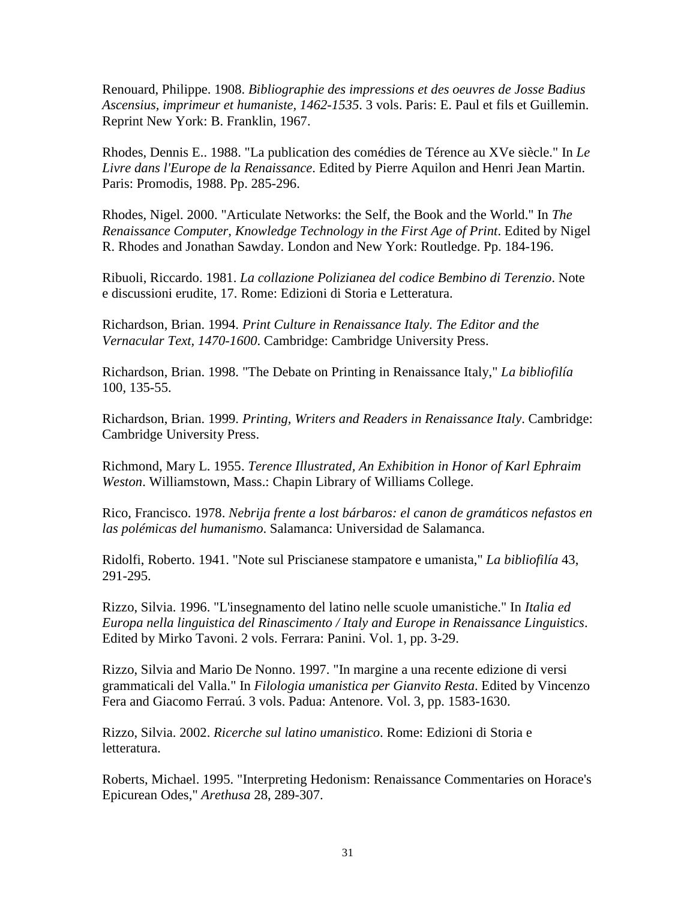Renouard, Philippe. 1908. *Bibliographie des impressions et des oeuvres de Josse Badius Ascensius, imprimeur et humaniste, 1462-1535*. 3 vols. Paris: E. Paul et fils et Guillemin. Reprint New York: B. Franklin, 1967.

Rhodes, Dennis E.. 1988. "La publication des comédies de Térence au XVe siècle." In *Le Livre dans l'Europe de la Renaissance*. Edited by Pierre Aquilon and Henri Jean Martin. Paris: Promodis, 1988. Pp. 285-296.

Rhodes, Nigel. 2000. "Articulate Networks: the Self, the Book and the World." In *The Renaissance Computer, Knowledge Technology in the First Age of Print*. Edited by Nigel R. Rhodes and Jonathan Sawday. London and New York: Routledge. Pp. 184-196.

Ribuoli, Riccardo. 1981. *La collazione Polizianea del codice Bembino di Terenzio*. Note e discussioni erudite, 17. Rome: Edizioni di Storia e Letteratura.

Richardson, Brian. 1994. *Print Culture in Renaissance Italy. The Editor and the Vernacular Text, 1470-1600*. Cambridge: Cambridge University Press.

Richardson, Brian. 1998. "The Debate on Printing in Renaissance Italy," *La bibliofilía* 100, 135-55.

Richardson, Brian. 1999. *Printing, Writers and Readers in Renaissance Italy*. Cambridge: Cambridge University Press.

Richmond, Mary L. 1955. *Terence Illustrated, An Exhibition in Honor of Karl Ephraim Weston*. Williamstown, Mass.: Chapin Library of Williams College.

Rico, Francisco. 1978. *Nebrija frente a lost bárbaros: el canon de gramáticos nefastos en las polémicas del humanismo*. Salamanca: Universidad de Salamanca.

Ridolfi, Roberto. 1941. "Note sul Priscianese stampatore e umanista," *La bibliofilía* 43, 291-295.

Rizzo, Silvia. 1996. "L'insegnamento del latino nelle scuole umanistiche." In *Italia ed Europa nella linguistica del Rinascimento / Italy and Europe in Renaissance Linguistics*. Edited by Mirko Tavoni. 2 vols. Ferrara: Panini. Vol. 1, pp. 3-29.

Rizzo, Silvia and Mario De Nonno. 1997. "In margine a una recente edizione di versi grammaticali del Valla." In *Filologia umanistica per Gianvito Resta*. Edited by Vincenzo Fera and Giacomo Ferraú. 3 vols. Padua: Antenore. Vol. 3, pp. 1583-1630.

Rizzo, Silvia. 2002. *Ricerche sul latino umanistico*. Rome: Edizioni di Storia e letteratura.

Roberts, Michael. 1995. "Interpreting Hedonism: Renaissance Commentaries on Horace's Epicurean Odes," *Arethusa* 28, 289-307.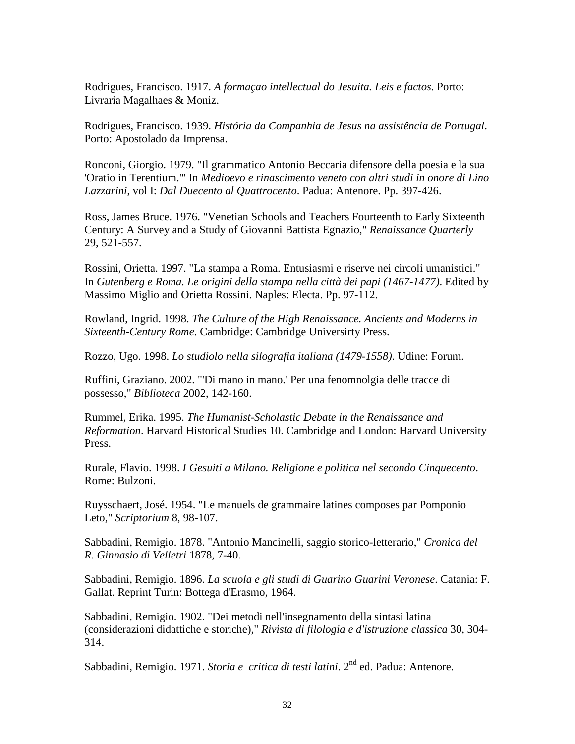Rodrigues, Francisco. 1917. *A formaçao intellectual do Jesuita. Leis e factos*. Porto: Livraria Magalhaes & Moniz.

Rodrigues, Francisco. 1939. *História da Companhia de Jesus na assistência de Portugal*. Porto: Apostolado da Imprensa.

Ronconi, Giorgio. 1979. "Il grammatico Antonio Beccaria difensore della poesia e la sua 'Oratio in Terentium.'" In *Medioevo e rinascimento veneto con altri studi in onore di Lino Lazzarini*, vol I: *Dal Duecento al Quattrocento*. Padua: Antenore. Pp. 397-426.

Ross, James Bruce. 1976. "Venetian Schools and Teachers Fourteenth to Early Sixteenth Century: A Survey and a Study of Giovanni Battista Egnazio," *Renaissance Quarterly* 29, 521-557.

Rossini, Orietta. 1997. "La stampa a Roma. Entusiasmi e riserve nei circoli umanistici." In *Gutenberg e Roma. Le origini della stampa nella città dei papi (1467-1477)*. Edited by Massimo Miglio and Orietta Rossini. Naples: Electa. Pp. 97-112.

Rowland, Ingrid. 1998. *The Culture of the High Renaissance. Ancients and Moderns in Sixteenth-Century Rome*. Cambridge: Cambridge Universirty Press.

Rozzo, Ugo. 1998. *Lo studiolo nella silografia italiana (1479-1558)*. Udine: Forum.

Ruffini, Graziano. 2002. "'Di mano in mano.' Per una fenomnolgia delle tracce di possesso," *Biblioteca* 2002, 142-160.

Rummel, Erika. 1995. *The Humanist-Scholastic Debate in the Renaissance and Reformation*. Harvard Historical Studies 10. Cambridge and London: Harvard University Press.

Rurale, Flavio. 1998. *I Gesuiti a Milano. Religione e politica nel secondo Cinquecento*. Rome: Bulzoni.

Ruysschaert, José. 1954. "Le manuels de grammaire latines composes par Pomponio Leto," *Scriptorium* 8, 98-107.

Sabbadini, Remigio. 1878. "Antonio Mancinelli, saggio storico-letterario," *Cronica del R. Ginnasio di Velletri* 1878, 7-40.

Sabbadini, Remigio. 1896. *La scuola e gli studi di Guarino Guarini Veronese*. Catania: F. Gallat. Reprint Turin: Bottega d'Erasmo, 1964.

Sabbadini, Remigio. 1902. "Dei metodi nell'insegnamento della sintasi latina (considerazioni didattiche e storiche)," *Rivista di filologia e d'istruzione classica* 30, 304-314.

Sabbadini, Remigio. 1971. *Storia e critica di testi latini*. 2nd ed. Padua: Antenore.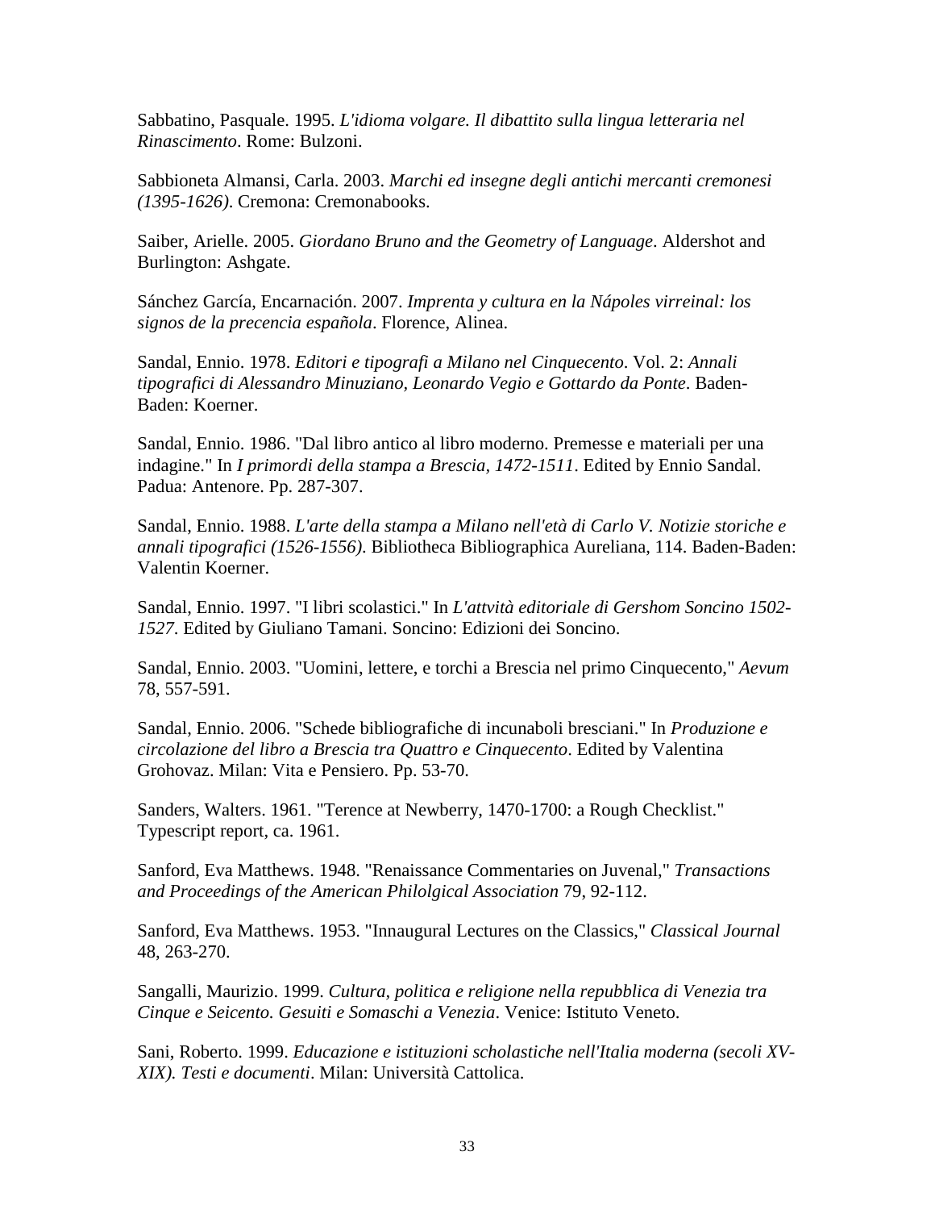Sabbatino, Pasquale. 1995. *L'idioma volgare. Il dibattito sulla lingua letteraria nel Rinascimento*. Rome: Bulzoni.

Sabbioneta Almansi, Carla. 2003. *Marchi ed insegne degli antichi mercanti cremonesi (1395-1626)*. Cremona: Cremonabooks.

Saiber, Arielle. 2005. *Giordano Bruno and the Geometry of Language*. Aldershot and Burlington: Ashgate.

Sánchez García, Encarnación. 2007. *Imprenta y cultura en la Nápoles virreinal: los signos de la precencia española*. Florence, Alinea.

Sandal, Ennio. 1978. *Editori e tipografi a Milano nel Cinquecento*. Vol. 2: *Annali tipografici di Alessandro Minuziano, Leonardo Vegio e Gottardo da Ponte*. Baden-Baden: Koerner.

Sandal, Ennio. 1986. "Dal libro antico al libro moderno. Premesse e materiali per una indagine." In *I primordi della stampa a Brescia, 1472-1511*. Edited by Ennio Sandal. Padua: Antenore. Pp. 287-307.

Sandal, Ennio. 1988. *L'arte della stampa a Milano nell'età di Carlo V. Notizie storiche e annali tipografici (1526-1556)*. Bibliotheca Bibliographica Aureliana, 114. Baden-Baden: Valentin Koerner.

Sandal, Ennio. 1997. "I libri scolastici." In *L'attvità editoriale di Gershom Soncino 1502-1527*. Edited by Giuliano Tamani. Soncino: Edizioni dei Soncino.

Sandal, Ennio. 2003. "Uomini, lettere, e torchi a Brescia nel primo Cinquecento," *Aevum* 78, 557-591.

Sandal, Ennio. 2006. "Schede bibliografiche di incunaboli bresciani." In *Produzione e circolazione del libro a Brescia tra Quattro e Cinquecento*. Edited by Valentina Grohovaz. Milan: Vita e Pensiero. Pp. 53-70.

Sanders, Walters. 1961. "Terence at Newberry, 1470-1700: a Rough Checklist." Typescript report, ca. 1961.

Sanford, Eva Matthews. 1948. "Renaissance Commentaries on Juvenal," *Transactions and Proceedings of the American Philolgical Association* 79, 92-112.

Sanford, Eva Matthews. 1953. "Innaugural Lectures on the Classics," *Classical Journal* 48, 263-270.

Sangalli, Maurizio. 1999. *Cultura, politica e religione nella repubblica di Venezia tra Cinque e Seicento. Gesuiti e Somaschi a Venezia*. Venice: Istituto Veneto.

Sani, Roberto. 1999. *Educazione e istituzioni scholastiche nell'Italia moderna (secoli XV-XIX). Testi e documenti*. Milan: Università Cattolica.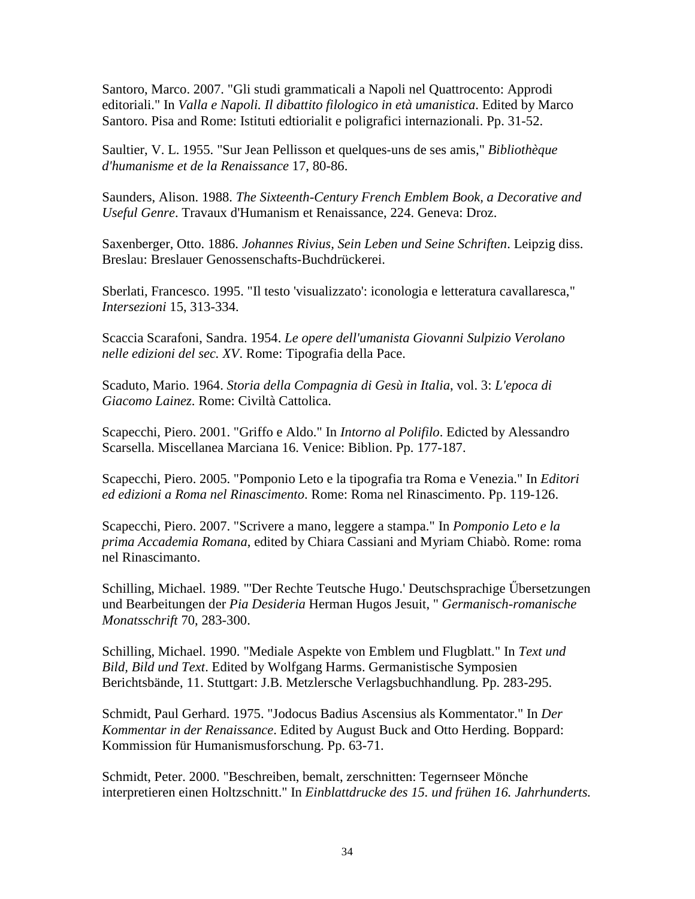Santoro, Marco. 2007. "Gli studi grammaticali a Napoli nel Quattrocento: Approdi editoriali." In *Valla e Napoli. Il dibattito filologico in età umanistica*. Edited by Marco Santoro. Pisa and Rome: Istituti edtiorialit e poligrafici internazionali. Pp. 31-52.

Saultier, V. L. 1955. "Sur Jean Pellisson et quelques-uns de ses amis," *Bibliothèque d'humanisme et de la Renaissance* 17, 80-86.

Saunders, Alison. 1988. *The Sixteenth-Century French Emblem Book, a Decorative and Useful Genre*. Travaux d'Humanism et Renaissance, 224. Geneva: Droz.

Saxenberger, Otto. 1886. *Johannes Rivius, Sein Leben und Seine Schriften*. Leipzig diss. Breslau: Breslauer Genossenschafts-Buchdrückerei.

Sberlati, Francesco. 1995. "Il testo 'visualizzato': iconologia e letteratura cavallaresca," *Intersezioni* 15, 313-334.

Scaccia Scarafoni, Sandra. 1954. *Le opere dell'umanista Giovanni Sulpizio Verolano nelle edizioni del sec. XV*. Rome: Tipografia della Pace.

Scaduto, Mario. 1964. *Storia della Compagnia di Gesù in Italia*, vol. 3: *L'epoca di Giacomo Lainez*. Rome: Civiltà Cattolica.

Scapecchi, Piero. 2001. "Griffo e Aldo." In *Intorno al Polifilo*. Edicted by Alessandro Scarsella. Miscellanea Marciana 16. Venice: Biblion. Pp. 177-187.

Scapecchi, Piero. 2005. "Pomponio Leto e la tipografia tra Roma e Venezia." In *Editori ed edizioni a Roma nel Rinascimento*. Rome: Roma nel Rinascimento. Pp. 119-126.

Scapecchi, Piero. 2007. "Scrivere a mano, leggere a stampa." In *Pomponio Leto e la prima Accademia Romana*, edited by Chiara Cassiani and Myriam Chiabò. Rome: roma nel Rinascimanto.

Schilling, Michael. 1989. "'Der Rechte Teutsche Hugo.' Deutschsprachige Űbersetzungen und Bearbeitungen der *Pia Desideria* Herman Hugos Jesuit, " *Germanisch-romanische Monatsschrift* 70, 283-300.

Schilling, Michael. 1990. "Mediale Aspekte von Emblem und Flugblatt." In *Text und Bild, Bild und Text*. Edited by Wolfgang Harms. Germanistische Symposien Berichtsbände, 11. Stuttgart: J.B. Metzlersche Verlagsbuchhandlung. Pp. 283-295.

Schmidt, Paul Gerhard. 1975. "Jodocus Badius Ascensius als Kommentator." In *Der Kommentar in der Renaissance*. Edited by August Buck and Otto Herding. Boppard: Kommission für Humanismusforschung. Pp. 63-71.

Schmidt, Peter. 2000. "Beschreiben, bemalt, zerschnitten: Tegernseer Mönche interpretieren einen Holtzschnitt." In *Einblattdrucke des 15. und frühen 16. Jahrhunderts.*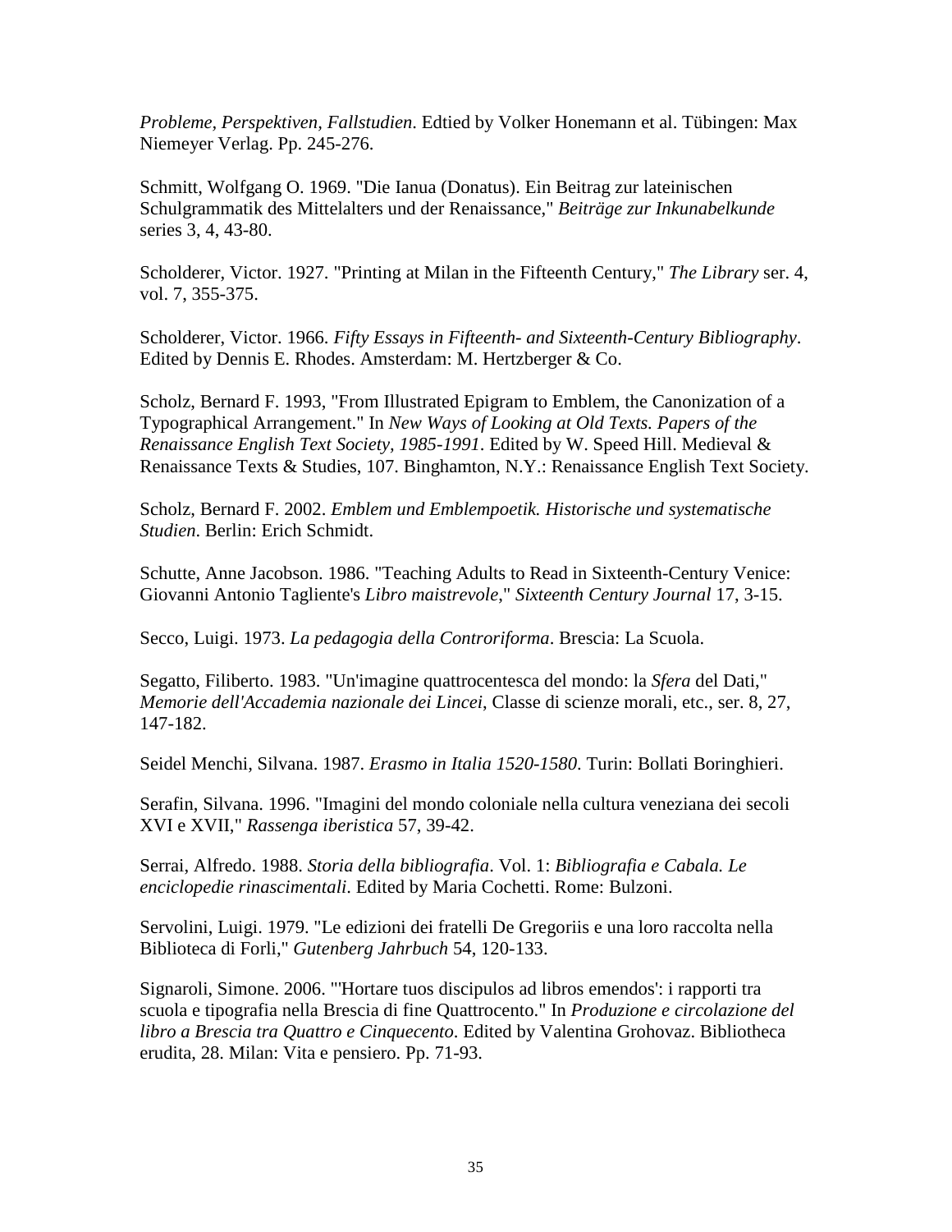*Probleme, Perspektiven, Fallstudien*. Edtied by Volker Honemann et al. Tübingen: Max Niemeyer Verlag. Pp. 245-276.

Schmitt, Wolfgang O. 1969. "Die Ianua (Donatus). Ein Beitrag zur lateinischen Schulgrammatik des Mittelalters und der Renaissance," *Beiträge zur Inkunabelkunde* series 3, 4, 43-80.

Scholderer, Victor. 1927. "Printing at Milan in the Fifteenth Century," *The Library* ser. 4, vol. 7, 355-375.

Scholderer, Victor. 1966. *Fifty Essays in Fifteenth- and Sixteenth-Century Bibliography*. Edited by Dennis E. Rhodes. Amsterdam: M. Hertzberger & Co.

Scholz, Bernard F. 1993, "From Illustrated Epigram to Emblem, the Canonization of a Typographical Arrangement." In *New Ways of Looking at Old Texts. Papers of the Renaissance English Text Society, 1985-1991*. Edited by W. Speed Hill. Medieval & Renaissance Texts & Studies, 107. Binghamton, N.Y.: Renaissance English Text Society.

Scholz, Bernard F. 2002. *Emblem und Emblempoetik. Historische und systematische Studien*. Berlin: Erich Schmidt.

Schutte, Anne Jacobson. 1986. "Teaching Adults to Read in Sixteenth-Century Venice: Giovanni Antonio Tagliente's *Libro maistrevole*," *Sixteenth Century Journal* 17, 3-15.

Secco, Luigi. 1973. *La pedagogia della Controriforma*. Brescia: La Scuola.

Segatto, Filiberto. 1983. "Un'imagine quattrocentesca del mondo: la *Sfera* del Dati," *Memorie dell'Accademia nazionale dei Lincei*, Classe di scienze morali, etc., ser. 8, 27, 147-182.

Seidel Menchi, Silvana. 1987. *Erasmo in Italia 1520-1580*. Turin: Bollati Boringhieri.

Serafin, Silvana. 1996. "Imagini del mondo coloniale nella cultura veneziana dei secoli XVI e XVII," *Rassenga iberistica* 57, 39-42.

Serrai, Alfredo. 1988. *Storia della bibliografia*. Vol. 1: *Bibliografia e Cabala. Le enciclopedie rinascimentali*. Edited by Maria Cochetti. Rome: Bulzoni.

Servolini, Luigi. 1979. "Le edizioni dei fratelli De Gregoriis e una loro raccolta nella Biblioteca di Forli," *Gutenberg Jahrbuch* 54, 120-133.

Signaroli, Simone. 2006. "'Hortare tuos discipulos ad libros emendos': i rapporti tra scuola e tipografia nella Brescia di fine Quattrocento." In *Produzione e circolazione del libro a Brescia tra Quattro e Cinquecento*. Edited by Valentina Grohovaz. Bibliotheca erudita, 28. Milan: Vita e pensiero. Pp. 71-93.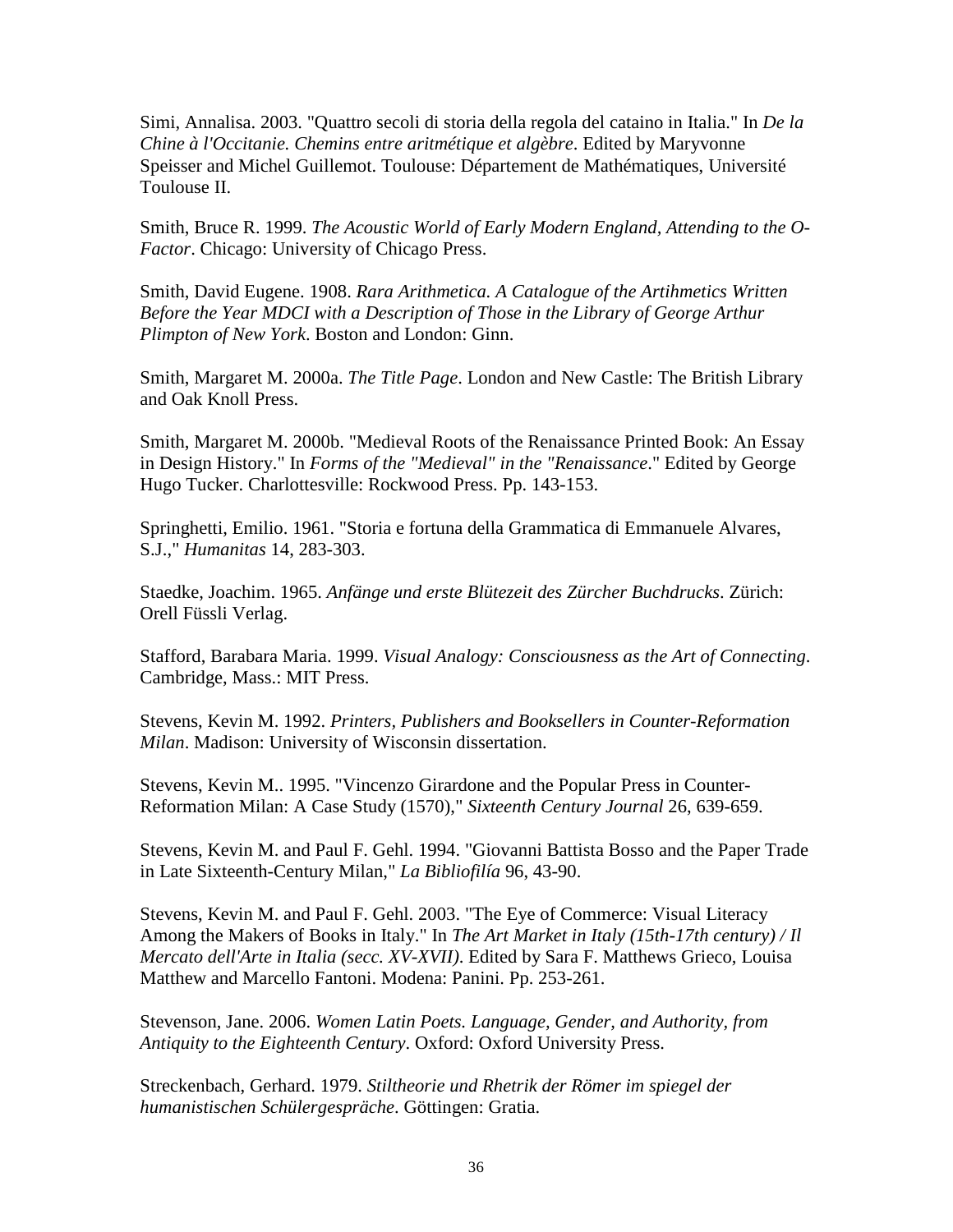Simi, Annalisa. 2003. "Quattro secoli di storia della regola del cataino in Italia." In *De la Chine à l'Occitanie. Chemins entre aritmétique et algèbre*. Edited by Maryvonne Speisser and Michel Guillemot. Toulouse: Département de Mathématiques, Université Toulouse II.

Smith, Bruce R. 1999. *The Acoustic World of Early Modern England, Attending to the O-Factor*. Chicago: University of Chicago Press.

Smith, David Eugene. 1908. *Rara Arithmetica. A Catalogue of the Artihmetics Written Before the Year MDCI with a Description of Those in the Library of George Arthur Plimpton of New York*. Boston and London: Ginn.

Smith, Margaret M. 2000a. *The Title Page*. London and New Castle: The British Library and Oak Knoll Press.

Smith, Margaret M. 2000b. "Medieval Roots of the Renaissance Printed Book: An Essay in Design History." In *Forms of the "Medieval" in the "Renaissance*." Edited by George Hugo Tucker. Charlottesville: Rockwood Press. Pp. 143-153.

Springhetti, Emilio. 1961. "Storia e fortuna della Grammatica di Emmanuele Alvares, S.J.," *Humanitas* 14, 283-303.

Staedke, Joachim. 1965. *Anfänge und erste Blütezeit des Zürcher Buchdrucks*. Zürich: Orell Füssli Verlag.

Stafford, Barabara Maria. 1999. *Visual Analogy: Consciousness as the Art of Connecting*. Cambridge, Mass.: MIT Press.

Stevens, Kevin M. 1992. *Printers, Publishers and Booksellers in Counter-Reformation Milan*. Madison: University of Wisconsin dissertation.

Stevens, Kevin M.. 1995. "Vincenzo Girardone and the Popular Press in Counter-Reformation Milan: A Case Study (1570)," *Sixteenth Century Journal* 26, 639-659.

Stevens, Kevin M. and Paul F. Gehl. 1994. "Giovanni Battista Bosso and the Paper Trade in Late Sixteenth-Century Milan," *La Bibliofilía* 96, 43-90.

Stevens, Kevin M. and Paul F. Gehl. 2003. "The Eye of Commerce: Visual Literacy Among the Makers of Books in Italy." In *The Art Market in Italy (15th-17th century) / Il Mercato dell'Arte in Italia (secc. XV-XVII)*. Edited by Sara F. Matthews Grieco, Louisa Matthew and Marcello Fantoni. Modena: Panini. Pp. 253-261.

Stevenson, Jane. 2006. *Women Latin Poets. Language, Gender, and Authority, from Antiquity to the Eighteenth Century*. Oxford: Oxford University Press.

Streckenbach, Gerhard. 1979. *Stiltheorie und Rhetrik der Römer im spiegel der humanistischen Schülergespräche*. Göttingen: Gratia.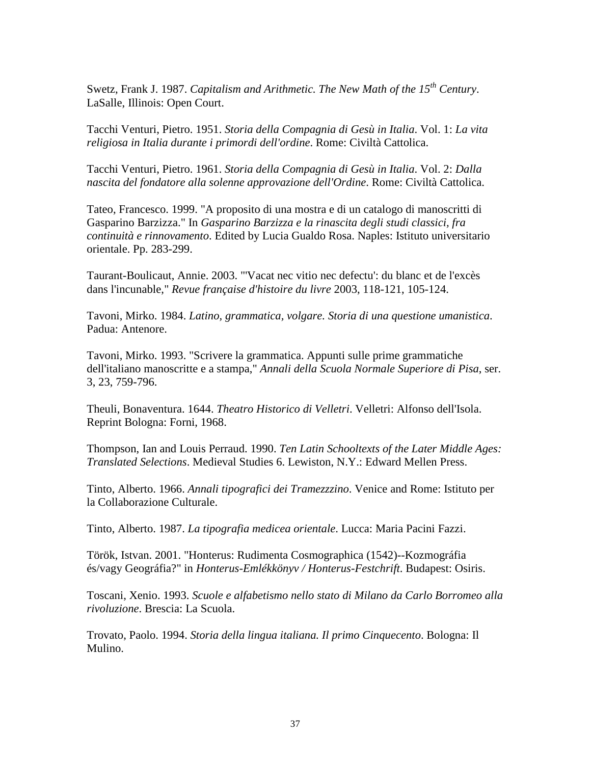Swetz, Frank J. 1987. *Capitalism and Arithmetic. The New Math of the 15th Century*. LaSalle, Illinois: Open Court.

Tacchi Venturi, Pietro. 1951. *Storia della Compagnia di Gesù in Italia*. Vol. 1: *La vita religiosa in Italia durante i primordi dell'ordine*. Rome: Civiltà Cattolica.

Tacchi Venturi, Pietro. 1961. *Storia della Compagnia di Gesù in Italia*. Vol. 2: *Dalla nascita del fondatore alla solenne approvazione dell'Ordine*. Rome: Civiltà Cattolica.

Tateo, Francesco. 1999. "A proposito di una mostra e di un catalogo di manoscritti di Gasparino Barzizza." In *Gasparino Barzizza e la rinascita degli studi classici, fra continuità e rinnovamento*. Edited by Lucia Gualdo Rosa. Naples: Istituto universitario orientale. Pp. 283-299.

Taurant-Boulicaut, Annie. 2003. "'Vacat nec vitio nec defectu': du blanc et de l'excès dans l'incunable," *Revue française d'histoire du livre* 2003, 118-121, 105-124.

Tavoni, Mirko. 1984. *Latino, grammatica, volgare. Storia di una questione umanistica*. Padua: Antenore.

Tavoni, Mirko. 1993. "Scrivere la grammatica. Appunti sulle prime grammatiche dell'italiano manoscritte e a stampa," *Annali della Scuola Normale Superiore di Pisa*, ser. 3, 23, 759-796.

Theuli, Bonaventura. 1644. *Theatro Historico di Velletri*. Velletri: Alfonso dell'Isola. Reprint Bologna: Forni, 1968.

Thompson, Ian and Louis Perraud. 1990. *Ten Latin Schooltexts of the Later Middle Ages: Translated Selections*. Medieval Studies 6. Lewiston, N.Y.: Edward Mellen Press.

Tinto, Alberto. 1966. *Annali tipografici dei Tramezzzino*. Venice and Rome: Istituto per la Collaborazione Culturale.

Tinto, Alberto. 1987. *La tipografia medicea orientale*. Lucca: Maria Pacini Fazzi.

Török, Istvan. 2001. "Honterus: Rudimenta Cosmographica (1542)--Kozmográfia és/vagy Geográfia?" in *Honterus-Emlékkönyv / Honterus-Festchrift*. Budapest: Osiris.

Toscani, Xenio. 1993. *Scuole e alfabetismo nello stato di Milano da Carlo Borromeo alla rivoluzione*. Brescia: La Scuola.

Trovato, Paolo. 1994. *Storia della lingua italiana. Il primo Cinquecento*. Bologna: Il Mulino.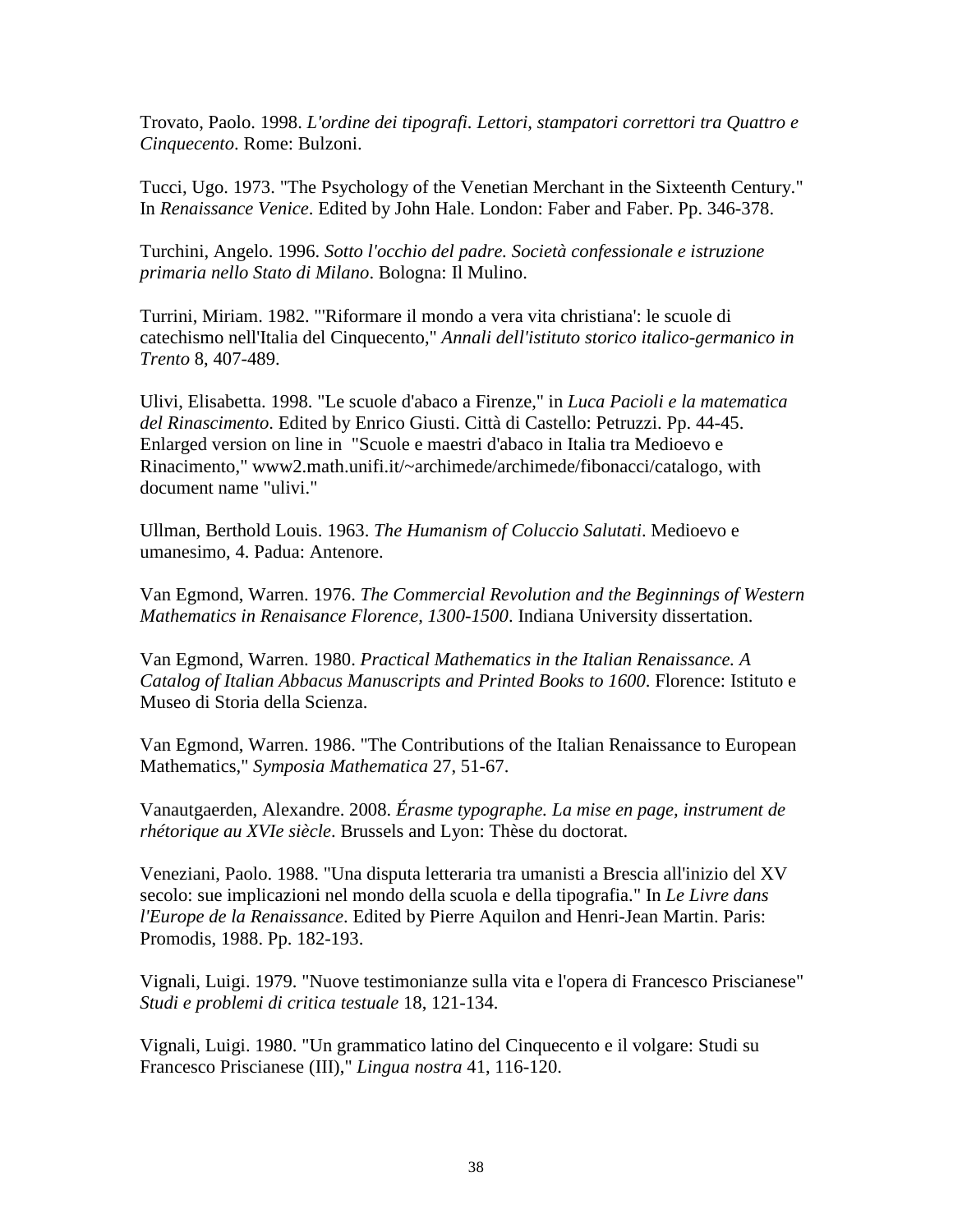Trovato, Paolo. 1998. *L'ordine dei tipografi. Lettori, stampatori correttori tra Quattro e Cinquecento*. Rome: Bulzoni.

Tucci, Ugo. 1973. "The Psychology of the Venetian Merchant in the Sixteenth Century." In *Renaissance Venice*. Edited by John Hale. London: Faber and Faber. Pp. 346-378.

Turchini, Angelo. 1996. *Sotto l'occhio del padre. Società confessionale e istruzione primaria nello Stato di Milano*. Bologna: Il Mulino.

Turrini, Miriam. 1982. "'Riformare il mondo a vera vita christiana': le scuole di catechismo nell'Italia del Cinquecento," *Annali dell'istituto storico italico-germanico in Trento* 8, 407-489.

Ulivi, Elisabetta. 1998. "Le scuole d'abaco a Firenze," in *Luca Pacioli e la matematica del Rinascimento*. Edited by Enrico Giusti. Città di Castello: Petruzzi. Pp. 44-45. Enlarged version on line in "Scuole e maestri d'abaco in Italia tra Medioevo e Rinacimento," www2.math.unifi.it/~archimede/archimede/fibonacci/catalogo, with document name "ulivi."

Ullman, Berthold Louis. 1963. *The Humanism of Coluccio Salutati*. Medioevo e umanesimo, 4. Padua: Antenore.

Van Egmond, Warren. 1976. *The Commercial Revolution and the Beginnings of Western Mathematics in Renaisance Florence, 1300-1500*. Indiana University dissertation.

Van Egmond, Warren. 1980. *Practical Mathematics in the Italian Renaissance. A Catalog of Italian Abbacus Manuscripts and Printed Books to 1600*. Florence: Istituto e Museo di Storia della Scienza.

Van Egmond, Warren. 1986. "The Contributions of the Italian Renaissance to European Mathematics," *Symposia Mathematica* 27, 51-67.

Vanautgaerden, Alexandre. 2008. *Érasme typographe. La mise en page, instrument de rhétorique au XVIe siècle*. Brussels and Lyon: Thèse du doctorat.

Veneziani, Paolo. 1988. "Una disputa letteraria tra umanisti a Brescia all'inizio del XV secolo: sue implicazioni nel mondo della scuola e della tipografia." In *Le Livre dans l'Europe de la Renaissance*. Edited by Pierre Aquilon and Henri-Jean Martin. Paris: Promodis, 1988. Pp. 182-193.

Vignali, Luigi. 1979. "Nuove testimonianze sulla vita e l'opera di Francesco Priscianese" *Studi e problemi di critica testuale* 18, 121-134.

Vignali, Luigi. 1980. "Un grammatico latino del Cinquecento e il volgare: Studi su Francesco Priscianese (III)," *Lingua nostra* 41, 116-120.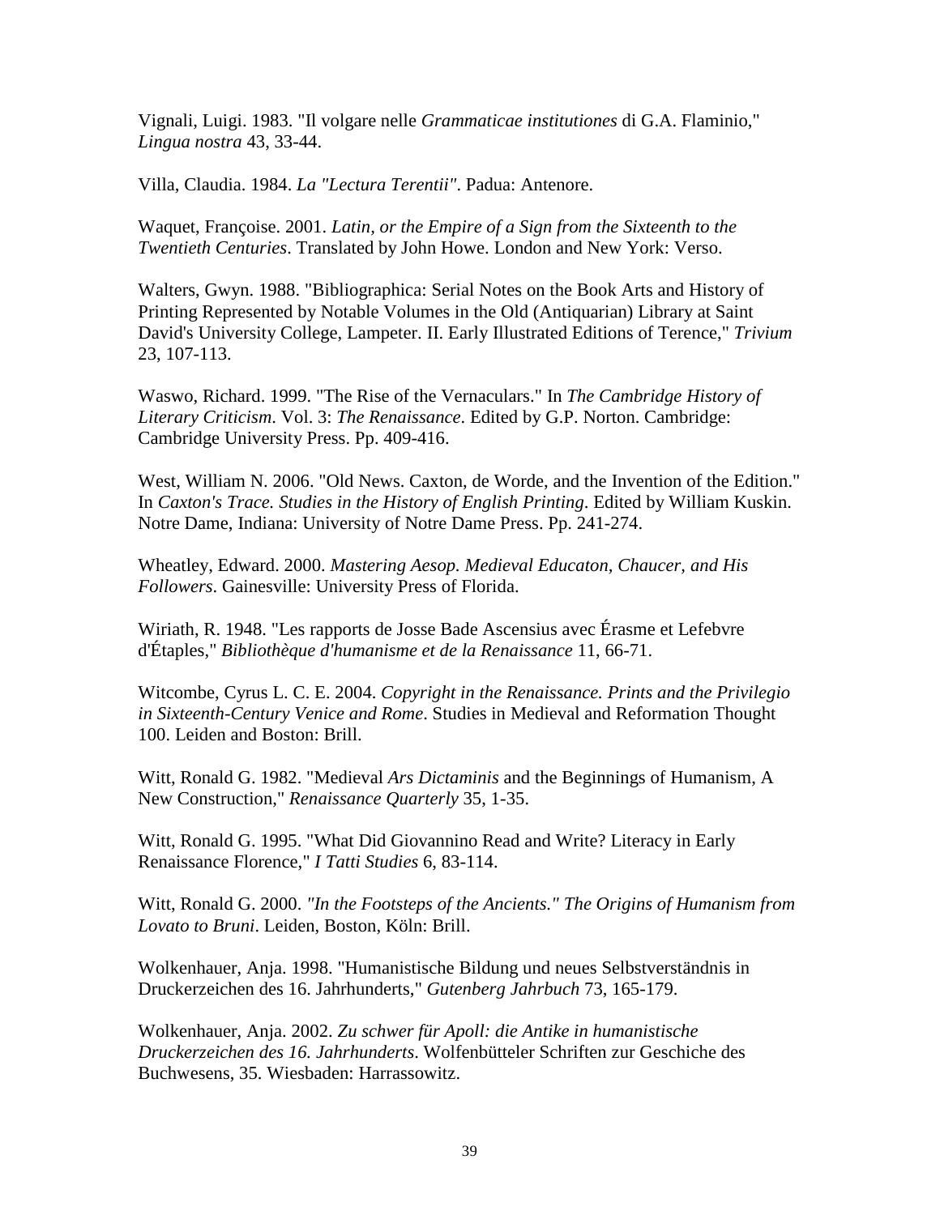Vignali, Luigi. 1983. "Il volgare nelle *Grammaticae institutiones* di G.A. Flaminio," *Lingua nostra* 43, 33-44.

Villa, Claudia. 1984. *La "Lectura Terentii"*. Padua: Antenore.

Waquet, Françoise. 2001. *Latin, or the Empire of a Sign from the Sixteenth to the Twentieth Centuries*. Translated by John Howe. London and New York: Verso.

Walters, Gwyn. 1988. "Bibliographica: Serial Notes on the Book Arts and History of Printing Represented by Notable Volumes in the Old (Antiquarian) Library at Saint David's University College, Lampeter. II. Early Illustrated Editions of Terence," *Trivium* 23, 107-113.

Waswo, Richard. 1999. "The Rise of the Vernaculars." In *The Cambridge History of Literary Criticism*. Vol. 3: *The Renaissance*. Edited by G.P. Norton. Cambridge: Cambridge University Press. Pp. 409-416.

West, William N. 2006. "Old News. Caxton, de Worde, and the Invention of the Edition." In *Caxton's Trace. Studies in the History of English Printing*. Edited by William Kuskin. Notre Dame, Indiana: University of Notre Dame Press. Pp. 241-274.

Wheatley, Edward. 2000. *Mastering Aesop. Medieval Educaton, Chaucer, and His Followers*. Gainesville: University Press of Florida.

Wiriath, R. 1948. "Les rapports de Josse Bade Ascensius avec Érasme et Lefebvre d'Étaples," *Bibliothèque d'humanisme et de la Renaissance* 11, 66-71.

Witcombe, Cyrus L. C. E. 2004. *Copyright in the Renaissance. Prints and the Privilegio in Sixteenth-Century Venice and Rome*. Studies in Medieval and Reformation Thought 100. Leiden and Boston: Brill.

Witt, Ronald G. 1982. "Medieval *Ars Dictaminis* and the Beginnings of Humanism, A New Construction," *Renaissance Quarterly* 35, 1-35.

Witt, Ronald G. 1995. "What Did Giovannino Read and Write? Literacy in Early Renaissance Florence," *I Tatti Studies* 6, 83-114.

Witt, Ronald G. 2000. *"In the Footsteps of the Ancients." The Origins of Humanism from Lovato to Bruni*. Leiden, Boston, Köln: Brill.

Wolkenhauer, Anja. 1998. "Humanistische Bildung und neues Selbstverständnis in Druckerzeichen des 16. Jahrhunderts," *Gutenberg Jahrbuch* 73, 165-179.

Wolkenhauer, Anja. 2002. *Zu schwer für Apoll: die Antike in humanistische Druckerzeichen des 16. Jahrhunderts*. Wolfenbütteler Schriften zur Geschiche des Buchwesens, 35. Wiesbaden: Harrassowitz.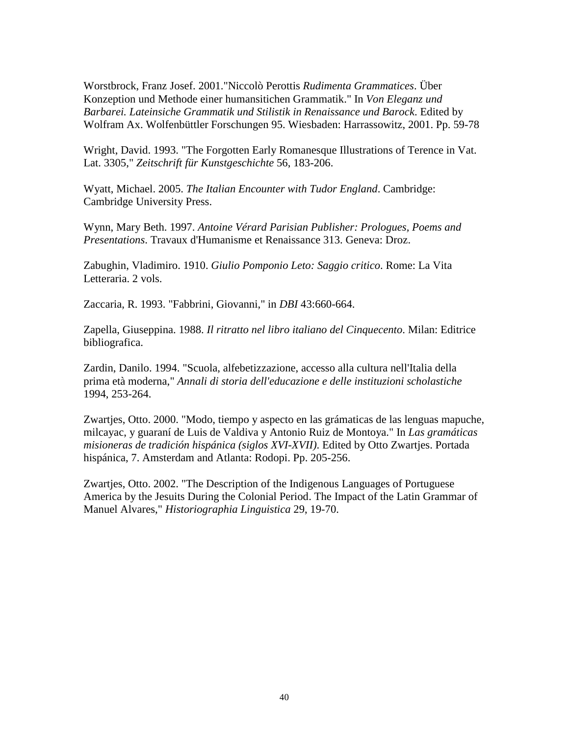Worstbrock, Franz Josef. 2001."Niccolò Perottis *Rudimenta Grammatices*. Über Konzeption und Methode einer humansitichen Grammatik." In *Von Eleganz und Barbarei. Lateinsiche Grammatik und Stilistik in Renaissance und Barock*. Edited by Wolfram Ax. Wolfenbüttler Forschungen 95. Wiesbaden: Harrassowitz, 2001. Pp. 59-78

Wright, David. 1993. "The Forgotten Early Romanesque Illustrations of Terence in Vat. Lat. 3305," *Zeitschrift für Kunstgeschichte* 56, 183-206.

Wyatt, Michael. 2005. *The Italian Encounter with Tudor England*. Cambridge: Cambridge University Press.

Wynn, Mary Beth. 1997. *Antoine Vérard Parisian Publisher: Prologues, Poems and Presentations*. Travaux d'Humanisme et Renaissance 313. Geneva: Droz.

Zabughin, Vladimiro. 1910. *Giulio Pomponio Leto: Saggio critico*. Rome: La Vita Letteraria. 2 vols.

Zaccaria, R. 1993. "Fabbrini, Giovanni," in *DBI* 43:660-664.

Zapella, Giuseppina. 1988. *Il ritratto nel libro italiano del Cinquecento*. Milan: Editrice bibliografica.

Zardin, Danilo. 1994. "Scuola, alfebetizzazione, accesso alla cultura nell'Italia della prima età moderna," *Annali di storia dell'educazione e delle instituzioni scholastiche* 1994, 253-264.

Zwartjes, Otto. 2000. "Modo, tiempo y aspecto en las grámaticas de las lenguas mapuche, milcayac, y guaraní de Luis de Valdiva y Antonio Ruiz de Montoya." In *Las gramáticas misioneras de tradición hispánica (siglos XVI-XVII)*. Edited by Otto Zwartjes. Portada hispánica, 7. Amsterdam and Atlanta: Rodopi. Pp. 205-256.

Zwartjes, Otto. 2002. "The Description of the Indigenous Languages of Portuguese America by the Jesuits During the Colonial Period. The Impact of the Latin Grammar of Manuel Alvares," *Historiographia Linguistica* 29, 19-70.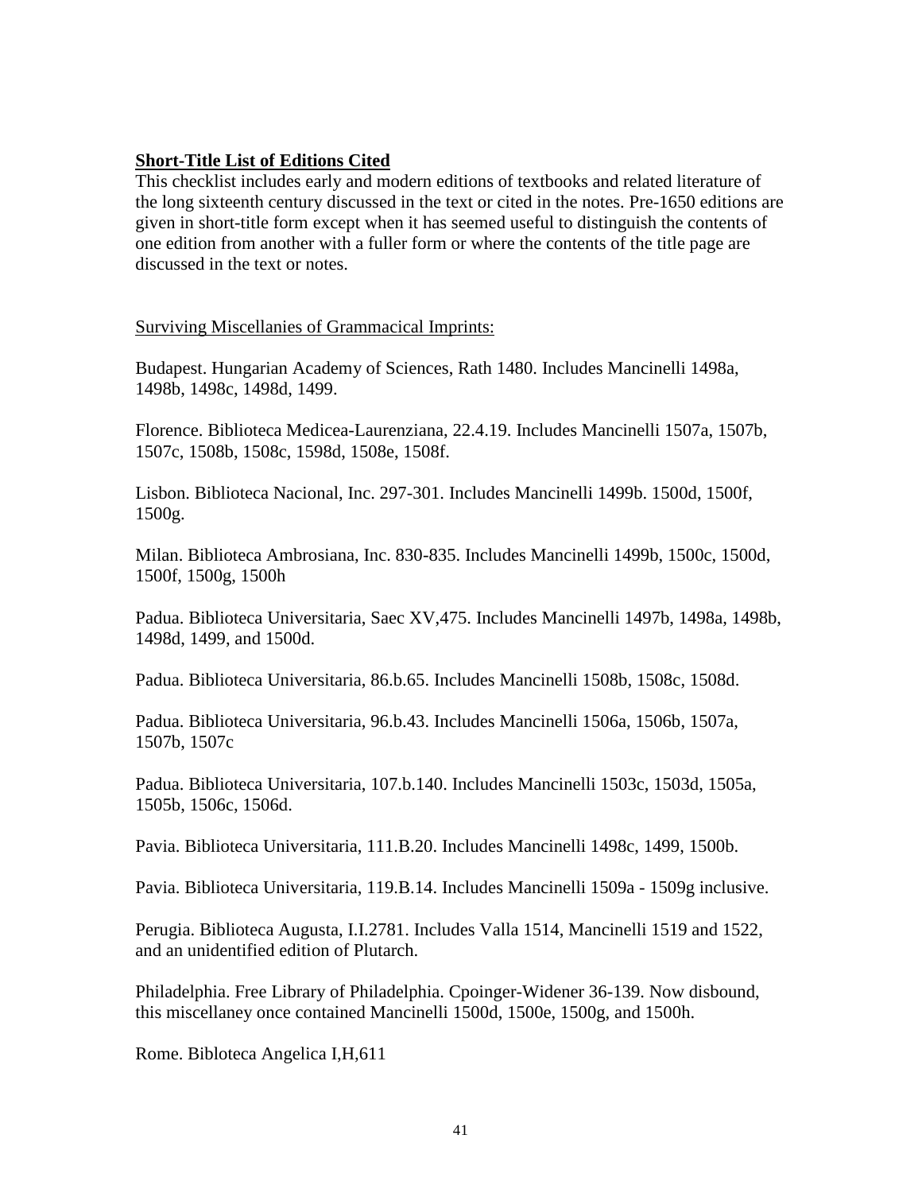**Short-Title List of Editions Cited**

This checklist includes early and modern editions of textbooks and related literature of the long sixteenth century discussed in the text or cited in the notes. Pre-1650 editions are given in short-title form except when it has seemed useful to distinguish the contents of one edition from another with a fuller form or where the contents of the title page are discussed in the text or notes.

Surviving Miscellanies of Grammacical Imprints:

Budapest. Hungarian Academy of Sciences, Rath 1480. Includes Mancinelli 1498a, 1498b, 1498c, 1498d, 1499.

Florence. Biblioteca Medicea-Laurenziana, 22.4.19. Includes Mancinelli 1507a, 1507b, 1507c, 1508b, 1508c, 1598d, 1508e, 1508f.

Lisbon. Biblioteca Nacional, Inc. 297-301. Includes Mancinelli 1499b. 1500d, 1500f, 1500g.

Milan. Biblioteca Ambrosiana, Inc. 830-835. Includes Mancinelli 1499b, 1500c, 1500d, 1500f, 1500g, 1500h

Padua. Biblioteca Universitaria, Saec XV,475. Includes Mancinelli 1497b, 1498a, 1498b, 1498d, 1499, and 1500d.

Padua. Biblioteca Universitaria, 86.b.65. Includes Mancinelli 1508b, 1508c, 1508d.

Padua. Biblioteca Universitaria, 96.b.43. Includes Mancinelli 1506a, 1506b, 1507a, 1507b, 1507c

Padua. Biblioteca Universitaria, 107.b.140. Includes Mancinelli 1503c, 1503d, 1505a, 1505b, 1506c, 1506d.

Pavia. Biblioteca Universitaria, 111.B.20. Includes Mancinelli 1498c, 1499, 1500b.

Pavia. Biblioteca Universitaria, 119.B.14. Includes Mancinelli 1509a - 1509g inclusive.

Perugia. Biblioteca Augusta, I.I.2781. Includes Valla 1514, Mancinelli 1519 and 1522, and an unidentified edition of Plutarch.

Philadelphia. Free Library of Philadelphia. Cpoinger-Widener 36-139. Now disbound, this miscellaney once contained Mancinelli 1500d, 1500e, 1500g, and 1500h.

Rome. Bibloteca Angelica I,H,611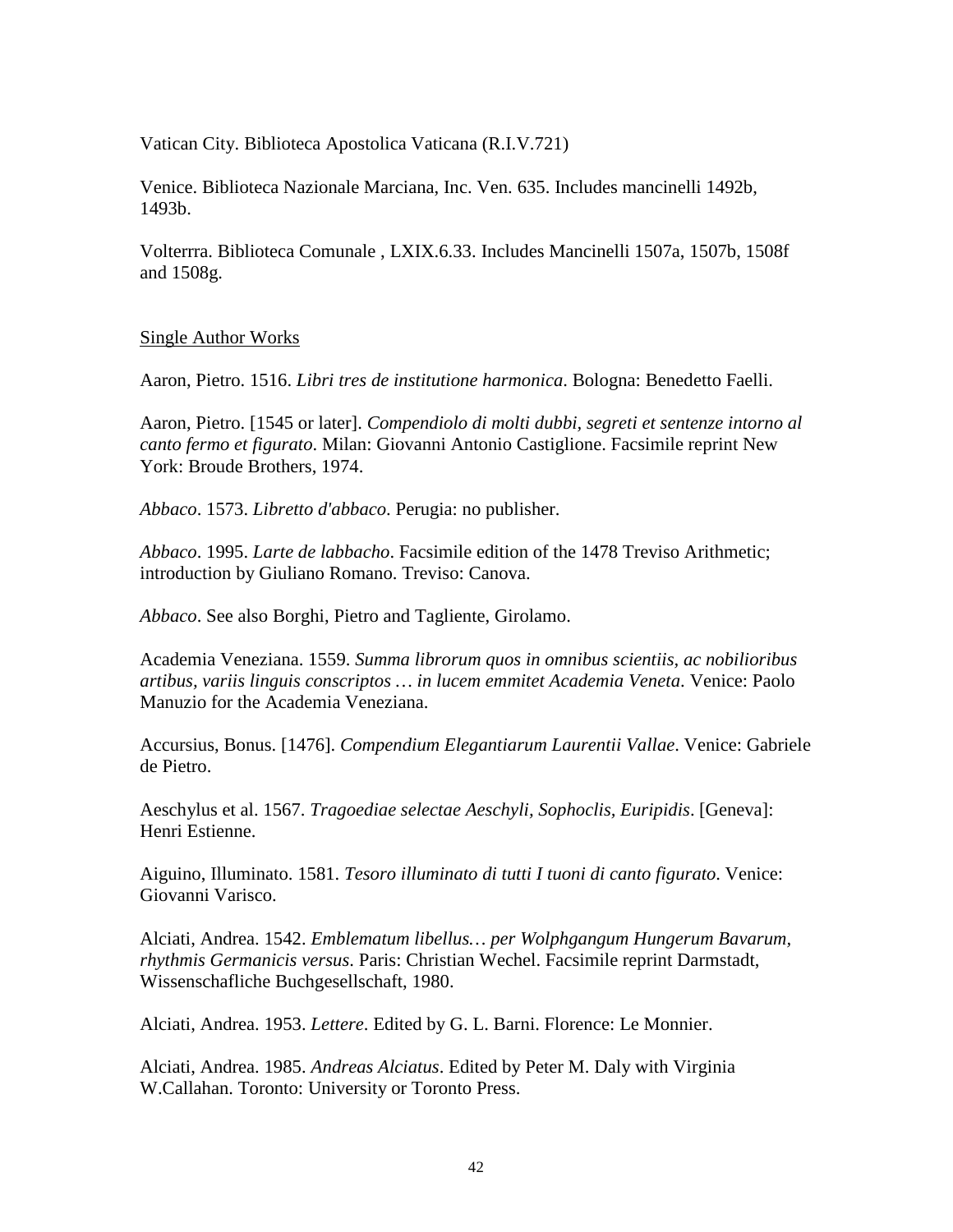Vatican City. Biblioteca Apostolica Vaticana (R.I.V.721)

Venice. Biblioteca Nazionale Marciana, Inc. Ven. 635. Includes mancinelli 1492b, 1493b.

Volterrra. Biblioteca Comunale , LXIX.6.33. Includes Mancinelli 1507a, 1507b, 1508f and 1508g.

<u>Single Author Works</u>

Aaron, Pietro. 1516. *Libri tres de institutione harmonica*. Bologna: Benedetto Faelli.

Aaron, Pietro. [1545 or later]. *Compendiolo di molti dubbi, segreti et sentenze intorno al canto fermo et figurato*. Milan: Giovanni Antonio Castiglione. Facsimile reprint New York: Broude Brothers, 1974.

*Abbaco*. 1573. *Libretto d'abbaco*. Perugia: no publisher.

*Abbaco*. 1995. *Larte de labbacho*. Facsimile edition of the 1478 Treviso Arithmetic; introduction by Giuliano Romano. Treviso: Canova.

*Abbaco*. See also Borghi, Pietro and Tagliente, Girolamo.

Academia Veneziana. 1559. *Summa librorum quos in omnibus scientiis, ac nobilioribus artibus, variis linguis conscriptos … in lucem emmitet Academia Veneta*. Venice: Paolo Manuzio for the Academia Veneziana.

Accursius, Bonus. [1476]. *Compendium Elegantiarum Laurentii Vallae*. Venice: Gabriele de Pietro.

Aeschylus et al. 1567. *Tragoediae selectae Aeschyli, Sophoclis, Euripidis*. [Geneva]: Henri Estienne.

Aiguino, Illuminato. 1581. *Tesoro illuminato di tutti I tuoni di canto figurato*. Venice: Giovanni Varisco.

Alciati, Andrea. 1542. *Emblematum libellus… per Wolphgangum Hungerum Bavarum, rhythmis Germanicis versus*. Paris: Christian Wechel. Facsimile reprint Darmstadt, Wissenschafliche Buchgesellschaft, 1980.

Alciati, Andrea. 1953. *Lettere*. Edited by G. L. Barni. Florence: Le Monnier.

Alciati, Andrea. 1985. *Andreas Alciatus*. Edited by Peter M. Daly with Virginia W.Callahan. Toronto: University or Toronto Press.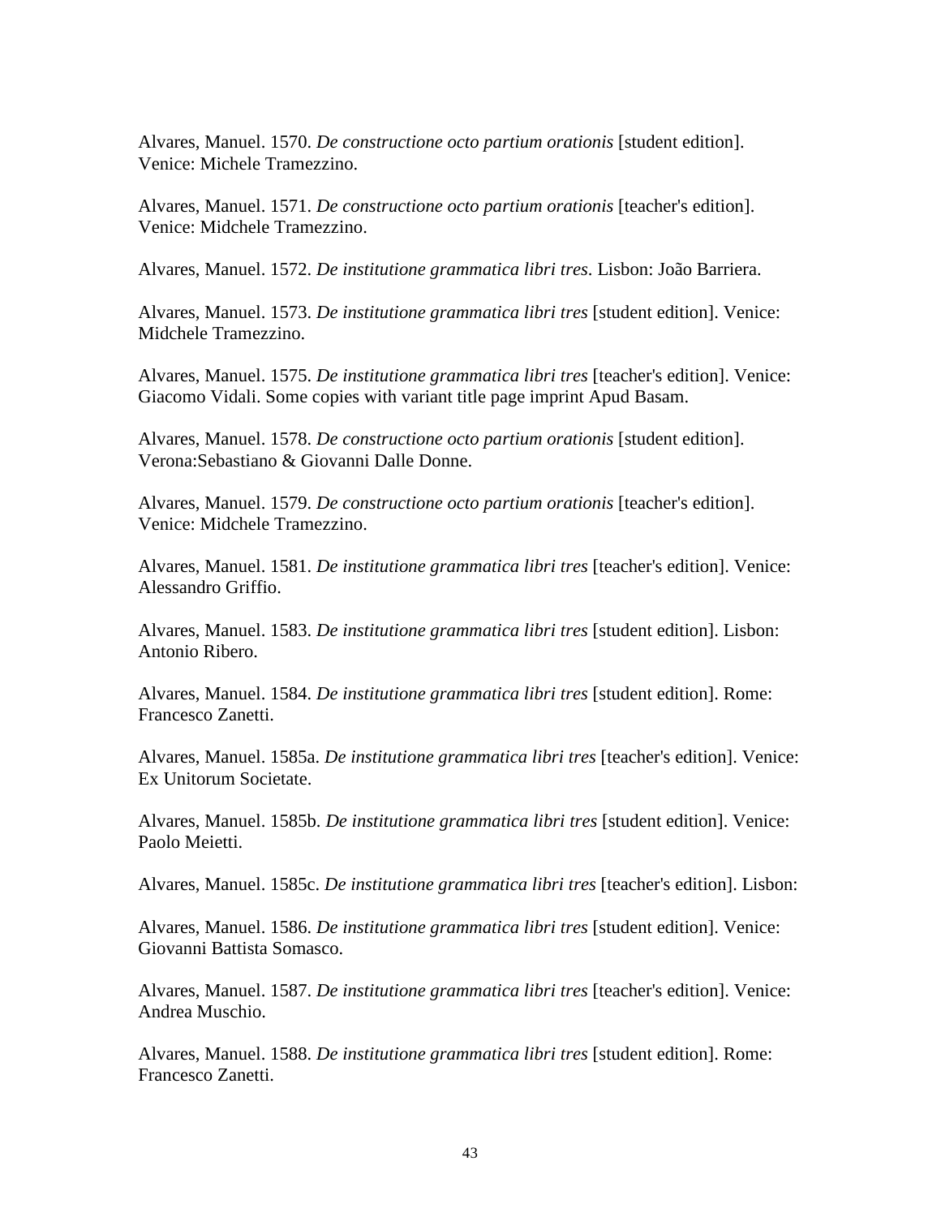Alvares, Manuel. 1570. *De constructione octo partium orationis* [student edition]. Venice: Michele Tramezzino.

Alvares, Manuel. 1571. *De constructione octo partium orationis* [teacher's edition]. Venice: Midchele Tramezzino.

Alvares, Manuel. 1572. *De institutione grammatica libri tres*. Lisbon: João Barriera.

Alvares, Manuel. 1573. *De institutione grammatica libri tres* [student edition]. Venice: Midchele Tramezzino.

Alvares, Manuel. 1575. *De institutione grammatica libri tres* [teacher's edition]. Venice: Giacomo Vidali. Some copies with variant title page imprint Apud Basam.

Alvares, Manuel. 1578. *De constructione octo partium orationis* [student edition]. Verona:Sebastiano & Giovanni Dalle Donne.

Alvares, Manuel. 1579. *De constructione octo partium orationis* [teacher's edition]. Venice: Midchele Tramezzino.

Alvares, Manuel. 1581. *De institutione grammatica libri tres* [teacher's edition]. Venice: Alessandro Griffio.

Alvares, Manuel. 1583. *De institutione grammatica libri tres* [student edition]. Lisbon: Antonio Ribero.

Alvares, Manuel. 1584. *De institutione grammatica libri tres* [student edition]. Rome: Francesco Zanetti.

Alvares, Manuel. 1585a. *De institutione grammatica libri tres* [teacher's edition]. Venice: Ex Unitorum Societate.

Alvares, Manuel. 1585b. *De institutione grammatica libri tres* [student edition]. Venice: Paolo Meietti.

Alvares, Manuel. 1585c. *De institutione grammatica libri tres* [teacher's edition]. Lisbon:

Alvares, Manuel. 1586. *De institutione grammatica libri tres* [student edition]. Venice: Giovanni Battista Somasco.

Alvares, Manuel. 1587. *De institutione grammatica libri tres* [teacher's edition]. Venice: Andrea Muschio.

Alvares, Manuel. 1588. *De institutione grammatica libri tres* [student edition]. Rome: Francesco Zanetti.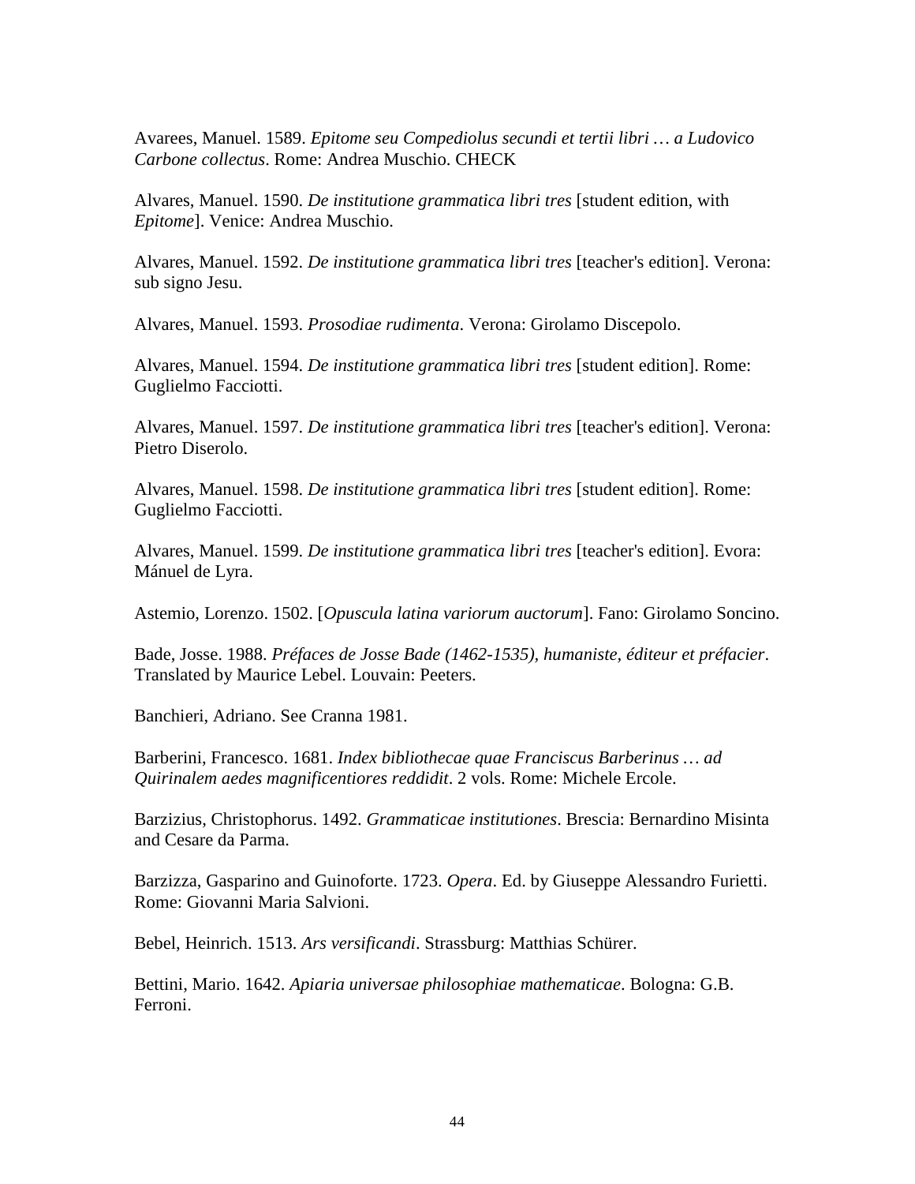Avarees, Manuel. 1589. *Epitome seu Compediolus secundi et tertii libri … a Ludovico Carbone collectus*. Rome: Andrea Muschio. CHECK

Alvares, Manuel. 1590. *De institutione grammatica libri tres* [student edition, with *Epitome*]. Venice: Andrea Muschio.

Alvares, Manuel. 1592. *De institutione grammatica libri tres* [teacher's edition]. Verona: sub signo Jesu.

Alvares, Manuel. 1593. *Prosodiae rudimenta*. Verona: Girolamo Discepolo.

Alvares, Manuel. 1594. *De institutione grammatica libri tres* [student edition]. Rome: Guglielmo Facciotti.

Alvares, Manuel. 1597. *De institutione grammatica libri tres* [teacher's edition]. Verona: Pietro Diserolo.

Alvares, Manuel. 1598. *De institutione grammatica libri tres* [student edition]. Rome: Guglielmo Facciotti.

Alvares, Manuel. 1599. *De institutione grammatica libri tres* [teacher's edition]. Evora: Mánuel de Lyra.

Astemio, Lorenzo. 1502. [*Opuscula latina variorum auctorum*]. Fano: Girolamo Soncino.

Bade, Josse. 1988. *Préfaces de Josse Bade (1462-1535), humaniste, éditeur et préfacier*. Translated by Maurice Lebel. Louvain: Peeters.

Banchieri, Adriano. See Cranna 1981.

Barberini, Francesco. 1681. *Index bibliothecae quae Franciscus Barberinus … ad Quirinalem aedes magnificentiores reddidit*. 2 vols. Rome: Michele Ercole.

Barzizius, Christophorus. 1492. *Grammaticae institutiones*. Brescia: Bernardino Misinta and Cesare da Parma.

Barzizza, Gasparino and Guinoforte. 1723. *Opera*. Ed. by Giuseppe Alessandro Furietti. Rome: Giovanni Maria Salvioni.

Bebel, Heinrich. 1513. *Ars versificandi*. Strassburg: Matthias Schürer.

Bettini, Mario. 1642. *Apiaria universae philosophiae mathematicae*. Bologna: G.B. Ferroni.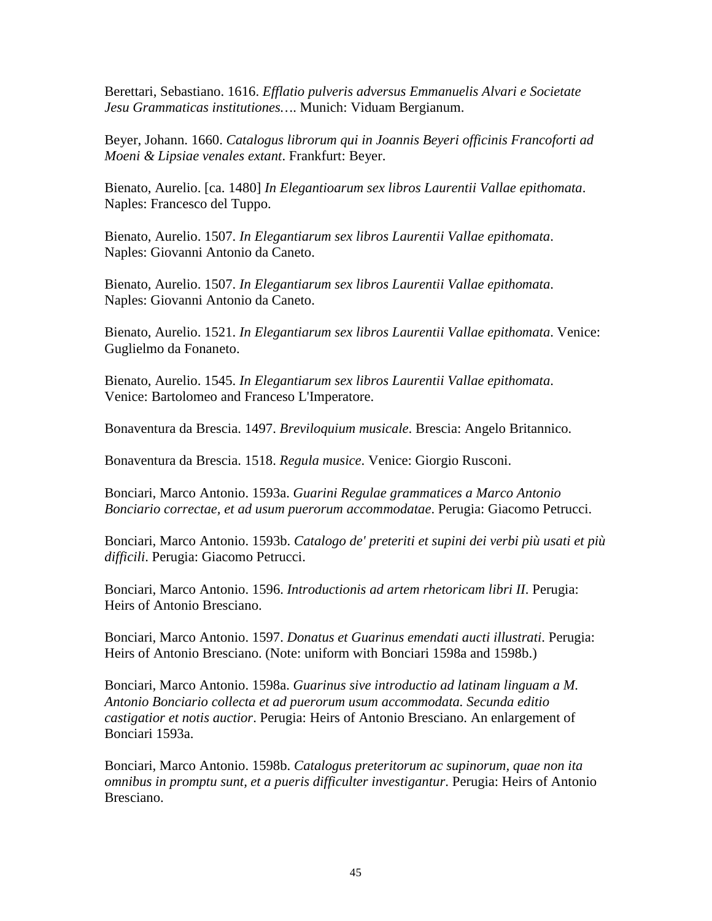Berettari, Sebastiano. 1616. *Efflatio pulveris adversus Emmanuelis Alvari e Societate Jesu Grammaticas institutiones…*. Munich: Viduam Bergianum.

Beyer, Johann. 1660. *Catalogus librorum qui in Joannis Beyeri officinis Francoforti ad Moeni & Lipsiae venales extant*. Frankfurt: Beyer.

Bienato, Aurelio. [ca. 1480] *In Elegantioarum sex libros Laurentii Vallae epithomata*. Naples: Francesco del Tuppo.

Bienato, Aurelio. 1507. *In Elegantiarum sex libros Laurentii Vallae epithomata*. Naples: Giovanni Antonio da Caneto.

Bienato, Aurelio. 1507. *In Elegantiarum sex libros Laurentii Vallae epithomata*. Naples: Giovanni Antonio da Caneto.

Bienato, Aurelio. 1521. *In Elegantiarum sex libros Laurentii Vallae epithomata*. Venice: Guglielmo da Fonaneto.

Bienato, Aurelio. 1545. *In Elegantiarum sex libros Laurentii Vallae epithomata*. Venice: Bartolomeo and Franceso L'Imperatore.

Bonaventura da Brescia. 1497. *Breviloquium musicale*. Brescia: Angelo Britannico.

Bonaventura da Brescia. 1518. *Regula musice*. Venice: Giorgio Rusconi.

Bonciari, Marco Antonio. 1593a. *Guarini Regulae grammatices a Marco Antonio Bonciario correctae, et ad usum puerorum accommodatae*. Perugia: Giacomo Petrucci.

Bonciari, Marco Antonio. 1593b. *Catalogo de' preteriti et supini dei verbi più usati et più difficili*. Perugia: Giacomo Petrucci.

Bonciari, Marco Antonio. 1596. *Introductionis ad artem rhetoricam libri II*. Perugia: Heirs of Antonio Bresciano.

Bonciari, Marco Antonio. 1597. *Donatus et Guarinus emendati aucti illustrati*. Perugia: Heirs of Antonio Bresciano. (Note: uniform with Bonciari 1598a and 1598b.)

Bonciari, Marco Antonio. 1598a. *Guarinus sive introductio ad latinam linguam a M. Antonio Bonciario collecta et ad puerorum usum accommodata. Secunda editio castigatior et notis auctior*. Perugia: Heirs of Antonio Bresciano. An enlargement of Bonciari 1593a.

Bonciari, Marco Antonio. 1598b. *Catalogus preteritorum ac supinorum, quae non ita omnibus in promptu sunt, et a pueris difficulter investigantur*. Perugia: Heirs of Antonio Bresciano.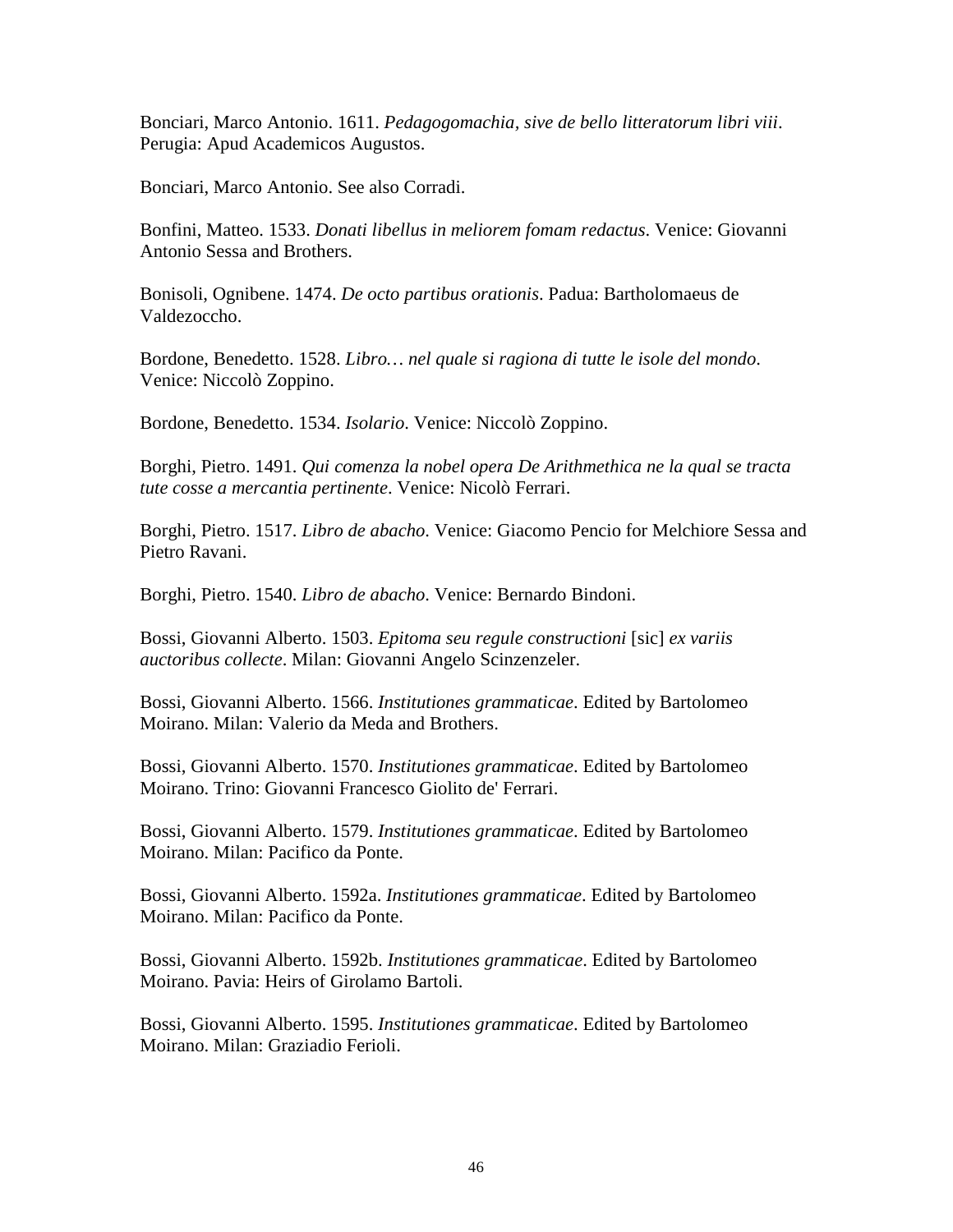Bonciari, Marco Antonio. 1611. *Pedagogomachia, sive de bello litteratorum libri viii*. Perugia: Apud Academicos Augustos.

Bonciari, Marco Antonio. See also Corradi.

Bonfini, Matteo. 1533. *Donati libellus in meliorem fomam redactus*. Venice: Giovanni Antonio Sessa and Brothers.

Bonisoli, Ognibene. 1474. *De octo partibus orationis*. Padua: Bartholomaeus de Valdezoccho.

Bordone, Benedetto. 1528. *Libro… nel quale si ragiona di tutte le isole del mondo*. Venice: Niccolò Zoppino.

Bordone, Benedetto. 1534. *Isolario*. Venice: Niccolò Zoppino.

Borghi, Pietro. 1491. *Qui comenza la nobel opera De Arithmethica ne la qual se tracta tute cosse a mercantia pertinente*. Venice: Nicolò Ferrari.

Borghi, Pietro. 1517. *Libro de abacho*. Venice: Giacomo Pencio for Melchiore Sessa and Pietro Ravani.

Borghi, Pietro. 1540. *Libro de abacho*. Venice: Bernardo Bindoni.

Bossi, Giovanni Alberto. 1503. *Epitoma seu regule constructioni* [sic] *ex variis auctoribus collecte*. Milan: Giovanni Angelo Scinzenzeler.

Bossi, Giovanni Alberto. 1566. *Institutiones grammaticae*. Edited by Bartolomeo Moirano. Milan: Valerio da Meda and Brothers.

Bossi, Giovanni Alberto. 1570. *Institutiones grammaticae*. Edited by Bartolomeo Moirano. Trino: Giovanni Francesco Giolito de' Ferrari.

Bossi, Giovanni Alberto. 1579. *Institutiones grammaticae*. Edited by Bartolomeo Moirano. Milan: Pacifico da Ponte.

Bossi, Giovanni Alberto. 1592a. *Institutiones grammaticae*. Edited by Bartolomeo Moirano. Milan: Pacifico da Ponte.

Bossi, Giovanni Alberto. 1592b. *Institutiones grammaticae*. Edited by Bartolomeo Moirano. Pavia: Heirs of Girolamo Bartoli.

Bossi, Giovanni Alberto. 1595. *Institutiones grammaticae*. Edited by Bartolomeo Moirano. Milan: Graziadio Ferioli.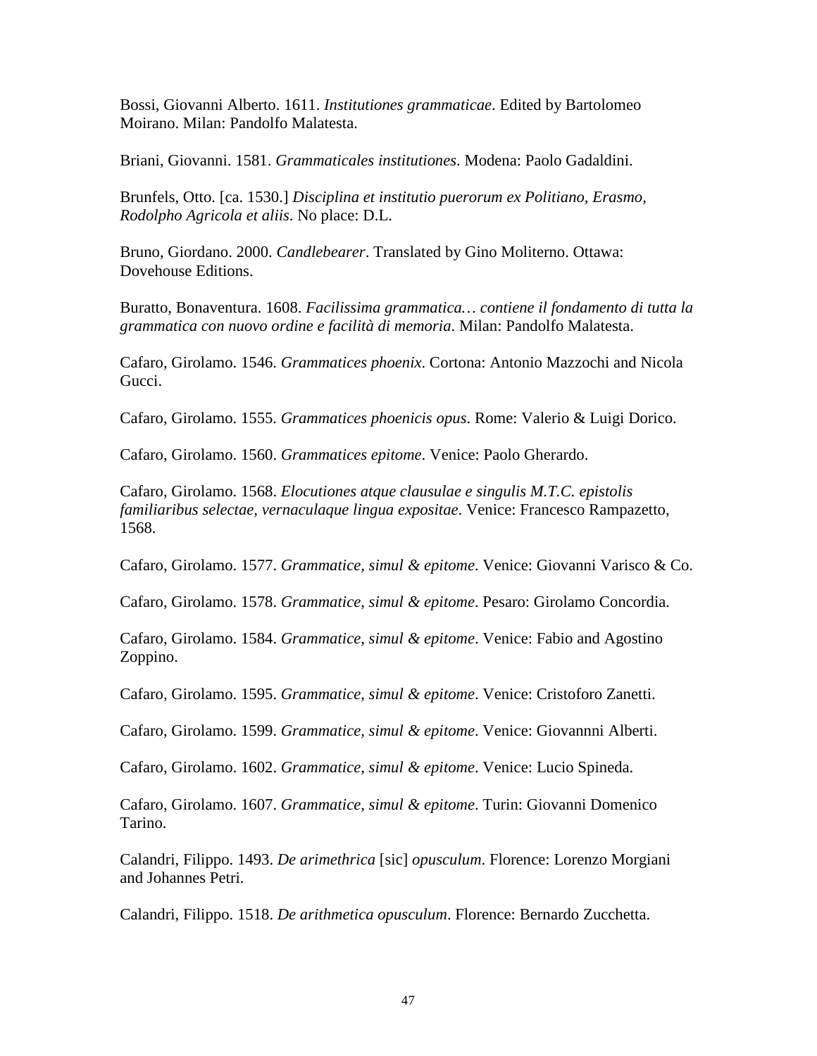Bossi, Giovanni Alberto. 1611. *Institutiones grammaticae*. Edited by Bartolomeo Moirano. Milan: Pandolfo Malatesta.

Briani, Giovanni. 1581. *Grammaticales institutiones*. Modena: Paolo Gadaldini.

Brunfels, Otto. [ca. 1530.] *Disciplina et institutio puerorum ex Politiano, Erasmo, Rodolpho Agricola et aliis*. No place: D.L.

Bruno, Giordano. 2000. *Candlebearer*. Translated by Gino Moliterno. Ottawa: Dovehouse Editions.

Buratto, Bonaventura. 1608. *Facilissima grammatica… contiene il fondamento di tutta la grammatica con nuovo ordine e facilità di memoria*. Milan: Pandolfo Malatesta.

Cafaro, Girolamo. 1546. *Grammatices phoenix*. Cortona: Antonio Mazzochi and Nicola Gucci.

Cafaro, Girolamo. 1555. *Grammatices phoenicis opus*. Rome: Valerio & Luigi Dorico.

Cafaro, Girolamo. 1560. *Grammatices epitome*. Venice: Paolo Gherardo.

Cafaro, Girolamo. 1568. *Elocutiones atque clausulae e singulis M.T.C. epistolis familiaribus selectae, vernaculaque lingua expositae*. Venice: Francesco Rampazetto, 1568.

Cafaro, Girolamo. 1577. *Grammatice, simul & epitome*. Venice: Giovanni Varisco & Co.

Cafaro, Girolamo. 1578. *Grammatice, simul & epitome*. Pesaro: Girolamo Concordia.

Cafaro, Girolamo. 1584. *Grammatice, simul & epitome*. Venice: Fabio and Agostino Zoppino.

Cafaro, Girolamo. 1595. *Grammatice, simul & epitome*. Venice: Cristoforo Zanetti.

Cafaro, Girolamo. 1599. *Grammatice, simul & epitome*. Venice: Giovannni Alberti.

Cafaro, Girolamo. 1602. *Grammatice, simul & epitome*. Venice: Lucio Spineda.

Cafaro, Girolamo. 1607. *Grammatice, simul & epitome*. Turin: Giovanni Domenico Tarino.

Calandri, Filippo. 1493. *De arimethrica* [sic] *opusculum*. Florence: Lorenzo Morgiani and Johannes Petri.

Calandri, Filippo. 1518. *De arithmetica opusculum*. Florence: Bernardo Zucchetta.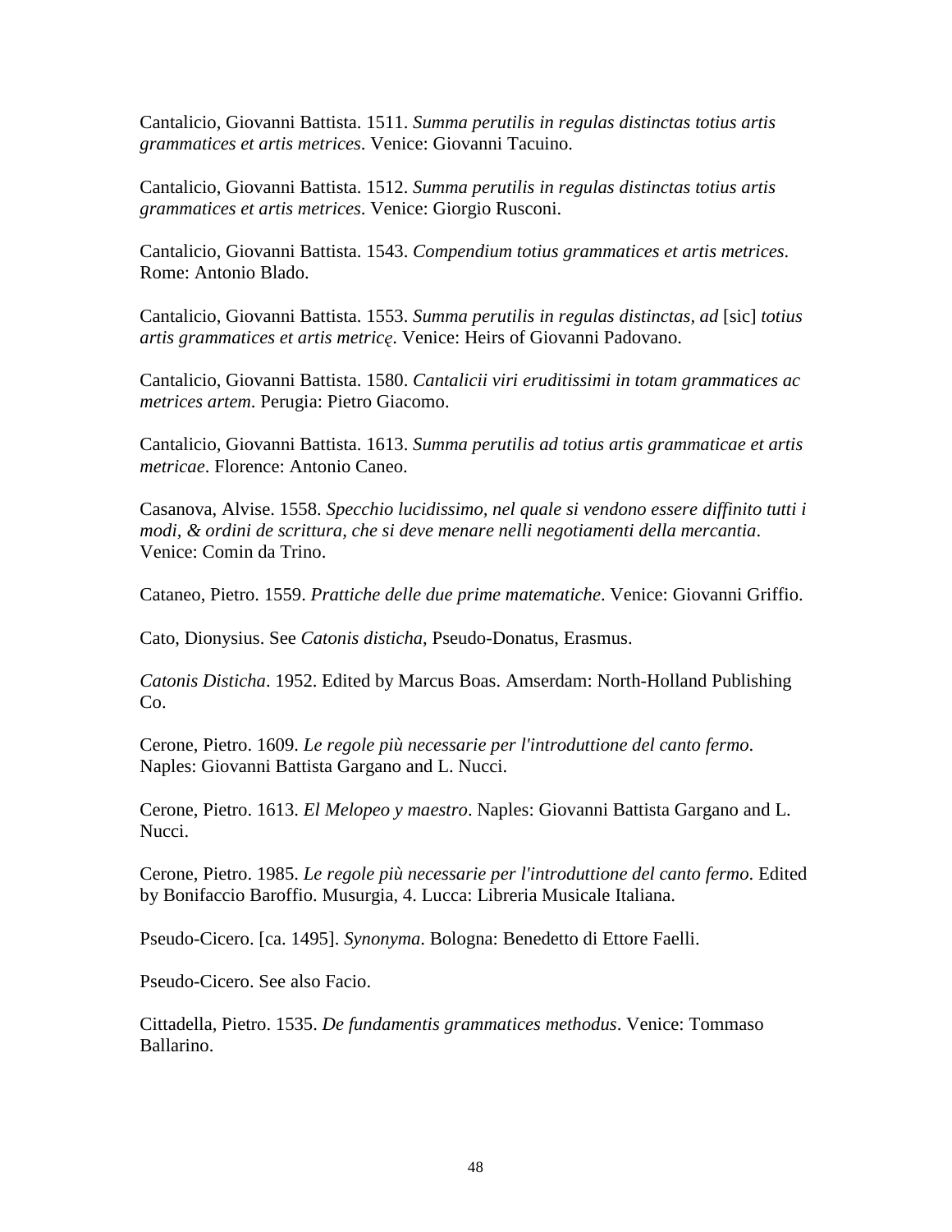Cantalicio, Giovanni Battista. 1511. *Summa perutilis in regulas distinctas totius artis grammatices et artis metrices*. Venice: Giovanni Tacuino.

Cantalicio, Giovanni Battista. 1512. *Summa perutilis in regulas distinctas totius artis grammatices et artis metrices*. Venice: Giorgio Rusconi.

Cantalicio, Giovanni Battista. 1543. *Compendium totius grammatices et artis metrices*. Rome: Antonio Blado.

Cantalicio, Giovanni Battista. 1553. *Summa perutilis in regulas distinctas, ad* [sic] *totius artis grammatices et artis metricę*. Venice: Heirs of Giovanni Padovano.

Cantalicio, Giovanni Battista. 1580. *Cantalicii viri eruditissimi in totam grammatices ac metrices artem*. Perugia: Pietro Giacomo.

Cantalicio, Giovanni Battista. 1613. *Summa perutilis ad totius artis grammaticae et artis metricae*. Florence: Antonio Caneo.

Casanova, Alvise. 1558. *Specchio lucidissimo, nel quale si vendono essere diffinito tutti i modi, & ordini de scrittura, che si deve menare nelli negotiamenti della mercantia*. Venice: Comin da Trino.

Cataneo, Pietro. 1559. *Prattiche delle due prime matematiche*. Venice: Giovanni Griffio.

Cato, Dionysius. See *Catonis disticha*, Pseudo-Donatus, Erasmus.

*Catonis Disticha*. 1952. Edited by Marcus Boas. Amserdam: North-Holland Publishing Co.

Cerone, Pietro. 1609. *Le regole più necessarie per l'introduttione del canto fermo*. Naples: Giovanni Battista Gargano and L. Nucci.

Cerone, Pietro. 1613. *El Melopeo y maestro*. Naples: Giovanni Battista Gargano and L. Nucci.

Cerone, Pietro. 1985. *Le regole più necessarie per l'introduttione del canto fermo*. Edited by Bonifaccio Baroffio. Musurgia, 4. Lucca: Libreria Musicale Italiana.

Pseudo-Cicero. [ca. 1495]. *Synonyma*. Bologna: Benedetto di Ettore Faelli.

Pseudo-Cicero. See also Facio.

Cittadella, Pietro. 1535. *De fundamentis grammatices methodus*. Venice: Tommaso Ballarino.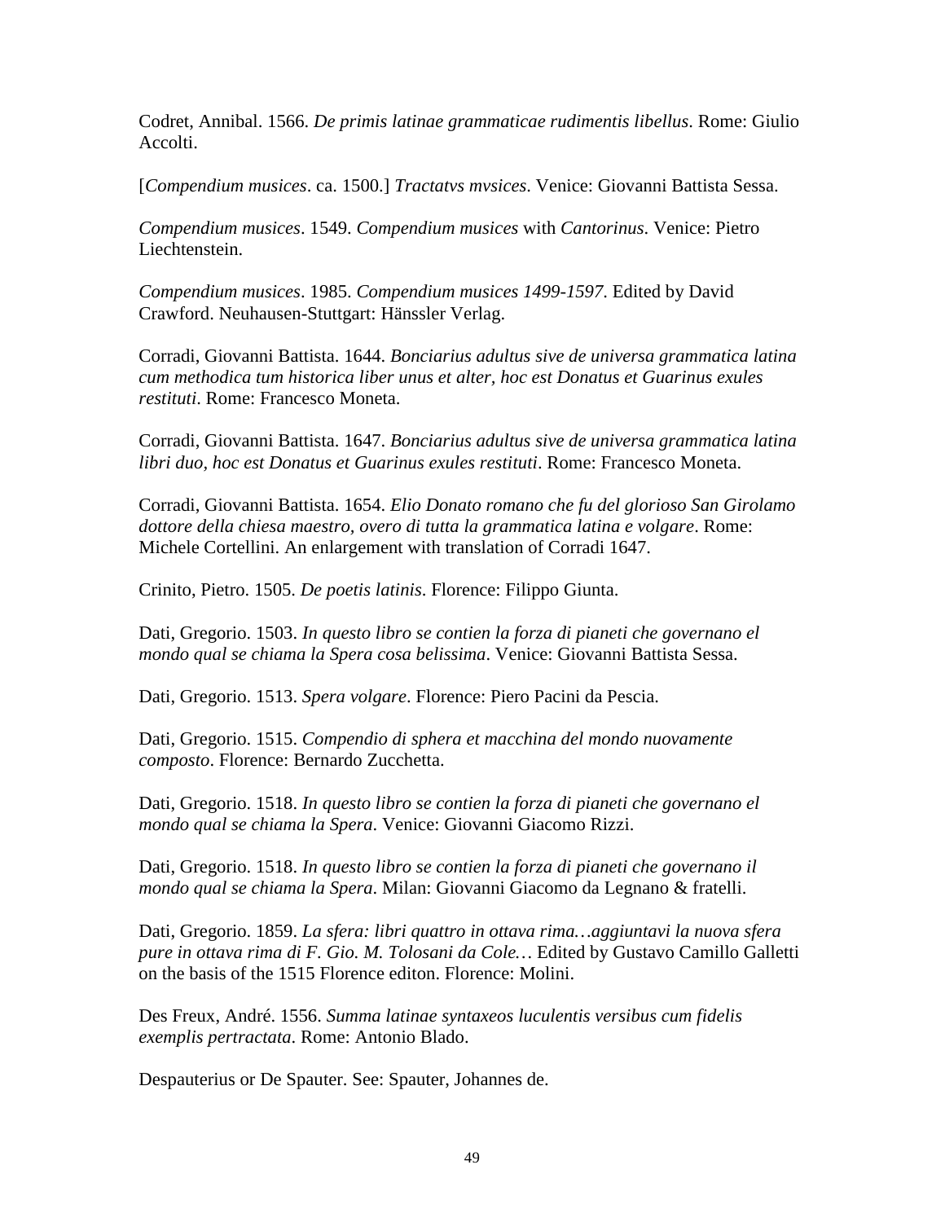Codret, Annibal. 1566. *De primis latinae grammaticae rudimentis libellus*. Rome: Giulio Accolti.

[*Compendium musices*. ca. 1500.] *Tractatvs mvsices*. Venice: Giovanni Battista Sessa.

*Compendium musices*. 1549. *Compendium musices* with *Cantorinus*. Venice: Pietro Liechtenstein.

*Compendium musices*. 1985. *Compendium musices 1499-1597*. Edited by David Crawford. Neuhausen-Stuttgart: Hänssler Verlag.

Corradi, Giovanni Battista. 1644. *Bonciarius adultus sive de universa grammatica latina cum methodica tum historica liber unus et alter, hoc est Donatus et Guarinus exules restituti*. Rome: Francesco Moneta.

Corradi, Giovanni Battista. 1647. *Bonciarius adultus sive de universa grammatica latina libri duo, hoc est Donatus et Guarinus exules restituti*. Rome: Francesco Moneta.

Corradi, Giovanni Battista. 1654. *Elio Donato romano che fu del glorioso San Girolamo dottore della chiesa maestro, overo di tutta la grammatica latina e volgare*. Rome: Michele Cortellini. An enlargement with translation of Corradi 1647.

Crinito, Pietro. 1505. *De poetis latinis*. Florence: Filippo Giunta.

Dati, Gregorio. 1503. *In questo libro se contien la forza di pianeti che governano el mondo qual se chiama la Spera cosa belissima*. Venice: Giovanni Battista Sessa.

Dati, Gregorio. 1513. *Spera volgare*. Florence: Piero Pacini da Pescia.

Dati, Gregorio. 1515. *Compendio di sphera et macchina del mondo nuovamente composto*. Florence: Bernardo Zucchetta.

Dati, Gregorio. 1518. *In questo libro se contien la forza di pianeti che governano el mondo qual se chiama la Spera*. Venice: Giovanni Giacomo Rizzi.

Dati, Gregorio. 1518. *In questo libro se contien la forza di pianeti che governano il mondo qual se chiama la Spera*. Milan: Giovanni Giacomo da Legnano & fratelli.

Dati, Gregorio. 1859. *La sfera: libri quattro in ottava rima…aggiuntavi la nuova sfera pure in ottava rima di F. Gio. M. Tolosani da Cole…* Edited by Gustavo Camillo Galletti on the basis of the 1515 Florence editon. Florence: Molini.

Des Freux, André. 1556. *Summa latinae syntaxeos luculentis versibus cum fidelis exemplis pertractata*. Rome: Antonio Blado.

Despauterius or De Spauter. See: Spauter, Johannes de.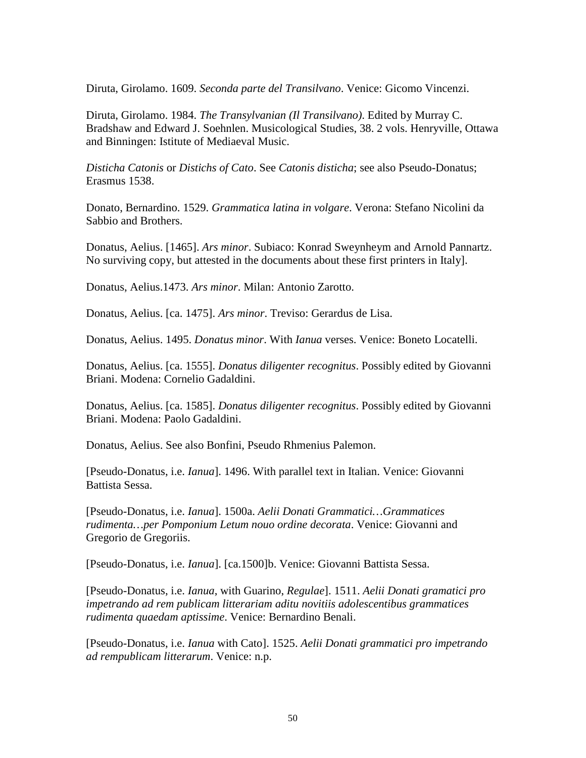Diruta, Girolamo. 1609. *Seconda parte del Transilvano*. Venice: Gicomo Vincenzi.

Diruta, Girolamo. 1984. *The Transylvanian (Il Transilvano)*. Edited by Murray C. Bradshaw and Edward J. Soehnlen. Musicological Studies, 38. 2 vols. Henryville, Ottawa and Binningen: Istitute of Mediaeval Music.

*Disticha Catonis* or *Distichs of Cato*. See *Catonis disticha*; see also Pseudo-Donatus; Erasmus 1538.

Donato, Bernardino. 1529. *Grammatica latina in volgare*. Verona: Stefano Nicolini da Sabbio and Brothers.

Donatus, Aelius. [1465]. *Ars minor*. Subiaco: Konrad Sweynheym and Arnold Pannartz. No surviving copy, but attested in the documents about these first printers in Italy].

Donatus, Aelius.1473. *Ars minor*. Milan: Antonio Zarotto.

Donatus, Aelius. [ca. 1475]. *Ars minor*. Treviso: Gerardus de Lisa.

Donatus, Aelius. 1495. *Donatus minor*. With *Ianua* verses. Venice: Boneto Locatelli.

Donatus, Aelius. [ca. 1555]. *Donatus diligenter recognitus*. Possibly edited by Giovanni Briani. Modena: Cornelio Gadaldini.

Donatus, Aelius. [ca. 1585]. *Donatus diligenter recognitus*. Possibly edited by Giovanni Briani. Modena: Paolo Gadaldini.

Donatus, Aelius. See also Bonfini, Pseudo Rhmenius Palemon.

[Pseudo-Donatus, i.e. *Ianua*]. 1496. With parallel text in Italian. Venice: Giovanni Battista Sessa.

[Pseudo-Donatus, i.e. *Ianua*]. 1500a. *Aelii Donati Grammatici…Grammatices rudimenta…per Pomponium Letum nouo ordine decorata*. Venice: Giovanni and Gregorio de Gregoriis.

[Pseudo-Donatus, i.e. *Ianua*]. [ca.1500]b. Venice: Giovanni Battista Sessa.

[Pseudo-Donatus, i.e. *Ianua*, with Guarino, *Regulae*]. 1511. *Aelii Donati gramatici pro impetrando ad rem publicam litterariam aditu novitiis adolescentibus grammatices rudimenta quaedam aptissime*. Venice: Bernardino Benali.

[Pseudo-Donatus, i.e. *Ianua* with Cato]. 1525. *Aelii Donati grammatici pro impetrando ad rempublicam litterarum*. Venice: n.p.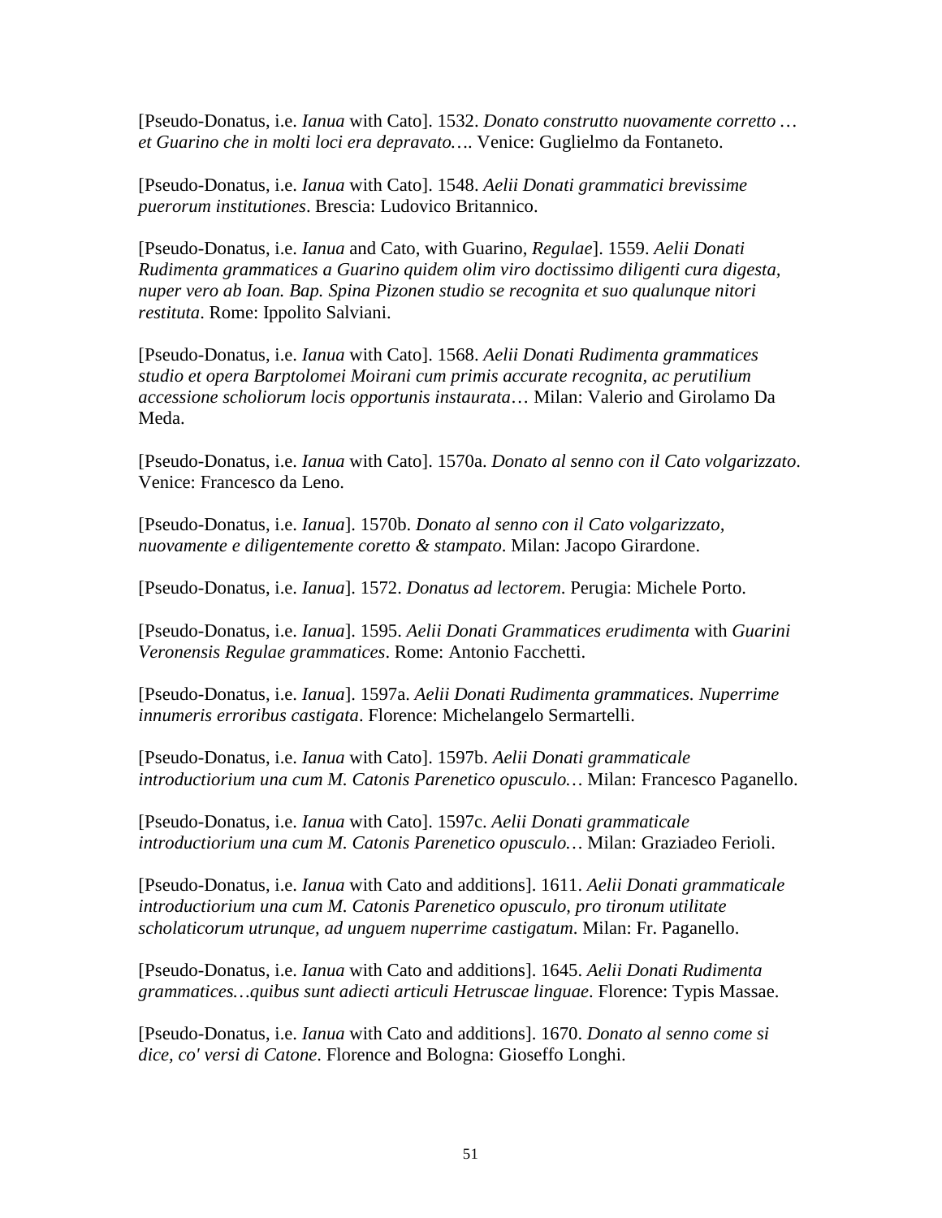[Pseudo-Donatus, i.e. *Ianua* with Cato]. 1532. *Donato construtto nuovamente corretto … et Guarino che in molti loci era depravato….* Venice: Guglielmo da Fontaneto.

[Pseudo-Donatus, i.e. *Ianua* with Cato]. 1548. *Aelii Donati grammatici brevissime puerorum institutiones*. Brescia: Ludovico Britannico.

[Pseudo-Donatus, i.e. *Ianua* and Cato, with Guarino, *Regulae*]. 1559. *Aelii Donati Rudimenta grammatices a Guarino quidem olim viro doctissimo diligenti cura digesta, nuper vero ab Ioan. Bap. Spina Pizonen studio se recognita et suo qualunque nitori restituta*. Rome: Ippolito Salviani.

[Pseudo-Donatus, i.e. *Ianua* with Cato]. 1568. *Aelii Donati Rudimenta grammatices studio et opera Barptolomei Moirani cum primis accurate recognita, ac perutilium accessione scholiorum locis opportunis instaurata*… Milan: Valerio and Girolamo Da Meda.

[Pseudo-Donatus, i.e. *Ianua* with Cato]. 1570a. *Donato al senno con il Cato volgarizzato*. Venice: Francesco da Leno.

[Pseudo-Donatus, i.e. *Ianua*]. 1570b. *Donato al senno con il Cato volgarizzato, nuovamente e diligentemente coretto & stampato*. Milan: Jacopo Girardone.

[Pseudo-Donatus, i.e. *Ianua*]. 1572. *Donatus ad lectorem*. Perugia: Michele Porto.

[Pseudo-Donatus, i.e. *Ianua*]. 1595. *Aelii Donati Grammatices erudimenta* with *Guarini Veronensis Regulae grammatices*. Rome: Antonio Facchetti.

[Pseudo-Donatus, i.e. *Ianua*]. 1597a. *Aelii Donati Rudimenta grammatices. Nuperrime innumeris erroribus castigata*. Florence: Michelangelo Sermartelli.

[Pseudo-Donatus, i.e. *Ianua* with Cato]. 1597b. *Aelii Donati grammaticale introductiorium una cum M. Catonis Parenetico opusculo…* Milan: Francesco Paganello.

[Pseudo-Donatus, i.e. *Ianua* with Cato]. 1597c. *Aelii Donati grammaticale introductiorium una cum M. Catonis Parenetico opusculo…* Milan: Graziadeo Ferioli.

[Pseudo-Donatus, i.e. *Ianua* with Cato and additions]. 1611. *Aelii Donati grammaticale introductiorium una cum M. Catonis Parenetico opusculo, pro tironum utilitate scholaticorum utrunque, ad unguem nuperrime castigatum*. Milan: Fr. Paganello.

[Pseudo-Donatus, i.e. *Ianua* with Cato and additions]. 1645. *Aelii Donati Rudimenta grammatices…quibus sunt adiecti articuli Hetruscae linguae*. Florence: Typis Massae.

[Pseudo-Donatus, i.e. *Ianua* with Cato and additions]. 1670. *Donato al senno come si dice, co' versi di Catone*. Florence and Bologna: Gioseffo Longhi.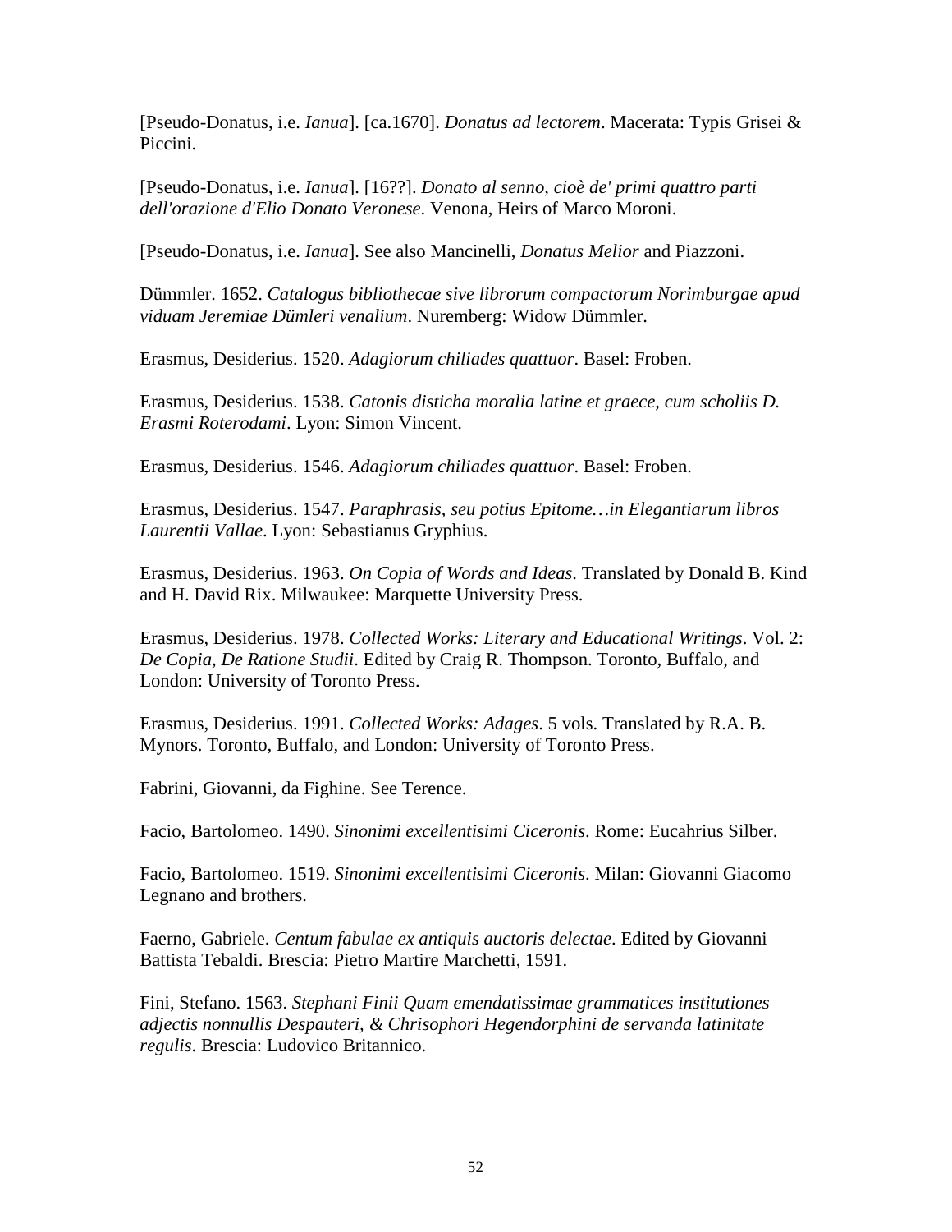[Pseudo-Donatus, i.e. *Ianua*]. [ca.1670]. *Donatus ad lectorem*. Macerata: Typis Grisei & Piccini.

[Pseudo-Donatus, i.e. *Ianua*]. [16??]. *Donato al senno, cioè de' primi quattro parti dell'orazione d'Elio Donato Veronese*. Venona, Heirs of Marco Moroni.

[Pseudo-Donatus, i.e. *Ianua*]. See also Mancinelli, *Donatus Melior* and Piazzoni.

Dümmler. 1652. *Catalogus bibliothecae sive librorum compactorum Norimburgae apud viduam Jeremiae Dümleri venalium*. Nuremberg: Widow Dümmler.

Erasmus, Desiderius. 1520. *Adagiorum chiliades quattuor*. Basel: Froben.

Erasmus, Desiderius. 1538. *Catonis disticha moralia latine et graece, cum scholiis D. Erasmi Roterodami*. Lyon: Simon Vincent.

Erasmus, Desiderius. 1546. *Adagiorum chiliades quattuor*. Basel: Froben.

Erasmus, Desiderius. 1547. *Paraphrasis, seu potius Epitome…in Elegantiarum libros Laurentii Vallae*. Lyon: Sebastianus Gryphius.

Erasmus, Desiderius. 1963. *On Copia of Words and Ideas.* Translated by Donald B. Kind and H. David Rix. Milwaukee: Marquette University Press.

Erasmus, Desiderius. 1978. *Collected Works: Literary and Educational Writings*. Vol. 2: *De Copia, De Ratione Studii*. Edited by Craig R. Thompson. Toronto, Buffalo, and London: University of Toronto Press.

Erasmus, Desiderius. 1991. *Collected Works: Adages*. 5 vols. Translated by R.A. B. Mynors. Toronto, Buffalo, and London: University of Toronto Press.

Fabrini, Giovanni, da Fighine. See Terence.

Facio, Bartolomeo. 1490. *Sinonimi excellentisimi Ciceronis*. Rome: Eucahrius Silber.

Facio, Bartolomeo. 1519. *Sinonimi excellentisimi Ciceronis*. Milan: Giovanni Giacomo Legnano and brothers.

Faerno, Gabriele. *Centum fabulae ex antiquis auctoris delectae*. Edited by Giovanni Battista Tebaldi. Brescia: Pietro Martire Marchetti, 1591.

Fini, Stefano. 1563. *Stephani Finii Quam emendatissimae grammatices institutiones adjectis nonnullis Despauteri, & Chrisophori Hegendorphini de servanda latinitate regulis*. Brescia: Ludovico Britannico.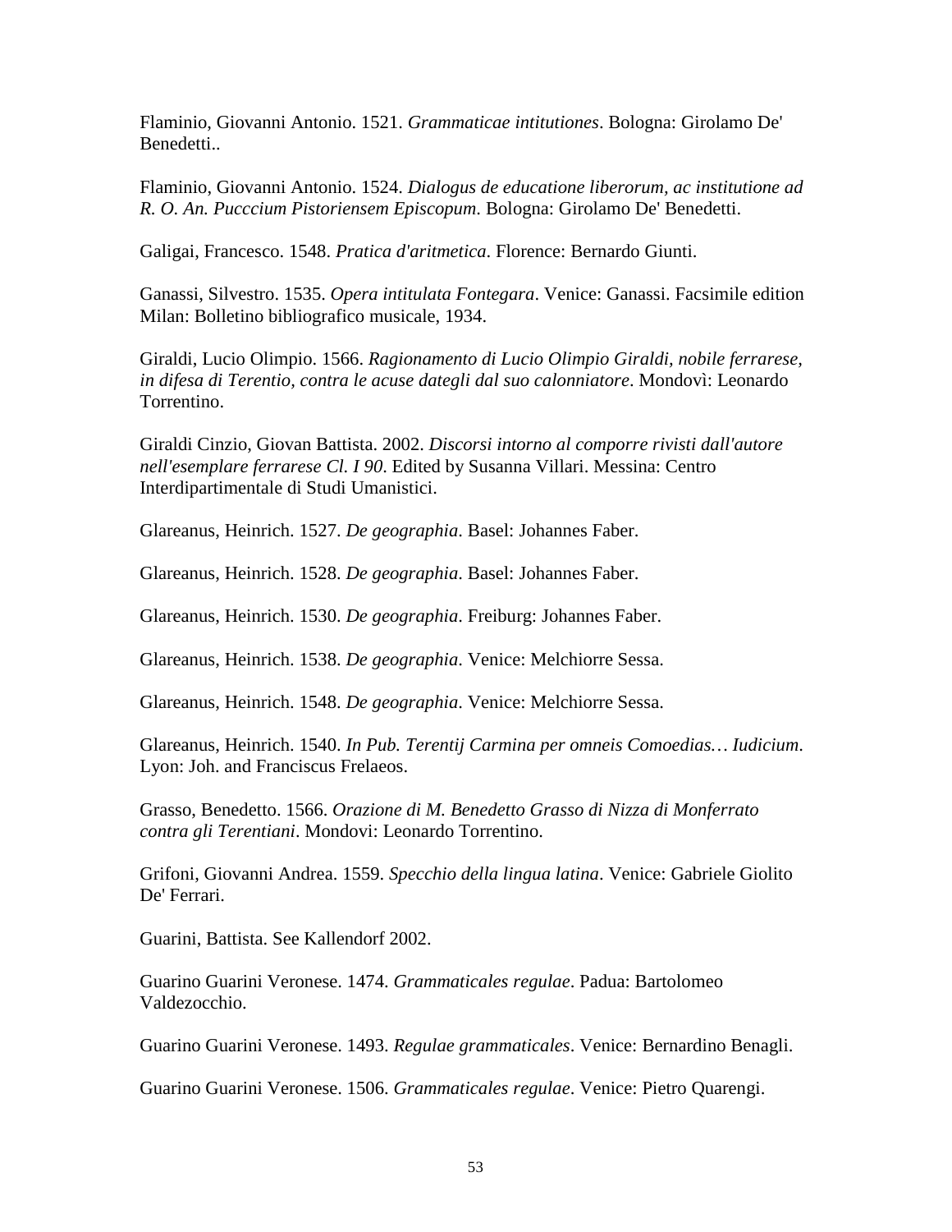Flaminio, Giovanni Antonio. 1521. *Grammaticae intitutiones*. Bologna: Girolamo De' Benedetti..

Flaminio, Giovanni Antonio. 1524. *Dialogus de educatione liberorum, ac institutione ad R. O. An. Pucccium Pistoriensem Episcopum*. Bologna: Girolamo De' Benedetti.

Galigai, Francesco. 1548. *Pratica d'aritmetica*. Florence: Bernardo Giunti.

Ganassi, Silvestro. 1535. *Opera intitulata Fontegara*. Venice: Ganassi. Facsimile edition Milan: Bolletino bibliografico musicale, 1934.

Giraldi, Lucio Olimpio. 1566. *Ragionamento di Lucio Olimpio Giraldi, nobile ferrarese, in difesa di Terentio, contra le acuse dategli dal suo calonniatore*. Mondovì: Leonardo Torrentino.

Giraldi Cinzio, Giovan Battista. 2002. *Discorsi intorno al comporre rivisti dall'autore nell'esemplare ferrarese Cl. I 90*. Edited by Susanna Villari. Messina: Centro Interdipartimentale di Studi Umanistici.

Glareanus, Heinrich. 1527. *De geographia*. Basel: Johannes Faber.

Glareanus, Heinrich. 1528. *De geographia*. Basel: Johannes Faber.

Glareanus, Heinrich. 1530. *De geographia*. Freiburg: Johannes Faber.

Glareanus, Heinrich. 1538. *De geographia*. Venice: Melchiorre Sessa.

Glareanus, Heinrich. 1548. *De geographia*. Venice: Melchiorre Sessa.

Glareanus, Heinrich. 1540. *In Pub. Terentij Carmina per omneis Comoedias… Iudicium*. Lyon: Joh. and Franciscus Frelaeos.

Grasso, Benedetto. 1566. *Orazione di M. Benedetto Grasso di Nizza di Monferrato contra gli Terentiani*. Mondovi: Leonardo Torrentino.

Grifoni, Giovanni Andrea. 1559. *Specchio della lingua latina*. Venice: Gabriele Giolito De' Ferrari.

Guarini, Battista. See Kallendorf 2002.

Guarino Guarini Veronese. 1474. *Grammaticales regulae*. Padua: Bartolomeo Valdezocchio.

Guarino Guarini Veronese. 1493. *Regulae grammaticales*. Venice: Bernardino Benagli.

Guarino Guarini Veronese. 1506. *Grammaticales regulae*. Venice: Pietro Quarengi.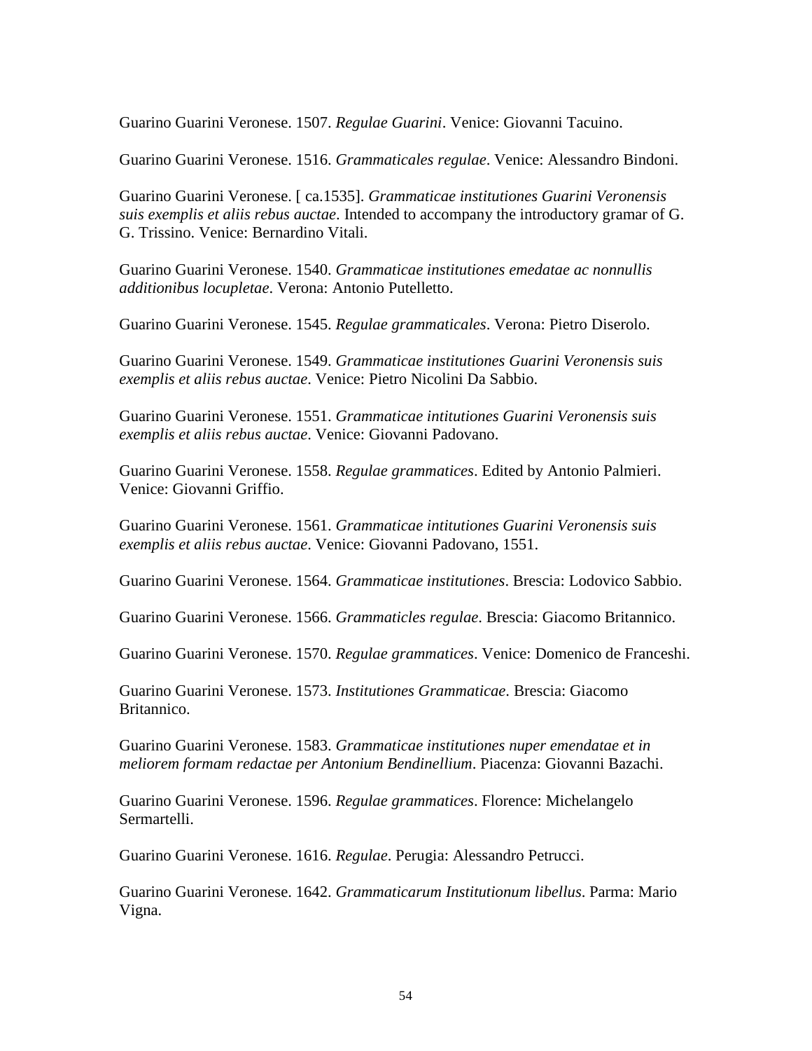Guarino Guarini Veronese. 1507. *Regulae Guarini*. Venice: Giovanni Tacuino.

Guarino Guarini Veronese. 1516. *Grammaticales regulae*. Venice: Alessandro Bindoni.

Guarino Guarini Veronese. [ ca.1535]. *Grammaticae institutiones Guarini Veronensis suis exemplis et aliis rebus auctae*. Intended to accompany the introductory gramar of G. G. Trissino. Venice: Bernardino Vitali.

Guarino Guarini Veronese. 1540. *Grammaticae institutiones emedatae ac nonnullis additionibus locupletae*. Verona: Antonio Putelletto.

Guarino Guarini Veronese. 1545. *Regulae grammaticales*. Verona: Pietro Diserolo.

Guarino Guarini Veronese. 1549. *Grammaticae institutiones Guarini Veronensis suis exemplis et aliis rebus auctae*. Venice: Pietro Nicolini Da Sabbio.

Guarino Guarini Veronese. 1551. *Grammaticae intitutiones Guarini Veronensis suis exemplis et aliis rebus auctae*. Venice: Giovanni Padovano.

Guarino Guarini Veronese. 1558. *Regulae grammatices*. Edited by Antonio Palmieri. Venice: Giovanni Griffio.

Guarino Guarini Veronese. 1561. *Grammaticae intitutiones Guarini Veronensis suis exemplis et aliis rebus auctae*. Venice: Giovanni Padovano, 1551.

Guarino Guarini Veronese. 1564. *Grammaticae institutiones*. Brescia: Lodovico Sabbio.

Guarino Guarini Veronese. 1566. *Grammaticles regulae*. Brescia: Giacomo Britannico.

Guarino Guarini Veronese. 1570. *Regulae grammatices*. Venice: Domenico de Franceshi.

Guarino Guarini Veronese. 1573. *Institutiones Grammaticae*. Brescia: Giacomo Britannico.

Guarino Guarini Veronese. 1583. *Grammaticae institutiones nuper emendatae et in meliorem formam redactae per Antonium Bendinellium*. Piacenza: Giovanni Bazachi.

Guarino Guarini Veronese. 1596. *Regulae grammatices*. Florence: Michelangelo Sermartelli.

Guarino Guarini Veronese. 1616. *Regulae*. Perugia: Alessandro Petrucci.

Guarino Guarini Veronese. 1642. *Grammaticarum Institutionum libellus*. Parma: Mario Vigna.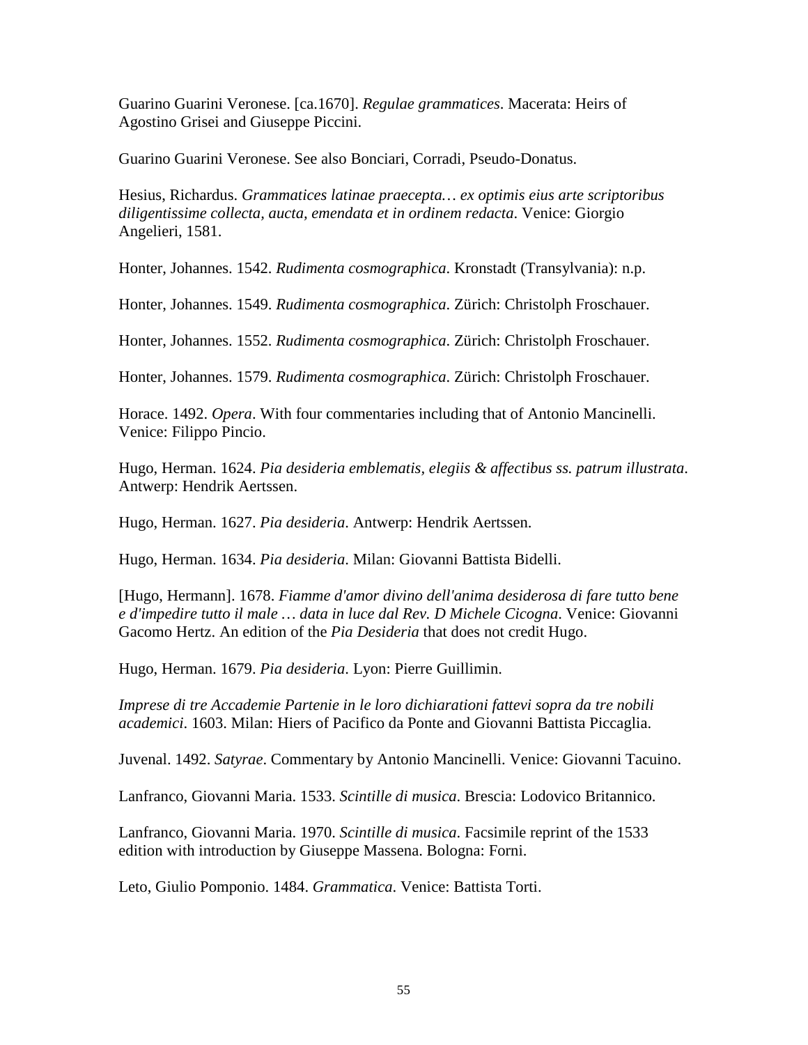Guarino Guarini Veronese. [ca.1670]. *Regulae grammatices*. Macerata: Heirs of Agostino Grisei and Giuseppe Piccini.

Guarino Guarini Veronese. See also Bonciari, Corradi, Pseudo-Donatus.

Hesius, Richardus. *Grammatices latinae praecepta… ex optimis eius arte scriptoribus diligentissime collecta, aucta, emendata et in ordinem redacta*. Venice: Giorgio Angelieri, 1581.

Honter, Johannes. 1542. *Rudimenta cosmographica*. Kronstadt (Transylvania): n.p.

Honter, Johannes. 1549. *Rudimenta cosmographica*. Zürich: Christolph Froschauer.

Honter, Johannes. 1552. *Rudimenta cosmographica*. Zürich: Christolph Froschauer.

Honter, Johannes. 1579. *Rudimenta cosmographica*. Zürich: Christolph Froschauer.

Horace. 1492. *Opera*. With four commentaries including that of Antonio Mancinelli. Venice: Filippo Pincio.

Hugo, Herman. 1624. *Pia desideria emblematis, elegiis & affectibus ss. patrum illustrata*. Antwerp: Hendrik Aertssen.

Hugo, Herman. 1627. *Pia desideria*. Antwerp: Hendrik Aertssen.

Hugo, Herman. 1634. *Pia desideria*. Milan: Giovanni Battista Bidelli.

[Hugo, Hermann]. 1678. *Fiamme d'amor divino dell'anima desiderosa di fare tutto bene e d'impedire tutto il male … data in luce dal Rev. D Michele Cicogna*. Venice: Giovanni Gacomo Hertz. An edition of the *Pia Desideria* that does not credit Hugo.

Hugo, Herman. 1679. *Pia desideria*. Lyon: Pierre Guillimin.

*Imprese di tre Accademie Partenie in le loro dichiarationi fattevi sopra da tre nobili academici*. 1603. Milan: Hiers of Pacifico da Ponte and Giovanni Battista Piccaglia.

Juvenal. 1492. *Satyrae*. Commentary by Antonio Mancinelli. Venice: Giovanni Tacuino.

Lanfranco, Giovanni Maria. 1533. *Scintille di musica*. Brescia: Lodovico Britannico.

Lanfranco, Giovanni Maria. 1970. *Scintille di musica*. Facsimile reprint of the 1533 edition with introduction by Giuseppe Massena. Bologna: Forni.

Leto, Giulio Pomponio. 1484. *Grammatica*. Venice: Battista Torti.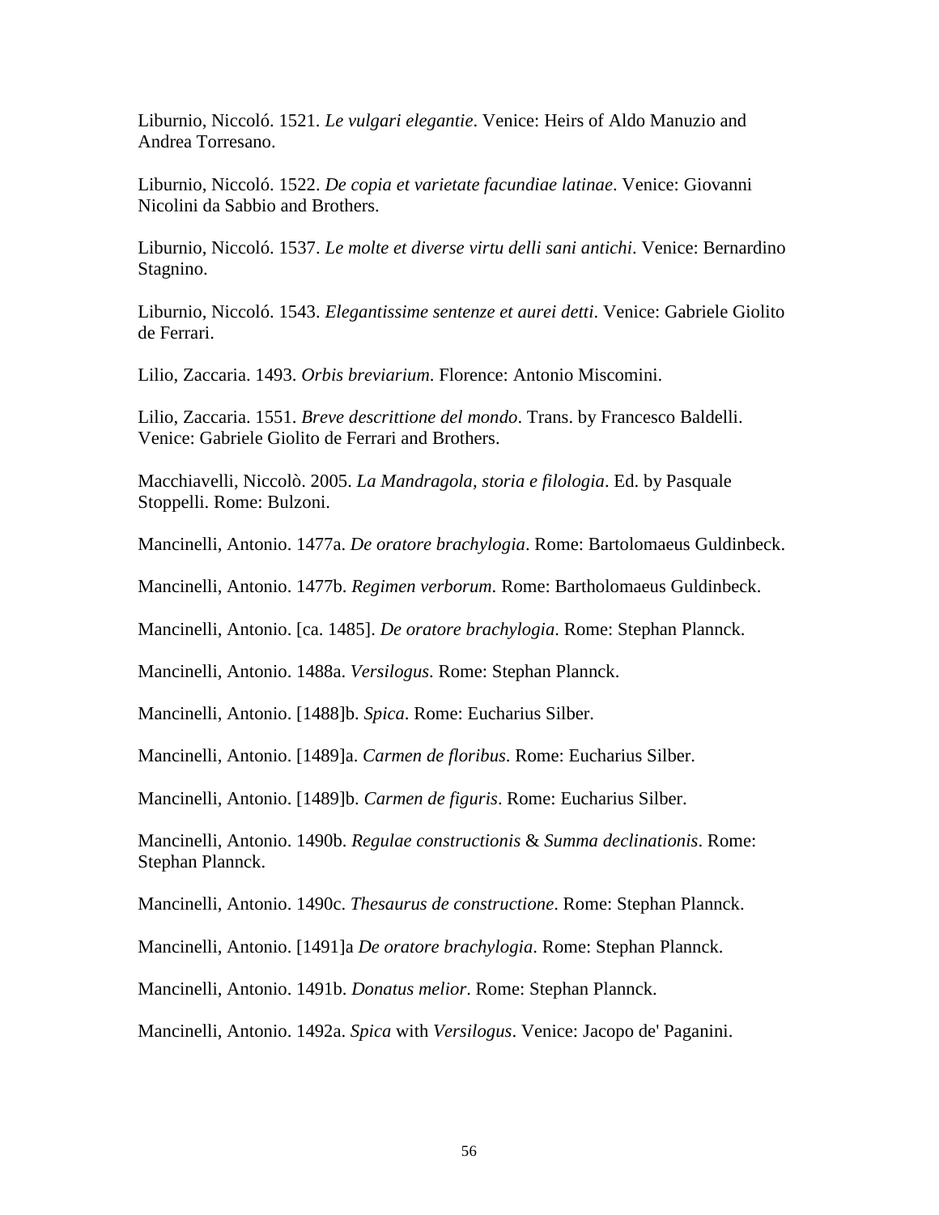Liburnio, Niccoló. 1521. *Le vulgari elegantie*. Venice: Heirs of Aldo Manuzio and Andrea Torresano.

Liburnio, Niccoló. 1522. *De copia et varietate facundiae latinae*. Venice: Giovanni Nicolini da Sabbio and Brothers.

Liburnio, Niccoló. 1537. *Le molte et diverse virtu delli sani antichi*. Venice: Bernardino Stagnino.

Liburnio, Niccoló. 1543. *Elegantissime sentenze et aurei detti*. Venice: Gabriele Giolito de Ferrari.

Lilio, Zaccaria. 1493. *Orbis breviarium*. Florence: Antonio Miscomini.

Lilio, Zaccaria. 1551. *Breve descrittione del mondo*. Trans. by Francesco Baldelli. Venice: Gabriele Giolito de Ferrari and Brothers.

Macchiavelli, Niccolò. 2005. *La Mandragola, storia e filologia*. Ed. by Pasquale Stoppelli. Rome: Bulzoni.

Mancinelli, Antonio. 1477a. *De oratore brachylogia*. Rome: Bartolomaeus Guldinbeck.

Mancinelli, Antonio. 1477b. *Regimen verborum*. Rome: Bartholomaeus Guldinbeck.

Mancinelli, Antonio. [ca. 1485]. *De oratore brachylogia*. Rome: Stephan Plannck.

Mancinelli, Antonio. 1488a. *Versilogus*. Rome: Stephan Plannck.

Mancinelli, Antonio. [1488]b. *Spica*. Rome: Eucharius Silber.

Mancinelli, Antonio. [1489]a. *Carmen de floribus*. Rome: Eucharius Silber.

Mancinelli, Antonio. [1489]b. *Carmen de figuris*. Rome: Eucharius Silber.

Mancinelli, Antonio. 1490b. *Regulae constructionis* & *Summa declinationis*. Rome: Stephan Plannck.

Mancinelli, Antonio. 1490c. *Thesaurus de constructione*. Rome: Stephan Plannck.

Mancinelli, Antonio. [1491]a *De oratore brachylogia*. Rome: Stephan Plannck.

Mancinelli, Antonio. 1491b. *Donatus melior*. Rome: Stephan Plannck.

Mancinelli, Antonio. 1492a. *Spica* with *Versilogus*. Venice: Jacopo de' Paganini.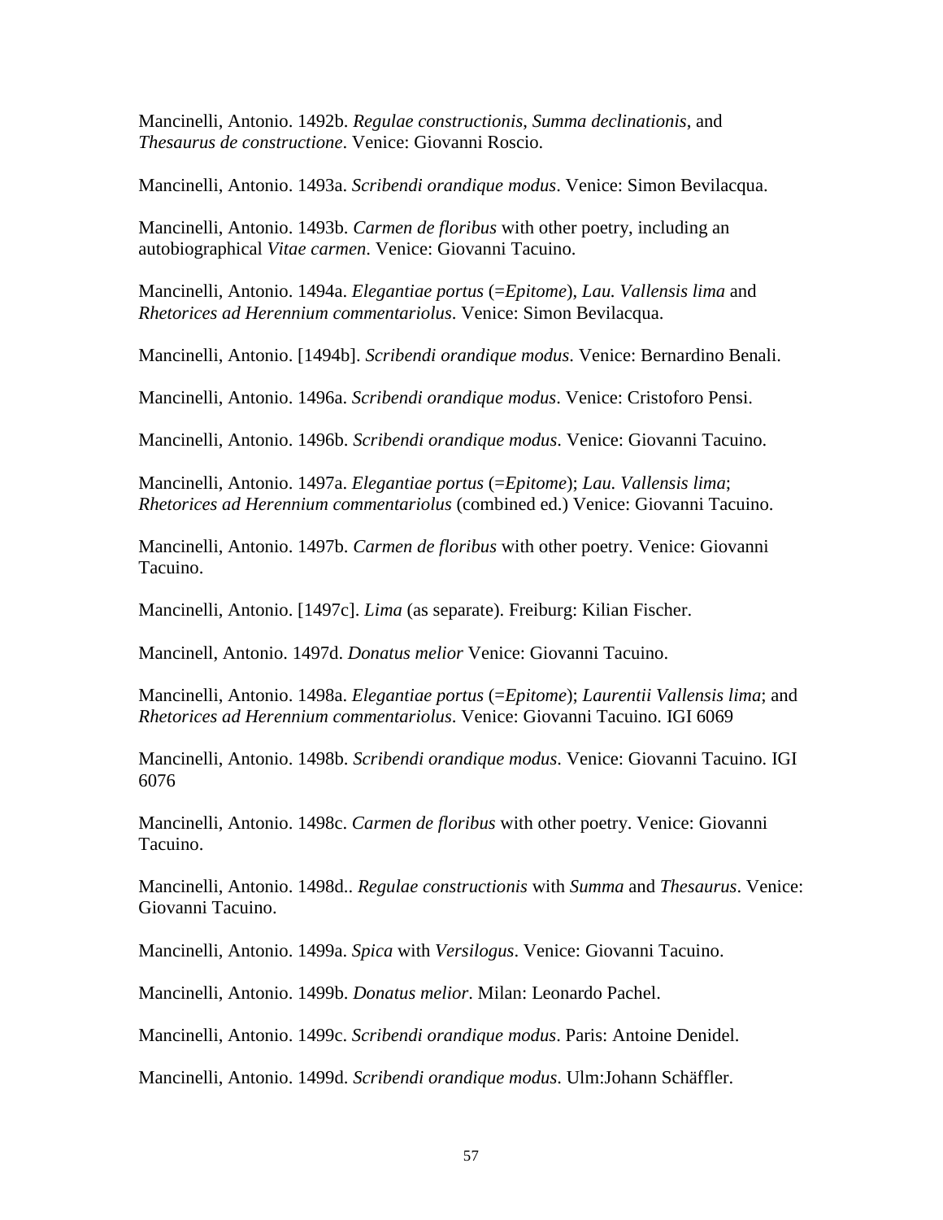Mancinelli, Antonio. 1492b. *Regulae constructionis*, *Summa declinationis*, and *Thesaurus de constructione*. Venice: Giovanni Roscio.

Mancinelli, Antonio. 1493a. *Scribendi orandique modus*. Venice: Simon Bevilacqua.

Mancinelli, Antonio. 1493b. *Carmen de floribus* with other poetry, including an autobiographical *Vitae carmen*. Venice: Giovanni Tacuino.

Mancinelli, Antonio. 1494a. *Elegantiae portus* (=*Epitome*), *Lau. Vallensis lima* and *Rhetorices ad Herennium commentariolus*. Venice: Simon Bevilacqua.

Mancinelli, Antonio. [1494b]. *Scribendi orandique modus*. Venice: Bernardino Benali.

Mancinelli, Antonio. 1496a. *Scribendi orandique modus*. Venice: Cristoforo Pensi.

Mancinelli, Antonio. 1496b. *Scribendi orandique modus*. Venice: Giovanni Tacuino.

Mancinelli, Antonio. 1497a. *Elegantiae portus* (=*Epitome*); *Lau. Vallensis lima*; *Rhetorices ad Herennium commentariolus* (combined ed.) Venice: Giovanni Tacuino.

Mancinelli, Antonio. 1497b. *Carmen de floribus* with other poetry. Venice: Giovanni Tacuino.

Mancinelli, Antonio. [1497c]. *Lima* (as separate). Freiburg: Kilian Fischer.

Mancinell, Antonio. 1497d. *Donatus melior* Venice: Giovanni Tacuino.

Mancinelli, Antonio. 1498a. *Elegantiae portus* (=*Epitome*); *Laurentii Vallensis lima*; and *Rhetorices ad Herennium commentariolus*. Venice: Giovanni Tacuino. IGI 6069

Mancinelli, Antonio. 1498b. *Scribendi orandique modus*. Venice: Giovanni Tacuino. IGI 6076

Mancinelli, Antonio. 1498c. *Carmen de floribus* with other poetry. Venice: Giovanni Tacuino.

Mancinelli, Antonio. 1498d.. *Regulae constructionis* with *Summa* and *Thesaurus*. Venice: Giovanni Tacuino.

Mancinelli, Antonio. 1499a. *Spica* with *Versilogus*. Venice: Giovanni Tacuino.

Mancinelli, Antonio. 1499b. *Donatus melior*. Milan: Leonardo Pachel.

Mancinelli, Antonio. 1499c. *Scribendi orandique modus*. Paris: Antoine Denidel.

Mancinelli, Antonio. 1499d. *Scribendi orandique modus*. Ulm:Johann Schäffler.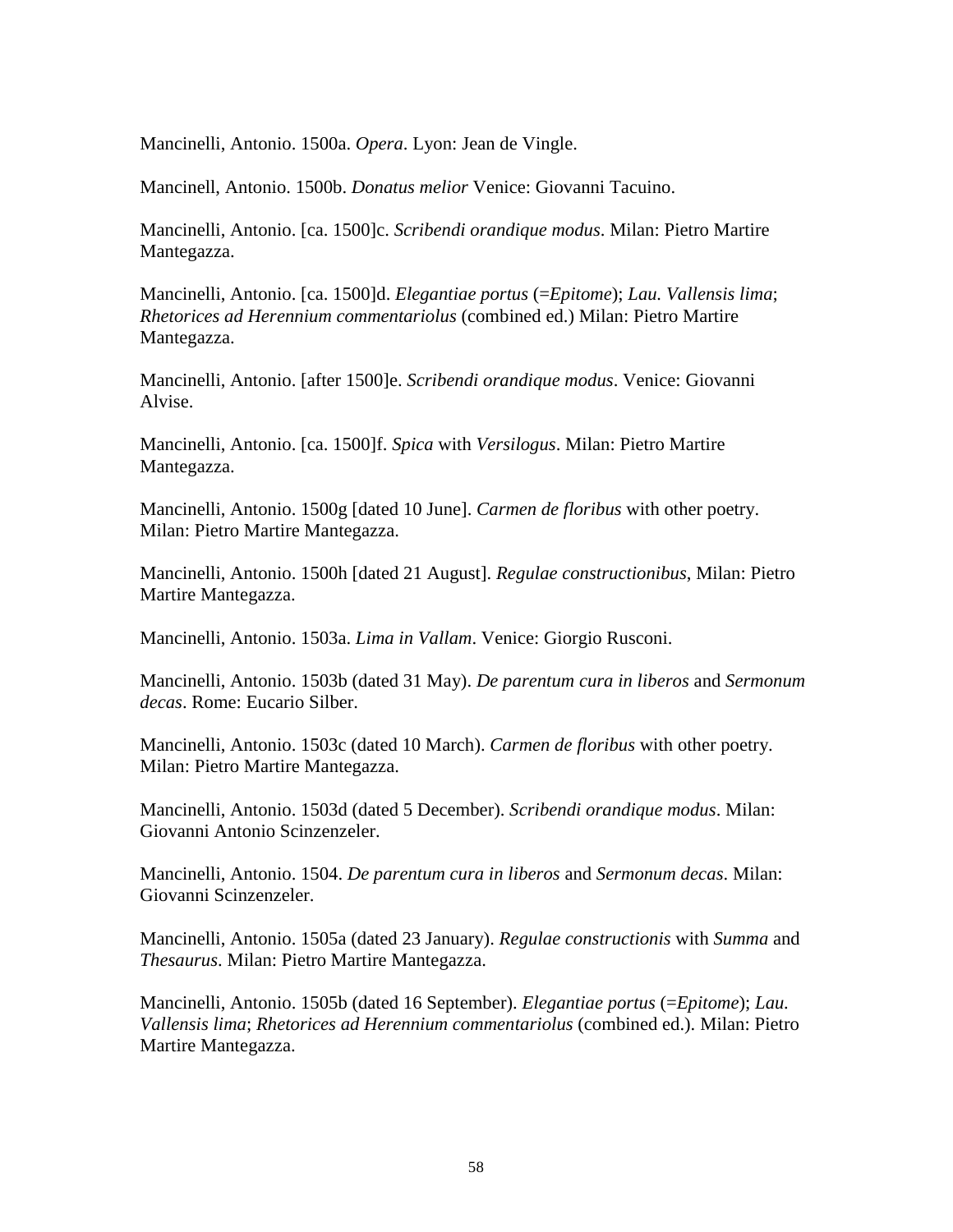Mancinelli, Antonio. 1500a. *Opera*. Lyon: Jean de Vingle.

Mancinell, Antonio. 1500b. *Donatus melior* Venice: Giovanni Tacuino.

Mancinelli, Antonio. [ca. 1500]c. *Scribendi orandique modus*. Milan: Pietro Martire Mantegazza.

Mancinelli, Antonio. [ca. 1500]d. *Elegantiae portus* (=*Epitome*); *Lau. Vallensis lima*; *Rhetorices ad Herennium commentariolus* (combined ed.) Milan: Pietro Martire Mantegazza.

Mancinelli, Antonio. [after 1500]e. *Scribendi orandique modus*. Venice: Giovanni Alvise.

Mancinelli, Antonio. [ca. 1500]f. *Spica* with *Versilogus*. Milan: Pietro Martire Mantegazza.

Mancinelli, Antonio. 1500g [dated 10 June]. *Carmen de floribus* with other poetry. Milan: Pietro Martire Mantegazza.

Mancinelli, Antonio. 1500h [dated 21 August]. *Regulae constructionibus*, Milan: Pietro Martire Mantegazza.

Mancinelli, Antonio. 1503a. *Lima in Vallam*. Venice: Giorgio Rusconi.

Mancinelli, Antonio. 1503b (dated 31 May). *De parentum cura in liberos* and *Sermonum decas*. Rome: Eucario Silber.

Mancinelli, Antonio. 1503c (dated 10 March). *Carmen de floribus* with other poetry. Milan: Pietro Martire Mantegazza.

Mancinelli, Antonio. 1503d (dated 5 December). *Scribendi orandique modus*. Milan: Giovanni Antonio Scinzenzeler.

Mancinelli, Antonio. 1504. *De parentum cura in liberos* and *Sermonum decas*. Milan: Giovanni Scinzenzeler.

Mancinelli, Antonio. 1505a (dated 23 January). *Regulae constructionis* with *Summa* and *Thesaurus*. Milan: Pietro Martire Mantegazza.

Mancinelli, Antonio. 1505b (dated 16 September). *Elegantiae portus* (=*Epitome*); *Lau. Vallensis lima*; *Rhetorices ad Herennium commentariolus* (combined ed.). Milan: Pietro Martire Mantegazza.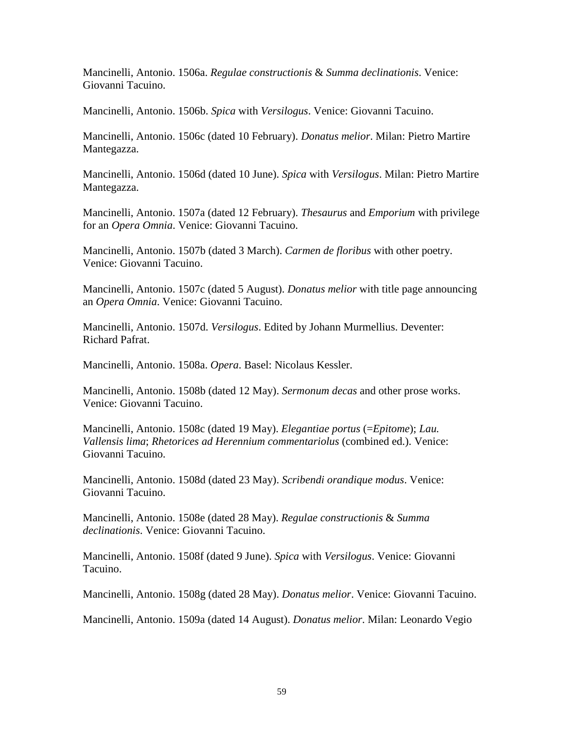Mancinelli, Antonio. 1506a. *Regulae constructionis* & *Summa declinationis*. Venice: Giovanni Tacuino.

Mancinelli, Antonio. 1506b. *Spica* with *Versilogus*. Venice: Giovanni Tacuino.

Mancinelli, Antonio. 1506c (dated 10 February). *Donatus melior*. Milan: Pietro Martire Mantegazza.

Mancinelli, Antonio. 1506d (dated 10 June). *Spica* with *Versilogus*. Milan: Pietro Martire Mantegazza.

Mancinelli, Antonio. 1507a (dated 12 February). *Thesaurus* and *Emporium* with privilege for an *Opera Omnia*. Venice: Giovanni Tacuino.

Mancinelli, Antonio. 1507b (dated 3 March). *Carmen de floribus* with other poetry. Venice: Giovanni Tacuino.

Mancinelli, Antonio. 1507c (dated 5 August). *Donatus melior* with title page announcing an *Opera Omnia*. Venice: Giovanni Tacuino.

Mancinelli, Antonio. 1507d. *Versilogus*. Edited by Johann Murmellius. Deventer: Richard Pafrat.

Mancinelli, Antonio. 1508a. *Opera*. Basel: Nicolaus Kessler.

Mancinelli, Antonio. 1508b (dated 12 May). *Sermonum decas* and other prose works. Venice: Giovanni Tacuino.

Mancinelli, Antonio. 1508c (dated 19 May). *Elegantiae portus* (=*Epitome*); *Lau. Vallensis lima*; *Rhetorices ad Herennium commentariolus* (combined ed.). Venice: Giovanni Tacuino.

Mancinelli, Antonio. 1508d (dated 23 May). *Scribendi orandique modus*. Venice: Giovanni Tacuino.

Mancinelli, Antonio. 1508e (dated 28 May). *Regulae constructionis* & *Summa declinationis*. Venice: Giovanni Tacuino.

Mancinelli, Antonio. 1508f (dated 9 June). *Spica* with *Versilogus*. Venice: Giovanni Tacuino.

Mancinelli, Antonio. 1508g (dated 28 May). *Donatus melior*. Venice: Giovanni Tacuino.

Mancinelli, Antonio. 1509a (dated 14 August). *Donatus melior*. Milan: Leonardo Vegio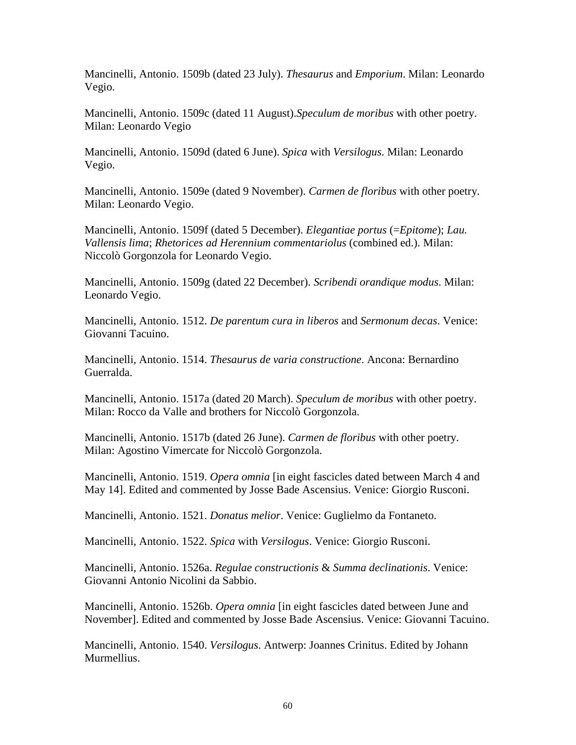Mancinelli, Antonio. 1509b (dated 23 July). *Thesaurus* and *Emporium*. Milan: Leonardo Vegio.

Mancinelli, Antonio. 1509c (dated 11 August).*Speculum de moribus* with other poetry. Milan: Leonardo Vegio

Mancinelli, Antonio. 1509d (dated 6 June). *Spica* with *Versilogus*. Milan: Leonardo Vegio.

Mancinelli, Antonio. 1509e (dated 9 November). *Carmen de floribus* with other poetry. Milan: Leonardo Vegio.

Mancinelli, Antonio. 1509f (dated 5 December). *Elegantiae portus* (=*Epitome*); *Lau. Vallensis lima*; *Rhetorices ad Herennium commentariolus* (combined ed.). Milan: Niccolò Gorgonzola for Leonardo Vegio.

Mancinelli, Antonio. 1509g (dated 22 December). *Scribendi orandique modus*. Milan: Leonardo Vegio.

Mancinelli, Antonio. 1512. *De parentum cura in liberos* and *Sermonum decas*. Venice: Giovanni Tacuino.

Mancinelli, Antonio. 1514. *Thesaurus de varia constructione*. Ancona: Bernardino Guerralda.

Mancinelli, Antonio. 1517a (dated 20 March). *Speculum de moribus* with other poetry. Milan: Rocco da Valle and brothers for Niccolò Gorgonzola.

Mancinelli, Antonio. 1517b (dated 26 June). *Carmen de floribus* with other poetry. Milan: Agostino Vimercate for Niccolò Gorgonzola.

Mancinelli, Antonio. 1519. *Opera omnia* [in eight fascicles dated between March 4 and May 14]. Edited and commented by Josse Bade Ascensius. Venice: Giorgio Rusconi.

Mancinelli, Antonio. 1521. *Donatus melior*. Venice: Guglielmo da Fontaneto.

Mancinelli, Antonio. 1522. *Spica* with *Versilogus*. Venice: Giorgio Rusconi.

Mancinelli, Antonio. 1526a. *Regulae constructionis* & *Summa declinationis*. Venice: Giovanni Antonio Nicolini da Sabbio.

Mancinelli, Antonio. 1526b. *Opera omnia* [in eight fascicles dated between June and November]. Edited and commented by Josse Bade Ascensius. Venice: Giovanni Tacuino.

Mancinelli, Antonio. 1540. *Versilogus*. Antwerp: Joannes Crinitus. Edited by Johann Murmellius.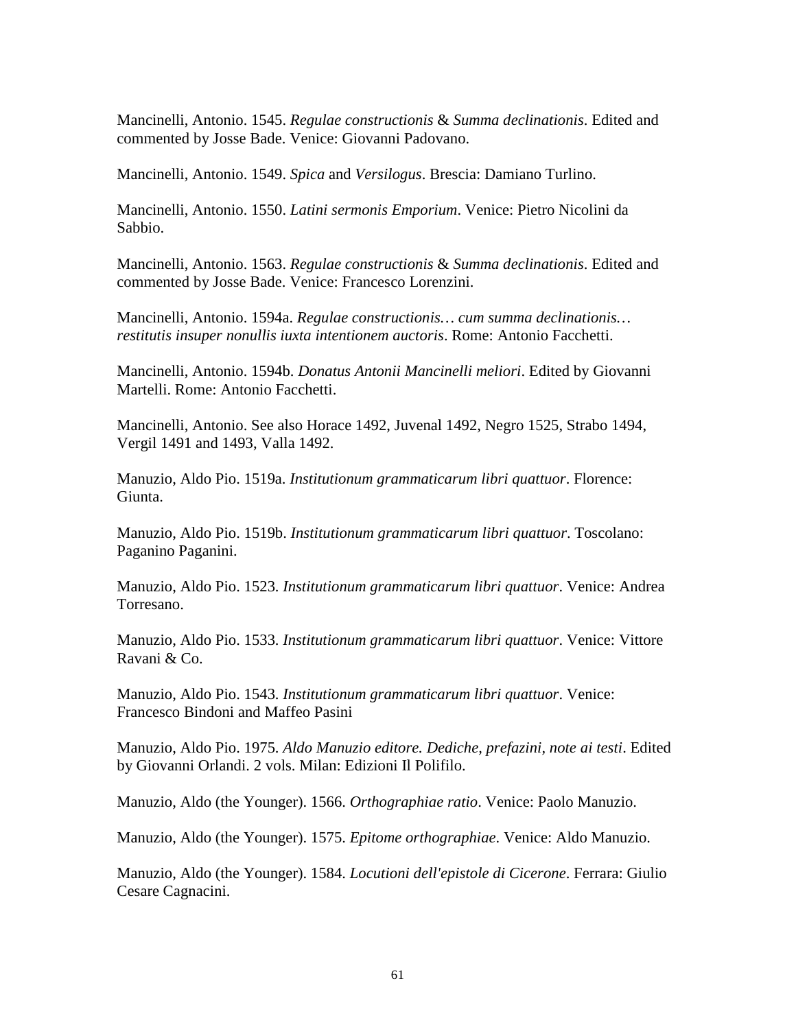Mancinelli, Antonio. 1545. *Regulae constructionis* & *Summa declinationis*. Edited and commented by Josse Bade. Venice: Giovanni Padovano.

Mancinelli, Antonio. 1549. *Spica* and *Versilogus*. Brescia: Damiano Turlino.

Mancinelli, Antonio. 1550. *Latini sermonis Emporium*. Venice: Pietro Nicolini da Sabbio.

Mancinelli, Antonio. 1563. *Regulae constructionis* & *Summa declinationis*. Edited and commented by Josse Bade. Venice: Francesco Lorenzini.

Mancinelli, Antonio. 1594a. *Regulae constructionis… cum summa declinationis… restitutis insuper nonullis iuxta intentionem auctoris*. Rome: Antonio Facchetti.

Mancinelli, Antonio. 1594b. *Donatus Antonii Mancinelli meliori*. Edited by Giovanni Martelli. Rome: Antonio Facchetti.

Mancinelli, Antonio. See also Horace 1492, Juvenal 1492, Negro 1525, Strabo 1494, Vergil 1491 and 1493, Valla 1492.

Manuzio, Aldo Pio. 1519a. *Institutionum grammaticarum libri quattuor*. Florence: Giunta.

Manuzio, Aldo Pio. 1519b. *Institutionum grammaticarum libri quattuor*. Toscolano: Paganino Paganini.

Manuzio, Aldo Pio. 1523. *Institutionum grammaticarum libri quattuor*. Venice: Andrea Torresano.

Manuzio, Aldo Pio. 1533. *Institutionum grammaticarum libri quattuor*. Venice: Vittore Ravani & Co.

Manuzio, Aldo Pio. 1543. *Institutionum grammaticarum libri quattuor*. Venice: Francesco Bindoni and Maffeo Pasini

Manuzio, Aldo Pio. 1975. *Aldo Manuzio editore. Dediche, prefazini, note ai testi*. Edited by Giovanni Orlandi. 2 vols. Milan: Edizioni Il Polifilo.

Manuzio, Aldo (the Younger). 1566. *Orthographiae ratio*. Venice: Paolo Manuzio.

Manuzio, Aldo (the Younger). 1575. *Epitome orthographiae*. Venice: Aldo Manuzio.

Manuzio, Aldo (the Younger). 1584. *Locutioni dell'epistole di Cicerone*. Ferrara: Giulio Cesare Cagnacini.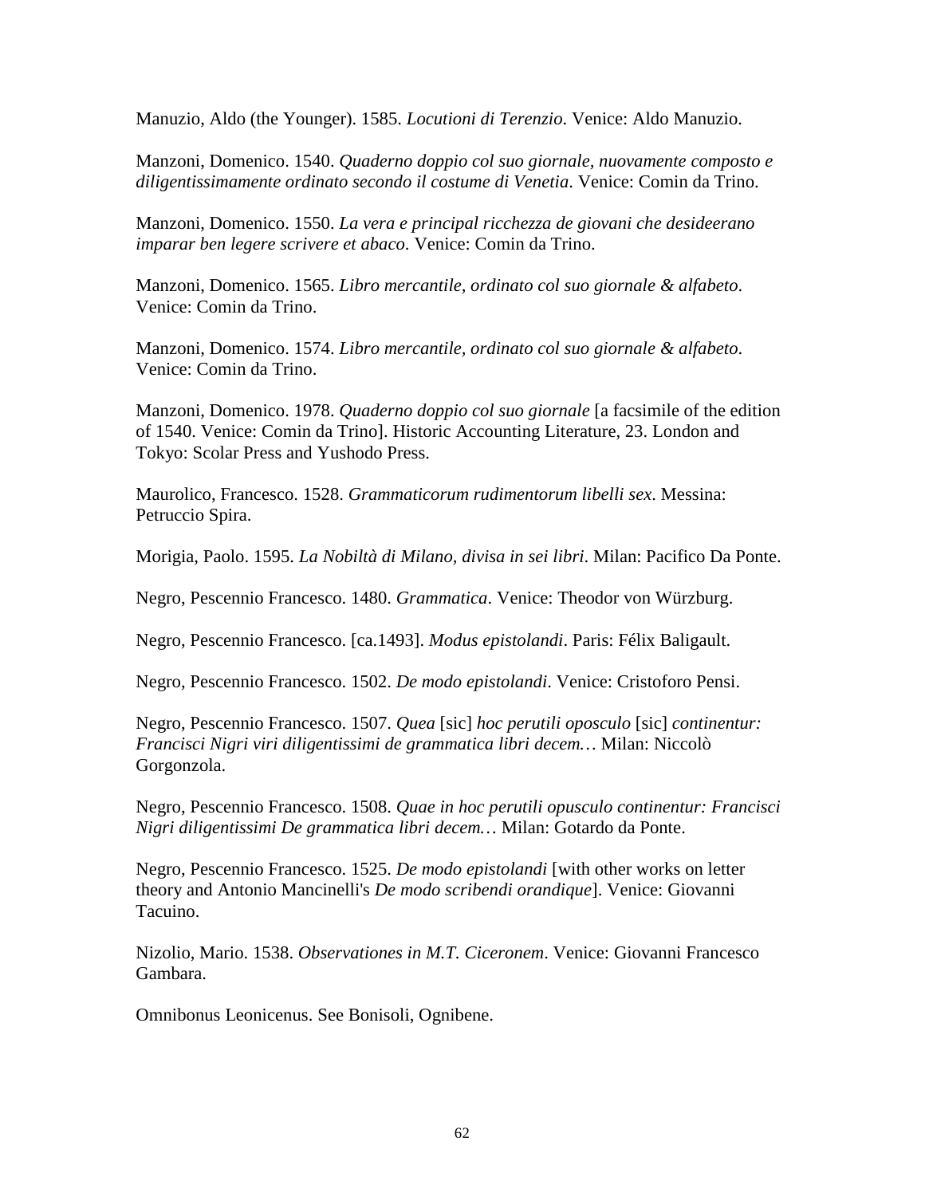Manuzio, Aldo (the Younger). 1585. *Locutioni di Terenzio*. Venice: Aldo Manuzio.

Manzoni, Domenico. 1540. *Quaderno doppio col suo giornale, nuovamente composto e diligentissimamente ordinato secondo il costume di Venetia*. Venice: Comin da Trino.

Manzoni, Domenico. 1550. *La vera e principal ricchezza de giovani che desideerano imparar ben legere scrivere et abaco*. Venice: Comin da Trino.

Manzoni, Domenico. 1565. *Libro mercantile, ordinato col suo giornale & alfabeto*. Venice: Comin da Trino.

Manzoni, Domenico. 1574. *Libro mercantile, ordinato col suo giornale & alfabeto*. Venice: Comin da Trino.

Manzoni, Domenico. 1978. *Quaderno doppio col suo giornale* [a facsimile of the edition of 1540. Venice: Comin da Trino]. Historic Accounting Literature, 23. London and Tokyo: Scolar Press and Yushodo Press.

Maurolico, Francesco. 1528. *Grammaticorum rudimentorum libelli sex*. Messina: Petruccio Spira.

Morigia, Paolo. 1595. *La Nobiltà di Milano, divisa in sei libri*. Milan: Pacifico Da Ponte.

Negro, Pescennio Francesco. 1480. *Grammatica*. Venice: Theodor von Würzburg.

Negro, Pescennio Francesco. [ca.1493]. *Modus epistolandi*. Paris: Félix Baligault.

Negro, Pescennio Francesco. 1502. *De modo epistolandi*. Venice: Cristoforo Pensi.

Negro, Pescennio Francesco. 1507. *Quea* [sic] *hoc perutili oposculo* [sic] *continentur: Francisci Nigri viri diligentissimi de grammatica libri decem…* Milan: Niccolò Gorgonzola.

Negro, Pescennio Francesco. 1508. *Quae in hoc perutili opusculo continentur: Francisci Nigri diligentissimi De grammatica libri decem…* Milan: Gotardo da Ponte.

Negro, Pescennio Francesco. 1525. *De modo epistolandi* [with other works on letter theory and Antonio Mancinelli's *De modo scribendi orandique*]. Venice: Giovanni Tacuino.

Nizolio, Mario. 1538. *Observationes in M.T. Ciceronem*. Venice: Giovanni Francesco Gambara.

Omnibonus Leonicenus. See Bonisoli, Ognibene.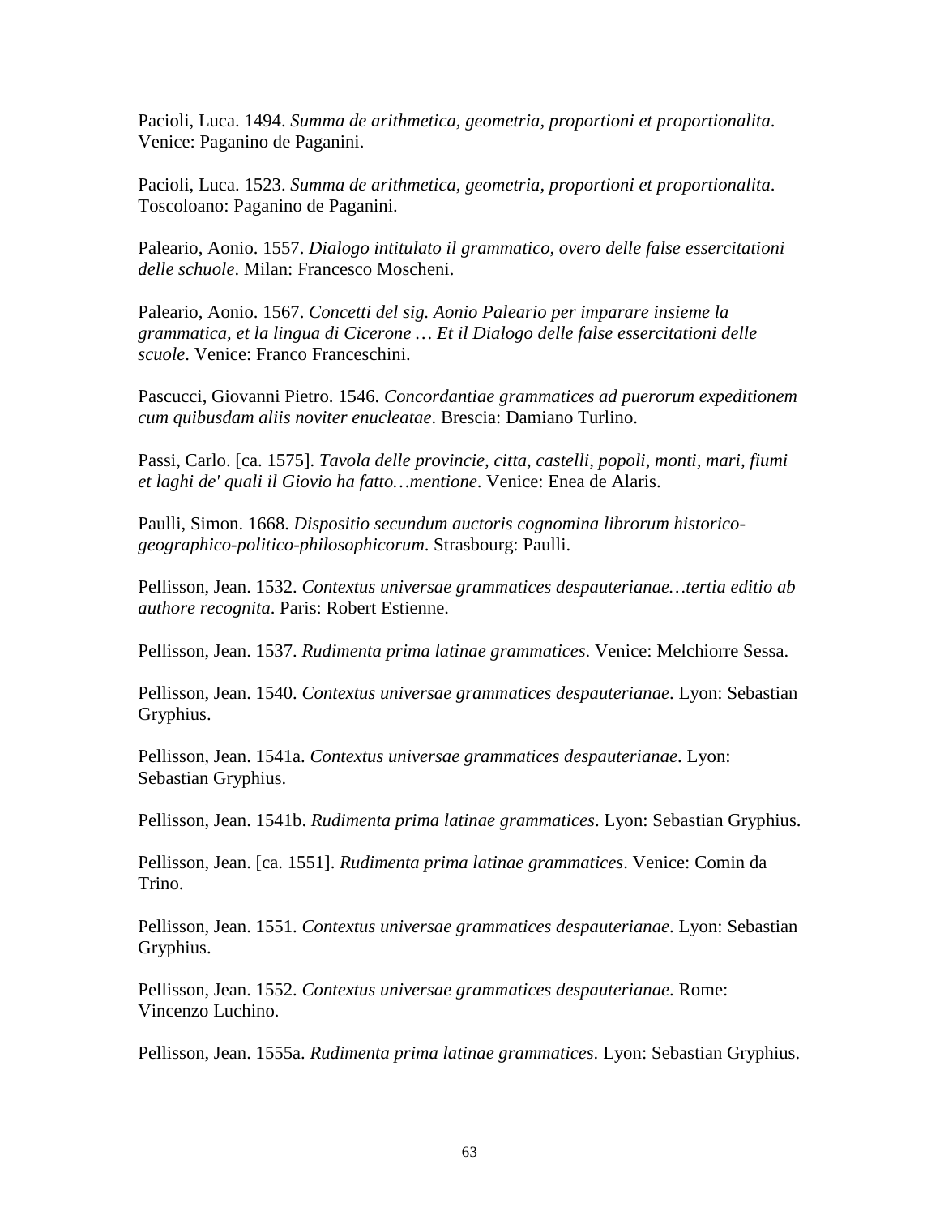Pacioli, Luca. 1494. *Summa de arithmetica, geometria, proportioni et proportionalita*. Venice: Paganino de Paganini.

Pacioli, Luca. 1523. *Summa de arithmetica, geometria, proportioni et proportionalita*. Toscoloano: Paganino de Paganini.

Paleario, Aonio. 1557. *Dialogo intitulato il grammatico, overo delle false essercitationi delle schuole*. Milan: Francesco Moscheni.

Paleario, Aonio. 1567. *Concetti del sig. Aonio Paleario per imparare insieme la grammatica, et la lingua di Cicerone … Et il Dialogo delle false essercitationi delle scuole*. Venice: Franco Franceschini.

Pascucci, Giovanni Pietro. 1546. *Concordantiae grammatices ad puerorum expeditionem cum quibusdam aliis noviter enucleatae*. Brescia: Damiano Turlino.

Passi, Carlo. [ca. 1575]. *Tavola delle provincie, citta, castelli, popoli, monti, mari, fiumi et laghi de' quali il Giovio ha fatto…mentione*. Venice: Enea de Alaris.

Paulli, Simon. 1668. *Dispositio secundum auctoris cognomina librorum historico-geographico-politico-philosophicorum*. Strasbourg: Paulli.

Pellisson, Jean. 1532. *Contextus universae grammatices despauterianae…tertia editio ab authore recognita*. Paris: Robert Estienne.

Pellisson, Jean. 1537. *Rudimenta prima latinae grammatices*. Venice: Melchiorre Sessa.

Pellisson, Jean. 1540. *Contextus universae grammatices despauterianae*. Lyon: Sebastian Gryphius.

Pellisson, Jean. 1541a. *Contextus universae grammatices despauterianae*. Lyon: Sebastian Gryphius.

Pellisson, Jean. 1541b. *Rudimenta prima latinae grammatices*. Lyon: Sebastian Gryphius.

Pellisson, Jean. [ca. 1551]. *Rudimenta prima latinae grammatices*. Venice: Comin da Trino.

Pellisson, Jean. 1551. *Contextus universae grammatices despauterianae*. Lyon: Sebastian Gryphius.

Pellisson, Jean. 1552. *Contextus universae grammatices despauterianae*. Rome: Vincenzo Luchino.

Pellisson, Jean. 1555a. *Rudimenta prima latinae grammatices*. Lyon: Sebastian Gryphius.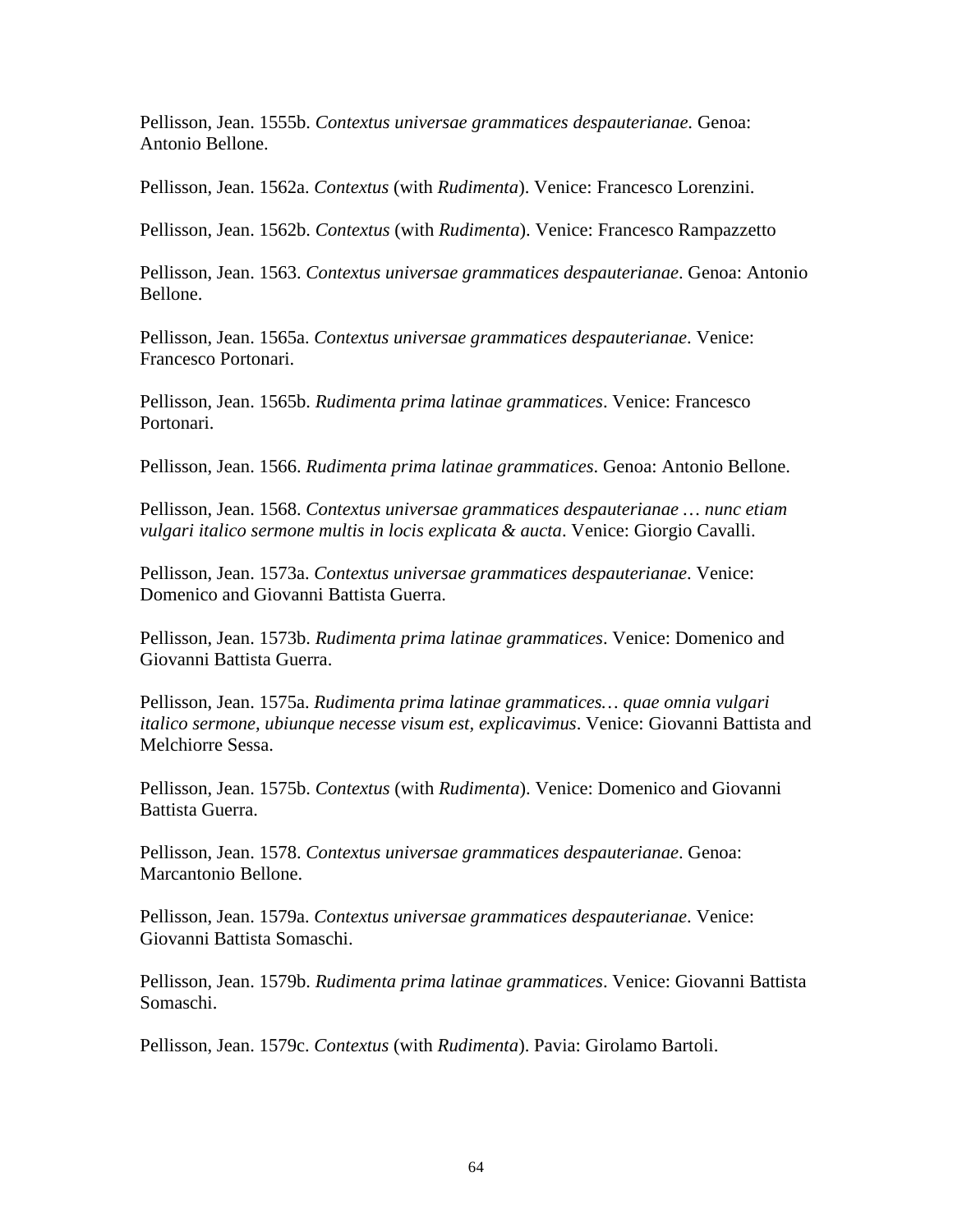Pellisson, Jean. 1555b. *Contextus universae grammatices despauterianae*. Genoa: Antonio Bellone.

Pellisson, Jean. 1562a. *Contextus* (with *Rudimenta*). Venice: Francesco Lorenzini.

Pellisson, Jean. 1562b. *Contextus* (with *Rudimenta*). Venice: Francesco Rampazzetto

Pellisson, Jean. 1563. *Contextus universae grammatices despauterianae*. Genoa: Antonio Bellone.

Pellisson, Jean. 1565a. *Contextus universae grammatices despauterianae*. Venice: Francesco Portonari.

Pellisson, Jean. 1565b. *Rudimenta prima latinae grammatices*. Venice: Francesco Portonari.

Pellisson, Jean. 1566. *Rudimenta prima latinae grammatices*. Genoa: Antonio Bellone.

Pellisson, Jean. 1568. *Contextus universae grammatices despauterianae … nunc etiam vulgari italico sermone multis in locis explicata & aucta*. Venice: Giorgio Cavalli.

Pellisson, Jean. 1573a. *Contextus universae grammatices despauterianae*. Venice: Domenico and Giovanni Battista Guerra.

Pellisson, Jean. 1573b. *Rudimenta prima latinae grammatices*. Venice: Domenico and Giovanni Battista Guerra.

Pellisson, Jean. 1575a. *Rudimenta prima latinae grammatices… quae omnia vulgari italico sermone, ubiunque necesse visum est, explicavimus*. Venice: Giovanni Battista and Melchiorre Sessa.

Pellisson, Jean. 1575b. *Contextus* (with *Rudimenta*). Venice: Domenico and Giovanni Battista Guerra.

Pellisson, Jean. 1578. *Contextus universae grammatices despauterianae*. Genoa: Marcantonio Bellone.

Pellisson, Jean. 1579a. *Contextus universae grammatices despauterianae*. Venice: Giovanni Battista Somaschi.

Pellisson, Jean. 1579b. *Rudimenta prima latinae grammatices*. Venice: Giovanni Battista Somaschi.

Pellisson, Jean. 1579c. *Contextus* (with *Rudimenta*). Pavia: Girolamo Bartoli.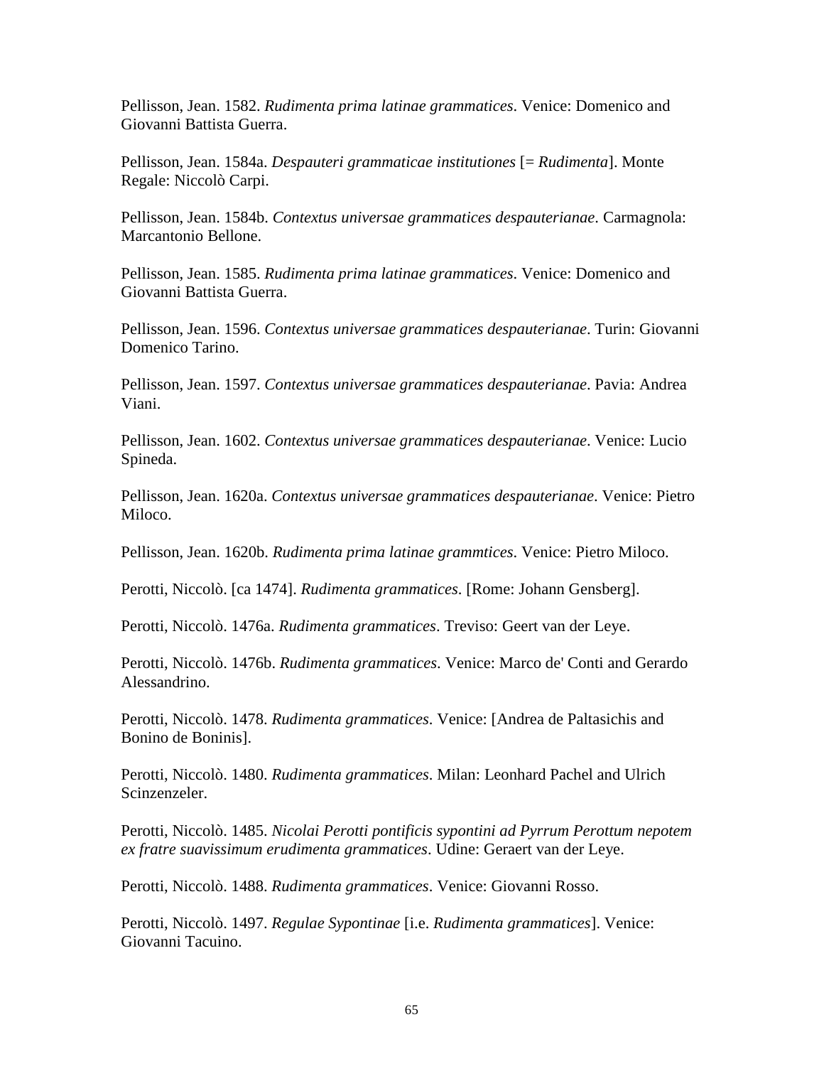Pellisson, Jean. 1582. *Rudimenta prima latinae grammatices*. Venice: Domenico and Giovanni Battista Guerra.

Pellisson, Jean. 1584a. *Despauteri grammaticae institutiones* [= *Rudimenta*]. Monte Regale: Niccolò Carpi.

Pellisson, Jean. 1584b. *Contextus universae grammatices despauterianae*. Carmagnola: Marcantonio Bellone.

Pellisson, Jean. 1585. *Rudimenta prima latinae grammatices*. Venice: Domenico and Giovanni Battista Guerra.

Pellisson, Jean. 1596. *Contextus universae grammatices despauterianae*. Turin: Giovanni Domenico Tarino.

Pellisson, Jean. 1597. *Contextus universae grammatices despauterianae*. Pavia: Andrea Viani.

Pellisson, Jean. 1602. *Contextus universae grammatices despauterianae*. Venice: Lucio Spineda.

Pellisson, Jean. 1620a. *Contextus universae grammatices despauterianae*. Venice: Pietro Miloco.

Pellisson, Jean. 1620b. *Rudimenta prima latinae grammtices*. Venice: Pietro Miloco.

Perotti, Niccolò. [ca 1474]. *Rudimenta grammatices*. [Rome: Johann Gensberg].

Perotti, Niccolò. 1476a. *Rudimenta grammatices*. Treviso: Geert van der Leye.

Perotti, Niccolò. 1476b. *Rudimenta grammatices*. Venice: Marco de' Conti and Gerardo Alessandrino.

Perotti, Niccolò. 1478. *Rudimenta grammatices*. Venice: [Andrea de Paltasichis and Bonino de Boninis].

Perotti, Niccolò. 1480. *Rudimenta grammatices*. Milan: Leonhard Pachel and Ulrich Scinzenzeler.

Perotti, Niccolò. 1485. *Nicolai Perotti pontificis sypontini ad Pyrrum Perottum nepotem ex fratre suavissimum erudimenta grammatices*. Udine: Geraert van der Leye.

Perotti, Niccolò. 1488. *Rudimenta grammatices*. Venice: Giovanni Rosso.

Perotti, Niccolò. 1497. *Regulae Sypontinae* [i.e. *Rudimenta grammatices*]. Venice: Giovanni Tacuino.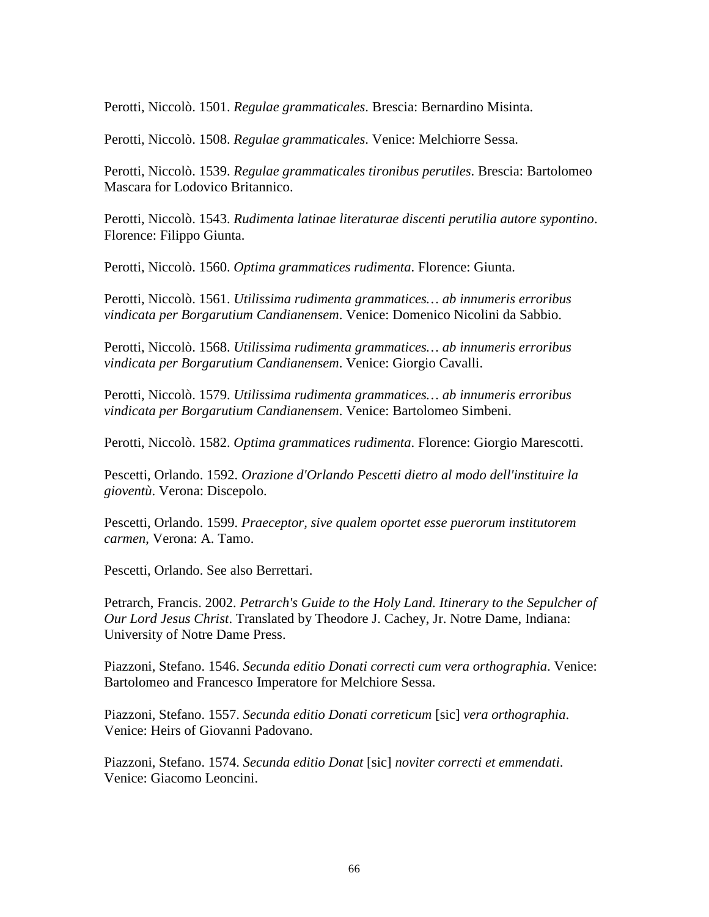Perotti, Niccolò. 1501. *Regulae grammaticales*. Brescia: Bernardino Misinta.

Perotti, Niccolò. 1508. *Regulae grammaticales*. Venice: Melchiorre Sessa.

Perotti, Niccolò. 1539. *Regulae grammaticales tironibus perutiles*. Brescia: Bartolomeo Mascara for Lodovico Britannico.

Perotti, Niccolò. 1543. *Rudimenta latinae literaturae discenti perutilia autore sypontino*. Florence: Filippo Giunta.

Perotti, Niccolò. 1560. *Optima grammatices rudimenta*. Florence: Giunta.

Perotti, Niccolò. 1561. *Utilissima rudimenta grammatices… ab innumeris erroribus vindicata per Borgarutium Candianensem*. Venice: Domenico Nicolini da Sabbio.

Perotti, Niccolò. 1568. *Utilissima rudimenta grammatices… ab innumeris erroribus vindicata per Borgarutium Candianensem*. Venice: Giorgio Cavalli.

Perotti, Niccolò. 1579. *Utilissima rudimenta grammatices… ab innumeris erroribus vindicata per Borgarutium Candianensem*. Venice: Bartolomeo Simbeni.

Perotti, Niccolò. 1582. *Optima grammatices rudimenta*. Florence: Giorgio Marescotti.

Pescetti, Orlando. 1592. *Orazione d'Orlando Pescetti dietro al modo dell'instituire la gioventù*. Verona: Discepolo.

Pescetti, Orlando. 1599. *Praeceptor, sive qualem oportet esse puerorum institutorem carmen*, Verona: A. Tamo.

Pescetti, Orlando. See also Berrettari.

Petrarch, Francis. 2002. *Petrarch's Guide to the Holy Land. Itinerary to the Sepulcher of Our Lord Jesus Christ*. Translated by Theodore J. Cachey, Jr. Notre Dame, Indiana: University of Notre Dame Press.

Piazzoni, Stefano. 1546. *Secunda editio Donati correcti cum vera orthographia*. Venice: Bartolomeo and Francesco Imperatore for Melchiore Sessa.

Piazzoni, Stefano. 1557. *Secunda editio Donati correticum* [sic] *vera orthographia*. Venice: Heirs of Giovanni Padovano.

Piazzoni, Stefano. 1574. *Secunda editio Donat* [sic] *noviter correcti et emmendati*. Venice: Giacomo Leoncini.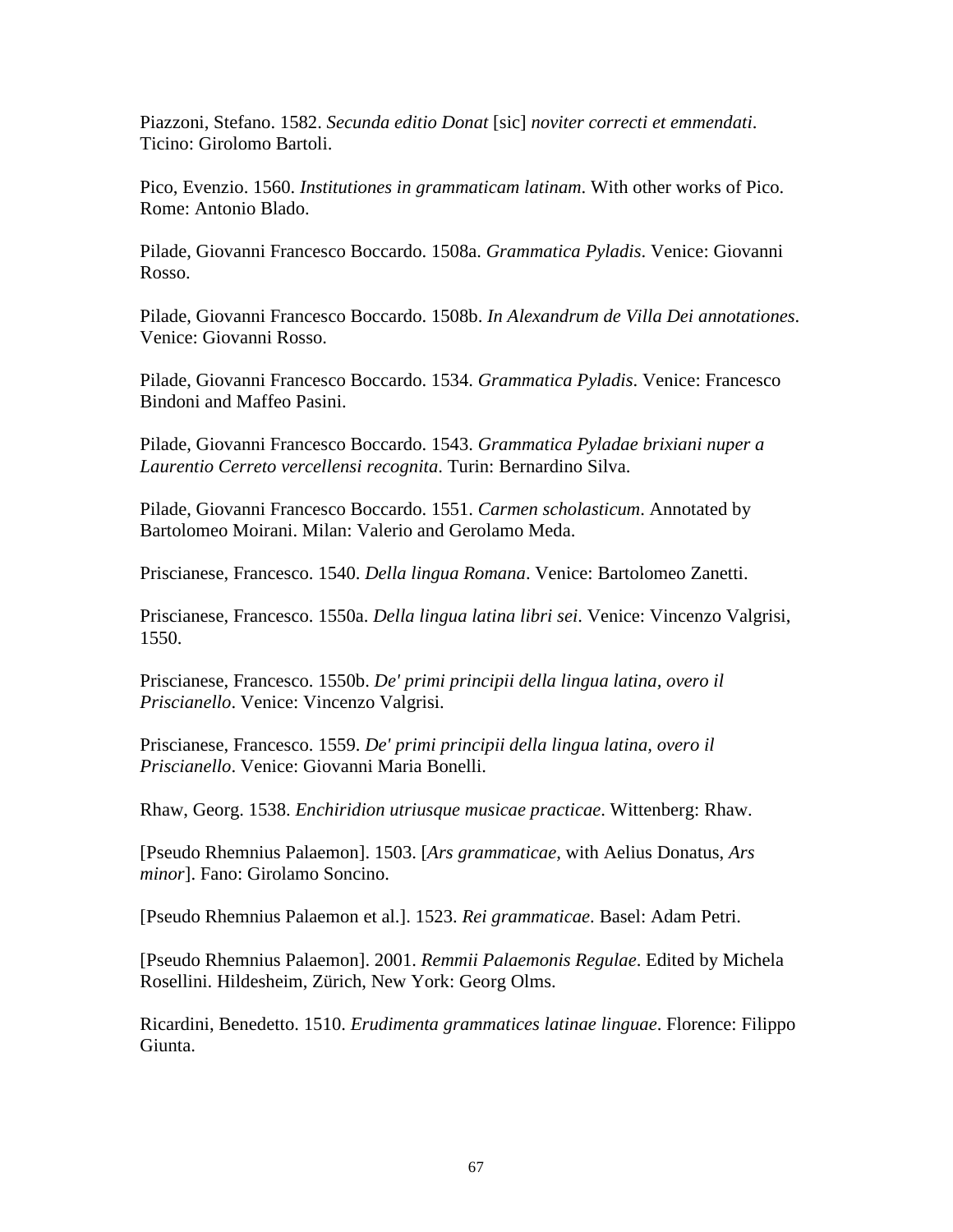Piazzoni, Stefano. 1582. *Secunda editio Donat* [sic] *noviter correcti et emmendati*. Ticino: Girolomo Bartoli.

Pico, Evenzio. 1560. *Institutiones in grammaticam latinam*. With other works of Pico. Rome: Antonio Blado.

Pilade, Giovanni Francesco Boccardo. 1508a. *Grammatica Pyladis*. Venice: Giovanni Rosso.

Pilade, Giovanni Francesco Boccardo. 1508b. *In Alexandrum de Villa Dei annotationes*. Venice: Giovanni Rosso.

Pilade, Giovanni Francesco Boccardo. 1534. *Grammatica Pyladis*. Venice: Francesco Bindoni and Maffeo Pasini.

Pilade, Giovanni Francesco Boccardo. 1543. *Grammatica Pyladae brixiani nuper a Laurentio Cerreto vercellensi recognita*. Turin: Bernardino Silva.

Pilade, Giovanni Francesco Boccardo. 1551. *Carmen scholasticum*. Annotated by Bartolomeo Moirani. Milan: Valerio and Gerolamo Meda.

Priscianese, Francesco. 1540. *Della lingua Romana*. Venice: Bartolomeo Zanetti.

Priscianese, Francesco. 1550a. *Della lingua latina libri sei*. Venice: Vincenzo Valgrisi, 1550.

Priscianese, Francesco. 1550b. *De' primi principii della lingua latina, overo il Priscianello*. Venice: Vincenzo Valgrisi.

Priscianese, Francesco. 1559. *De' primi principii della lingua latina, overo il Priscianello*. Venice: Giovanni Maria Bonelli.

Rhaw, Georg. 1538. *Enchiridion utriusque musicae practicae*. Wittenberg: Rhaw.

[Pseudo Rhemnius Palaemon]. 1503. [*Ars grammaticae*, with Aelius Donatus, *Ars minor*]. Fano: Girolamo Soncino.

[Pseudo Rhemnius Palaemon et al.]. 1523. *Rei grammaticae*. Basel: Adam Petri.

[Pseudo Rhemnius Palaemon]. 2001. *Remmii Palaemonis Regulae*. Edited by Michela Rosellini. Hildesheim, Zürich, New York: Georg Olms.

Ricardini, Benedetto. 1510. *Erudimenta grammatices latinae linguae*. Florence: Filippo Giunta.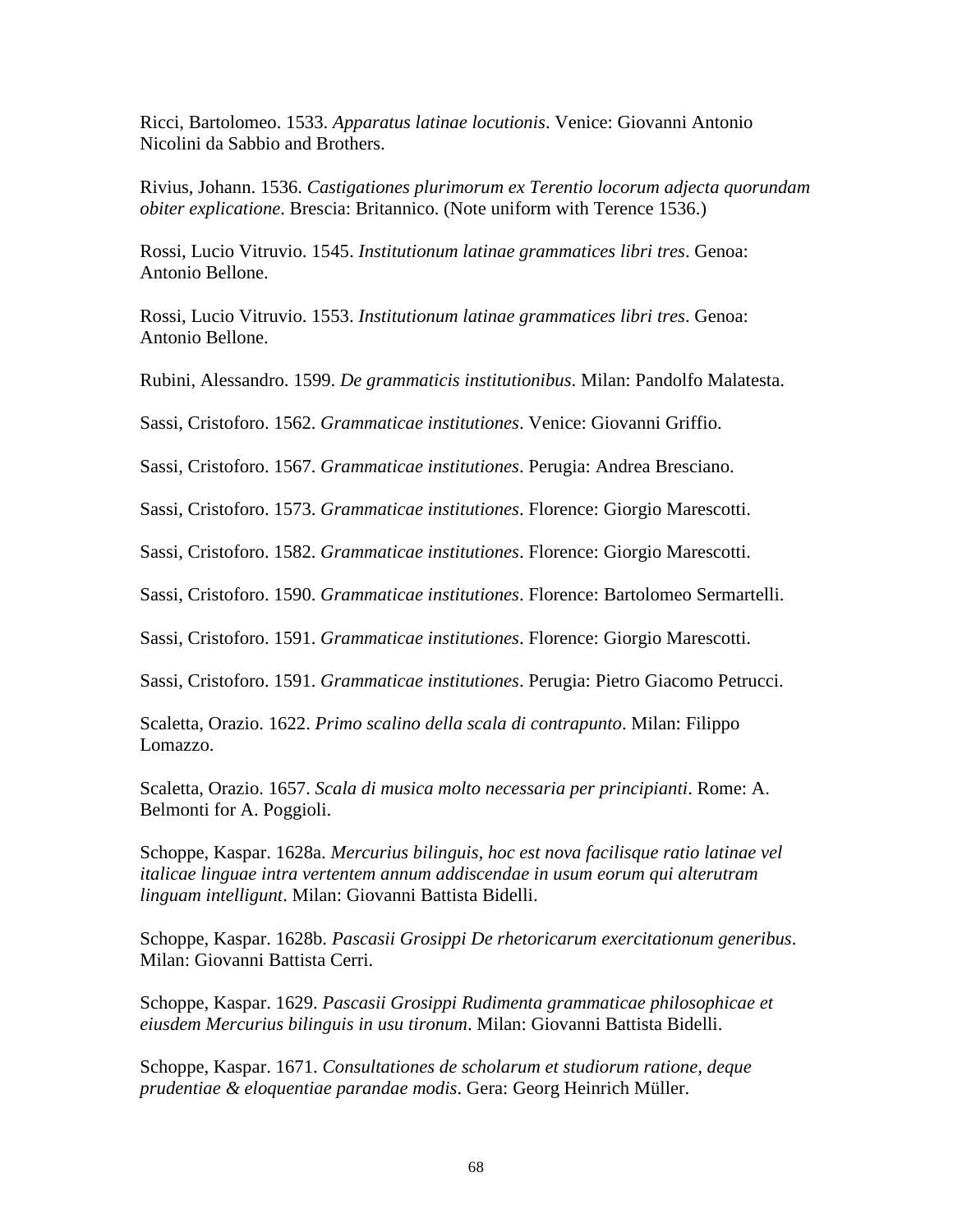Ricci, Bartolomeo. 1533. *Apparatus latinae locutionis*. Venice: Giovanni Antonio Nicolini da Sabbio and Brothers.

Rivius, Johann. 1536. *Castigationes plurimorum ex Terentio locorum adjecta quorundam obiter explicatione*. Brescia: Britannico. (Note uniform with Terence 1536.)

Rossi, Lucio Vitruvio. 1545. *Institutionum latinae grammatices libri tres*. Genoa: Antonio Bellone.

Rossi, Lucio Vitruvio. 1553. *Institutionum latinae grammatices libri tres*. Genoa: Antonio Bellone.

Rubini, Alessandro. 1599. *De grammaticis institutionibus*. Milan: Pandolfo Malatesta.

Sassi, Cristoforo. 1562. *Grammaticae institutiones*. Venice: Giovanni Griffio.

Sassi, Cristoforo. 1567. *Grammaticae institutiones*. Perugia: Andrea Bresciano.

Sassi, Cristoforo. 1573. *Grammaticae institutiones*. Florence: Giorgio Marescotti.

Sassi, Cristoforo. 1582. *Grammaticae institutiones*. Florence: Giorgio Marescotti.

Sassi, Cristoforo. 1590. *Grammaticae institutiones*. Florence: Bartolomeo Sermartelli.

Sassi, Cristoforo. 1591. *Grammaticae institutiones*. Florence: Giorgio Marescotti.

Sassi, Cristoforo. 1591. *Grammaticae institutiones*. Perugia: Pietro Giacomo Petrucci.

Scaletta, Orazio. 1622. *Primo scalino della scala di contrapunto*. Milan: Filippo Lomazzo.

Scaletta, Orazio. 1657. *Scala di musica molto necessaria per principianti*. Rome: A. Belmonti for A. Poggioli.

Schoppe, Kaspar. 1628a. *Mercurius bilinguis, hoc est nova facilisque ratio latinae vel italicae linguae intra vertentem annum addiscendae in usum eorum qui alterutram linguam intelligunt*. Milan: Giovanni Battista Bidelli.

Schoppe, Kaspar. 1628b. *Pascasii Grosippi De rhetoricarum exercitationum generibus*. Milan: Giovanni Battista Cerri.

Schoppe, Kaspar. 1629. *Pascasii Grosippi Rudimenta grammaticae philosophicae et eiusdem Mercurius bilinguis in usu tironum*. Milan: Giovanni Battista Bidelli.

Schoppe, Kaspar. 1671. *Consultationes de scholarum et studiorum ratione, deque prudentiae & eloquentiae parandae modis*. Gera: Georg Heinrich Müller.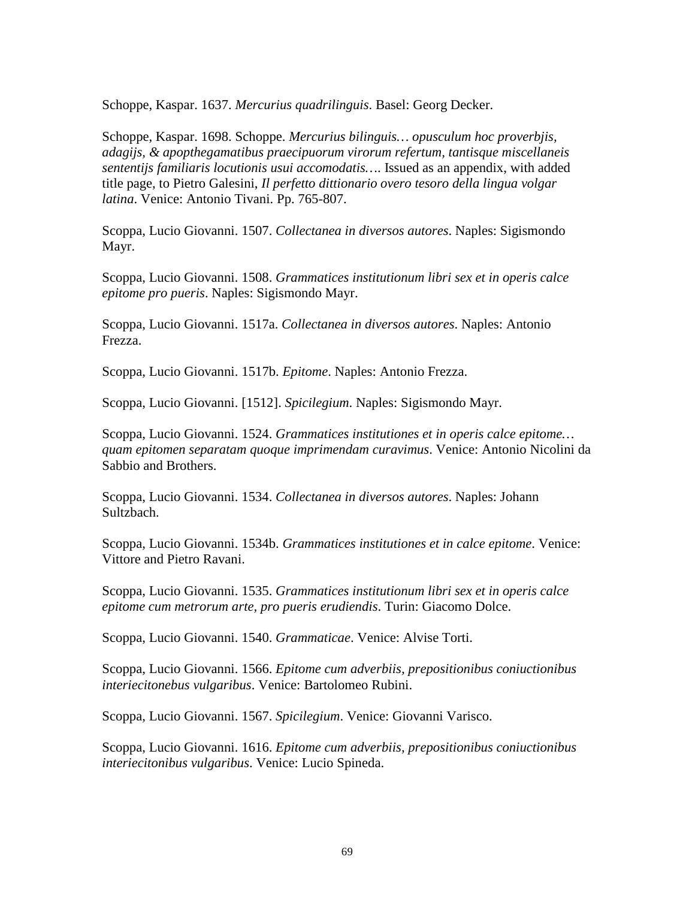Schoppe, Kaspar. 1637. *Mercurius quadrilinguis*. Basel: Georg Decker.

Schoppe, Kaspar. 1698. Schoppe. *Mercurius bilinguis… opusculum hoc proverbjis, adagijs, & apopthegamatibus praecipuorum virorum refertum, tantisque miscellaneis sententijs familiaris locutionis usui accomodatis….* Issued as an appendix, with added title page, to Pietro Galesini, *Il perfetto dittionario overo tesoro della lingua volgar latina*. Venice: Antonio Tivani. Pp. 765-807.

Scoppa, Lucio Giovanni. 1507. *Collectanea in diversos autores*. Naples: Sigismondo Mayr.

Scoppa, Lucio Giovanni. 1508. *Grammatices institutionum libri sex et in operis calce epitome pro pueris*. Naples: Sigismondo Mayr.

Scoppa, Lucio Giovanni. 1517a. *Collectanea in diversos autores*. Naples: Antonio Frezza.

Scoppa, Lucio Giovanni. 1517b. *Epitome*. Naples: Antonio Frezza.

Scoppa, Lucio Giovanni. [1512]. *Spicilegium*. Naples: Sigismondo Mayr.

Scoppa, Lucio Giovanni. 1524. *Grammatices institutiones et in operis calce epitome… quam epitomen separatam quoque imprimendam curavimus*. Venice: Antonio Nicolini da Sabbio and Brothers.

Scoppa, Lucio Giovanni. 1534. *Collectanea in diversos autores*. Naples: Johann Sultzbach.

Scoppa, Lucio Giovanni. 1534b. *Grammatices institutiones et in calce epitome*. Venice: Vittore and Pietro Ravani.

Scoppa, Lucio Giovanni. 1535. *Grammatices institutionum libri sex et in operis calce epitome cum metrorum arte, pro pueris erudiendis*. Turin: Giacomo Dolce.

Scoppa, Lucio Giovanni. 1540. *Grammaticae*. Venice: Alvise Torti.

Scoppa, Lucio Giovanni. 1566. *Epitome cum adverbiis, prepositionibus coniuctionibus interiecitonebus vulgaribus*. Venice: Bartolomeo Rubini.

Scoppa, Lucio Giovanni. 1567. *Spicilegium*. Venice: Giovanni Varisco.

Scoppa, Lucio Giovanni. 1616. *Epitome cum adverbiis, prepositionibus coniuctionibus interiecitonibus vulgaribus*. Venice: Lucio Spineda.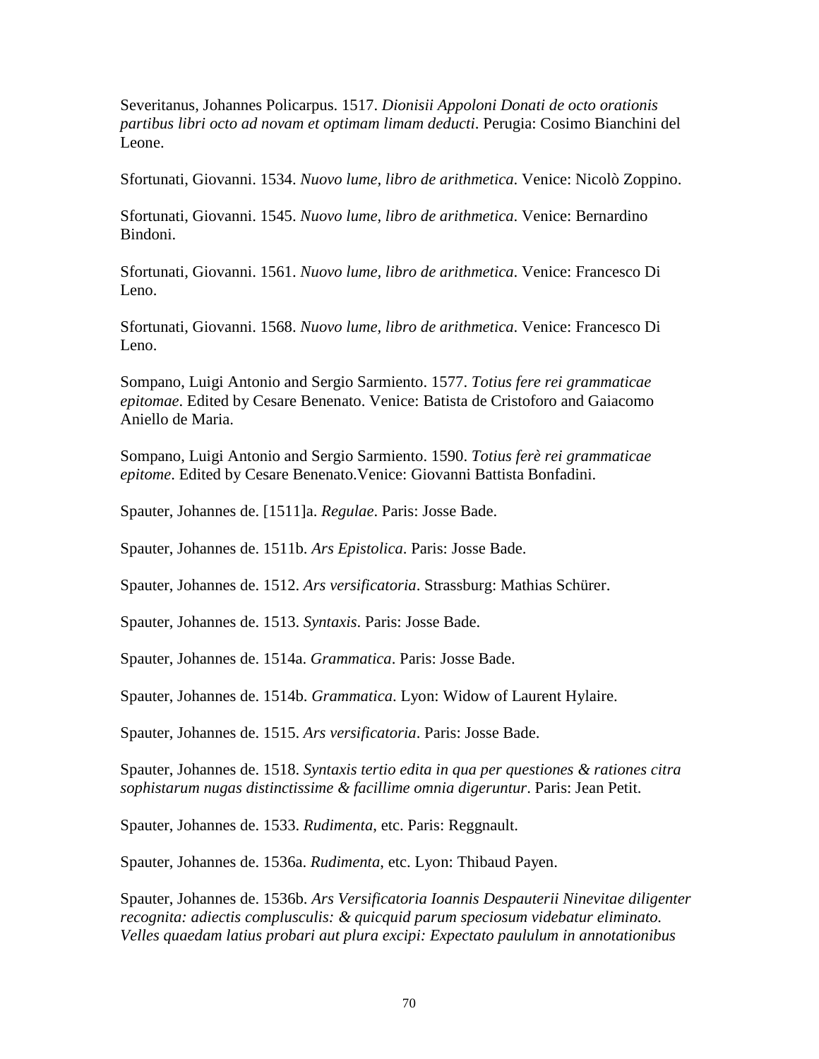Severitanus, Johannes Policarpus. 1517. *Dionisii Appoloni Donati de octo orationis partibus libri octo ad novam et optimam limam deducti*. Perugia: Cosimo Bianchini del Leone.

Sfortunati, Giovanni. 1534. *Nuovo lume, libro de arithmetica*. Venice: Nicolò Zoppino.

Sfortunati, Giovanni. 1545. *Nuovo lume, libro de arithmetica*. Venice: Bernardino Bindoni.

Sfortunati, Giovanni. 1561. *Nuovo lume, libro de arithmetica*. Venice: Francesco Di Leno.

Sfortunati, Giovanni. 1568. *Nuovo lume, libro de arithmetica*. Venice: Francesco Di Leno.

Sompano, Luigi Antonio and Sergio Sarmiento. 1577. *Totius fere rei grammaticae epitomae*. Edited by Cesare Benenato. Venice: Batista de Cristoforo and Gaiacomo Aniello de Maria.

Sompano, Luigi Antonio and Sergio Sarmiento. 1590. *Totius ferè rei grammaticae epitome*. Edited by Cesare Benenato.Venice: Giovanni Battista Bonfadini.

Spauter, Johannes de. [1511]a. *Regulae*. Paris: Josse Bade.

Spauter, Johannes de. 1511b. *Ars Epistolica*. Paris: Josse Bade.

Spauter, Johannes de. 1512. *Ars versificatoria*. Strassburg: Mathias Schürer.

Spauter, Johannes de. 1513. *Syntaxis*. Paris: Josse Bade.

Spauter, Johannes de. 1514a. *Grammatica*. Paris: Josse Bade.

Spauter, Johannes de. 1514b. *Grammatica*. Lyon: Widow of Laurent Hylaire.

Spauter, Johannes de. 1515. *Ars versificatoria*. Paris: Josse Bade.

Spauter, Johannes de. 1518. *Syntaxis tertio edita in qua per questiones & rationes citra sophistarum nugas distinctissime & facillime omnia digeruntur*. Paris: Jean Petit.

Spauter, Johannes de. 1533. *Rudimenta*, etc. Paris: Reggnault.

Spauter, Johannes de. 1536a. *Rudimenta*, etc. Lyon: Thibaud Payen.

Spauter, Johannes de. 1536b. *Ars Versificatoria Ioannis Despauterii Ninevitae diligenter recognita: adiectis complusculis: & quicquid parum speciosum videbatur eliminato. Velles quaedam latius probari aut plura excipi: Expectato paululum in annotationibus*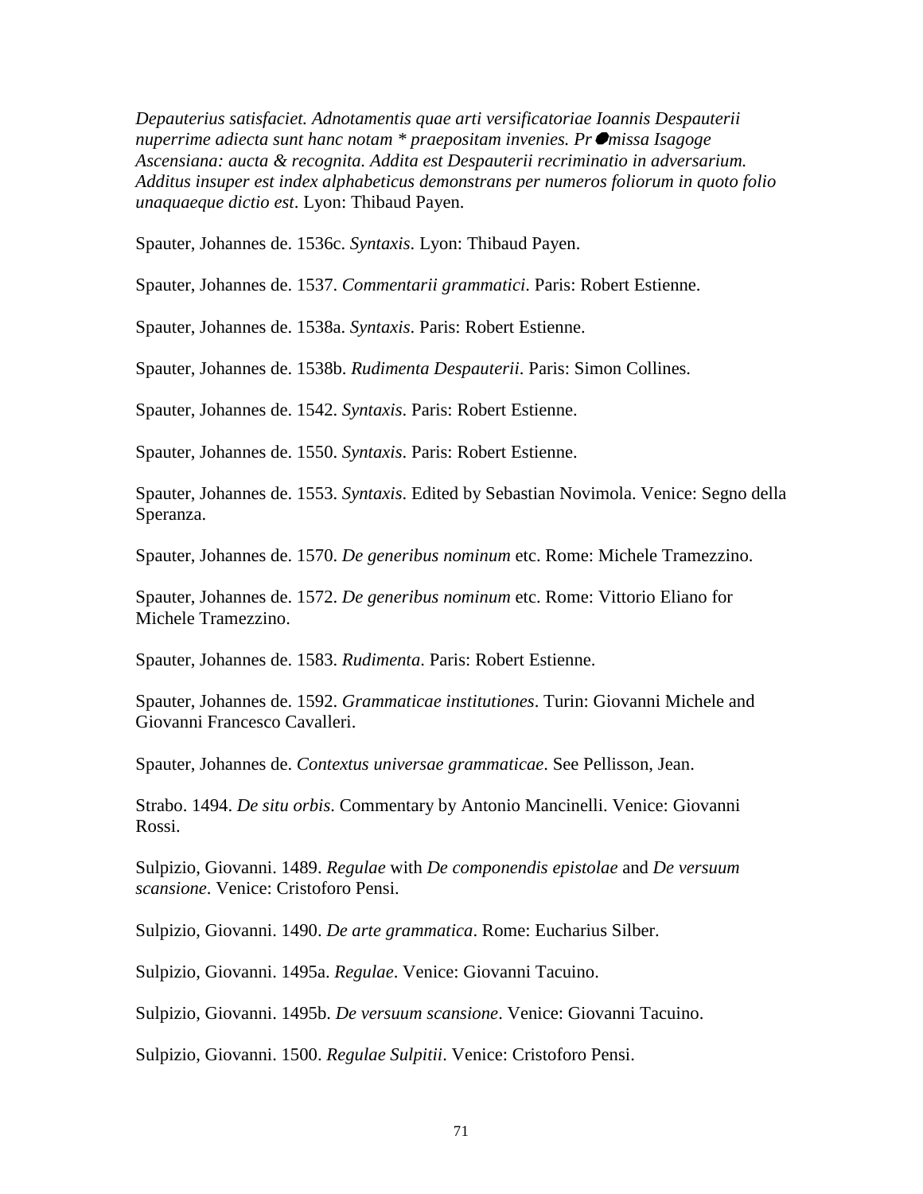*Depauterius satisfaciet. Adnotamentis quae arti versificatoriae Ioannis Despauterii nuperrime adiecta sunt hanc notam * praepositam invenies. Pr●missa Isagoge Ascensiana: aucta & recognita. Addita est Despauterii recriminatio in adversarium. Additus insuper est index alphabeticus demonstrans per numeros foliorum in quoto folio unaquaeque dictio est*. Lyon: Thibaud Payen.

Spauter, Johannes de. 1536c. *Syntaxis*. Lyon: Thibaud Payen.

Spauter, Johannes de. 1537. *Commentarii grammatici*. Paris: Robert Estienne.

Spauter, Johannes de. 1538a. *Syntaxis*. Paris: Robert Estienne.

Spauter, Johannes de. 1538b. *Rudimenta Despauterii*. Paris: Simon Collines.

Spauter, Johannes de. 1542. *Syntaxis*. Paris: Robert Estienne.

Spauter, Johannes de. 1550. *Syntaxis*. Paris: Robert Estienne.

Spauter, Johannes de. 1553. *Syntaxis*. Edited by Sebastian Novimola. Venice: Segno della Speranza.

Spauter, Johannes de. 1570. *De generibus nominum* etc. Rome: Michele Tramezzino.

Spauter, Johannes de. 1572. *De generibus nominum* etc. Rome: Vittorio Eliano for Michele Tramezzino.

Spauter, Johannes de. 1583. *Rudimenta*. Paris: Robert Estienne.

Spauter, Johannes de. 1592. *Grammaticae institutiones*. Turin: Giovanni Michele and Giovanni Francesco Cavalleri.

Spauter, Johannes de. *Contextus universae grammaticae*. See Pellisson, Jean.

Strabo. 1494. *De situ orbis*. Commentary by Antonio Mancinelli. Venice: Giovanni Rossi.

Sulpizio, Giovanni. 1489. *Regulae* with *De componendis epistolae* and *De versuum scansione*. Venice: Cristoforo Pensi.

Sulpizio, Giovanni. 1490. *De arte grammatica*. Rome: Eucharius Silber.

Sulpizio, Giovanni. 1495a. *Regulae*. Venice: Giovanni Tacuino.

Sulpizio, Giovanni. 1495b. *De versuum scansione*. Venice: Giovanni Tacuino.

Sulpizio, Giovanni. 1500. *Regulae Sulpitii*. Venice: Cristoforo Pensi.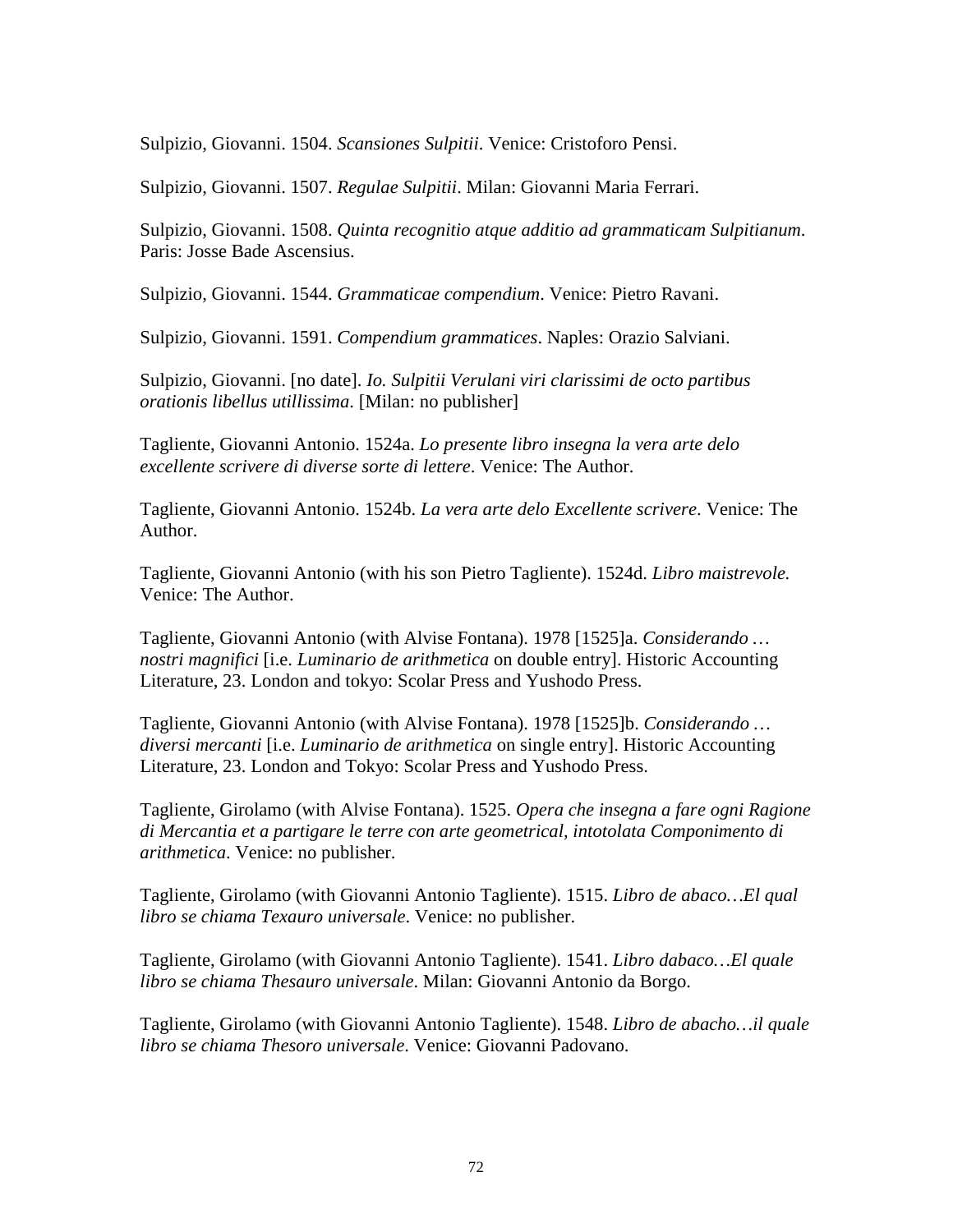Sulpizio, Giovanni. 1504. *Scansiones Sulpitii*. Venice: Cristoforo Pensi.

Sulpizio, Giovanni. 1507. *Regulae Sulpitii*. Milan: Giovanni Maria Ferrari.

Sulpizio, Giovanni. 1508. *Quinta recognitio atque additio ad grammaticam Sulpitianum*. Paris: Josse Bade Ascensius.

Sulpizio, Giovanni. 1544. *Grammaticae compendium*. Venice: Pietro Ravani.

Sulpizio, Giovanni. 1591. *Compendium grammatices*. Naples: Orazio Salviani.

Sulpizio, Giovanni. [no date]. *Io. Sulpitii Verulani viri clarissimi de octo partibus orationis libellus utillissima*. [Milan: no publisher]

Tagliente, Giovanni Antonio. 1524a. *Lo presente libro insegna la vera arte delo excellente scrivere di diverse sorte di lettere*. Venice: The Author.

Tagliente, Giovanni Antonio. 1524b. *La vera arte delo Excellente scrivere*. Venice: The Author.

Tagliente, Giovanni Antonio (with his son Pietro Tagliente). 1524d. *Libro maistrevole.* Venice: The Author.

Tagliente, Giovanni Antonio (with Alvise Fontana). 1978 [1525]a. *Considerando … nostri magnifici* [i.e. *Luminario de arithmetica* on double entry]. Historic Accounting Literature, 23. London and tokyo: Scolar Press and Yushodo Press.

Tagliente, Giovanni Antonio (with Alvise Fontana). 1978 [1525]b. *Considerando … diversi mercanti* [i.e. *Luminario de arithmetica* on single entry]. Historic Accounting Literature, 23. London and Tokyo: Scolar Press and Yushodo Press.

Tagliente, Girolamo (with Alvise Fontana). 1525. *Opera che insegna a fare ogni Ragione di Mercantia et a partigare le terre con arte geometrical, intotolata Componimento di arithmetica*. Venice: no publisher.

Tagliente, Girolamo (with Giovanni Antonio Tagliente). 1515. *Libro de abaco…El qual libro se chiama Texauro universale*. Venice: no publisher.

Tagliente, Girolamo (with Giovanni Antonio Tagliente). 1541. *Libro dabaco…El quale libro se chiama Thesauro universale*. Milan: Giovanni Antonio da Borgo.

Tagliente, Girolamo (with Giovanni Antonio Tagliente). 1548. *Libro de abacho…il quale libro se chiama Thesoro universale*. Venice: Giovanni Padovano.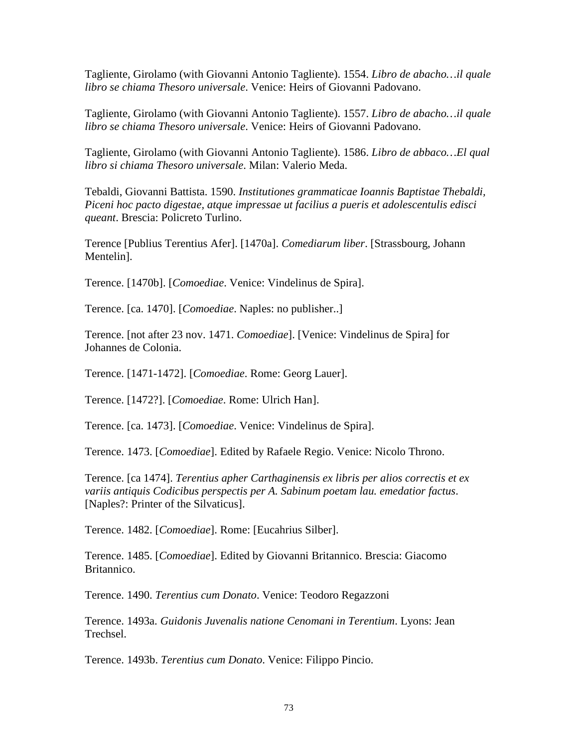Tagliente, Girolamo (with Giovanni Antonio Tagliente). 1554. *Libro de abacho…il quale libro se chiama Thesoro universale*. Venice: Heirs of Giovanni Padovano.

Tagliente, Girolamo (with Giovanni Antonio Tagliente). 1557. *Libro de abacho…il quale libro se chiama Thesoro universale*. Venice: Heirs of Giovanni Padovano.

Tagliente, Girolamo (with Giovanni Antonio Tagliente). 1586. *Libro de abbaco…El qual libro si chiama Thesoro universale*. Milan: Valerio Meda.

Tebaldi, Giovanni Battista. 1590. *Institutiones grammaticae Ioannis Baptistae Thebaldi, Piceni hoc pacto digestae, atque impressae ut facilius a pueris et adolescentulis edisci queant*. Brescia: Policreto Turlino.

Terence [Publius Terentius Afer]. [1470a]. *Comediarum liber*. [Strassbourg, Johann Mentelin].

Terence. [1470b]. [*Comoediae*. Venice: Vindelinus de Spira].

Terence. [ca. 1470]. [*Comoediae*. Naples: no publisher..]

Terence. [not after 23 nov. 1471. *Comoediae*]. [Venice: Vindelinus de Spira] for Johannes de Colonia.

Terence. [1471-1472]. [*Comoediae*. Rome: Georg Lauer].

Terence. [1472?]. [*Comoediae*. Rome: Ulrich Han].

Terence. [ca. 1473]. [*Comoediae*. Venice: Vindelinus de Spira].

Terence. 1473. [*Comoediae*]. Edited by Rafaele Regio. Venice: Nicolo Throno.

Terence. [ca 1474]. *Terentius apher Carthaginensis ex libris per alios correctis et ex variis antiquis Codicibus perspectis per A. Sabinum poetam lau. emedatior factus*. [Naples?: Printer of the Silvaticus].

Terence. 1482. [*Comoediae*]. Rome: [Eucahrius Silber].

Terence. 1485. [*Comoediae*]. Edited by Giovanni Britannico. Brescia: Giacomo Britannico.

Terence. 1490. *Terentius cum Donato*. Venice: Teodoro Regazzoni

Terence. 1493a. *Guidonis Juvenalis natione Cenomani in Terentium*. Lyons: Jean Trechsel.

Terence. 1493b. *Terentius cum Donato*. Venice: Filippo Pincio.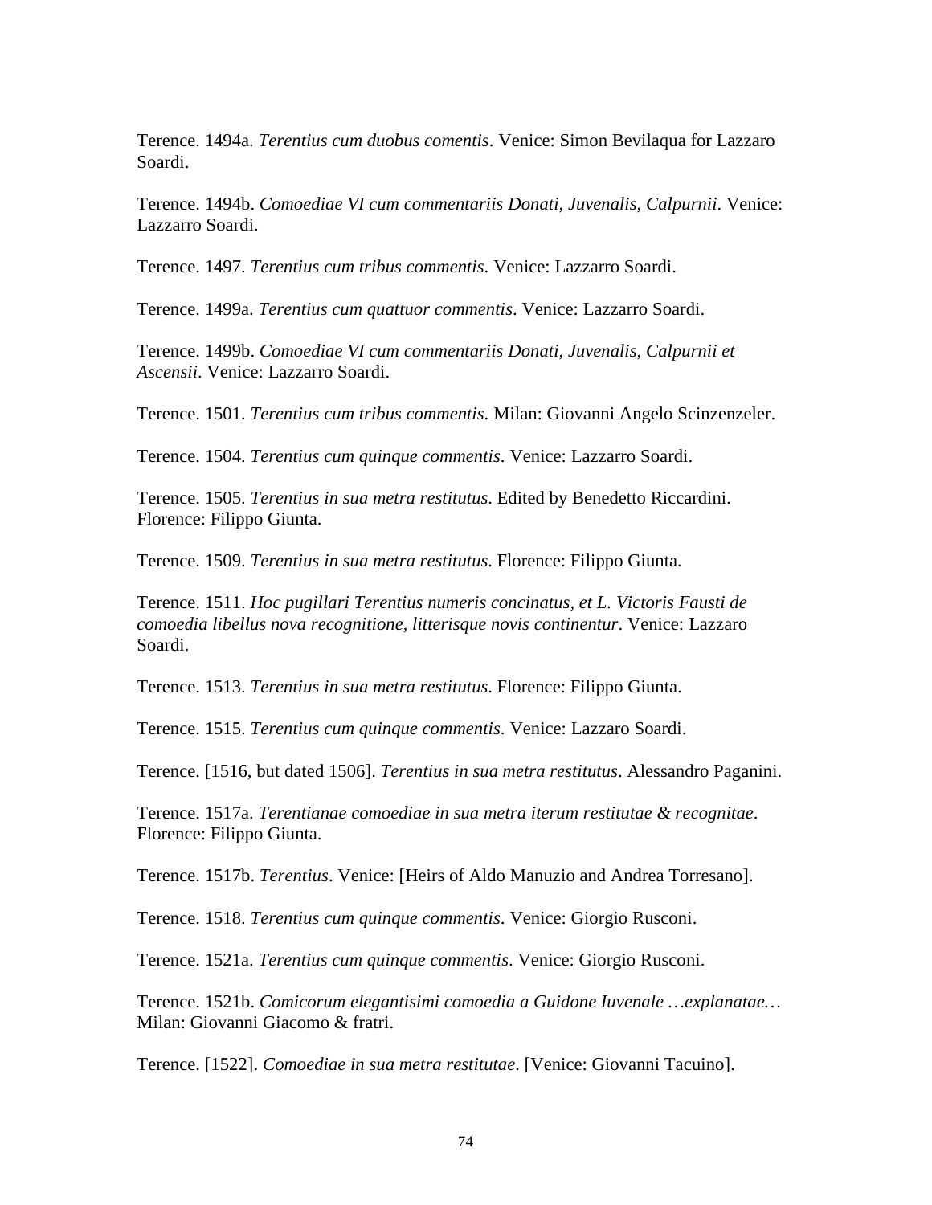Terence. 1494a. *Terentius cum duobus comentis*. Venice: Simon Bevilaqua for Lazzaro Soardi.

Terence. 1494b. *Comoediae VI cum commentariis Donati, Juvenalis, Calpurnii*. Venice: Lazzarro Soardi.

Terence. 1497. *Terentius cum tribus commentis*. Venice: Lazzarro Soardi.

Terence. 1499a. *Terentius cum quattuor commentis*. Venice: Lazzarro Soardi.

Terence. 1499b. *Comoediae VI cum commentariis Donati, Juvenalis, Calpurnii et Ascensii*. Venice: Lazzarro Soardi.

Terence. 1501. *Terentius cum tribus commentis*. Milan: Giovanni Angelo Scinzenzeler.

Terence. 1504. *Terentius cum quinque commentis*. Venice: Lazzarro Soardi.

Terence. 1505. *Terentius in sua metra restitutus*. Edited by Benedetto Riccardini. Florence: Filippo Giunta.

Terence. 1509. *Terentius in sua metra restitutus*. Florence: Filippo Giunta.

Terence. 1511. *Hoc pugillari Terentius numeris concinatus, et L. Victoris Fausti de comoedia libellus nova recognitione, litterisque novis continentur*. Venice: Lazzaro Soardi.

Terence. 1513. *Terentius in sua metra restitutus*. Florence: Filippo Giunta.

Terence. 1515. *Terentius cum quinque commentis*. Venice: Lazzaro Soardi.

Terence. [1516, but dated 1506]. *Terentius in sua metra restitutus*. Alessandro Paganini.

Terence. 1517a. *Terentianae comoediae in sua metra iterum restitutae & recognitae*. Florence: Filippo Giunta.

Terence. 1517b. *Terentius*. Venice: [Heirs of Aldo Manuzio and Andrea Torresano].

Terence. 1518. *Terentius cum quinque commentis*. Venice: Giorgio Rusconi.

Terence. 1521a. *Terentius cum quinque commentis*. Venice: Giorgio Rusconi.

Terence. 1521b. *Comicorum elegantisimi comoedia a Guidone Iuvenale …explanatae…* Milan: Giovanni Giacomo & fratri.

Terence. [1522]. *Comoediae in sua metra restitutae*. [Venice: Giovanni Tacuino].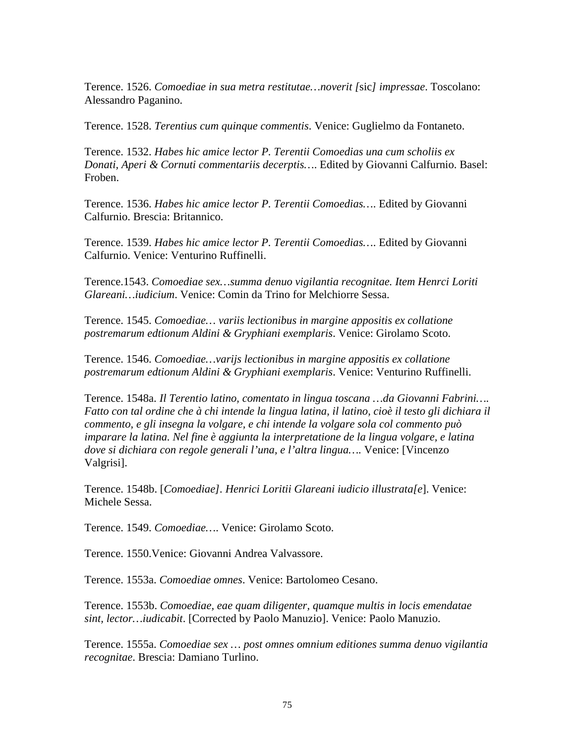Terence. 1526. *Comoediae in sua metra restitutae…noverit [*sic*] impressae*. Toscolano: Alessandro Paganino.

Terence. 1528. *Terentius cum quinque commentis*. Venice: Guglielmo da Fontaneto.

Terence. 1532. *Habes hic amice lector P. Terentii Comoedias una cum scholiis ex Donati, Aperi & Cornuti commentariis decerptis…*. Edited by Giovanni Calfurnio. Basel: Froben.

Terence. 1536. *Habes hic amice lector P. Terentii Comoedias…*. Edited by Giovanni Calfurnio. Brescia: Britannico.

Terence. 1539. *Habes hic amice lector P. Terentii Comoedias…*. Edited by Giovanni Calfurnio. Venice: Venturino Ruffinelli.

Terence.1543. *Comoediae sex…summa denuo vigilantia recognitae. Item Henrci Loriti Glareani…iudicium*. Venice: Comin da Trino for Melchiorre Sessa.

Terence. 1545. *Comoediae… variis lectionibus in margine appositis ex collatione postremarum edtionum Aldini & Gryphiani exemplaris*. Venice: Girolamo Scoto.

Terence. 1546. *Comoediae…varijs lectionibus in margine appositis ex collatione postremarum edtionum Aldini & Gryphiani exemplaris*. Venice: Venturino Ruffinelli.

Terence. 1548a. *Il Terentio latino, comentato in lingua toscana …da Giovanni Fabrini…. Fatto con tal ordine che à chi intende la lingua latina, il latino, cioè il testo gli dichiara il commento, e gli insegna la volgare, e chi intende la volgare sola col commento può imparare la latina. Nel fine è aggiunta la interpretatione de la lingua volgare, e latina dove si dichiara con regole generali l'una, e l'altra lingua…*. Venice: [Vincenzo Valgrisi].

Terence. 1548b. [*Comoediae]*. *Henrici Loritii Glareani iudicio illustrata[e*]. Venice: Michele Sessa.

Terence. 1549. *Comoediae…*. Venice: Girolamo Scoto.

Terence. 1550.Venice: Giovanni Andrea Valvassore.

Terence. 1553a. *Comoediae omnes*. Venice: Bartolomeo Cesano.

Terence. 1553b. *Comoediae, eae quam diligenter, quamque multis in locis emendatae sint, lector…iudicabit*. [Corrected by Paolo Manuzio]. Venice: Paolo Manuzio.

Terence. 1555a. *Comoediae sex … post omnes omnium editiones summa denuo vigilantia recognitae*. Brescia: Damiano Turlino.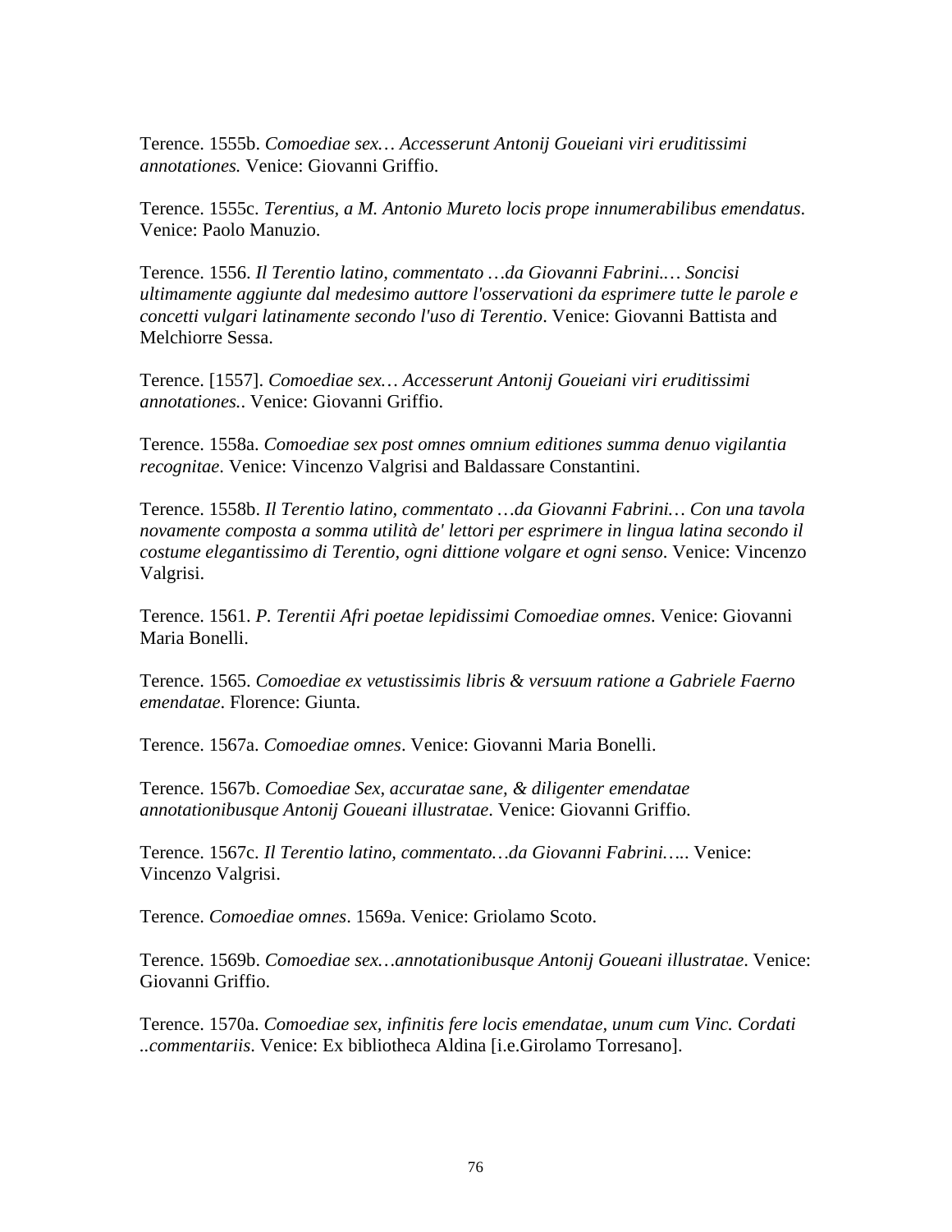Terence. 1555b. *Comoediae sex… Accesserunt Antonij Goueiani viri eruditissimi annotationes.* Venice: Giovanni Griffio.

Terence. 1555c. *Terentius, a M. Antonio Mureto locis prope innumerabilibus emendatus*. Venice: Paolo Manuzio.

Terence. 1556. *Il Terentio latino, commentato …da Giovanni Fabrini.… Soncisi ultimamente aggiunte dal medesimo auttore l'osservationi da esprimere tutte le parole e concetti vulgari latinamente secondo l'uso di Terentio*. Venice: Giovanni Battista and Melchiorre Sessa.

Terence. [1557]. *Comoediae sex… Accesserunt Antonij Goueiani viri eruditissimi annotationes.*. Venice: Giovanni Griffio.

Terence. 1558a. *Comoediae sex post omnes omnium editiones summa denuo vigilantia recognitae*. Venice: Vincenzo Valgrisi and Baldassare Constantini.

Terence. 1558b. *Il Terentio latino, commentato …da Giovanni Fabrini… Con una tavola novamente composta a somma utilità de' lettori per esprimere in lingua latina secondo il costume elegantissimo di Terentio, ogni dittione volgare et ogni senso*. Venice: Vincenzo Valgrisi.

Terence. 1561. *P. Terentii Afri poetae lepidissimi Comoediae omnes*. Venice: Giovanni Maria Bonelli.

Terence. 1565. *Comoediae ex vetustissimis libris & versuum ratione a Gabriele Faerno emendatae*. Florence: Giunta.

Terence. 1567a. *Comoediae omnes*. Venice: Giovanni Maria Bonelli.

Terence. 1567b. *Comoediae Sex, accuratae sane, & diligenter emendatae annotationibusque Antonij Goueani illustratae*. Venice: Giovanni Griffio.

Terence. 1567c. *Il Terentio latino, commentato…da Giovanni Fabrini…*. Venice: Vincenzo Valgrisi.

Terence. *Comoediae omnes*. 1569a. Venice: Griolamo Scoto.

Terence. 1569b. *Comoediae sex…annotationibusque Antonij Goueani illustratae*. Venice: Giovanni Griffio.

Terence. 1570a. *Comoediae sex, infinitis fere locis emendatae, unum cum Vinc. Cordati ..commentariis*. Venice: Ex bibliotheca Aldina [i.e.Girolamo Torresano].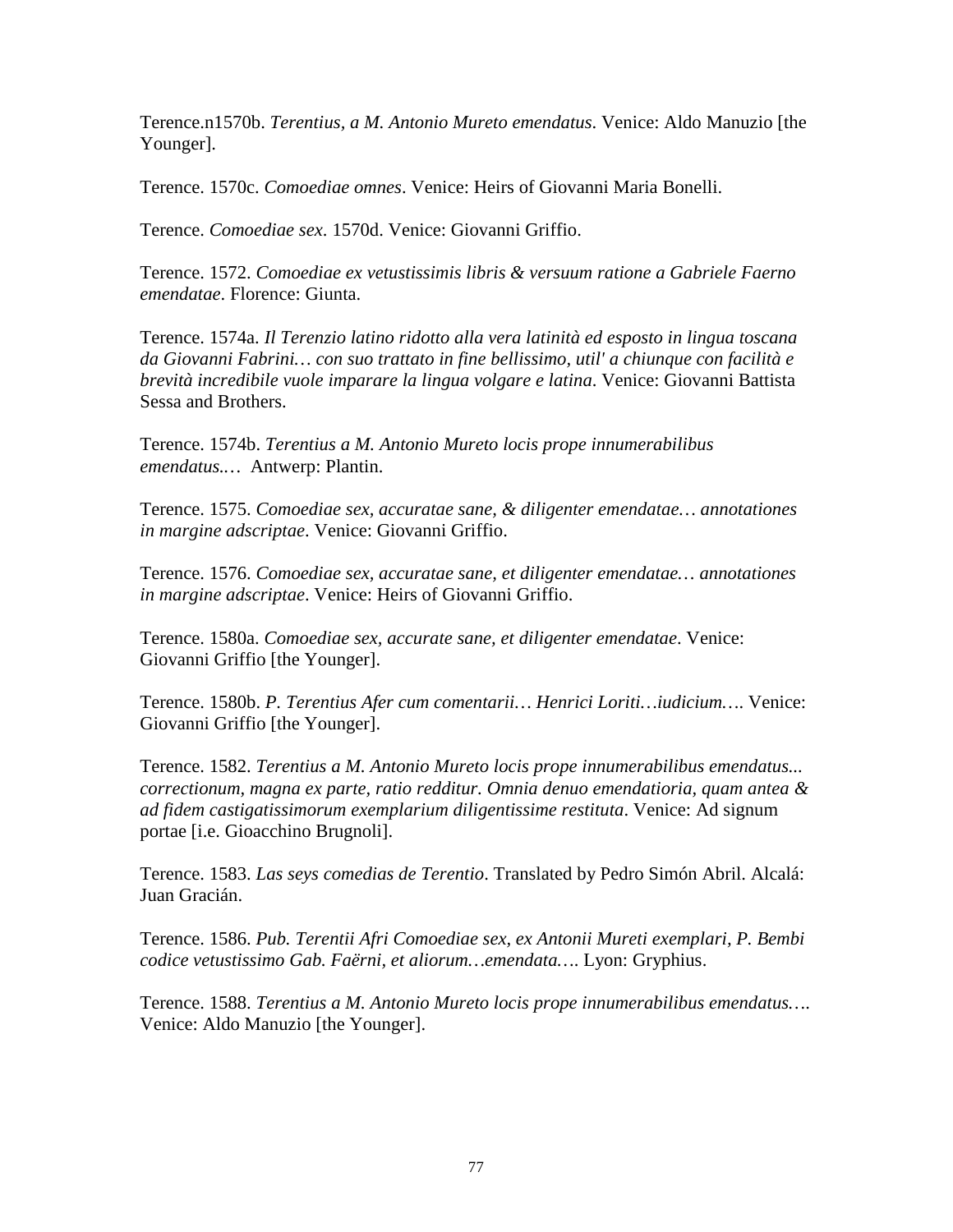Terence.n1570b. *Terentius, a M. Antonio Mureto emendatus*. Venice: Aldo Manuzio [the Younger].

Terence. 1570c. *Comoediae omnes*. Venice: Heirs of Giovanni Maria Bonelli.

Terence. *Comoediae sex*. 1570d. Venice: Giovanni Griffio.

Terence. 1572. *Comoediae ex vetustissimis libris & versuum ratione a Gabriele Faerno emendatae*. Florence: Giunta.

Terence. 1574a. *Il Terenzio latino ridotto alla vera latinità ed esposto in lingua toscana da Giovanni Fabrini… con suo trattato in fine bellissimo, util' a chiunque con facilità e brevità incredibile vuole imparare la lingua volgare e latina*. Venice: Giovanni Battista Sessa and Brothers.

Terence. 1574b. *Terentius a M. Antonio Mureto locis prope innumerabilibus emendatus.…* Antwerp: Plantin.

Terence. 1575. *Comoediae sex, accuratae sane, & diligenter emendatae… annotationes in margine adscriptae*. Venice: Giovanni Griffio.

Terence. 1576. *Comoediae sex, accuratae sane, et diligenter emendatae… annotationes in margine adscriptae*. Venice: Heirs of Giovanni Griffio.

Terence. 1580a. *Comoediae sex, accurate sane, et diligenter emendatae*. Venice: Giovanni Griffio [the Younger].

Terence. 1580b. *P. Terentius Afer cum comentarii… Henrici Loriti…iudicium….* Venice: Giovanni Griffio [the Younger].

Terence. 1582. *Terentius a M. Antonio Mureto locis prope innumerabilibus emendatus... correctionum, magna ex parte, ratio redditur. Omnia denuo emendatioria, quam antea & ad fidem castigatissimorum exemplarium diligentissime restituta*. Venice: Ad signum portae [i.e. Gioacchino Brugnoli].

Terence. 1583. *Las seys comedias de Terentio*. Translated by Pedro Simón Abril. Alcalá: Juan Gracián.

Terence. 1586. *Pub. Terentii Afri Comoediae sex, ex Antonii Mureti exemplari, P. Bembi codice vetustissimo Gab. Faërni, et aliorum…emendata….* Lyon: Gryphius.

Terence. 1588. *Terentius a M. Antonio Mureto locis prope innumerabilibus emendatus….* Venice: Aldo Manuzio [the Younger].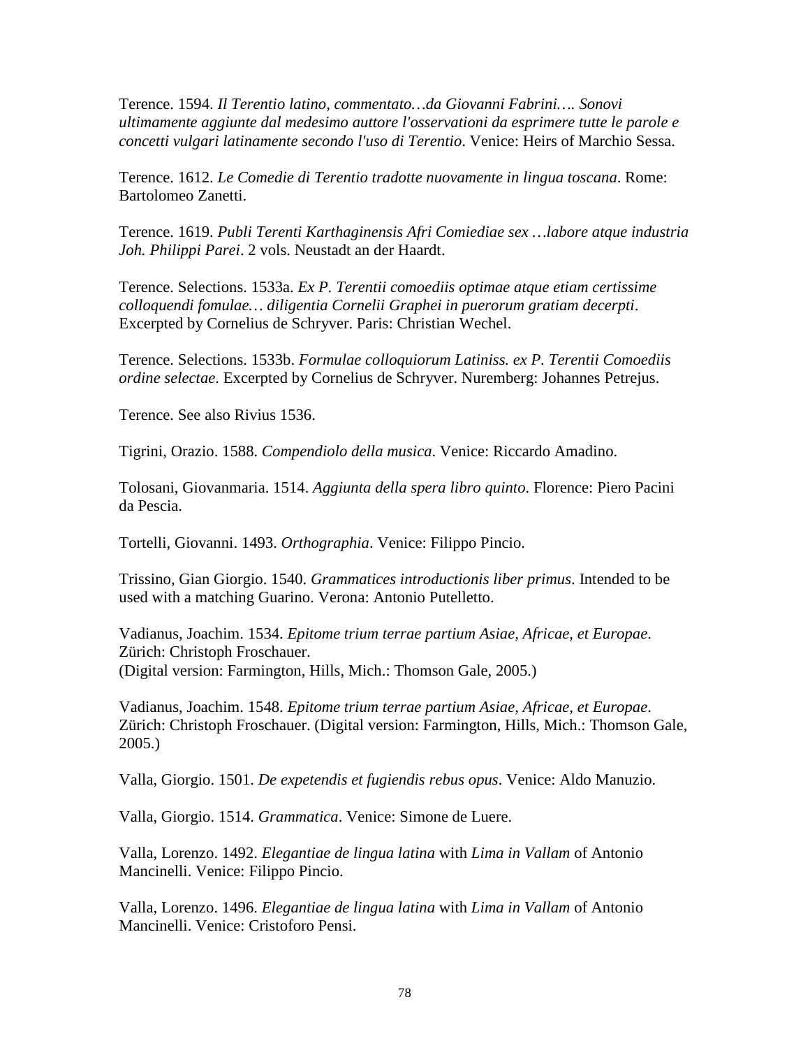Terence. 1594. *Il Terentio latino, commentato…da Giovanni Fabrini…. Sonovi ultimamente aggiunte dal medesimo auttore l'osservationi da esprimere tutte le parole e concetti vulgari latinamente secondo l'uso di Terentio*. Venice: Heirs of Marchio Sessa.

Terence. 1612. *Le Comedie di Terentio tradotte nuovamente in lingua toscana*. Rome: Bartolomeo Zanetti.

Terence. 1619. *Publi Terenti Karthaginensis Afri Comiediae sex …labore atque industria Joh. Philippi Parei*. 2 vols. Neustadt an der Haardt.

Terence. Selections. 1533a. *Ex P. Terentii comoediis optimae atque etiam certissime colloquendi fomulae… diligentia Cornelii Graphei in puerorum gratiam decerpti*. Excerpted by Cornelius de Schryver. Paris: Christian Wechel.

Terence. Selections. 1533b. *Formulae colloquiorum Latiniss. ex P. Terentii Comoediis ordine selectae*. Excerpted by Cornelius de Schryver. Nuremberg: Johannes Petrejus.

Terence. See also Rivius 1536.

Tigrini, Orazio. 1588. *Compendiolo della musica*. Venice: Riccardo Amadino.

Tolosani, Giovanmaria. 1514. *Aggiunta della spera libro quinto*. Florence: Piero Pacini da Pescia.

Tortelli, Giovanni. 1493. *Orthographia*. Venice: Filippo Pincio.

Trissino, Gian Giorgio. 1540. *Grammatices introductionis liber primus*. Intended to be used with a matching Guarino. Verona: Antonio Putelletto.

Vadianus, Joachim. 1534. *Epitome trium terrae partium Asiae, Africae, et Europae*. Zürich: Christoph Froschauer.
(Digital version: Farmington, Hills, Mich.: Thomson Gale, 2005.)

Vadianus, Joachim. 1548. *Epitome trium terrae partium Asiae, Africae, et Europae*. Zürich: Christoph Froschauer. (Digital version: Farmington, Hills, Mich.: Thomson Gale, 2005.)

Valla, Giorgio. 1501. *De expetendis et fugiendis rebus opus*. Venice: Aldo Manuzio.

Valla, Giorgio. 1514. *Grammatica*. Venice: Simone de Luere.

Valla, Lorenzo. 1492. *Elegantiae de lingua latina* with *Lima in Vallam* of Antonio Mancinelli. Venice: Filippo Pincio.

Valla, Lorenzo. 1496. *Elegantiae de lingua latina* with *Lima in Vallam* of Antonio Mancinelli. Venice: Cristoforo Pensi.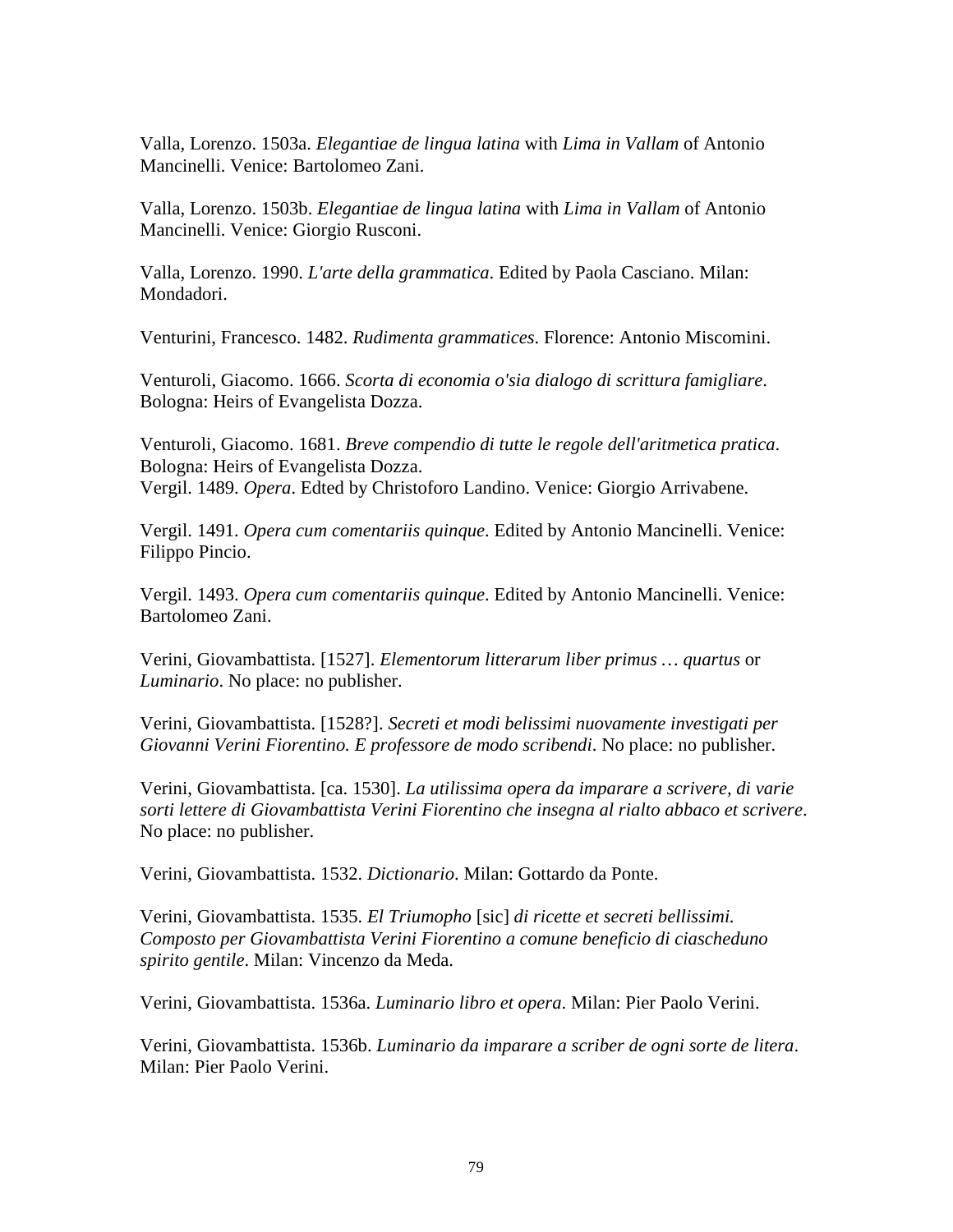Valla, Lorenzo. 1503a. *Elegantiae de lingua latina* with *Lima in Vallam* of Antonio Mancinelli. Venice: Bartolomeo Zani.

Valla, Lorenzo. 1503b. *Elegantiae de lingua latina* with *Lima in Vallam* of Antonio Mancinelli. Venice: Giorgio Rusconi.

Valla, Lorenzo. 1990. *L'arte della grammatica*. Edited by Paola Casciano. Milan: Mondadori.

Venturini, Francesco. 1482. *Rudimenta grammatices*. Florence: Antonio Miscomini.

Venturoli, Giacomo. 1666. *Scorta di economia o'sia dialogo di scrittura famigliare*. Bologna: Heirs of Evangelista Dozza.

Venturoli, Giacomo. 1681. *Breve compendio di tutte le regole dell'aritmetica pratica*. Bologna: Heirs of Evangelista Dozza.
Vergil. 1489. *Opera*. Edted by Christoforo Landino. Venice: Giorgio Arrivabene.

Vergil. 1491. *Opera cum comentariis quinque*. Edited by Antonio Mancinelli. Venice: Filippo Pincio.

Vergil. 1493. *Opera cum comentariis quinque*. Edited by Antonio Mancinelli. Venice: Bartolomeo Zani.

Verini, Giovambattista. [1527]. *Elementorum litterarum liber primus … quartus* or *Luminario*. No place: no publisher.

Verini, Giovambattista. [1528?]. *Secreti et modi belissimi nuovamente investigati per Giovanni Verini Fiorentino. E professore de modo scribendi*. No place: no publisher.

Verini, Giovambattista. [ca. 1530]. *La utilissima opera da imparare a scrivere, di varie sorti lettere di Giovambattista Verini Fiorentino che insegna al rialto abbaco et scrivere*. No place: no publisher.

Verini, Giovambattista. 1532. *Dictionario*. Milan: Gottardo da Ponte.

Verini, Giovambattista. 1535. *El Triumopho* [sic] *di ricette et secreti bellissimi. Composto per Giovambattista Verini Fiorentino a comune beneficio di ciascheduno spirito gentile*. Milan: Vincenzo da Meda.

Verini, Giovambattista. 1536a. *Luminario libro et opera*. Milan: Pier Paolo Verini.

Verini, Giovambattista. 1536b. *Luminario da imparare a scriber de ogni sorte de litera*. Milan: Pier Paolo Verini.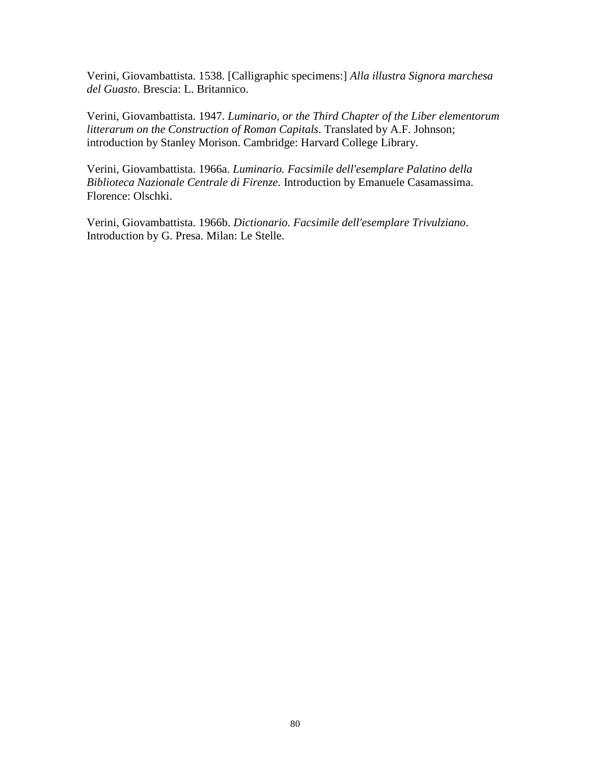Verini, Giovambattista. 1538. [Calligraphic specimens:] *Alla illustra Signora marchesa del Guasto*. Brescia: L. Britannico.

Verini, Giovambattista. 1947. *Luminario, or the Third Chapter of the Liber elementorum litterarum on the Construction of Roman Capitals*. Translated by A.F. Johnson; introduction by Stanley Morison. Cambridge: Harvard College Library.

Verini, Giovambattista. 1966a. *Luminario. Facsimile dell'esemplare Palatino della Biblioteca Nazionale Centrale di Firenze*. Introduction by Emanuele Casamassima. Florence: Olschki.

Verini, Giovambattista. 1966b. *Dictionario. Facsimile dell'esemplare Trivulziano*. Introduction by G. Presa. Milan: Le Stelle.